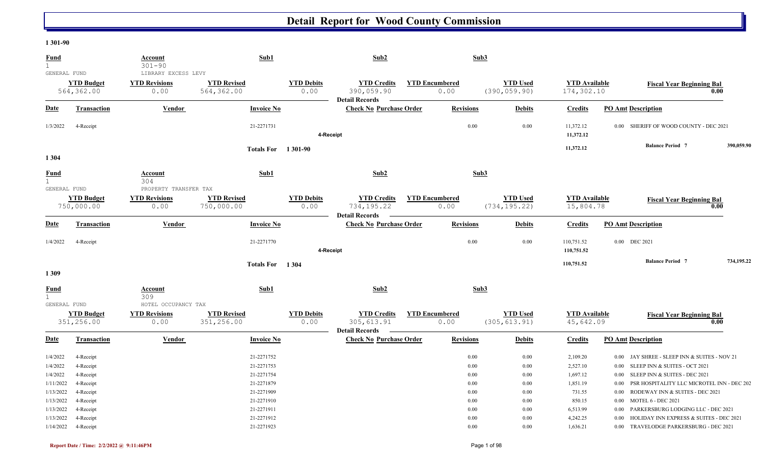# Detail Report for Wood County Commission

**1 301-90**

| Fund | Account | Sub1 | Sub2 | Sub3 |
|---|---|---|---|---|
| 1 GENERAL FUND | 301-90 LIBRARY EXCESS LEVY | | | |

| YTD Budget | YTD Revisions | YTD Revised | YTD Debits | YTD Credits | YTD Encumbered | YTD Used | YTD Available | Fiscal Year Beginning Bal |
|---|---|---|---|---|---|---|---|---|
| 564,362.00 | 0.00 | 564,362.00 | 0.00 | 390,059.90 | 0.00 | (390,059.90) | 174,302.10 | 0.00 |

**Detail Records**

| Date | Transaction | Vendor | Invoice No | Check No | Purchase Order | Revisions | Debits | Credits | PO Amt | Description |
|---|---|---|---|---|---|---|---|---|---|---|
| 1/3/2022 | 4-Receipt | | 21-2271731 | | | 0.00 | 0.00 | 11,372.12 | 0.00 | SHERIFF OF WOOD COUNTY - DEC 2021 |
| | | | | 4-Receipt | | | | 11,372.12 | | |
| | | | Totals For 1 301-90 | | | | | 11,372.12 | | Balance Period 7 390,059.90 |

**1 304**

| Fund | Account | Sub1 | Sub2 | Sub3 |
|---|---|---|---|---|
| 1 GENERAL FUND | 304 PROPERTY TRANSFER TAX | | | |

| YTD Budget | YTD Revisions | YTD Revised | YTD Debits | YTD Credits | YTD Encumbered | YTD Used | YTD Available | Fiscal Year Beginning Bal |
|---|---|---|---|---|---|---|---|---|
| 750,000.00 | 0.00 | 750,000.00 | 0.00 | 734,195.22 | 0.00 | (734,195.22) | 15,804.78 | 0.00 |

**Detail Records**

| Date | Transaction | Vendor | Invoice No | Check No | Purchase Order | Revisions | Debits | Credits | PO Amt | Description |
|---|---|---|---|---|---|---|---|---|---|---|
| 1/4/2022 | 4-Receipt | | 21-2271770 | | | 0.00 | 0.00 | 110,751.52 | 0.00 | DEC 2021 |
| | | | | 4-Receipt | | | | 110,751.52 | | |
| | | | Totals For 1 304 | | | | | 110,751.52 | | Balance Period 7 734,195.22 |

**1 309**

| Fund | Account | Sub1 | Sub2 | Sub3 |
|---|---|---|---|---|
| 1 GENERAL FUND | 309 HOTEL OCCUPANCY TAX | | | |

| YTD Budget | YTD Revisions | YTD Revised | YTD Debits | YTD Credits | YTD Encumbered | YTD Used | YTD Available | Fiscal Year Beginning Bal |
|---|---|---|---|---|---|---|---|---|
| 351,256.00 | 0.00 | 351,256.00 | 0.00 | 305,613.91 | 0.00 | (305,613.91) | 45,642.09 | 0.00 |

**Detail Records**

| Date | Transaction | Vendor | Invoice No | Check No | Purchase Order | Revisions | Debits | Credits | PO Amt | Description |
|---|---|---|---|---|---|---|---|---|---|---|
| 1/4/2022 | 4-Receipt | | 21-2271752 | | | 0.00 | 0.00 | 2,109.20 | 0.00 | JAY SHREE - SLEEP INN & SUITES - NOV 21 |
| 1/4/2022 | 4-Receipt | | 21-2271753 | | | 0.00 | 0.00 | 2,527.10 | 0.00 | SLEEP INN & SUITES - OCT 2021 |
| 1/4/2022 | 4-Receipt | | 21-2271754 | | | 0.00 | 0.00 | 1,697.12 | 0.00 | SLEEP INN & SUITES - DEC 2021 |
| 1/11/2022 | 4-Receipt | | 21-2271879 | | | 0.00 | 0.00 | 1,851.19 | 0.00 | PSR HOSPITALITY LLC MICROTEL INN - DEC 202 |
| 1/13/2022 | 4-Receipt | | 21-2271909 | | | 0.00 | 0.00 | 731.55 | 0.00 | RODEWAY INN & SUITES - DEC 2021 |
| 1/13/2022 | 4-Receipt | | 21-2271910 | | | 0.00 | 0.00 | 850.15 | 0.00 | MOTEL 6 - DEC 2021 |
| 1/13/2022 | 4-Receipt | | 21-2271911 | | | 0.00 | 0.00 | 6,513.99 | 0.00 | PARKERSBURG LODGING LLC - DEC 2021 |
| 1/13/2022 | 4-Receipt | | 21-2271912 | | | 0.00 | 0.00 | 4,242.25 | 0.00 | HOLIDAY INN EXPRESS & SUITES - DEC 2021 |
| 1/14/2022 | 4-Receipt | | 21-2271923 | | | 0.00 | 0.00 | 1,636.21 | 0.00 | TRAVELODGE PARKERSBURG - DEC 2021 |

Report Date / Time: 2/2/2022 @ 9:11:46PM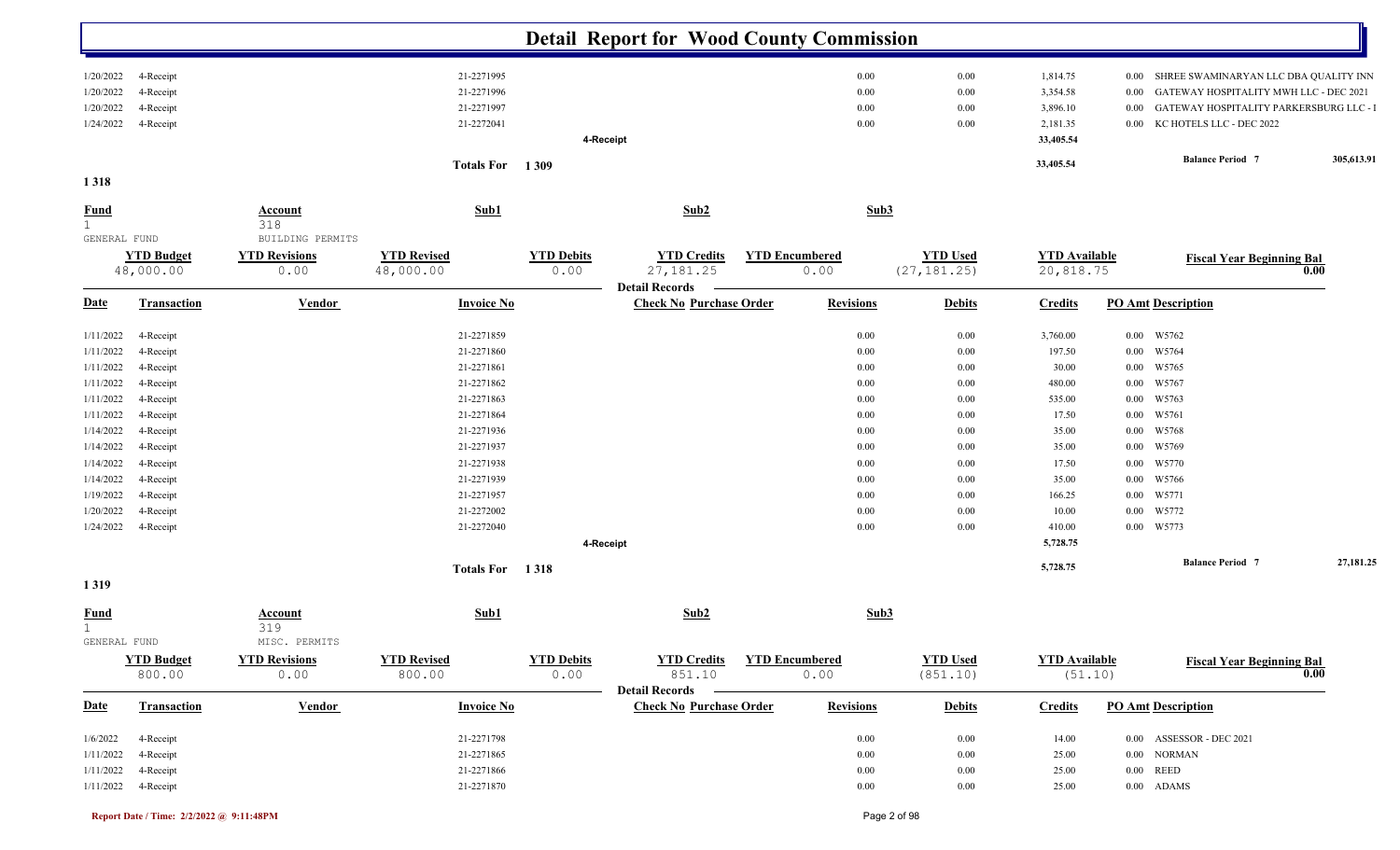# Detail Report for Wood County Commission

| Date | Transaction | Invoice No | Revisions | Debits | Credits | PO Amt | Description |
|---|---|---|---|---|---|---|---|
| 1/20/2022 | 4-Receipt | 21-2271995 | 0.00 | 0.00 | 1,814.75 | 0.00 | SHREE SWAMINARYAN LLC DBA QUALITY INN |
| 1/20/2022 | 4-Receipt | 21-2271996 | 0.00 | 0.00 | 3,354.58 | 0.00 | GATEWAY HOSPITALITY MWH LLC - DEC 2021 |
| 1/20/2022 | 4-Receipt | 21-2271997 | 0.00 | 0.00 | 3,896.10 | 0.00 | GATEWAY HOSPITALITY PARKERSBURG LLC - I |
| 1/24/2022 | 4-Receipt | 21-2272041 | 0.00 | 0.00 | 2,181.35 | 0.00 | KC HOTELS LLC - DEC 2022 |
| | 4-Receipt | | | | 33,405.54 | | |
| | Totals For 1 309 | | | | 33,405.54 | | Balance Period 7 — 305,613.91 |

## 1 318

| Fund | Account | Sub1 | Sub2 | Sub3 |
|---|---|---|---|---|
| 1 GENERAL FUND | 318 BUILDING PERMITS | | | |

| YTD Budget | YTD Revisions | YTD Revised | YTD Debits | YTD Credits | YTD Encumbered | YTD Used | YTD Available | Fiscal Year Beginning Bal |
|---|---|---|---|---|---|---|---|---|
| 48,000.00 | 0.00 | 48,000.00 | 0.00 | 27,181.25 | 0.00 | (27,181.25) | 20,818.75 | 0.00 |

**Detail Records**

| Date | Transaction | Vendor | Invoice No | Check No | Purchase Order | Revisions | Debits | Credits | PO Amt | Description |
|---|---|---|---|---|---|---|---|---|---|---|
| 1/11/2022 | 4-Receipt | | 21-2271859 | | | 0.00 | 0.00 | 3,760.00 | 0.00 | W5762 |
| 1/11/2022 | 4-Receipt | | 21-2271860 | | | 0.00 | 0.00 | 197.50 | 0.00 | W5764 |
| 1/11/2022 | 4-Receipt | | 21-2271861 | | | 0.00 | 0.00 | 30.00 | 0.00 | W5765 |
| 1/11/2022 | 4-Receipt | | 21-2271862 | | | 0.00 | 0.00 | 480.00 | 0.00 | W5767 |
| 1/11/2022 | 4-Receipt | | 21-2271863 | | | 0.00 | 0.00 | 535.00 | 0.00 | W5763 |
| 1/11/2022 | 4-Receipt | | 21-2271864 | | | 0.00 | 0.00 | 17.50 | 0.00 | W5761 |
| 1/14/2022 | 4-Receipt | | 21-2271936 | | | 0.00 | 0.00 | 35.00 | 0.00 | W5768 |
| 1/14/2022 | 4-Receipt | | 21-2271937 | | | 0.00 | 0.00 | 35.00 | 0.00 | W5769 |
| 1/14/2022 | 4-Receipt | | 21-2271938 | | | 0.00 | 0.00 | 17.50 | 0.00 | W5770 |
| 1/14/2022 | 4-Receipt | | 21-2271939 | | | 0.00 | 0.00 | 35.00 | 0.00 | W5766 |
| 1/19/2022 | 4-Receipt | | 21-2271957 | | | 0.00 | 0.00 | 166.25 | 0.00 | W5771 |
| 1/20/2022 | 4-Receipt | | 21-2272002 | | | 0.00 | 0.00 | 10.00 | 0.00 | W5772 |
| 1/24/2022 | 4-Receipt | | 21-2272040 | | | 0.00 | 0.00 | 410.00 | 0.00 | W5773 |
| | 4-Receipt | | | | | | | 5,728.75 | | |
| | Totals For 1 318 | | | | | | | 5,728.75 | | Balance Period 7 — 27,181.25 |

## 1 319

| Fund | Account | Sub1 | Sub2 | Sub3 |
|---|---|---|---|---|
| 1 GENERAL FUND | 319 MISC. PERMITS | | | |

| YTD Budget | YTD Revisions | YTD Revised | YTD Debits | YTD Credits | YTD Encumbered | YTD Used | YTD Available | Fiscal Year Beginning Bal |
|---|---|---|---|---|---|---|---|---|
| 800.00 | 0.00 | 800.00 | 0.00 | 851.10 | 0.00 | (851.10) | (51.10) | 0.00 |

**Detail Records**

| Date | Transaction | Vendor | Invoice No | Check No | Purchase Order | Revisions | Debits | Credits | PO Amt | Description |
|---|---|---|---|---|---|---|---|---|---|---|
| 1/6/2022 | 4-Receipt | | 21-2271798 | | | 0.00 | 0.00 | 14.00 | 0.00 | ASSESSOR - DEC 2021 |
| 1/11/2022 | 4-Receipt | | 21-2271865 | | | 0.00 | 0.00 | 25.00 | 0.00 | NORMAN |
| 1/11/2022 | 4-Receipt | | 21-2271866 | | | 0.00 | 0.00 | 25.00 | 0.00 | REED |
| 1/11/2022 | 4-Receipt | | 21-2271870 | | | 0.00 | 0.00 | 25.00 | 0.00 | ADAMS |

Report Date / Time: 2/2/2022 @ 9:11:48PM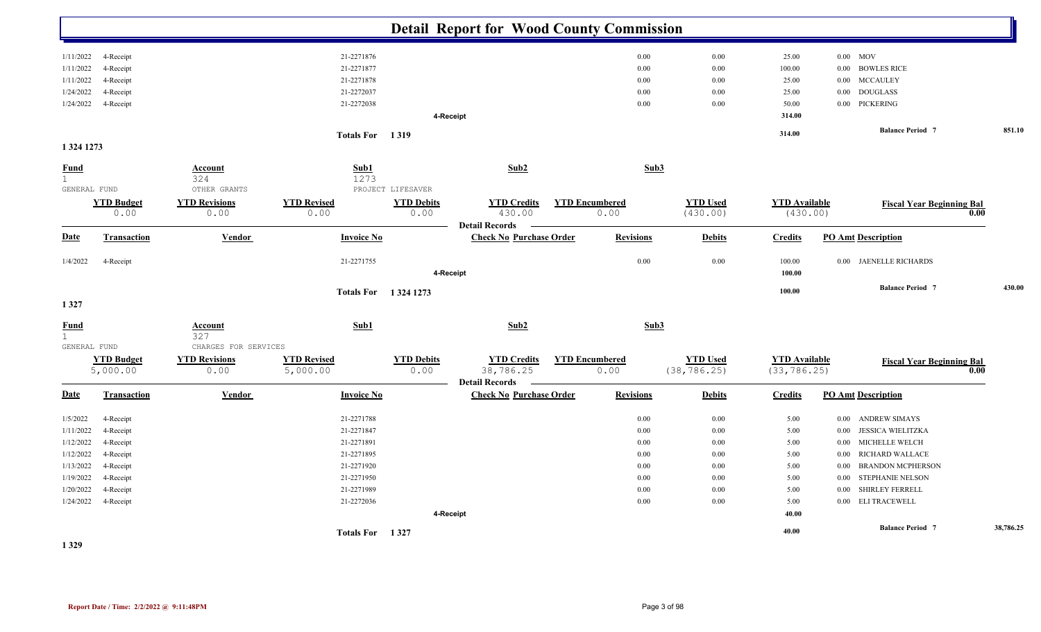# Detail Report for Wood County Commission

| Date | Transaction | Vendor | Invoice No | Check No | Purchase Order | Revisions | Debits | Credits | PO Amt | Description |
|---|---|---|---|---|---|---|---|---|---|---|
| 1/11/2022 | 4-Receipt | | 21-2271876 | | | 0.00 | 0.00 | 25.00 | 0.00 | MOV |
| 1/11/2022 | 4-Receipt | | 21-2271877 | | | 0.00 | 0.00 | 100.00 | 0.00 | BOWLES RICE |
| 1/11/2022 | 4-Receipt | | 21-2271878 | | | 0.00 | 0.00 | 25.00 | 0.00 | MCCAULEY |
| 1/24/2022 | 4-Receipt | | 21-2272037 | | | 0.00 | 0.00 | 25.00 | 0.00 | DOUGLASS |
| 1/24/2022 | 4-Receipt | | 21-2272038 | | | 0.00 | 0.00 | 50.00 | 0.00 | PICKERING |
| | | | | 4-Receipt | | | | 314.00 | | |
| | | | Totals For 1 319 | | | | | 314.00 | | Balance Period 7 851.10 |

## 1 324 1273

| Fund | Account | Sub1 | Sub2 | Sub3 |
|---|---|---|---|---|
| 1 GENERAL FUND | 324 OTHER GRANTS | 1273 PROJECT LIFESAVER | | |

| YTD Budget | YTD Revisions | YTD Revised | YTD Debits | YTD Credits | YTD Encumbered | YTD Used | YTD Available | Fiscal Year Beginning Bal |
|---|---|---|---|---|---|---|---|---|
| 0.00 | 0.00 | 0.00 | 0.00 | 430.00 | 0.00 | (430.00) | (430.00) | 0.00 |

**Detail Records**

| Date | Transaction | Vendor | Invoice No | Check No | Purchase Order | Revisions | Debits | Credits | PO Amt | Description |
|---|---|---|---|---|---|---|---|---|---|---|
| 1/4/2022 | 4-Receipt | | 21-2271755 | | | 0.00 | 0.00 | 100.00 | 0.00 | JAENELLE RICHARDS |
| | | | | 4-Receipt | | | | 100.00 | | |
| | | | Totals For 1 324 1273 | | | | | 100.00 | | Balance Period 7 430.00 |

## 1 327

| Fund | Account | Sub1 | Sub2 | Sub3 |
|---|---|---|---|---|
| 1 GENERAL FUND | 327 CHARGES FOR SERVICES | | | |

| YTD Budget | YTD Revisions | YTD Revised | YTD Debits | YTD Credits | YTD Encumbered | YTD Used | YTD Available | Fiscal Year Beginning Bal |
|---|---|---|---|---|---|---|---|---|
| 5,000.00 | 0.00 | 5,000.00 | 0.00 | 38,786.25 | 0.00 | (38,786.25) | (33,786.25) | 0.00 |

**Detail Records**

| Date | Transaction | Vendor | Invoice No | Check No | Purchase Order | Revisions | Debits | Credits | PO Amt | Description |
|---|---|---|---|---|---|---|---|---|---|---|
| 1/5/2022 | 4-Receipt | | 21-2271788 | | | 0.00 | 0.00 | 5.00 | 0.00 | ANDREW SIMAYS |
| 1/11/2022 | 4-Receipt | | 21-2271847 | | | 0.00 | 0.00 | 5.00 | 0.00 | JESSICA WIELITZKA |
| 1/12/2022 | 4-Receipt | | 21-2271891 | | | 0.00 | 0.00 | 5.00 | 0.00 | MICHELLE WELCH |
| 1/12/2022 | 4-Receipt | | 21-2271895 | | | 0.00 | 0.00 | 5.00 | 0.00 | RICHARD WALLACE |
| 1/13/2022 | 4-Receipt | | 21-2271920 | | | 0.00 | 0.00 | 5.00 | 0.00 | BRANDON MCPHERSON |
| 1/19/2022 | 4-Receipt | | 21-2271950 | | | 0.00 | 0.00 | 5.00 | 0.00 | STEPHANIE NELSON |
| 1/20/2022 | 4-Receipt | | 21-2271989 | | | 0.00 | 0.00 | 5.00 | 0.00 | SHIRLEY FERRELL |
| 1/24/2022 | 4-Receipt | | 21-2272036 | | | 0.00 | 0.00 | 5.00 | 0.00 | ELI TRACEWELL |
| | | | | 4-Receipt | | | | 40.00 | | |
| | | | Totals For 1 327 | | | | | 40.00 | | Balance Period 7 38,786.25 |

## 1 329

Report Date / Time: 2/2/2022 @ 9:11:48PM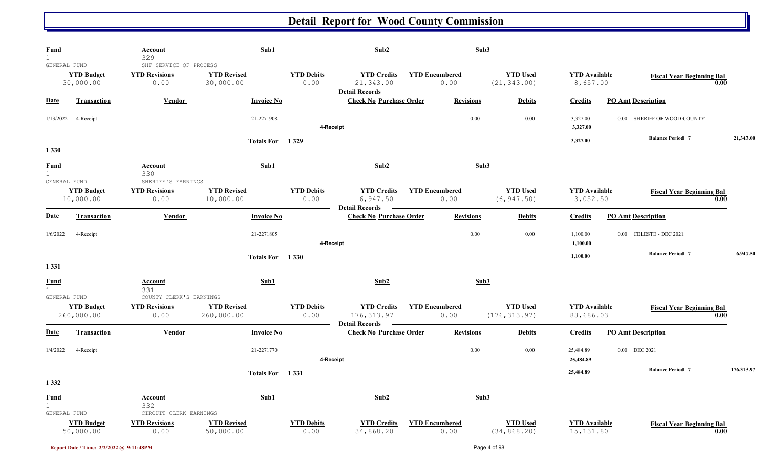# Detail Report for Wood County Commission

| Fund | Account | Sub1 | Sub2 | Sub3 |
|---|---|---|---|---|
| 1 GENERAL FUND | 329 SHF SERVICE OF PROCESS | | | |

| YTD Budget | YTD Revisions | YTD Revised | YTD Debits | YTD Credits | YTD Encumbered | YTD Used | YTD Available | Fiscal Year Beginning Bal |
|---|---|---|---|---|---|---|---|---|
| 30,000.00 | 0.00 | 30,000.00 | 0.00 | 21,343.00 | 0.00 | (21,343.00) | 8,657.00 | 0.00 |

**Detail Records**

| Date | Transaction | Vendor | Invoice No | Check No | Purchase Order | Revisions | Debits | Credits | PO Amt | Description |
|---|---|---|---|---|---|---|---|---|---|---|
| 1/13/2022 | 4-Receipt | | 21-2271908 | | | 0.00 | 0.00 | 3,327.00 | 0.00 | SHERIFF OF WOOD COUNTY |
| | | | | 4-Receipt | | | | 3,327.00 | | |
| | | | Totals For 1 329 | | | | | 3,327.00 | | Balance Period 7 21,343.00 |

## 1 330

| Fund | Account | Sub1 | Sub2 | Sub3 |
|---|---|---|---|---|
| 1 GENERAL FUND | 330 SHERIFF'S EARNINGS | | | |

| YTD Budget | YTD Revisions | YTD Revised | YTD Debits | YTD Credits | YTD Encumbered | YTD Used | YTD Available | Fiscal Year Beginning Bal |
|---|---|---|---|---|---|---|---|---|
| 10,000.00 | 0.00 | 10,000.00 | 0.00 | 6,947.50 | 0.00 | (6,947.50) | 3,052.50 | 0.00 |

**Detail Records**

| Date | Transaction | Vendor | Invoice No | Check No | Purchase Order | Revisions | Debits | Credits | PO Amt | Description |
|---|---|---|---|---|---|---|---|---|---|---|
| 1/6/2022 | 4-Receipt | | 21-2271805 | | | 0.00 | 0.00 | 1,100.00 | 0.00 | CELESTE - DEC 2021 |
| | | | | 4-Receipt | | | | 1,100.00 | | |
| | | | Totals For 1 330 | | | | | 1,100.00 | | Balance Period 7 6,947.50 |

## 1 331

| Fund | Account | Sub1 | Sub2 | Sub3 |
|---|---|---|---|---|
| 1 GENERAL FUND | 331 COUNTY CLERK'S EARNINGS | | | |

| YTD Budget | YTD Revisions | YTD Revised | YTD Debits | YTD Credits | YTD Encumbered | YTD Used | YTD Available | Fiscal Year Beginning Bal |
|---|---|---|---|---|---|---|---|---|
| 260,000.00 | 0.00 | 260,000.00 | 0.00 | 176,313.97 | 0.00 | (176,313.97) | 83,686.03 | 0.00 |

**Detail Records**

| Date | Transaction | Vendor | Invoice No | Check No | Purchase Order | Revisions | Debits | Credits | PO Amt | Description |
|---|---|---|---|---|---|---|---|---|---|---|
| 1/4/2022 | 4-Receipt | | 21-2271770 | | | 0.00 | 0.00 | 25,484.89 | 0.00 | DEC 2021 |
| | | | | 4-Receipt | | | | 25,484.89 | | |
| | | | Totals For 1 331 | | | | | 25,484.89 | | Balance Period 7 176,313.97 |

## 1 332

| Fund | Account | Sub1 | Sub2 | Sub3 |
|---|---|---|---|---|
| 1 GENERAL FUND | 332 CIRCUIT CLERK EARNINGS | | | |

| YTD Budget | YTD Revisions | YTD Revised | YTD Debits | YTD Credits | YTD Encumbered | YTD Used | YTD Available | Fiscal Year Beginning Bal |
|---|---|---|---|---|---|---|---|---|
| 50,000.00 | 0.00 | 50,000.00 | 0.00 | 34,868.20 | 0.00 | (34,868.20) | 15,131.80 | 0.00 |

Report Date / Time: 2/2/2022 @ 9:11:48PM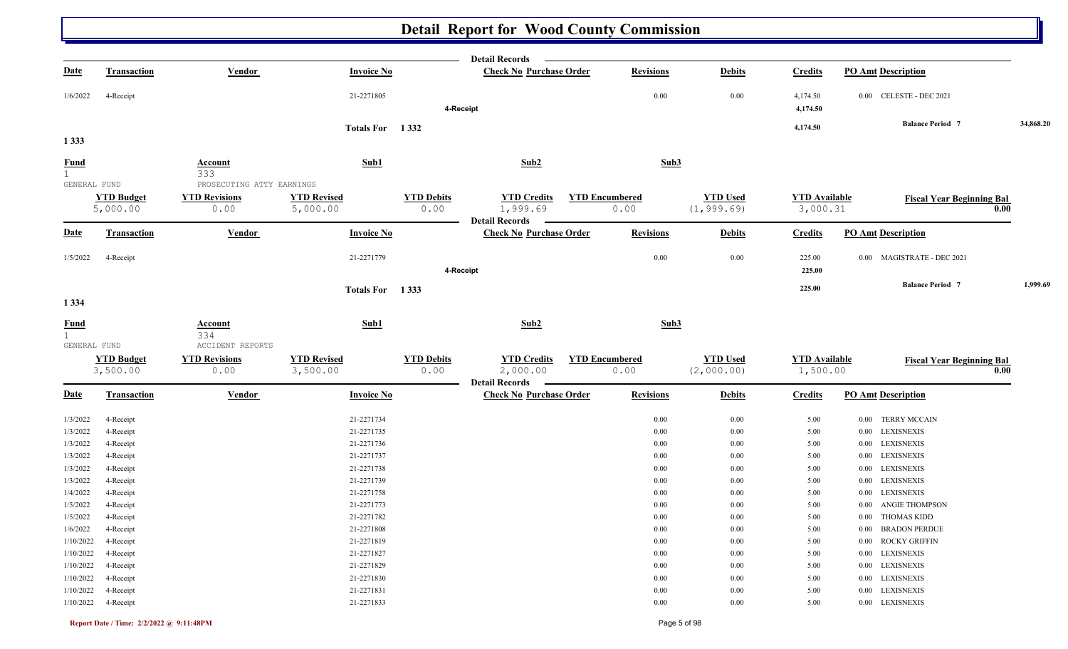# Detail Report for Wood County Commission

| Date | Transaction | Vendor | Invoice No | Check No | Purchase Order | Revisions | Debits | Credits | PO Amt | Description |
|---|---|---|---|---|---|---|---|---|---|---|
| 1/6/2022 | 4-Receipt | | 21-2271805 | | | 0.00 | 0.00 | 4,174.50 | 0.00 | CELESTE - DEC 2021 |
| | 4-Receipt | | | | | | | 4,174.50 | | |
| | | | Totals For 1 332 | | | | | 4,174.50 | | Balance Period 7 34,868.20 |

**1 333**

| Fund | Account | Sub1 | Sub2 | Sub3 |
|---|---|---|---|---|
| 1 GENERAL FUND | 333 PROSECUTING ATTY EARNINGS | | | |

| YTD Budget | YTD Revisions | YTD Revised | YTD Debits | YTD Credits | YTD Encumbered | YTD Used | YTD Available | Fiscal Year Beginning Bal |
|---|---|---|---|---|---|---|---|---|
| 5,000.00 | 0.00 | 5,000.00 | 0.00 | 1,999.69 | 0.00 | (1,999.69) | 3,000.31 | 0.00 |

| Date | Transaction | Vendor | Invoice No | Check No | Purchase Order | Revisions | Debits | Credits | PO Amt | Description |
|---|---|---|---|---|---|---|---|---|---|---|
| 1/5/2022 | 4-Receipt | | 21-2271779 | | | 0.00 | 0.00 | 225.00 | 0.00 | MAGISTRATE - DEC 2021 |
| | 4-Receipt | | | | | | | 225.00 | | |
| | | | Totals For 1 333 | | | | | 225.00 | | Balance Period 7 1,999.69 |

**1 334**

| Fund | Account | Sub1 | Sub2 | Sub3 |
|---|---|---|---|---|
| 1 GENERAL FUND | 334 ACCIDENT REPORTS | | | |

| YTD Budget | YTD Revisions | YTD Revised | YTD Debits | YTD Credits | YTD Encumbered | YTD Used | YTD Available | Fiscal Year Beginning Bal |
|---|---|---|---|---|---|---|---|---|
| 3,500.00 | 0.00 | 3,500.00 | 0.00 | 2,000.00 | 0.00 | (2,000.00) | 1,500.00 | 0.00 |

| Date | Transaction | Vendor | Invoice No | Check No | Purchase Order | Revisions | Debits | Credits | PO Amt | Description |
|---|---|---|---|---|---|---|---|---|---|---|
| 1/3/2022 | 4-Receipt | | 21-2271734 | | | 0.00 | 0.00 | 5.00 | 0.00 | TERRY MCCAIN |
| 1/3/2022 | 4-Receipt | | 21-2271735 | | | 0.00 | 0.00 | 5.00 | 0.00 | LEXISNEXIS |
| 1/3/2022 | 4-Receipt | | 21-2271736 | | | 0.00 | 0.00 | 5.00 | 0.00 | LEXISNEXIS |
| 1/3/2022 | 4-Receipt | | 21-2271737 | | | 0.00 | 0.00 | 5.00 | 0.00 | LEXISNEXIS |
| 1/3/2022 | 4-Receipt | | 21-2271738 | | | 0.00 | 0.00 | 5.00 | 0.00 | LEXISNEXIS |
| 1/3/2022 | 4-Receipt | | 21-2271739 | | | 0.00 | 0.00 | 5.00 | 0.00 | LEXISNEXIS |
| 1/4/2022 | 4-Receipt | | 21-2271758 | | | 0.00 | 0.00 | 5.00 | 0.00 | LEXISNEXIS |
| 1/5/2022 | 4-Receipt | | 21-2271773 | | | 0.00 | 0.00 | 5.00 | 0.00 | ANGIE THOMPSON |
| 1/5/2022 | 4-Receipt | | 21-2271782 | | | 0.00 | 0.00 | 5.00 | 0.00 | THOMAS KIDD |
| 1/6/2022 | 4-Receipt | | 21-2271808 | | | 0.00 | 0.00 | 5.00 | 0.00 | BRADON PERDUE |
| 1/10/2022 | 4-Receipt | | 21-2271819 | | | 0.00 | 0.00 | 5.00 | 0.00 | ROCKY GRIFFIN |
| 1/10/2022 | 4-Receipt | | 21-2271827 | | | 0.00 | 0.00 | 5.00 | 0.00 | LEXISNEXIS |
| 1/10/2022 | 4-Receipt | | 21-2271829 | | | 0.00 | 0.00 | 5.00 | 0.00 | LEXISNEXIS |
| 1/10/2022 | 4-Receipt | | 21-2271830 | | | 0.00 | 0.00 | 5.00 | 0.00 | LEXISNEXIS |
| 1/10/2022 | 4-Receipt | | 21-2271831 | | | 0.00 | 0.00 | 5.00 | 0.00 | LEXISNEXIS |
| 1/10/2022 | 4-Receipt | | 21-2271833 | | | 0.00 | 0.00 | 5.00 | 0.00 | LEXISNEXIS |

Report Date / Time: 2/2/2022 @ 9:11:48PM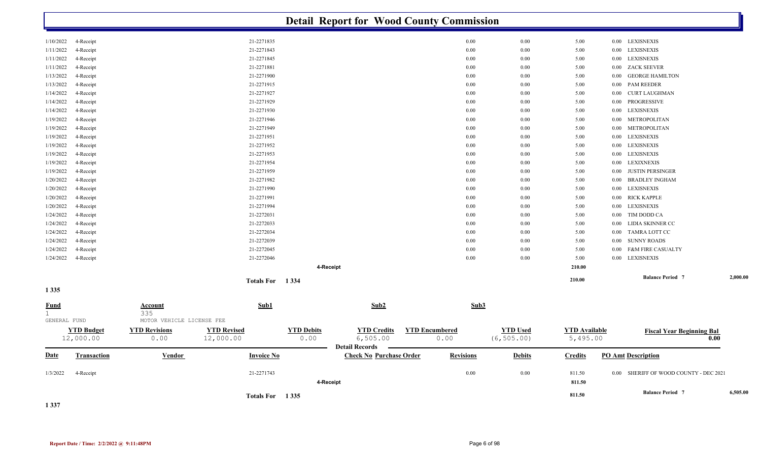# Detail Report for Wood County Commission

| Date | Transaction | Vendor | Invoice No | Check No | Purchase Order | Revisions | Debits | Credits | PO Amt | Description |
|---|---|---|---|---|---|---|---|---|---|---|
| 1/10/2022 | 4-Receipt | | 21-2271835 | | | 0.00 | 0.00 | 5.00 | 0.00 | LEXISNEXIS |
| 1/11/2022 | 4-Receipt | | 21-2271843 | | | 0.00 | 0.00 | 5.00 | 0.00 | LEXISNEXIS |
| 1/11/2022 | 4-Receipt | | 21-2271845 | | | 0.00 | 0.00 | 5.00 | 0.00 | LEXISNEXIS |
| 1/11/2022 | 4-Receipt | | 21-2271881 | | | 0.00 | 0.00 | 5.00 | 0.00 | ZACK SEEVER |
| 1/13/2022 | 4-Receipt | | 21-2271900 | | | 0.00 | 0.00 | 5.00 | 0.00 | GEORGE HAMILTON |
| 1/13/2022 | 4-Receipt | | 21-2271915 | | | 0.00 | 0.00 | 5.00 | 0.00 | PAM REEDER |
| 1/14/2022 | 4-Receipt | | 21-2271927 | | | 0.00 | 0.00 | 5.00 | 0.00 | CURT LAUGHMAN |
| 1/14/2022 | 4-Receipt | | 21-2271929 | | | 0.00 | 0.00 | 5.00 | 0.00 | PROGRESSIVE |
| 1/14/2022 | 4-Receipt | | 21-2271930 | | | 0.00 | 0.00 | 5.00 | 0.00 | LEXISNEXIS |
| 1/19/2022 | 4-Receipt | | 21-2271946 | | | 0.00 | 0.00 | 5.00 | 0.00 | METROPOLITAN |
| 1/19/2022 | 4-Receipt | | 21-2271949 | | | 0.00 | 0.00 | 5.00 | 0.00 | METROPOLITAN |
| 1/19/2022 | 4-Receipt | | 21-2271951 | | | 0.00 | 0.00 | 5.00 | 0.00 | LEXISNEXIS |
| 1/19/2022 | 4-Receipt | | 21-2271952 | | | 0.00 | 0.00 | 5.00 | 0.00 | LEXISNEXIS |
| 1/19/2022 | 4-Receipt | | 21-2271953 | | | 0.00 | 0.00 | 5.00 | 0.00 | LEXISNEXIS |
| 1/19/2022 | 4-Receipt | | 21-2271954 | | | 0.00 | 0.00 | 5.00 | 0.00 | LEXIXNEXIS |
| 1/19/2022 | 4-Receipt | | 21-2271959 | | | 0.00 | 0.00 | 5.00 | 0.00 | JUSTIN PERSINGER |
| 1/20/2022 | 4-Receipt | | 21-2271982 | | | 0.00 | 0.00 | 5.00 | 0.00 | BRADLEY INGHAM |
| 1/20/2022 | 4-Receipt | | 21-2271990 | | | 0.00 | 0.00 | 5.00 | 0.00 | LEXISNEXIS |
| 1/20/2022 | 4-Receipt | | 21-2271991 | | | 0.00 | 0.00 | 5.00 | 0.00 | RICK KAPPLE |
| 1/20/2022 | 4-Receipt | | 21-2271994 | | | 0.00 | 0.00 | 5.00 | 0.00 | LEXISNEXIS |
| 1/24/2022 | 4-Receipt | | 21-2272031 | | | 0.00 | 0.00 | 5.00 | 0.00 | TIM DODD CA |
| 1/24/2022 | 4-Receipt | | 21-2272033 | | | 0.00 | 0.00 | 5.00 | 0.00 | LIDIA SKINNER CC |
| 1/24/2022 | 4-Receipt | | 21-2272034 | | | 0.00 | 0.00 | 5.00 | 0.00 | TAMRA LOTT CC |
| 1/24/2022 | 4-Receipt | | 21-2272039 | | | 0.00 | 0.00 | 5.00 | 0.00 | SUNNY ROADS |
| 1/24/2022 | 4-Receipt | | 21-2272045 | | | 0.00 | 0.00 | 5.00 | 0.00 | F&M FIRE CASUALTY |
| 1/24/2022 | 4-Receipt | | 21-2272046 | | | 0.00 | 0.00 | 5.00 | 0.00 | LEXISNEXIS |
| | | | 4-Receipt | | | | | 210.00 | | |
| | | | Totals For 1 334 | | | | | 210.00 | | Balance Period 7 — 2,000.00 |

## 1 335

| Fund | Account | Sub1 | Sub2 | Sub3 |
|---|---|---|---|---|
| 1 GENERAL FUND | 335 MOTOR VEHICLE LICENSE FEE | | | |

| YTD Budget | YTD Revisions | YTD Revised | YTD Debits | YTD Credits | YTD Encumbered | YTD Used | YTD Available | Fiscal Year Beginning Bal |
|---|---|---|---|---|---|---|---|---|
| 12,000.00 | 0.00 | 12,000.00 | 0.00 | 6,505.00 | 0.00 | (6,505.00) | 5,495.00 | 0.00 |

**Detail Records**

| Date | Transaction | Vendor | Invoice No | Check No | Purchase Order | Revisions | Debits | Credits | PO Amt | Description |
|---|---|---|---|---|---|---|---|---|---|---|
| 1/3/2022 | 4-Receipt | | 21-2271743 | | | 0.00 | 0.00 | 811.50 | 0.00 | SHERIFF OF WOOD COUNTY - DEC 2021 |
| | | | 4-Receipt | | | | | 811.50 | | |
| | | | Totals For 1 335 | | | | | 811.50 | | Balance Period 7 — 6,505.00 |

## 1 337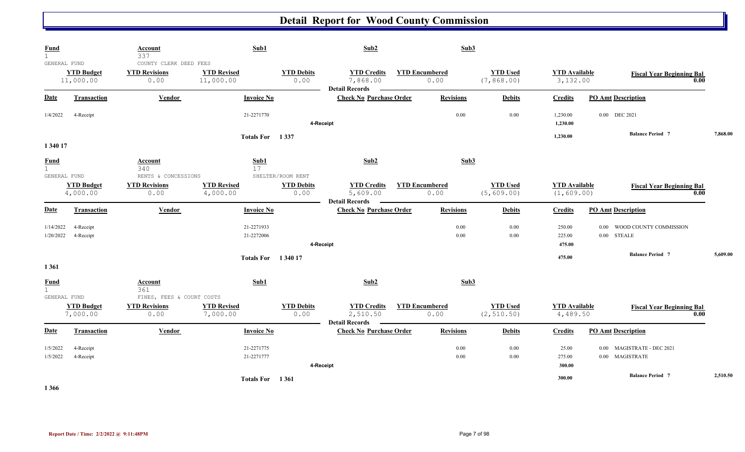# Detail Report for Wood County Commission

| Fund | Account | Sub1 | Sub2 | Sub3 |
|---|---|---|---|---|
| 1 | 337 | | | |
| GENERAL FUND | COUNTY CLERK DEED FEES | | | |

| YTD Budget | YTD Revisions | YTD Revised | YTD Debits | YTD Credits | YTD Encumbered | YTD Used | YTD Available | Fiscal Year Beginning Bal |
|---|---|---|---|---|---|---|---|---|
| 11,000.00 | 0.00 | 11,000.00 | 0.00 | 7,868.00 | 0.00 | (7,868.00) | 3,132.00 | 0.00 |

**Detail Records**

| Date | Transaction | Vendor | Invoice No | Check No | Purchase Order | Revisions | Debits | Credits | PO Amt | Description |
|---|---|---|---|---|---|---|---|---|---|---|
| 1/4/2022 | 4-Receipt | | 21-2271770 | | | 0.00 | 0.00 | 1,230.00 | 0.00 | DEC 2021 |
| | 4-Receipt | | | | | | | 1,230.00 | | |
| | | | Totals For 1 337 | | | | | 1,230.00 | | Balance Period 7 7,868.00 |

## 1 340 17

| Fund | Account | Sub1 | Sub2 | Sub3 |
|---|---|---|---|---|
| 1 | 340 | 17 | | |
| GENERAL FUND | RENTS & CONCESSIONS | SHELTER/ROOM RENT | | |

| YTD Budget | YTD Revisions | YTD Revised | YTD Debits | YTD Credits | YTD Encumbered | YTD Used | YTD Available | Fiscal Year Beginning Bal |
|---|---|---|---|---|---|---|---|---|
| 4,000.00 | 0.00 | 4,000.00 | 0.00 | 5,609.00 | 0.00 | (5,609.00) | (1,609.00) | 0.00 |

**Detail Records**

| Date | Transaction | Vendor | Invoice No | Check No | Purchase Order | Revisions | Debits | Credits | PO Amt | Description |
|---|---|---|---|---|---|---|---|---|---|---|
| 1/14/2022 | 4-Receipt | | 21-2271933 | | | 0.00 | 0.00 | 250.00 | 0.00 | WOOD COUNTY COMMISSION |
| 1/20/2022 | 4-Receipt | | 21-2272006 | | | 0.00 | 0.00 | 225.00 | 0.00 | STEALE |
| | 4-Receipt | | | | | | | 475.00 | | |
| | | | Totals For 1 340 17 | | | | | 475.00 | | Balance Period 7 5,609.00 |

## 1 361

| Fund | Account | Sub1 | Sub2 | Sub3 |
|---|---|---|---|---|
| 1 | 361 | | | |
| GENERAL FUND | FINES, FEES & COURT COSTS | | | |

| YTD Budget | YTD Revisions | YTD Revised | YTD Debits | YTD Credits | YTD Encumbered | YTD Used | YTD Available | Fiscal Year Beginning Bal |
|---|---|---|---|---|---|---|---|---|
| 7,000.00 | 0.00 | 7,000.00 | 0.00 | 2,510.50 | 0.00 | (2,510.50) | 4,489.50 | 0.00 |

**Detail Records**

| Date | Transaction | Vendor | Invoice No | Check No | Purchase Order | Revisions | Debits | Credits | PO Amt | Description |
|---|---|---|---|---|---|---|---|---|---|---|
| 1/5/2022 | 4-Receipt | | 21-2271775 | | | 0.00 | 0.00 | 25.00 | 0.00 | MAGISTRATE - DEC 2021 |
| 1/5/2022 | 4-Receipt | | 21-2271777 | | | 0.00 | 0.00 | 275.00 | 0.00 | MAGISTRATE |
| | 4-Receipt | | | | | | | 300.00 | | |
| | | | Totals For 1 361 | | | | | 300.00 | | Balance Period 7 2,510.50 |

## 1 366

Report Date / Time: 2/2/2022 @ 9:11:48PM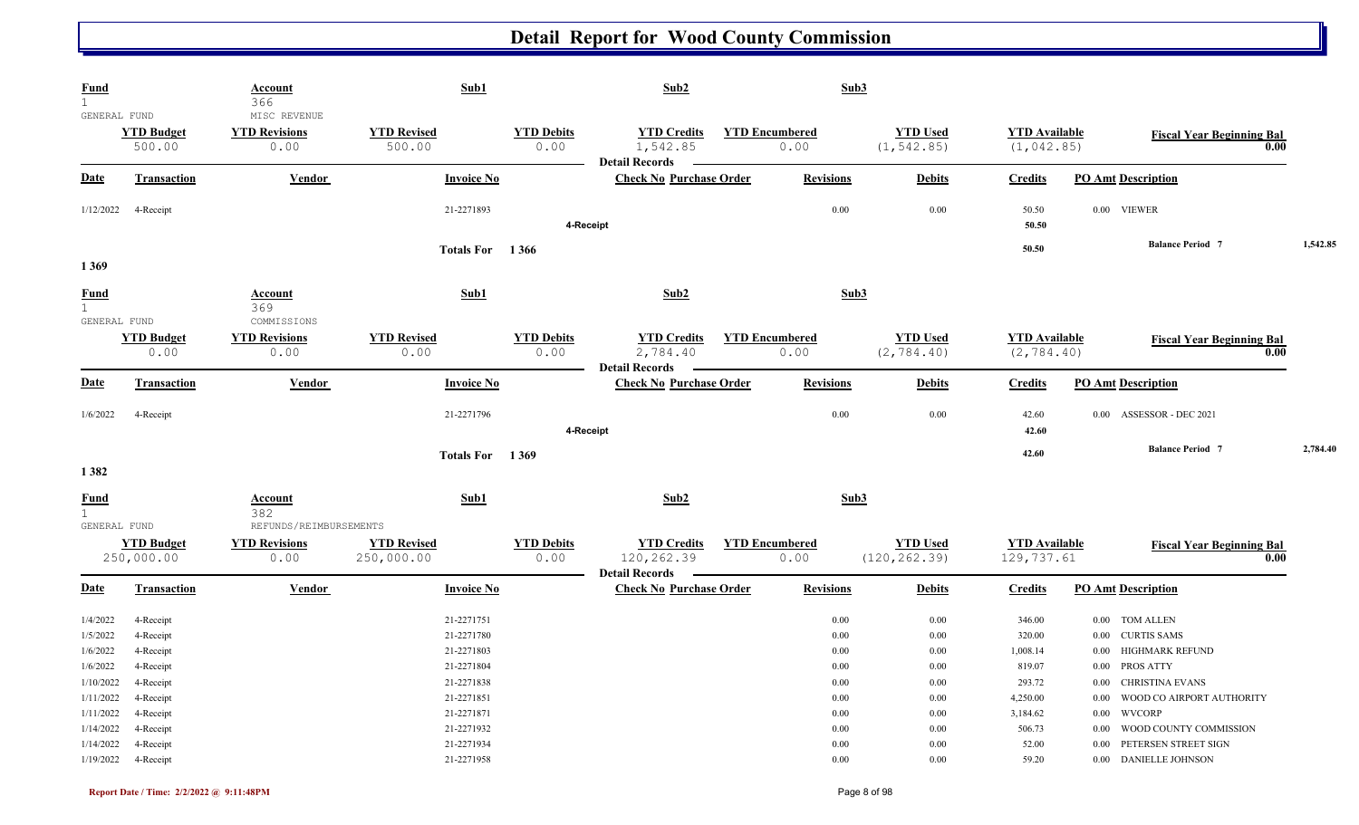# Detail Report for Wood County Commission

| Fund | Account | Sub1 | Sub2 | Sub3 |
|---|---|---|---|---|
| 1 GENERAL FUND | 366 MISC REVENUE | | | |

| YTD Budget | YTD Revisions | YTD Revised | YTD Debits | YTD Credits | YTD Encumbered | YTD Used | YTD Available | Fiscal Year Beginning Bal |
|---|---|---|---|---|---|---|---|---|
| 500.00 | 0.00 | 500.00 | 0.00 | 1,542.85 | 0.00 | (1,542.85) | (1,042.85) | 0.00 |

Detail Records

| Date | Transaction | Vendor | Invoice No | Check No | Purchase Order | Revisions | Debits | Credits | PO Amt | Description |
|---|---|---|---|---|---|---|---|---|---|---|
| 1/12/2022 | 4-Receipt | | 21-2271893 | | | 0.00 | 0.00 | 50.50 | 0.00 | VIEWER |
| | | | | 4-Receipt | | | | 50.50 | | |
| | | | Totals For 1 366 | | | | | 50.50 | | Balance Period 7 1,542.85 |

1 369

| Fund | Account | Sub1 | Sub2 | Sub3 |
|---|---|---|---|---|
| 1 GENERAL FUND | 369 COMMISSIONS | | | |

| YTD Budget | YTD Revisions | YTD Revised | YTD Debits | YTD Credits | YTD Encumbered | YTD Used | YTD Available | Fiscal Year Beginning Bal |
|---|---|---|---|---|---|---|---|---|
| 0.00 | 0.00 | 0.00 | 0.00 | 2,784.40 | 0.00 | (2,784.40) | (2,784.40) | 0.00 |

Detail Records

| Date | Transaction | Vendor | Invoice No | Check No | Purchase Order | Revisions | Debits | Credits | PO Amt | Description |
|---|---|---|---|---|---|---|---|---|---|---|
| 1/6/2022 | 4-Receipt | | 21-2271796 | | | 0.00 | 0.00 | 42.60 | 0.00 | ASSESSOR - DEC 2021 |
| | | | | 4-Receipt | | | | 42.60 | | |
| | | | Totals For 1 369 | | | | | 42.60 | | Balance Period 7 2,784.40 |

1 382

| Fund | Account | Sub1 | Sub2 | Sub3 |
|---|---|---|---|---|
| 1 GENERAL FUND | 382 REFUNDS/REIMBURSEMENTS | | | |

| YTD Budget | YTD Revisions | YTD Revised | YTD Debits | YTD Credits | YTD Encumbered | YTD Used | YTD Available | Fiscal Year Beginning Bal |
|---|---|---|---|---|---|---|---|---|
| 250,000.00 | 0.00 | 250,000.00 | 0.00 | 120,262.39 | 0.00 | (120,262.39) | 129,737.61 | 0.00 |

Detail Records

| Date | Transaction | Vendor | Invoice No | Check No | Purchase Order | Revisions | Debits | Credits | PO Amt | Description |
|---|---|---|---|---|---|---|---|---|---|---|
| 1/4/2022 | 4-Receipt | | 21-2271751 | | | 0.00 | 0.00 | 346.00 | 0.00 | TOM ALLEN |
| 1/5/2022 | 4-Receipt | | 21-2271780 | | | 0.00 | 0.00 | 320.00 | 0.00 | CURTIS SAMS |
| 1/6/2022 | 4-Receipt | | 21-2271803 | | | 0.00 | 0.00 | 1,008.14 | 0.00 | HIGHMARK REFUND |
| 1/6/2022 | 4-Receipt | | 21-2271804 | | | 0.00 | 0.00 | 819.07 | 0.00 | PROS ATTY |
| 1/10/2022 | 4-Receipt | | 21-2271838 | | | 0.00 | 0.00 | 293.72 | 0.00 | CHRISTINA EVANS |
| 1/11/2022 | 4-Receipt | | 21-2271851 | | | 0.00 | 0.00 | 4,250.00 | 0.00 | WOOD CO AIRPORT AUTHORITY |
| 1/11/2022 | 4-Receipt | | 21-2271871 | | | 0.00 | 0.00 | 3,184.62 | 0.00 | WVCORP |
| 1/14/2022 | 4-Receipt | | 21-2271932 | | | 0.00 | 0.00 | 506.73 | 0.00 | WOOD COUNTY COMMISSION |
| 1/14/2022 | 4-Receipt | | 21-2271934 | | | 0.00 | 0.00 | 52.00 | 0.00 | PETERSEN STREET SIGN |
| 1/19/2022 | 4-Receipt | | 21-2271958 | | | 0.00 | 0.00 | 59.20 | 0.00 | DANIELLE JOHNSON |

Report Date / Time: 2/2/2022 @ 9:11:48PM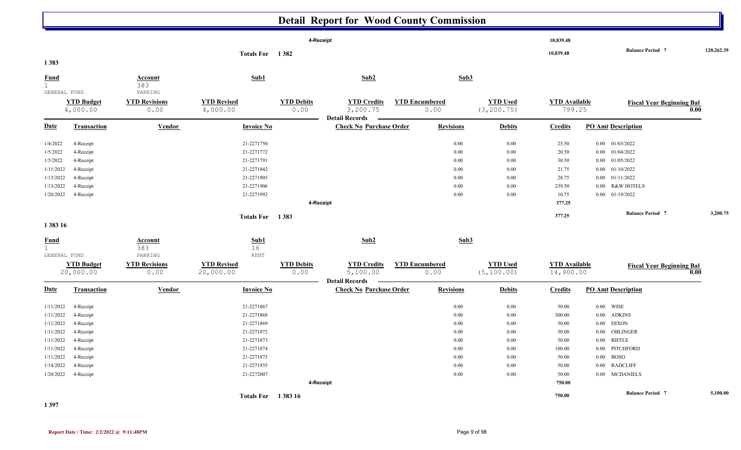# Detail Report for Wood County Commission

| | | | | | | | | | | |
|---|---|---|---|---|---|---|---|---|---|---|
| | | | 4-Receipt | | | | | 10,839.48 | | |
| | | | Totals For 1 382 | | | | | 10,839.48 | Balance Period 7 | 120,262.39 |

**1 383**

| Fund | Account | Sub1 | | Sub2 | | Sub3 | | | |
|---|---|---|---|---|---|---|---|---|---|
| 1 | 383 | | | | | | | | |
| GENERAL FUND | PARKING | | | | | | | | |
| **YTD Budget** | **YTD Revisions** | **YTD Revised** | **YTD Debits** | **YTD Credits** | **YTD Encumbered** | **YTD Used** | **YTD Available** | **Fiscal Year Beginning Bal** | |
| 4,000.00 | 0.00 | 4,000.00 | 0.00 | 3,200.75 | 0.00 | (3,200.75) | 799.25 | 0.00 | |

Detail Records

| Date | Transaction | Vendor | Invoice No | Check No | Purchase Order | Revisions | Debits | Credits | PO Amt | Description |
|---|---|---|---|---|---|---|---|---|---|---|
| 1/4/2022 | 4-Receipt | | 21-2271750 | | | 0.00 | 0.00 | 25.50 | 0.00 | 01/03/2022 |
| 1/5/2022 | 4-Receipt | | 21-2271772 | | | 0.00 | 0.00 | 20.50 | 0.00 | 01/04/2022 |
| 1/5/2022 | 4-Receipt | | 21-2271791 | | | 0.00 | 0.00 | 30.50 | 0.00 | 01/05/2022 |
| 1/11/2022 | 4-Receipt | | 21-2271842 | | | 0.00 | 0.00 | 21.75 | 0.00 | 01/10/2022 |
| 1/13/2022 | 4-Receipt | | 21-2271905 | | | 0.00 | 0.00 | 28.75 | 0.00 | 01/11/2022 |
| 1/13/2022 | 4-Receipt | | 21-2271906 | | | 0.00 | 0.00 | 239.50 | 0.00 | R&W HOTELS |
| 1/20/2022 | 4-Receipt | | 21-2271992 | | | 0.00 | 0.00 | 10.75 | 0.00 | 01/19/2022 |
| | | | | 4-Receipt | | | | 377.25 | | |
| | | | Totals For 1 383 | | | | | 377.25 | | Balance Period 7 3,200.75 |

**1 383 16**

| Fund | Account | Sub1 | | Sub2 | | Sub3 | | | |
|---|---|---|---|---|---|---|---|---|---|
| 1 | 383 | 16 | | | | | | | |
| GENERAL FUND | PARKING | RENT | | | | | | | |
| **YTD Budget** | **YTD Revisions** | **YTD Revised** | **YTD Debits** | **YTD Credits** | **YTD Encumbered** | **YTD Used** | **YTD Available** | **Fiscal Year Beginning Bal** | |
| 20,000.00 | 0.00 | 20,000.00 | 0.00 | 5,100.00 | 0.00 | (5,100.00) | 14,900.00 | 0.00 | |

Detail Records

| Date | Transaction | Vendor | Invoice No | Check No | Purchase Order | Revisions | Debits | Credits | PO Amt | Description |
|---|---|---|---|---|---|---|---|---|---|---|
| 1/11/2022 | 4-Receipt | | 21-2271867 | | | 0.00 | 0.00 | 50.00 | 0.00 | WISE |
| 1/11/2022 | 4-Receipt | | 21-2271868 | | | 0.00 | 0.00 | 300.00 | 0.00 | ADKINS |
| 1/11/2022 | 4-Receipt | | 21-2271869 | | | 0.00 | 0.00 | 50.00 | 0.00 | DIXON |
| 1/11/2022 | 4-Receipt | | 21-2271872 | | | 0.00 | 0.00 | 50.00 | 0.00 | OBLINGER |
| 1/11/2022 | 4-Receipt | | 21-2271873 | | | 0.00 | 0.00 | 50.00 | 0.00 | RIFFLE |
| 1/11/2022 | 4-Receipt | | 21-2271874 | | | 0.00 | 0.00 | 100.00 | 0.00 | PITCHFORD |
| 1/11/2022 | 4-Receipt | | 21-2271875 | | | 0.00 | 0.00 | 50.00 | 0.00 | BOSO |
| 1/14/2022 | 4-Receipt | | 21-2271935 | | | 0.00 | 0.00 | 50.00 | 0.00 | RADCLIFF |
| 1/20/2022 | 4-Receipt | | 21-2272007 | | | 0.00 | 0.00 | 50.00 | 0.00 | MCDANIELS |
| | | | | 4-Receipt | | | | 750.00 | | |
| | | | Totals For 1 383 16 | | | | | 750.00 | | Balance Period 7 5,100.00 |

**1 397**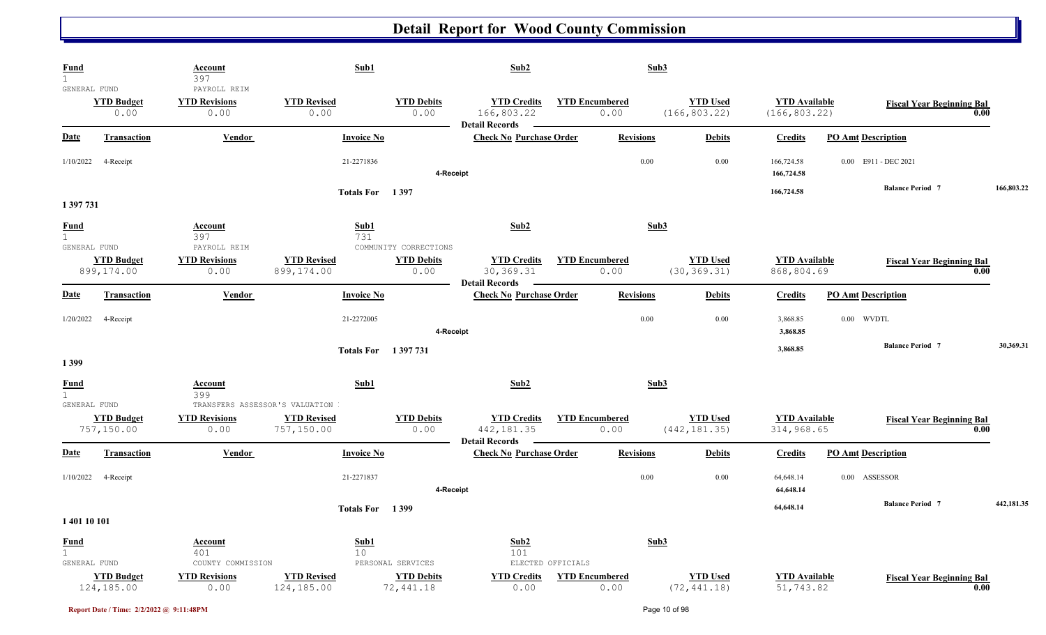# Detail Report for Wood County Commission

| Fund | Account | Sub1 | Sub2 | Sub3 |
|---|---|---|---|---|
| 1 GENERAL FUND | 397 PAYROLL REIM | | | |

| YTD Budget | YTD Revisions | YTD Revised | YTD Debits | YTD Credits | YTD Encumbered | YTD Used | YTD Available | Fiscal Year Beginning Bal |
|---|---|---|---|---|---|---|---|---|
| 0.00 | 0.00 | 0.00 | 0.00 | 166,803.22 | 0.00 | (166,803.22) | (166,803.22) | 0.00 |

**Detail Records**

| Date | Transaction | Vendor | Invoice No | Check No | Purchase Order | Revisions | Debits | Credits | PO Amt | Description |
|---|---|---|---|---|---|---|---|---|---|---|
| 1/10/2022 | 4-Receipt | | 21-2271836 | | | 0.00 | 0.00 | 166,724.58 | 0.00 | E911 - DEC 2021 |
| | | | | 4-Receipt | | | | 166,724.58 | | |
| | | | Totals For 1 397 | | | | | 166,724.58 | | Balance Period 7 166,803.22 |

**1 397 731**

| Fund | Account | Sub1 | Sub2 | Sub3 |
|---|---|---|---|---|
| 1 GENERAL FUND | 397 PAYROLL REIM | 731 COMMUNITY CORRECTIONS | | |

| YTD Budget | YTD Revisions | YTD Revised | YTD Debits | YTD Credits | YTD Encumbered | YTD Used | YTD Available | Fiscal Year Beginning Bal |
|---|---|---|---|---|---|---|---|---|
| 899,174.00 | 0.00 | 899,174.00 | 0.00 | 30,369.31 | 0.00 | (30,369.31) | 868,804.69 | 0.00 |

**Detail Records**

| Date | Transaction | Vendor | Invoice No | Check No | Purchase Order | Revisions | Debits | Credits | PO Amt | Description |
|---|---|---|---|---|---|---|---|---|---|---|
| 1/20/2022 | 4-Receipt | | 21-2272005 | | | 0.00 | 0.00 | 3,868.85 | 0.00 | WVDTL |
| | | | | 4-Receipt | | | | 3,868.85 | | |
| | | | Totals For 1 397 731 | | | | | 3,868.85 | | Balance Period 7 30,369.31 |

**1 399**

| Fund | Account | Sub1 | Sub2 | Sub3 |
|---|---|---|---|---|
| 1 GENERAL FUND | 399 TRANSFERS ASSESSOR'S VALUATION | | | |

| YTD Budget | YTD Revisions | YTD Revised | YTD Debits | YTD Credits | YTD Encumbered | YTD Used | YTD Available | Fiscal Year Beginning Bal |
|---|---|---|---|---|---|---|---|---|
| 757,150.00 | 0.00 | 757,150.00 | 0.00 | 442,181.35 | 0.00 | (442,181.35) | 314,968.65 | 0.00 |

**Detail Records**

| Date | Transaction | Vendor | Invoice No | Check No | Purchase Order | Revisions | Debits | Credits | PO Amt | Description |
|---|---|---|---|---|---|---|---|---|---|---|
| 1/10/2022 | 4-Receipt | | 21-2271837 | | | 0.00 | 0.00 | 64,648.14 | 0.00 | ASSESSOR |
| | | | | 4-Receipt | | | | 64,648.14 | | |
| | | | Totals For 1 399 | | | | | 64,648.14 | | Balance Period 7 442,181.35 |

**1 401 10 101**

| Fund | Account | Sub1 | Sub2 | Sub3 |
|---|---|---|---|---|
| 1 GENERAL FUND | 401 COUNTY COMMISSION | 10 PERSONAL SERVICES | 101 ELECTED OFFICIALS | |

| YTD Budget | YTD Revisions | YTD Revised | YTD Debits | YTD Credits | YTD Encumbered | YTD Used | YTD Available | Fiscal Year Beginning Bal |
|---|---|---|---|---|---|---|---|---|
| 124,185.00 | 0.00 | 124,185.00 | 72,441.18 | 0.00 | 0.00 | (72,441.18) | 51,743.82 | 0.00 |

Report Date / Time: 2/2/2022 @ 9:11:48PM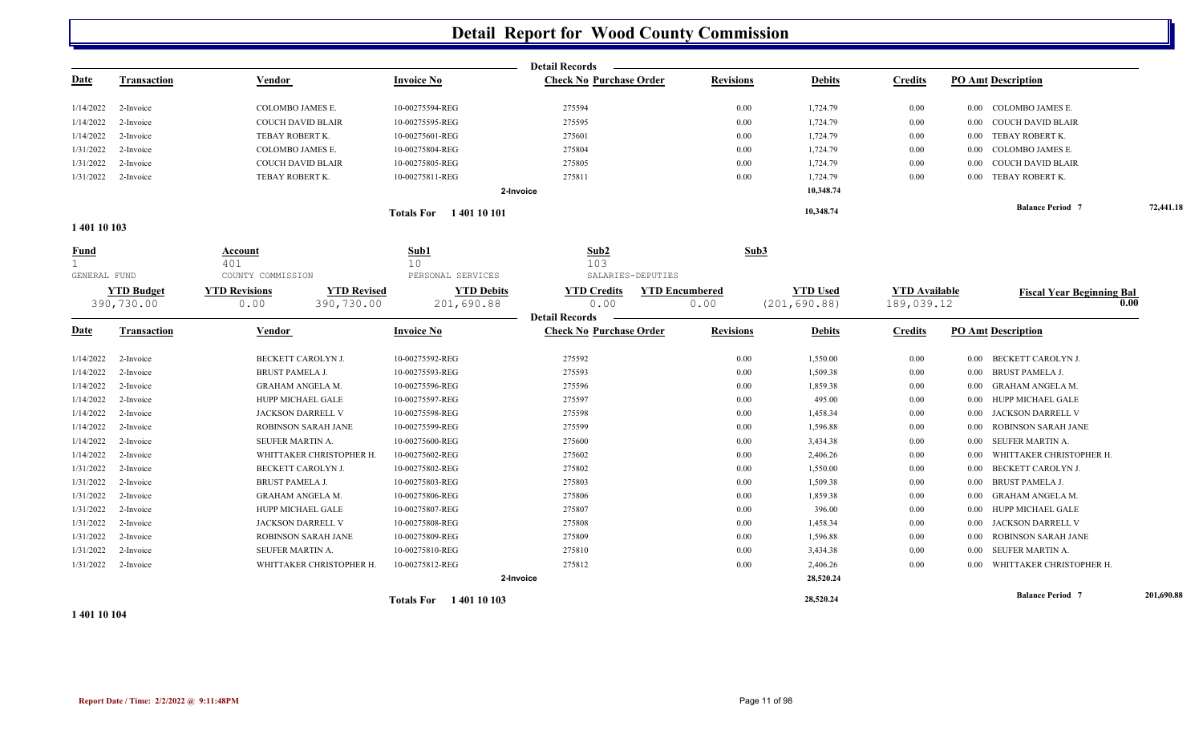# Detail Report for Wood County Commission

**Detail Records**

| Date | Transaction | Vendor | Invoice No | Check No | Purchase Order | Revisions | Debits | Credits | PO Amt | Description |
|---|---|---|---|---|---|---|---|---|---|---|
| 1/14/2022 | 2-Invoice | COLOMBO JAMES E. | 10-00275594-REG | 275594 | | 0.00 | 1,724.79 | 0.00 | 0.00 | COLOMBO JAMES E. |
| 1/14/2022 | 2-Invoice | COUCH DAVID BLAIR | 10-00275595-REG | 275595 | | 0.00 | 1,724.79 | 0.00 | 0.00 | COUCH DAVID BLAIR |
| 1/14/2022 | 2-Invoice | TEBAY ROBERT K. | 10-00275601-REG | 275601 | | 0.00 | 1,724.79 | 0.00 | 0.00 | TEBAY ROBERT K. |
| 1/31/2022 | 2-Invoice | COLOMBO JAMES E. | 10-00275804-REG | 275804 | | 0.00 | 1,724.79 | 0.00 | 0.00 | COLOMBO JAMES E. |
| 1/31/2022 | 2-Invoice | COUCH DAVID BLAIR | 10-00275805-REG | 275805 | | 0.00 | 1,724.79 | 0.00 | 0.00 | COUCH DAVID BLAIR |
| 1/31/2022 | 2-Invoice | TEBAY ROBERT K. | 10-00275811-REG | 275811 | | 0.00 | 1,724.79 | 0.00 | 0.00 | TEBAY ROBERT K. |
| | | | 2-Invoice | | | | 10,348.74 | | | |

Totals For 1 401 10 101 — 10,348.74 — Balance Period 7 — 72,441.18

**1 401 10 103**

| Fund | Account | Sub1 | Sub2 | Sub3 |
|---|---|---|---|---|
| 1 | 401 | 10 | 103 | |
| GENERAL FUND | COUNTY COMMISSION | PERSONAL SERVICES | SALARIES-DEPUTIES | |

| YTD Budget | YTD Revisions | YTD Revised | YTD Debits | YTD Credits | YTD Encumbered | YTD Used | YTD Available | Fiscal Year Beginning Bal |
|---|---|---|---|---|---|---|---|---|
| 390,730.00 | 0.00 | 390,730.00 | 201,690.88 | 0.00 | 0.00 | (201,690.88) | 189,039.12 | 0.00 |

**Detail Records**

| Date | Transaction | Vendor | Invoice No | Check No | Purchase Order | Revisions | Debits | Credits | PO Amt | Description |
|---|---|---|---|---|---|---|---|---|---|---|
| 1/14/2022 | 2-Invoice | BECKETT CAROLYN J. | 10-00275592-REG | 275592 | | 0.00 | 1,550.00 | 0.00 | 0.00 | BECKETT CAROLYN J. |
| 1/14/2022 | 2-Invoice | BRUST PAMELA J. | 10-00275593-REG | 275593 | | 0.00 | 1,509.38 | 0.00 | 0.00 | BRUST PAMELA J. |
| 1/14/2022 | 2-Invoice | GRAHAM ANGELA M. | 10-00275596-REG | 275596 | | 0.00 | 1,859.38 | 0.00 | 0.00 | GRAHAM ANGELA M. |
| 1/14/2022 | 2-Invoice | HUPP MICHAEL GALE | 10-00275597-REG | 275597 | | 0.00 | 495.00 | 0.00 | 0.00 | HUPP MICHAEL GALE |
| 1/14/2022 | 2-Invoice | JACKSON DARRELL V | 10-00275598-REG | 275598 | | 0.00 | 1,458.34 | 0.00 | 0.00 | JACKSON DARRELL V |
| 1/14/2022 | 2-Invoice | ROBINSON SARAH JANE | 10-00275599-REG | 275599 | | 0.00 | 1,596.88 | 0.00 | 0.00 | ROBINSON SARAH JANE |
| 1/14/2022 | 2-Invoice | SEUFER MARTIN A. | 10-00275600-REG | 275600 | | 0.00 | 3,434.38 | 0.00 | 0.00 | SEUFER MARTIN A. |
| 1/14/2022 | 2-Invoice | WHITTAKER CHRISTOPHER H. | 10-00275602-REG | 275602 | | 0.00 | 2,406.26 | 0.00 | 0.00 | WHITTAKER CHRISTOPHER H. |
| 1/31/2022 | 2-Invoice | BECKETT CAROLYN J. | 10-00275802-REG | 275802 | | 0.00 | 1,550.00 | 0.00 | 0.00 | BECKETT CAROLYN J. |
| 1/31/2022 | 2-Invoice | BRUST PAMELA J. | 10-00275803-REG | 275803 | | 0.00 | 1,509.38 | 0.00 | 0.00 | BRUST PAMELA J. |
| 1/31/2022 | 2-Invoice | GRAHAM ANGELA M. | 10-00275806-REG | 275806 | | 0.00 | 1,859.38 | 0.00 | 0.00 | GRAHAM ANGELA M. |
| 1/31/2022 | 2-Invoice | HUPP MICHAEL GALE | 10-00275807-REG | 275807 | | 0.00 | 396.00 | 0.00 | 0.00 | HUPP MICHAEL GALE |
| 1/31/2022 | 2-Invoice | JACKSON DARRELL V | 10-00275808-REG | 275808 | | 0.00 | 1,458.34 | 0.00 | 0.00 | JACKSON DARRELL V |
| 1/31/2022 | 2-Invoice | ROBINSON SARAH JANE | 10-00275809-REG | 275809 | | 0.00 | 1,596.88 | 0.00 | 0.00 | ROBINSON SARAH JANE |
| 1/31/2022 | 2-Invoice | SEUFER MARTIN A. | 10-00275810-REG | 275810 | | 0.00 | 3,434.38 | 0.00 | 0.00 | SEUFER MARTIN A. |
| 1/31/2022 | 2-Invoice | WHITTAKER CHRISTOPHER H. | 10-00275812-REG | 275812 | | 0.00 | 2,406.26 | 0.00 | 0.00 | WHITTAKER CHRISTOPHER H. |
| | | | 2-Invoice | | | | 28,520.24 | | | |

Totals For 1 401 10 103 — 28,520.24 — Balance Period 7 — 201,690.88

**1 401 10 104**

Report Date / Time: 2/2/2022 @ 9:11:48PM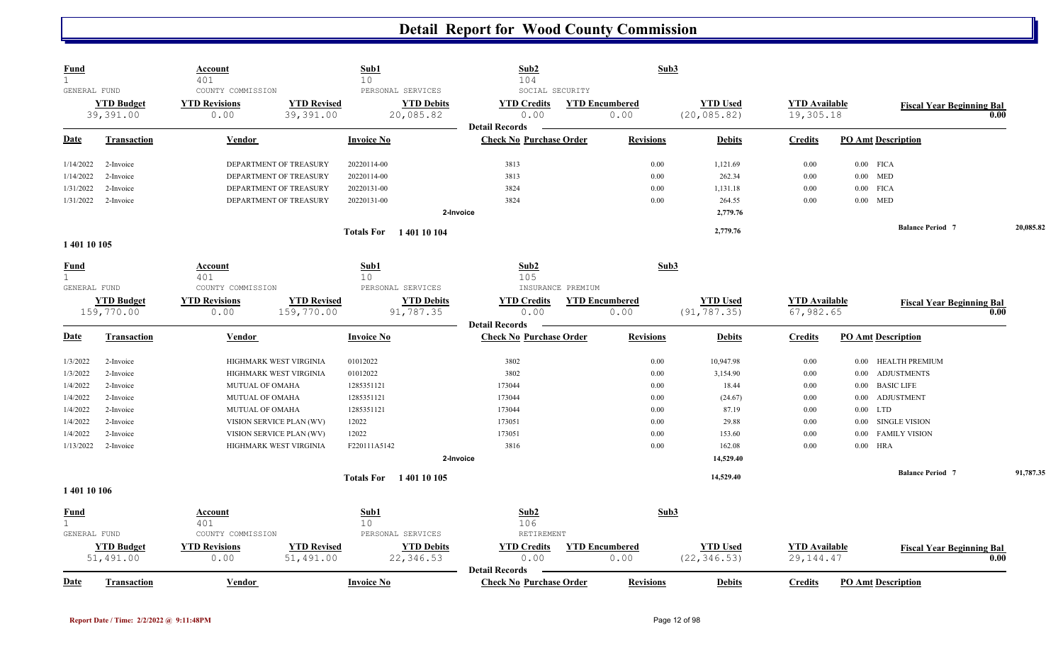# Detail Report for Wood County Commission

| Fund | Account | Sub1 | Sub2 | Sub3 |
|---|---|---|---|---|
| 1 | 401 | 10 | 104 | |
| GENERAL FUND | COUNTY COMMISSION | PERSONAL SERVICES | SOCIAL SECURITY | |

| YTD Budget | YTD Revisions | YTD Revised | YTD Debits | YTD Credits | YTD Encumbered | YTD Used | YTD Available | Fiscal Year Beginning Bal |
|---|---|---|---|---|---|---|---|---|
| 39,391.00 | 0.00 | 39,391.00 | 20,085.82 | 0.00 | 0.00 | (20,085.82) | 19,305.18 | 0.00 |

**Detail Records**

| Date | Transaction | Vendor | Invoice No | Check No | Purchase Order | Revisions | Debits | Credits | PO Amt | Description |
|---|---|---|---|---|---|---|---|---|---|---|
| 1/14/2022 | 2-Invoice | DEPARTMENT OF TREASURY | 20220114-00 | 3813 | | 0.00 | 1,121.69 | 0.00 | 0.00 | FICA |
| 1/14/2022 | 2-Invoice | DEPARTMENT OF TREASURY | 20220114-00 | 3813 | | 0.00 | 262.34 | 0.00 | 0.00 | MED |
| 1/31/2022 | 2-Invoice | DEPARTMENT OF TREASURY | 20220131-00 | 3824 | | 0.00 | 1,131.18 | 0.00 | 0.00 | FICA |
| 1/31/2022 | 2-Invoice | DEPARTMENT OF TREASURY | 20220131-00 | 3824 | | 0.00 | 264.55 | 0.00 | 0.00 | MED |
| | | | | 2-Invoice | | | 2,779.76 | | | |
| | | | Totals For 1 401 10 104 | | | | 2,779.76 | | | Balance Period 7 20,085.82 |

**1 401 10 105**

| Fund | Account | Sub1 | Sub2 | Sub3 |
|---|---|---|---|---|
| 1 | 401 | 10 | 105 | |
| GENERAL FUND | COUNTY COMMISSION | PERSONAL SERVICES | INSURANCE PREMIUM | |

| YTD Budget | YTD Revisions | YTD Revised | YTD Debits | YTD Credits | YTD Encumbered | YTD Used | YTD Available | Fiscal Year Beginning Bal |
|---|---|---|---|---|---|---|---|---|
| 159,770.00 | 0.00 | 159,770.00 | 91,787.35 | 0.00 | 0.00 | (91,787.35) | 67,982.65 | 0.00 |

**Detail Records**

| Date | Transaction | Vendor | Invoice No | Check No | Purchase Order | Revisions | Debits | Credits | PO Amt | Description |
|---|---|---|---|---|---|---|---|---|---|---|
| 1/3/2022 | 2-Invoice | HIGHMARK WEST VIRGINIA | 01012022 | 3802 | | 0.00 | 10,947.98 | 0.00 | 0.00 | HEALTH PREMIUM |
| 1/3/2022 | 2-Invoice | HIGHMARK WEST VIRGINIA | 01012022 | 3802 | | 0.00 | 3,154.90 | 0.00 | 0.00 | ADJUSTMENTS |
| 1/4/2022 | 2-Invoice | MUTUAL OF OMAHA | 1285351121 | 173044 | | 0.00 | 18.44 | 0.00 | 0.00 | BASIC LIFE |
| 1/4/2022 | 2-Invoice | MUTUAL OF OMAHA | 1285351121 | 173044 | | 0.00 | (24.67) | 0.00 | 0.00 | ADJUSTMENT |
| 1/4/2022 | 2-Invoice | MUTUAL OF OMAHA | 1285351121 | 173044 | | 0.00 | 87.19 | 0.00 | 0.00 | LTD |
| 1/4/2022 | 2-Invoice | VISION SERVICE PLAN (WV) | 12022 | 173051 | | 0.00 | 29.88 | 0.00 | 0.00 | SINGLE VISION |
| 1/4/2022 | 2-Invoice | VISION SERVICE PLAN (WV) | 12022 | 173051 | | 0.00 | 153.60 | 0.00 | 0.00 | FAMILY VISION |
| 1/13/2022 | 2-Invoice | HIGHMARK WEST VIRGINIA | F220111A5142 | 3816 | | 0.00 | 162.08 | 0.00 | 0.00 | HRA |
| | | | | 2-Invoice | | | 14,529.40 | | | |
| | | | Totals For 1 401 10 105 | | | | 14,529.40 | | | Balance Period 7 91,787.35 |

**1 401 10 106**

| Fund | Account | Sub1 | Sub2 | Sub3 |
|---|---|---|---|---|
| 1 | 401 | 10 | 106 | |
| GENERAL FUND | COUNTY COMMISSION | PERSONAL SERVICES | RETIREMENT | |

| YTD Budget | YTD Revisions | YTD Revised | YTD Debits | YTD Credits | YTD Encumbered | YTD Used | YTD Available | Fiscal Year Beginning Bal |
|---|---|---|---|---|---|---|---|---|
| 51,491.00 | 0.00 | 51,491.00 | 22,346.53 | 0.00 | 0.00 | (22,346.53) | 29,144.47 | 0.00 |

**Detail Records**

| Date | Transaction | Vendor | Invoice No | Check No | Purchase Order | Revisions | Debits | Credits | PO Amt | Description |
|---|---|---|---|---|---|---|---|---|---|---|

Report Date / Time: 2/2/2022 @ 9:11:48PM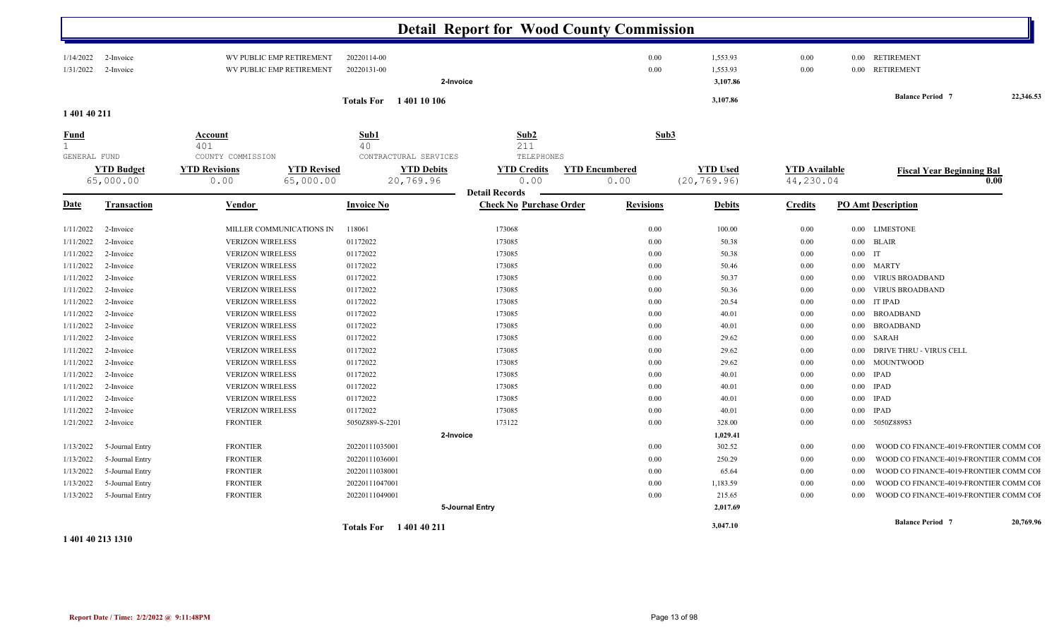# Detail Report for Wood County Commission

| Date | Transaction | Vendor | Invoice No | Check No | Purchase Order | Revisions | Debits | Credits | PO Amt | Description |
|---|---|---|---|---|---|---|---|---|---|---|
| 1/14/2022 | 2-Invoice | WV PUBLIC EMP RETIREMENT | 20220114-00 | | | 0.00 | 1,553.93 | 0.00 | 0.00 | RETIREMENT |
| 1/31/2022 | 2-Invoice | WV PUBLIC EMP RETIREMENT | 20220131-00 | | | 0.00 | 1,553.93 | 0.00 | 0.00 | RETIREMENT |
| | | | 2-Invoice | | | | 3,107.86 | | | |
| | | | Totals For 1 401 10 106 | | | | 3,107.86 | | | Balance Period 7 22,346.53 |

**1 401 40 211**

| Fund | Account | Sub1 | Sub2 | Sub3 |
|---|---|---|---|---|
| 1 | 401 | 40 | 211 | |
| GENERAL FUND | COUNTY COMMISSION | CONTRACTUAL SERVICES | TELEPHONES | |

| YTD Budget | YTD Revisions | YTD Revised | YTD Debits | YTD Credits | YTD Encumbered | YTD Used | YTD Available | Fiscal Year Beginning Bal |
|---|---|---|---|---|---|---|---|---|
| 65,000.00 | 0.00 | 65,000.00 | 20,769.96 | 0.00 | 0.00 | (20,769.96) | 44,230.04 | 0.00 |

**Detail Records**

| Date | Transaction | Vendor | Invoice No | Check No | Purchase Order | Revisions | Debits | Credits | PO Amt | Description |
|---|---|---|---|---|---|---|---|---|---|---|
| 1/11/2022 | 2-Invoice | MILLER COMMUNICATIONS IN | 118061 | 173068 | | 0.00 | 100.00 | 0.00 | 0.00 | LIMESTONE |
| 1/11/2022 | 2-Invoice | VERIZON WIRELESS | 01172022 | 173085 | | 0.00 | 50.38 | 0.00 | 0.00 | BLAIR |
| 1/11/2022 | 2-Invoice | VERIZON WIRELESS | 01172022 | 173085 | | 0.00 | 50.38 | 0.00 | 0.00 | IT |
| 1/11/2022 | 2-Invoice | VERIZON WIRELESS | 01172022 | 173085 | | 0.00 | 50.46 | 0.00 | 0.00 | MARTY |
| 1/11/2022 | 2-Invoice | VERIZON WIRELESS | 01172022 | 173085 | | 0.00 | 50.37 | 0.00 | 0.00 | VIRUS BROADBAND |
| 1/11/2022 | 2-Invoice | VERIZON WIRELESS | 01172022 | 173085 | | 0.00 | 50.36 | 0.00 | 0.00 | VIRUS BROADBAND |
| 1/11/2022 | 2-Invoice | VERIZON WIRELESS | 01172022 | 173085 | | 0.00 | 20.54 | 0.00 | 0.00 | IT IPAD |
| 1/11/2022 | 2-Invoice | VERIZON WIRELESS | 01172022 | 173085 | | 0.00 | 40.01 | 0.00 | 0.00 | BROADBAND |
| 1/11/2022 | 2-Invoice | VERIZON WIRELESS | 01172022 | 173085 | | 0.00 | 40.01 | 0.00 | 0.00 | BROADBAND |
| 1/11/2022 | 2-Invoice | VERIZON WIRELESS | 01172022 | 173085 | | 0.00 | 29.62 | 0.00 | 0.00 | SARAH |
| 1/11/2022 | 2-Invoice | VERIZON WIRELESS | 01172022 | 173085 | | 0.00 | 29.62 | 0.00 | 0.00 | DRIVE THRU - VIRUS CELL |
| 1/11/2022 | 2-Invoice | VERIZON WIRELESS | 01172022 | 173085 | | 0.00 | 29.62 | 0.00 | 0.00 | MOUNTWOOD |
| 1/11/2022 | 2-Invoice | VERIZON WIRELESS | 01172022 | 173085 | | 0.00 | 40.01 | 0.00 | 0.00 | IPAD |
| 1/11/2022 | 2-Invoice | VERIZON WIRELESS | 01172022 | 173085 | | 0.00 | 40.01 | 0.00 | 0.00 | IPAD |
| 1/11/2022 | 2-Invoice | VERIZON WIRELESS | 01172022 | 173085 | | 0.00 | 40.01 | 0.00 | 0.00 | IPAD |
| 1/11/2022 | 2-Invoice | VERIZON WIRELESS | 01172022 | 173085 | | 0.00 | 40.01 | 0.00 | 0.00 | IPAD |
| 1/21/2022 | 2-Invoice | FRONTIER | 5050Z889-S-2201 | 173122 | | 0.00 | 328.00 | 0.00 | 0.00 | 5050Z889S3 |
| | | | 2-Invoice | | | | 1,029.41 | | | |
| 1/13/2022 | 5-Journal Entry | FRONTIER | 20220111035001 | | | 0.00 | 302.52 | 0.00 | 0.00 | WOOD CO FINANCE-4019-FRONTIER COMM COI |
| 1/13/2022 | 5-Journal Entry | FRONTIER | 20220111036001 | | | 0.00 | 250.29 | 0.00 | 0.00 | WOOD CO FINANCE-4019-FRONTIER COMM COI |
| 1/13/2022 | 5-Journal Entry | FRONTIER | 20220111038001 | | | 0.00 | 65.64 | 0.00 | 0.00 | WOOD CO FINANCE-4019-FRONTIER COMM COI |
| 1/13/2022 | 5-Journal Entry | FRONTIER | 20220111047001 | | | 0.00 | 1,183.59 | 0.00 | 0.00 | WOOD CO FINANCE-4019-FRONTIER COMM COI |
| 1/13/2022 | 5-Journal Entry | FRONTIER | 20220111049001 | | | 0.00 | 215.65 | 0.00 | 0.00 | WOOD CO FINANCE-4019-FRONTIER COMM COI |
| | | | 5-Journal Entry | | | | 2,017.69 | | | |
| | | | Totals For 1 401 40 211 | | | | 3,047.10 | | | Balance Period 7 20,769.96 |

**1 401 40 213 1310**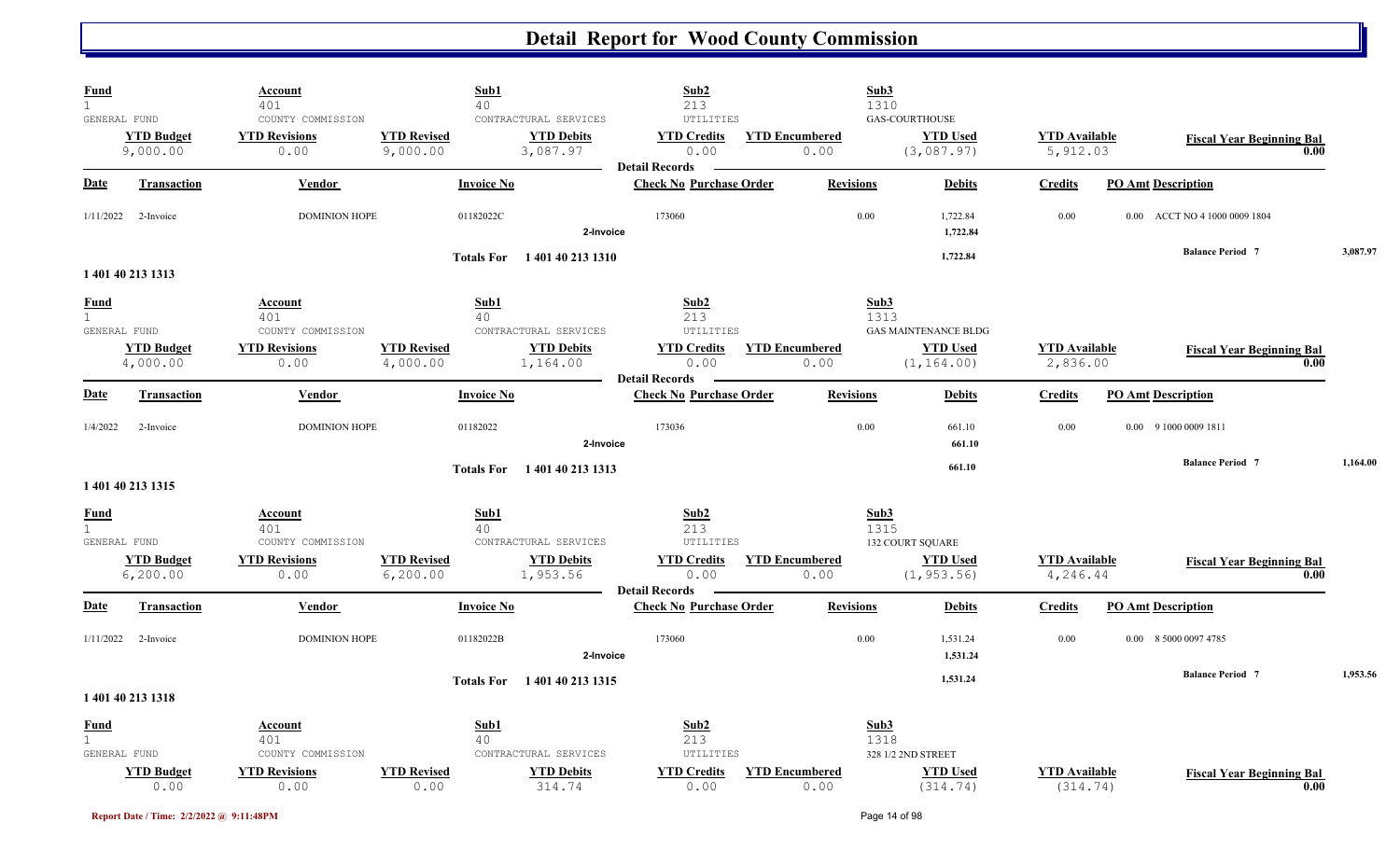# Detail Report for Wood County Commission

| Fund | Account | | Sub1 | Sub2 | | Sub3 | | |
|---|---|---|---|---|---|---|---|---|
| 1 | 401 | | 40 | 213 | | 1310 | | |
| GENERAL FUND | COUNTY COMMISSION | | CONTRACTURAL SERVICES | UTILITIES | | GAS-COURTHOUSE | | |
| **YTD Budget** | **YTD Revisions** | **YTD Revised** | **YTD Debits** | **YTD Credits** | **YTD Encumbered** | **YTD Used** | **YTD Available** | **Fiscal Year Beginning Bal** |
| 9,000.00 | 0.00 | 9,000.00 | 3,087.97 | 0.00 | 0.00 | (3,087.97) | 5,912.03 | 0.00 |

**Detail Records**

| Date | Transaction | Vendor | Invoice No | Check No | Purchase Order | Revisions | Debits | Credits | PO Amt | Description |
|---|---|---|---|---|---|---|---|---|---|---|
| 1/11/2022 | 2-Invoice | DOMINION HOPE | 01182022C | 173060 | | 0.00 | 1,722.84 | 0.00 | 0.00 | ACCT NO 4 1000 0009 1804 |
| | | | 2-Invoice | | | | 1,722.84 | | | |
| | | | Totals For 1 401 40 213 1310 | | | | 1,722.84 | | | Balance Period 7 3,087.97 |

**1 401 40 213 1313**

| Fund | Account | | Sub1 | Sub2 | | Sub3 | | |
|---|---|---|---|---|---|---|---|---|
| 1 | 401 | | 40 | 213 | | 1313 | | |
| GENERAL FUND | COUNTY COMMISSION | | CONTRACTURAL SERVICES | UTILITIES | | GAS MAINTENANCE BLDG | | |
| **YTD Budget** | **YTD Revisions** | **YTD Revised** | **YTD Debits** | **YTD Credits** | **YTD Encumbered** | **YTD Used** | **YTD Available** | **Fiscal Year Beginning Bal** |
| 4,000.00 | 0.00 | 4,000.00 | 1,164.00 | 0.00 | 0.00 | (1,164.00) | 2,836.00 | 0.00 |

**Detail Records**

| Date | Transaction | Vendor | Invoice No | Check No | Purchase Order | Revisions | Debits | Credits | PO Amt | Description |
|---|---|---|---|---|---|---|---|---|---|---|
| 1/4/2022 | 2-Invoice | DOMINION HOPE | 01182022 | 173036 | | 0.00 | 661.10 | 0.00 | 0.00 | 9 1000 0009 1811 |
| | | | 2-Invoice | | | | 661.10 | | | |
| | | | Totals For 1 401 40 213 1313 | | | | 661.10 | | | Balance Period 7 1,164.00 |

**1 401 40 213 1315**

| Fund | Account | | Sub1 | Sub2 | | Sub3 | | |
|---|---|---|---|---|---|---|---|---|
| 1 | 401 | | 40 | 213 | | 1315 | | |
| GENERAL FUND | COUNTY COMMISSION | | CONTRACTURAL SERVICES | UTILITIES | | 132 COURT SQUARE | | |
| **YTD Budget** | **YTD Revisions** | **YTD Revised** | **YTD Debits** | **YTD Credits** | **YTD Encumbered** | **YTD Used** | **YTD Available** | **Fiscal Year Beginning Bal** |
| 6,200.00 | 0.00 | 6,200.00 | 1,953.56 | 0.00 | 0.00 | (1,953.56) | 4,246.44 | 0.00 |

**Detail Records**

| Date | Transaction | Vendor | Invoice No | Check No | Purchase Order | Revisions | Debits | Credits | PO Amt | Description |
|---|---|---|---|---|---|---|---|---|---|---|
| 1/11/2022 | 2-Invoice | DOMINION HOPE | 01182022B | 173060 | | 0.00 | 1,531.24 | 0.00 | 0.00 | 8 5000 0097 4785 |
| | | | 2-Invoice | | | | 1,531.24 | | | |
| | | | Totals For 1 401 40 213 1315 | | | | 1,531.24 | | | Balance Period 7 1,953.56 |

**1 401 40 213 1318**

| Fund | Account | | Sub1 | Sub2 | | Sub3 | | |
|---|---|---|---|---|---|---|---|---|
| 1 | 401 | | 40 | 213 | | 1318 | | |
| GENERAL FUND | COUNTY COMMISSION | | CONTRACTURAL SERVICES | UTILITIES | | 328 1/2 2ND STREET | | |
| **YTD Budget** | **YTD Revisions** | **YTD Revised** | **YTD Debits** | **YTD Credits** | **YTD Encumbered** | **YTD Used** | **YTD Available** | **Fiscal Year Beginning Bal** |
| 0.00 | 0.00 | 0.00 | 314.74 | 0.00 | 0.00 | (314.74) | (314.74) | 0.00 |

Report Date / Time: 2/2/2022 @ 9:11:48PM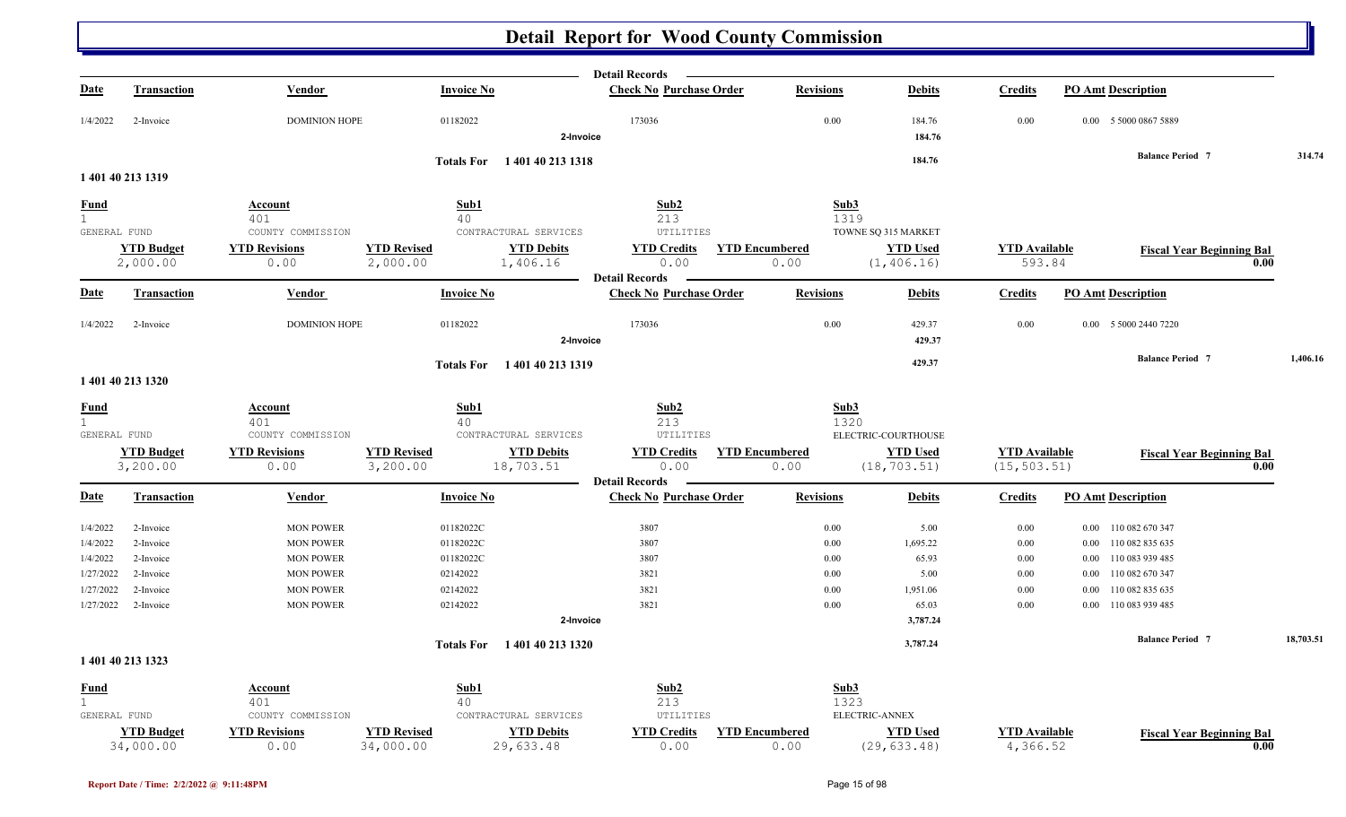# Detail Report for Wood County Commission

**Detail Records**

| Date | Transaction | Vendor | Invoice No | Check No | Purchase Order | Revisions | Debits | Credits | PO Amt | Description |
|---|---|---|---|---|---|---|---|---|---|---|
| 1/4/2022 | 2-Invoice | DOMINION HOPE | 01182022 | 173036 | | 0.00 | 184.76 | 0.00 | 0.00 | 5 5000 0867 5889 |
| | | | 2-Invoice | | | | 184.76 | | | |
| | | | Totals For 1 401 40 213 1318 | | | | 184.76 | | | Balance Period 7 314.74 |

## 1 401 40 213 1319

| Fund | Account | Sub1 | Sub2 | Sub3 |
|---|---|---|---|---|
| 1 GENERAL FUND | 401 COUNTY COMMISSION | 40 CONTRACTURAL SERVICES | 213 UTILITIES | 1319 TOWNE SQ 315 MARKET |

| YTD Budget | YTD Revisions | YTD Revised | YTD Debits | YTD Credits | YTD Encumbered | YTD Used | YTD Available | Fiscal Year Beginning Bal |
|---|---|---|---|---|---|---|---|---|
| 2,000.00 | 0.00 | 2,000.00 | 1,406.16 | 0.00 | 0.00 | (1,406.16) | 593.84 | 0.00 |

**Detail Records**

| Date | Transaction | Vendor | Invoice No | Check No | Purchase Order | Revisions | Debits | Credits | PO Amt | Description |
|---|---|---|---|---|---|---|---|---|---|---|
| 1/4/2022 | 2-Invoice | DOMINION HOPE | 01182022 | 173036 | | 0.00 | 429.37 | 0.00 | 0.00 | 5 5000 2440 7220 |
| | | | 2-Invoice | | | | 429.37 | | | |
| | | | Totals For 1 401 40 213 1319 | | | | 429.37 | | | Balance Period 7 1,406.16 |

## 1 401 40 213 1320

| Fund | Account | Sub1 | Sub2 | Sub3 |
|---|---|---|---|---|
| 1 GENERAL FUND | 401 COUNTY COMMISSION | 40 CONTRACTURAL SERVICES | 213 UTILITIES | 1320 ELECTRIC-COURTHOUSE |

| YTD Budget | YTD Revisions | YTD Revised | YTD Debits | YTD Credits | YTD Encumbered | YTD Used | YTD Available | Fiscal Year Beginning Bal |
|---|---|---|---|---|---|---|---|---|
| 3,200.00 | 0.00 | 3,200.00 | 18,703.51 | 0.00 | 0.00 | (18,703.51) | (15,503.51) | 0.00 |

**Detail Records**

| Date | Transaction | Vendor | Invoice No | Check No | Purchase Order | Revisions | Debits | Credits | PO Amt | Description |
|---|---|---|---|---|---|---|---|---|---|---|
| 1/4/2022 | 2-Invoice | MON POWER | 01182022C | 3807 | | 0.00 | 5.00 | 0.00 | 0.00 | 110 082 670 347 |
| 1/4/2022 | 2-Invoice | MON POWER | 01182022C | 3807 | | 0.00 | 1,695.22 | 0.00 | 0.00 | 110 082 835 635 |
| 1/4/2022 | 2-Invoice | MON POWER | 01182022C | 3807 | | 0.00 | 65.93 | 0.00 | 0.00 | 110 083 939 485 |
| 1/27/2022 | 2-Invoice | MON POWER | 02142022 | 3821 | | 0.00 | 5.00 | 0.00 | 0.00 | 110 082 670 347 |
| 1/27/2022 | 2-Invoice | MON POWER | 02142022 | 3821 | | 0.00 | 1,951.06 | 0.00 | 0.00 | 110 082 835 635 |
| 1/27/2022 | 2-Invoice | MON POWER | 02142022 | 3821 | | 0.00 | 65.03 | 0.00 | 0.00 | 110 083 939 485 |
| | | | 2-Invoice | | | | 3,787.24 | | | |
| | | | Totals For 1 401 40 213 1320 | | | | 3,787.24 | | | Balance Period 7 18,703.51 |

## 1 401 40 213 1323

| Fund | Account | Sub1 | Sub2 | Sub3 |
|---|---|---|---|---|
| 1 GENERAL FUND | 401 COUNTY COMMISSION | 40 CONTRACTURAL SERVICES | 213 UTILITIES | 1323 ELECTRIC-ANNEX |

| YTD Budget | YTD Revisions | YTD Revised | YTD Debits | YTD Credits | YTD Encumbered | YTD Used | YTD Available | Fiscal Year Beginning Bal |
|---|---|---|---|---|---|---|---|---|
| 34,000.00 | 0.00 | 34,000.00 | 29,633.48 | 0.00 | 0.00 | (29,633.48) | 4,366.52 | 0.00 |

Report Date / Time: 2/2/2022 @ 9:11:48PM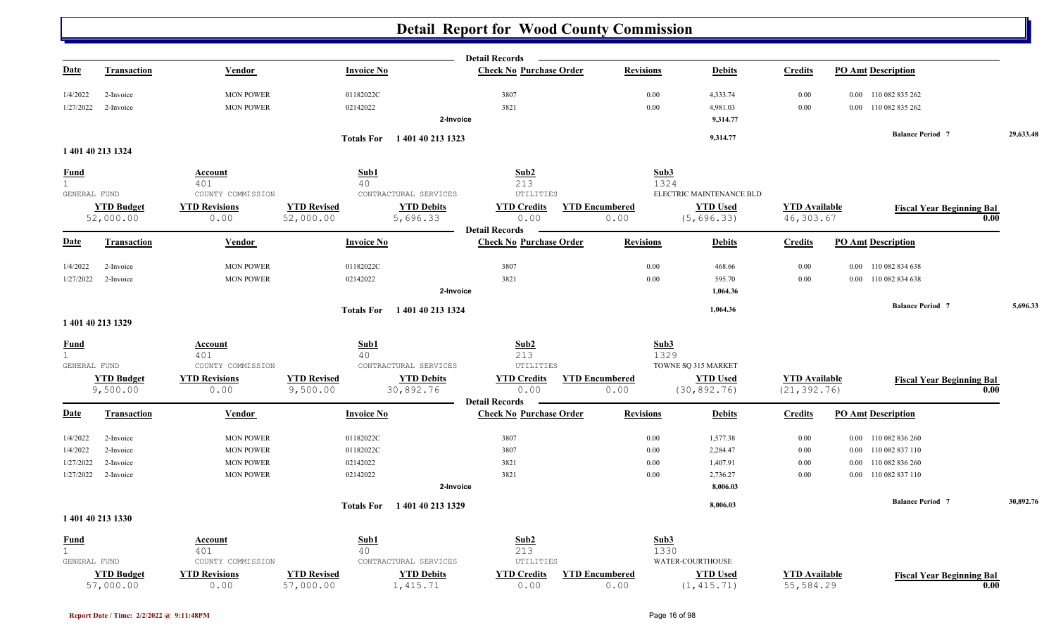# Detail Report for Wood County Commission

**Detail Records**

| Date | Transaction | Vendor | Invoice No | Check No | Purchase Order | Revisions | Debits | Credits | PO Amt | Description |
|---|---|---|---|---|---|---|---|---|---|---|
| 1/4/2022 | 2-Invoice | MON POWER | 01182022C | 3807 | | 0.00 | 4,333.74 | 0.00 | 0.00 | 110 082 835 262 |
| 1/27/2022 | 2-Invoice | MON POWER | 02142022 | 3821 | | 0.00 | 4,981.03 | 0.00 | 0.00 | 110 082 835 262 |
| | | | | 2-Invoice | | | 9,314.77 | | | |

**Totals For 1 401 40 213 1323** 9,314.77 — Balance Period 7: 29,633.48

## 1 401 40 213 1324

| Fund | Account | Sub1 | Sub2 | Sub3 |
|---|---|---|---|---|
| 1 | 401 | 40 | 213 | 1324 |
| GENERAL FUND | COUNTY COMMISSION | CONTRACTUAL SERVICES | UTILITIES | ELECTRIC MAINTENANCE BLD |

| YTD Budget | YTD Revisions | YTD Revised | YTD Debits | YTD Credits | YTD Encumbered | YTD Used | YTD Available | Fiscal Year Beginning Bal |
|---|---|---|---|---|---|---|---|---|
| 52,000.00 | 0.00 | 52,000.00 | 5,696.33 | 0.00 | 0.00 | (5,696.33) | 46,303.67 | 0.00 |

**Detail Records**

| Date | Transaction | Vendor | Invoice No | Check No | Purchase Order | Revisions | Debits | Credits | PO Amt | Description |
|---|---|---|---|---|---|---|---|---|---|---|
| 1/4/2022 | 2-Invoice | MON POWER | 01182022C | 3807 | | 0.00 | 468.66 | 0.00 | 0.00 | 110 082 834 638 |
| 1/27/2022 | 2-Invoice | MON POWER | 02142022 | 3821 | | 0.00 | 595.70 | 0.00 | 0.00 | 110 082 834 638 |
| | | | | 2-Invoice | | | 1,064.36 | | | |

**Totals For 1 401 40 213 1324** 1,064.36 — Balance Period 7: 5,696.33

## 1 401 40 213 1329

| Fund | Account | Sub1 | Sub2 | Sub3 |
|---|---|---|---|---|
| 1 | 401 | 40 | 213 | 1329 |
| GENERAL FUND | COUNTY COMMISSION | CONTRACTUAL SERVICES | UTILITIES | TOWNE SQ 315 MARKET |

| YTD Budget | YTD Revisions | YTD Revised | YTD Debits | YTD Credits | YTD Encumbered | YTD Used | YTD Available | Fiscal Year Beginning Bal |
|---|---|---|---|---|---|---|---|---|
| 9,500.00 | 0.00 | 9,500.00 | 30,892.76 | 0.00 | 0.00 | (30,892.76) | (21,392.76) | 0.00 |

**Detail Records**

| Date | Transaction | Vendor | Invoice No | Check No | Purchase Order | Revisions | Debits | Credits | PO Amt | Description |
|---|---|---|---|---|---|---|---|---|---|---|
| 1/4/2022 | 2-Invoice | MON POWER | 01182022C | 3807 | | 0.00 | 1,577.38 | 0.00 | 0.00 | 110 082 836 260 |
| 1/4/2022 | 2-Invoice | MON POWER | 01182022C | 3807 | | 0.00 | 2,284.47 | 0.00 | 0.00 | 110 082 837 110 |
| 1/27/2022 | 2-Invoice | MON POWER | 02142022 | 3821 | | 0.00 | 1,407.91 | 0.00 | 0.00 | 110 082 836 260 |
| 1/27/2022 | 2-Invoice | MON POWER | 02142022 | 3821 | | 0.00 | 2,736.27 | 0.00 | 0.00 | 110 082 837 110 |
| | | | | 2-Invoice | | | 8,006.03 | | | |

**Totals For 1 401 40 213 1329** 8,006.03 — Balance Period 7: 30,892.76

## 1 401 40 213 1330

| Fund | Account | Sub1 | Sub2 | Sub3 |
|---|---|---|---|---|
| 1 | 401 | 40 | 213 | 1330 |
| GENERAL FUND | COUNTY COMMISSION | CONTRACTUAL SERVICES | UTILITIES | WATER-COURTHOUSE |

| YTD Budget | YTD Revisions | YTD Revised | YTD Debits | YTD Credits | YTD Encumbered | YTD Used | YTD Available | Fiscal Year Beginning Bal |
|---|---|---|---|---|---|---|---|---|
| 57,000.00 | 0.00 | 57,000.00 | 1,415.71 | 0.00 | 0.00 | (1,415.71) | 55,584.29 | 0.00 |

Report Date / Time: 2/2/2022 @ 9:11:48PM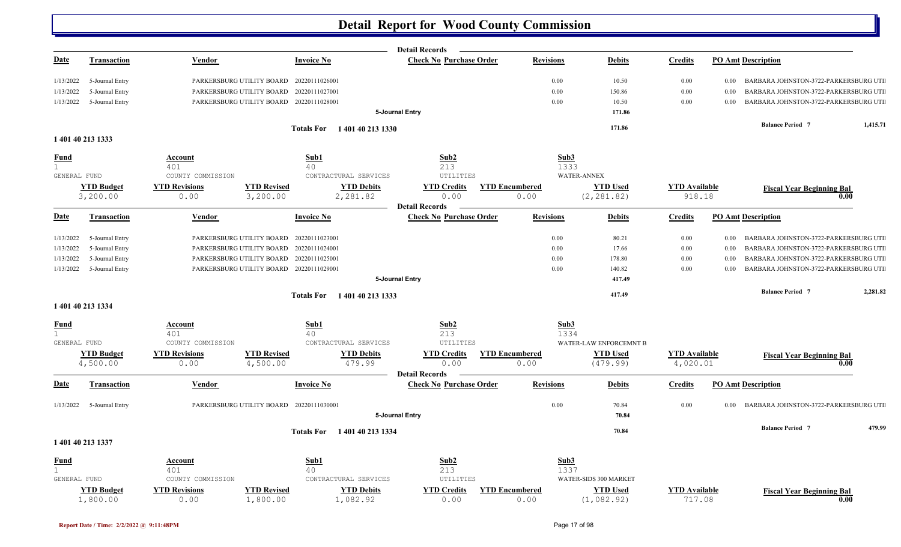# Detail Report for Wood County Commission

| Date | Transaction | Vendor | Invoice No | Check No | Purchase Order | Revisions | Debits | Credits | PO Amt | Description |
|---|---|---|---|---|---|---|---|---|---|---|
| 1/13/2022 | 5-Journal Entry | PARKERSBURG UTILITY BOARD | 20220111026001 | | | 0.00 | 10.50 | 0.00 | 0.00 | BARBARA JOHNSTON-3722-PARKERSBURG UTII |
| 1/13/2022 | 5-Journal Entry | PARKERSBURG UTILITY BOARD | 20220111027001 | | | 0.00 | 150.86 | 0.00 | 0.00 | BARBARA JOHNSTON-3722-PARKERSBURG UTII |
| 1/13/2022 | 5-Journal Entry | PARKERSBURG UTILITY BOARD | 20220111028001 | | | 0.00 | 10.50 | 0.00 | 0.00 | BARBARA JOHNSTON-3722-PARKERSBURG UTII |
| | | | 5-Journal Entry | | | | 171.86 | | | |

Totals For 1 401 40 213 1330 — 171.86 — Balance Period 7: 1,415.71

## 1 401 40 213 1333

| Fund | Account | Sub1 | Sub2 | Sub3 |
|---|---|---|---|---|
| 1 | 401 | 40 | 213 | 1333 |
| GENERAL FUND | COUNTY COMMISSION | CONTRACTURAL SERVICES | UTILITIES | WATER-ANNEX |

| YTD Budget | YTD Revisions | YTD Revised | YTD Debits | YTD Credits | YTD Encumbered | YTD Used | YTD Available | Fiscal Year Beginning Bal |
|---|---|---|---|---|---|---|---|---|
| 3,200.00 | 0.00 | 3,200.00 | 2,281.82 | 0.00 | 0.00 | (2,281.82) | 918.18 | 0.00 |

| Date | Transaction | Vendor | Invoice No | Check No | Purchase Order | Revisions | Debits | Credits | PO Amt | Description |
|---|---|---|---|---|---|---|---|---|---|---|
| 1/13/2022 | 5-Journal Entry | PARKERSBURG UTILITY BOARD | 20220111023001 | | | 0.00 | 80.21 | 0.00 | 0.00 | BARBARA JOHNSTON-3722-PARKERSBURG UTII |
| 1/13/2022 | 5-Journal Entry | PARKERSBURG UTILITY BOARD | 20220111024001 | | | 0.00 | 17.66 | 0.00 | 0.00 | BARBARA JOHNSTON-3722-PARKERSBURG UTII |
| 1/13/2022 | 5-Journal Entry | PARKERSBURG UTILITY BOARD | 20220111025001 | | | 0.00 | 178.80 | 0.00 | 0.00 | BARBARA JOHNSTON-3722-PARKERSBURG UTII |
| 1/13/2022 | 5-Journal Entry | PARKERSBURG UTILITY BOARD | 20220111029001 | | | 0.00 | 140.82 | 0.00 | 0.00 | BARBARA JOHNSTON-3722-PARKERSBURG UTII |
| | | | 5-Journal Entry | | | | 417.49 | | | |

Totals For 1 401 40 213 1333 — 417.49 — Balance Period 7: 2,281.82

## 1 401 40 213 1334

| Fund | Account | Sub1 | Sub2 | Sub3 |
|---|---|---|---|---|
| 1 | 401 | 40 | 213 | 1334 |
| GENERAL FUND | COUNTY COMMISSION | CONTRACTURAL SERVICES | UTILITIES | WATER-LAW ENFORCEMNT B |

| YTD Budget | YTD Revisions | YTD Revised | YTD Debits | YTD Credits | YTD Encumbered | YTD Used | YTD Available | Fiscal Year Beginning Bal |
|---|---|---|---|---|---|---|---|---|
| 4,500.00 | 0.00 | 4,500.00 | 479.99 | 0.00 | 0.00 | (479.99) | 4,020.01 | 0.00 |

| Date | Transaction | Vendor | Invoice No | Check No | Purchase Order | Revisions | Debits | Credits | PO Amt | Description |
|---|---|---|---|---|---|---|---|---|---|---|
| 1/13/2022 | 5-Journal Entry | PARKERSBURG UTILITY BOARD | 20220111030001 | | | 0.00 | 70.84 | 0.00 | 0.00 | BARBARA JOHNSTON-3722-PARKERSBURG UTII |
| | | | 5-Journal Entry | | | | 70.84 | | | |

Totals For 1 401 40 213 1334 — 70.84 — Balance Period 7: 479.99

## 1 401 40 213 1337

| Fund | Account | Sub1 | Sub2 | Sub3 |
|---|---|---|---|---|
| 1 | 401 | 40 | 213 | 1337 |
| GENERAL FUND | COUNTY COMMISSION | CONTRACTURAL SERVICES | UTILITIES | WATER-SIDS 300 MARKET |

| YTD Budget | YTD Revisions | YTD Revised | YTD Debits | YTD Credits | YTD Encumbered | YTD Used | YTD Available | Fiscal Year Beginning Bal |
|---|---|---|---|---|---|---|---|---|
| 1,800.00 | 0.00 | 1,800.00 | 1,082.92 | 0.00 | 0.00 | (1,082.92) | 717.08 | 0.00 |

Report Date / Time: 2/2/2022 @ 9:11:48PM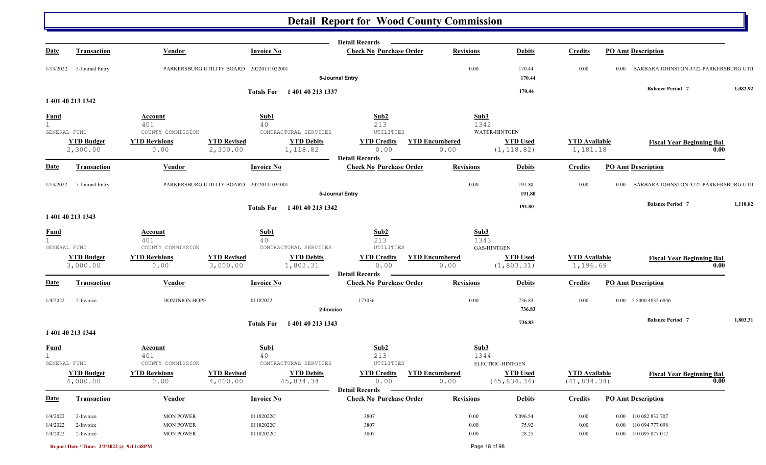# Detail Report for Wood County Commission

| Date | Transaction | Vendor | Invoice No | Check No | Purchase Order | Revisions | Debits | Credits | PO Amt | Description |
|---|---|---|---|---|---|---|---|---|---|---|
| 1/13/2022 | 5-Journal Entry | PARKERSBURG UTILITY BOARD | 20220111022001 | | | 0.00 | 170.44 | 0.00 | 0.00 | BARBARA JOHNSTON-3722-PARKERSBURG UTII |
| | | | 5-Journal Entry | | | | 170.44 | | | |
| | | | Totals For 1 401 40 213 1337 | | | | 170.44 | | | Balance Period 7 1,082.92 |

## 1 401 40 213 1342

| Fund | Account | Sub1 | Sub2 | Sub3 |
|---|---|---|---|---|
| 1 GENERAL FUND | 401 COUNTY COMMISSION | 40 CONTRACTURAL SERVICES | 213 UTILITIES | 1342 WATER-HINTGEN |

| YTD Budget | YTD Revisions | YTD Revised | YTD Debits | YTD Credits | YTD Encumbered | YTD Used | YTD Available | Fiscal Year Beginning Bal |
|---|---|---|---|---|---|---|---|---|
| 2,300.00 | 0.00 | 2,300.00 | 1,118.82 | 0.00 | 0.00 | (1,118.82) | 1,181.18 | 0.00 |

| Date | Transaction | Vendor | Invoice No | Check No | Purchase Order | Revisions | Debits | Credits | PO Amt | Description |
|---|---|---|---|---|---|---|---|---|---|---|
| 1/13/2022 | 5-Journal Entry | PARKERSBURG UTILITY BOARD | 20220111031001 | | | 0.00 | 191.80 | 0.00 | 0.00 | BARBARA JOHNSTON-3722-PARKERSBURG UTII |
| | | | 5-Journal Entry | | | | 191.80 | | | |
| | | | Totals For 1 401 40 213 1342 | | | | 191.80 | | | Balance Period 7 1,118.82 |

## 1 401 40 213 1343

| Fund | Account | Sub1 | Sub2 | Sub3 |
|---|---|---|---|---|
| 1 GENERAL FUND | 401 COUNTY COMMISSION | 40 CONTRACTURAL SERVICES | 213 UTILITIES | 1343 GAS-HINTGEN |

| YTD Budget | YTD Revisions | YTD Revised | YTD Debits | YTD Credits | YTD Encumbered | YTD Used | YTD Available | Fiscal Year Beginning Bal |
|---|---|---|---|---|---|---|---|---|
| 3,000.00 | 0.00 | 3,000.00 | 1,803.31 | 0.00 | 0.00 | (1,803.31) | 1,196.69 | 0.00 |

| Date | Transaction | Vendor | Invoice No | Check No | Purchase Order | Revisions | Debits | Credits | PO Amt | Description |
|---|---|---|---|---|---|---|---|---|---|---|
| 1/4/2022 | 2-Invoice | DOMINION HOPE | 01182022 | 173036 | | 0.00 | 736.83 | 0.00 | 0.00 | 5 5000 4832 6846 |
| | | | 2-Invoice | | | | 736.83 | | | |
| | | | Totals For 1 401 40 213 1343 | | | | 736.83 | | | Balance Period 7 1,803.31 |

## 1 401 40 213 1344

| Fund | Account | Sub1 | Sub2 | Sub3 |
|---|---|---|---|---|
| 1 GENERAL FUND | 401 COUNTY COMMISSION | 40 CONTRACTURAL SERVICES | 213 UTILITIES | 1344 ELECTRIC-HINTGEN |

| YTD Budget | YTD Revisions | YTD Revised | YTD Debits | YTD Credits | YTD Encumbered | YTD Used | YTD Available | Fiscal Year Beginning Bal |
|---|---|---|---|---|---|---|---|---|
| 4,000.00 | 0.00 | 4,000.00 | 45,834.34 | 0.00 | 0.00 | (45,834.34) | (41,834.34) | 0.00 |

| Date | Transaction | Vendor | Invoice No | Check No | Purchase Order | Revisions | Debits | Credits | PO Amt | Description |
|---|---|---|---|---|---|---|---|---|---|---|
| 1/4/2022 | 2-Invoice | MON POWER | 01182022C | 3807 | | 0.00 | 5,096.54 | 0.00 | 0.00 | 110 082 832 707 |
| 1/4/2022 | 2-Invoice | MON POWER | 01182022C | 3807 | | 0.00 | 75.92 | 0.00 | 0.00 | 110 094 777 098 |
| 1/4/2022 | 2-Invoice | MON POWER | 01182022C | 3807 | | 0.00 | 28.25 | 0.00 | 0.00 | 110 095 877 012 |

Report Date / Time: 2/2/2022 @ 9:11:48PM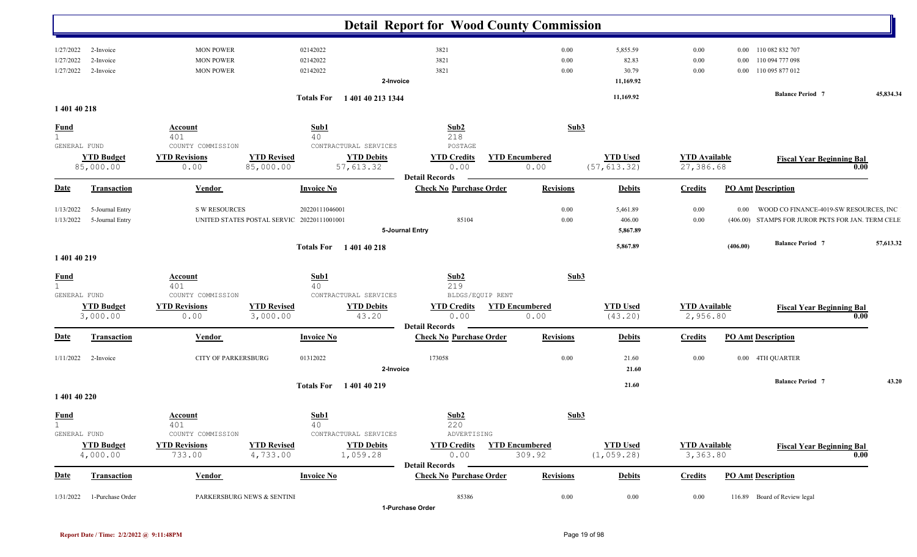# Detail Report for Wood County Commission

| Date | Transaction | Vendor | Invoice No | Check No Purchase Order | Revisions | Debits | Credits | PO Amt Description |
|---|---|---|---|---|---|---|---|---|
| 1/27/2022 | 2-Invoice | MON POWER | 02142022 | 3821 | 0.00 | 5,855.59 | 0.00 | 0.00 110 082 832 707 |
| 1/27/2022 | 2-Invoice | MON POWER | 02142022 | 3821 | 0.00 | 82.83 | 0.00 | 0.00 110 094 777 098 |
| 1/27/2022 | 2-Invoice | MON POWER | 02142022 | 3821 | 0.00 | 30.79 | 0.00 | 0.00 110 095 877 012 |
| | | | | 2-Invoice | | 11,169.92 | | |

Totals For 1 401 40 213 1344 — 11,169.92 — Balance Period 7: 45,834.34

## 1 401 40 218

| Fund | Account | Sub1 | Sub2 | Sub3 |
|---|---|---|---|---|
| 1 | 401 | 40 | 218 | |
| GENERAL FUND | COUNTY COMMISSION | CONTRACTURAL SERVICES | POSTAGE | |

| YTD Budget | YTD Revisions | YTD Revised | YTD Debits | YTD Credits | YTD Encumbered | YTD Used | YTD Available | Fiscal Year Beginning Bal |
|---|---|---|---|---|---|---|---|---|
| 85,000.00 | 0.00 | 85,000.00 | 57,613.32 | 0.00 | 0.00 | (57,613.32) | 27,386.68 | 0.00 |

**Detail Records**

| Date | Transaction | Vendor | Invoice No | Check No Purchase Order | Revisions | Debits | Credits | PO Amt | Description |
|---|---|---|---|---|---|---|---|---|---|
| 1/13/2022 | 5-Journal Entry | S W RESOURCES | 20220111046001 | | 0.00 | 5,461.89 | 0.00 | 0.00 | WOOD CO FINANCE-4019-SW RESOURCES, INC |
| 1/13/2022 | 5-Journal Entry | UNITED STATES POSTAL SERVIC | 20220111001001 | 85104 | 0.00 | 406.00 | 0.00 | (406.00) | STAMPS FOR JUROR PKTS FOR JAN. TERM CELE |
| | | | | 5-Journal Entry | | 5,867.89 | | | |

Totals For 1 401 40 218 — 5,867.89 — (406.00) — Balance Period 7: 57,613.32

## 1 401 40 219

| Fund | Account | Sub1 | Sub2 | Sub3 |
|---|---|---|---|---|
| 1 | 401 | 40 | 219 | |
| GENERAL FUND | COUNTY COMMISSION | CONTRACTURAL SERVICES | BLDGS/EQUIP RENT | |

| YTD Budget | YTD Revisions | YTD Revised | YTD Debits | YTD Credits | YTD Encumbered | YTD Used | YTD Available | Fiscal Year Beginning Bal |
|---|---|---|---|---|---|---|---|---|
| 3,000.00 | 0.00 | 3,000.00 | 43.20 | 0.00 | 0.00 | (43.20) | 2,956.80 | 0.00 |

**Detail Records**

| Date | Transaction | Vendor | Invoice No | Check No Purchase Order | Revisions | Debits | Credits | PO Amt | Description |
|---|---|---|---|---|---|---|---|---|---|
| 1/11/2022 | 2-Invoice | CITY OF PARKERSBURG | 01312022 | 173058 | 0.00 | 21.60 | 0.00 | 0.00 | 4TH QUARTER |
| | | | | 2-Invoice | | 21.60 | | | |

Totals For 1 401 40 219 — 21.60 — Balance Period 7: 43.20

## 1 401 40 220

| Fund | Account | Sub1 | Sub2 | Sub3 |
|---|---|---|---|---|
| 1 | 401 | 40 | 220 | |
| GENERAL FUND | COUNTY COMMISSION | CONTRACTURAL SERVICES | ADVERTISING | |

| YTD Budget | YTD Revisions | YTD Revised | YTD Debits | YTD Credits | YTD Encumbered | YTD Used | YTD Available | Fiscal Year Beginning Bal |
|---|---|---|---|---|---|---|---|---|
| 4,000.00 | 733.00 | 4,733.00 | 1,059.28 | 0.00 | 309.92 | (1,059.28) | 3,363.80 | 0.00 |

**Detail Records**

| Date | Transaction | Vendor | Invoice No | Check No Purchase Order | Revisions | Debits | Credits | PO Amt | Description |
|---|---|---|---|---|---|---|---|---|---|
| 1/31/2022 | 1-Purchase Order | PARKERSBURG NEWS & SENTINI | | 85386 | 0.00 | 0.00 | 0.00 | 116.89 | Board of Review legal |
| | | | | 1-Purchase Order | | | | | |

Report Date / Time: 2/2/2022 @ 9:11:48PM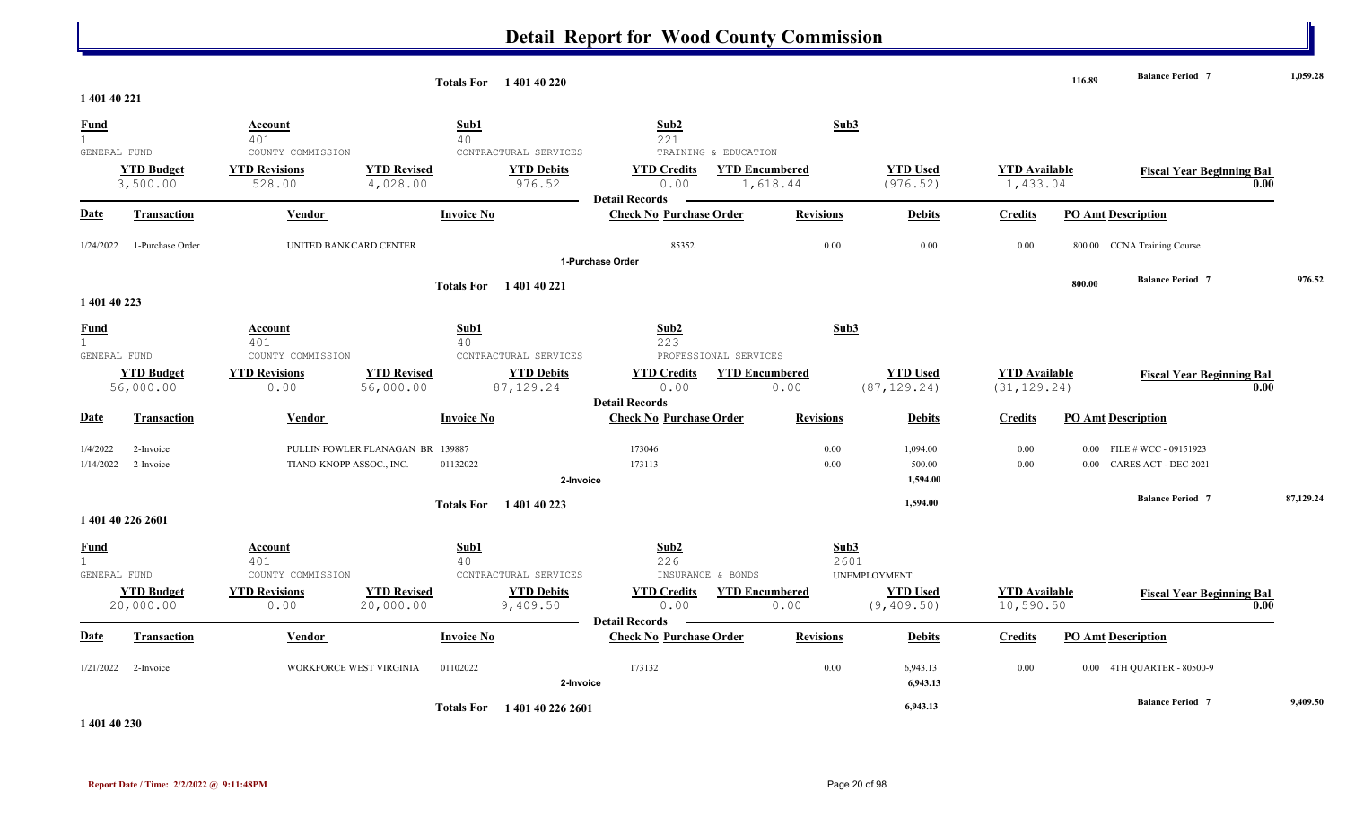# Detail Report for Wood County Commission

| | | | | | | | |
|---|---|---|---|---|---|---|---|
| **Totals For** | 1 401 40 220 | | | | 116.89 | **Balance Period 7** | 1,059.28 |

## 1 401 40 221

| Fund | Account | Sub1 | Sub2 | Sub3 |
|---|---|---|---|---|
| 1 | 401 | 40 | 221 | |
| GENERAL FUND | COUNTY COMMISSION | CONTRACTURAL SERVICES | TRAINING & EDUCATION | |

| YTD Budget | YTD Revisions | YTD Revised | YTD Debits | YTD Credits | YTD Encumbered | YTD Used | YTD Available | Fiscal Year Beginning Bal |
|---|---|---|---|---|---|---|---|---|
| 3,500.00 | 528.00 | 4,028.00 | 976.52 | 0.00 | 1,618.44 | (976.52) | 1,433.04 | 0.00 |

**Detail Records**

| Date | Transaction | Vendor | Invoice No | Check No | Purchase Order | Revisions | Debits | Credits | PO Amt | Description |
|---|---|---|---|---|---|---|---|---|---|---|
| 1/24/2022 | 1-Purchase Order | UNITED BANKCARD CENTER | | | 85352 | 0.00 | 0.00 | 0.00 | 800.00 | CCNA Training Course |
| | 1-Purchase Order | | | | | | | | | |
| | **Totals For** 1 401 40 221 | | | | | | | | 800.00 | **Balance Period 7** 976.52 |

## 1 401 40 223

| Fund | Account | Sub1 | Sub2 | Sub3 |
|---|---|---|---|---|
| 1 | 401 | 40 | 223 | |
| GENERAL FUND | COUNTY COMMISSION | CONTRACTURAL SERVICES | PROFESSIONAL SERVICES | |

| YTD Budget | YTD Revisions | YTD Revised | YTD Debits | YTD Credits | YTD Encumbered | YTD Used | YTD Available | Fiscal Year Beginning Bal |
|---|---|---|---|---|---|---|---|---|
| 56,000.00 | 0.00 | 56,000.00 | 87,129.24 | 0.00 | 0.00 | (87,129.24) | (31,129.24) | 0.00 |

**Detail Records**

| Date | Transaction | Vendor | Invoice No | Check No | Purchase Order | Revisions | Debits | Credits | PO Amt | Description |
|---|---|---|---|---|---|---|---|---|---|---|
| 1/4/2022 | 2-Invoice | PULLIN FOWLER FLANAGAN BR | 139887 | 173046 | | 0.00 | 1,094.00 | 0.00 | 0.00 | FILE # WCC - 09151923 |
| 1/14/2022 | 2-Invoice | TIANO-KNOPP ASSOC., INC. | 01132022 | 173113 | | 0.00 | 500.00 | 0.00 | 0.00 | CARES ACT - DEC 2021 |
| | 2-Invoice | | | | | | 1,594.00 | | | |
| | **Totals For** 1 401 40 223 | | | | | | 1,594.00 | | | **Balance Period 7** 87,129.24 |

## 1 401 40 226 2601

| Fund | Account | Sub1 | Sub2 | Sub3 |
|---|---|---|---|---|
| 1 | 401 | 40 | 226 | 2601 |
| GENERAL FUND | COUNTY COMMISSION | CONTRACTURAL SERVICES | INSURANCE & BONDS | UNEMPLOYMENT |

| YTD Budget | YTD Revisions | YTD Revised | YTD Debits | YTD Credits | YTD Encumbered | YTD Used | YTD Available | Fiscal Year Beginning Bal |
|---|---|---|---|---|---|---|---|---|
| 20,000.00 | 0.00 | 20,000.00 | 9,409.50 | 0.00 | 0.00 | (9,409.50) | 10,590.50 | 0.00 |

**Detail Records**

| Date | Transaction | Vendor | Invoice No | Check No | Purchase Order | Revisions | Debits | Credits | PO Amt | Description |
|---|---|---|---|---|---|---|---|---|---|---|
| 1/21/2022 | 2-Invoice | WORKFORCE WEST VIRGINIA | 01102022 | 173132 | | 0.00 | 6,943.13 | 0.00 | 0.00 | 4TH QUARTER - 80500-9 |
| | 2-Invoice | | | | | | 6,943.13 | | | |
| | **Totals For** 1 401 40 226 2601 | | | | | | 6,943.13 | | | **Balance Period 7** 9,409.50 |

## 1 401 40 230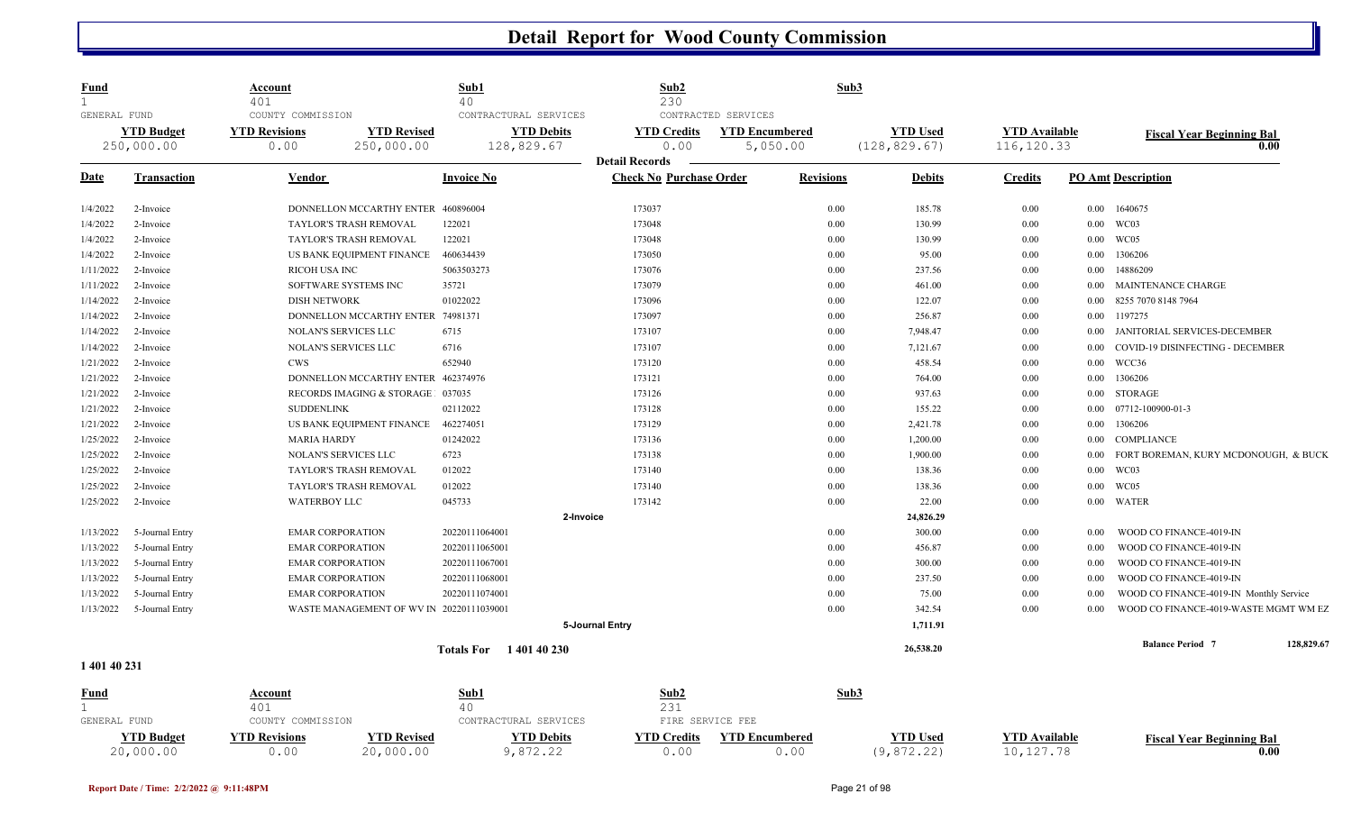# Detail Report for Wood County Commission

| Fund | Account | | Sub1 | Sub2 | | Sub3 | | |
|---|---|---|---|---|---|---|---|---|
| 1 | 401 | | 40 | 230 | | | | |
| GENERAL FUND | COUNTY COMMISSION | | CONTRACTURAL SERVICES | CONTRACTED SERVICES | | | | |
| **YTD Budget** | **YTD Revisions** | **YTD Revised** | **YTD Debits** | **YTD Credits** | **YTD Encumbered** | **YTD Used** | **YTD Available** | **Fiscal Year Beginning Bal** |
| 250,000.00 | 0.00 | 250,000.00 | 128,829.67 | 0.00 | 5,050.00 | (128,829.67) | 116,120.33 | 0.00 |

**Detail Records**

| Date | Transaction | Vendor | Invoice No | Check No | Purchase Order | Revisions | Debits | Credits | PO Amt | Description |
|---|---|---|---|---|---|---|---|---|---|---|
| 1/4/2022 | 2-Invoice | DONNELLON MCCARTHY ENTER | 460896004 | 173037 | | 0.00 | 185.78 | 0.00 | 0.00 | 1640675 |
| 1/4/2022 | 2-Invoice | TAYLOR'S TRASH REMOVAL | 122021 | 173048 | | 0.00 | 130.99 | 0.00 | 0.00 | WC03 |
| 1/4/2022 | 2-Invoice | TAYLOR'S TRASH REMOVAL | 122021 | 173048 | | 0.00 | 130.99 | 0.00 | 0.00 | WC05 |
| 1/4/2022 | 2-Invoice | US BANK EQUIPMENT FINANCE | 460634439 | 173050 | | 0.00 | 95.00 | 0.00 | 0.00 | 1306206 |
| 1/11/2022 | 2-Invoice | RICOH USA INC | 5063503273 | 173076 | | 0.00 | 237.56 | 0.00 | 0.00 | 14886209 |
| 1/11/2022 | 2-Invoice | SOFTWARE SYSTEMS INC | 35721 | 173079 | | 0.00 | 461.00 | 0.00 | 0.00 | MAINTENANCE CHARGE |
| 1/14/2022 | 2-Invoice | DISH NETWORK | 01022022 | 173096 | | 0.00 | 122.07 | 0.00 | 0.00 | 8255 7070 8148 7964 |
| 1/14/2022 | 2-Invoice | DONNELLON MCCARTHY ENTER | 74981371 | 173097 | | 0.00 | 256.87 | 0.00 | 0.00 | 1197275 |
| 1/14/2022 | 2-Invoice | NOLAN'S SERVICES LLC | 6715 | 173107 | | 0.00 | 7,948.47 | 0.00 | 0.00 | JANITORIAL SERVICES-DECEMBER |
| 1/14/2022 | 2-Invoice | NOLAN'S SERVICES LLC | 6716 | 173107 | | 0.00 | 7,121.67 | 0.00 | 0.00 | COVID-19 DISINFECTING - DECEMBER |
| 1/21/2022 | 2-Invoice | CWS | 652940 | 173120 | | 0.00 | 458.54 | 0.00 | 0.00 | WCC36 |
| 1/21/2022 | 2-Invoice | DONNELLON MCCARTHY ENTER | 462374976 | 173121 | | 0.00 | 764.00 | 0.00 | 0.00 | 1306206 |
| 1/21/2022 | 2-Invoice | RECORDS IMAGING & STORAGE | 037035 | 173126 | | 0.00 | 937.63 | 0.00 | 0.00 | STORAGE |
| 1/21/2022 | 2-Invoice | SUDDENLINK | 02112022 | 173128 | | 0.00 | 155.22 | 0.00 | 0.00 | 07712-100900-01-3 |
| 1/21/2022 | 2-Invoice | US BANK EQUIPMENT FINANCE | 462274051 | 173129 | | 0.00 | 2,421.78 | 0.00 | 0.00 | 1306206 |
| 1/25/2022 | 2-Invoice | MARIA HARDY | 01242022 | 173136 | | 0.00 | 1,200.00 | 0.00 | 0.00 | COMPLIANCE |
| 1/25/2022 | 2-Invoice | NOLAN'S SERVICES LLC | 6723 | 173138 | | 0.00 | 1,900.00 | 0.00 | 0.00 | FORT BOREMAN, KURY MCDONOUGH, & BUCK |
| 1/25/2022 | 2-Invoice | TAYLOR'S TRASH REMOVAL | 012022 | 173140 | | 0.00 | 138.36 | 0.00 | 0.00 | WC03 |
| 1/25/2022 | 2-Invoice | TAYLOR'S TRASH REMOVAL | 012022 | 173140 | | 0.00 | 138.36 | 0.00 | 0.00 | WC05 |
| 1/25/2022 | 2-Invoice | WATERBOY LLC | 045733 | 173142 | | 0.00 | 22.00 | 0.00 | 0.00 | WATER |
| | | | **2-Invoice** | | | | **24,826.29** | | | |
| 1/13/2022 | 5-Journal Entry | EMAR CORPORATION | 20220111064001 | | | 0.00 | 300.00 | 0.00 | 0.00 | WOOD CO FINANCE-4019-IN |
| 1/13/2022 | 5-Journal Entry | EMAR CORPORATION | 20220111065001 | | | 0.00 | 456.87 | 0.00 | 0.00 | WOOD CO FINANCE-4019-IN |
| 1/13/2022 | 5-Journal Entry | EMAR CORPORATION | 20220111067001 | | | 0.00 | 300.00 | 0.00 | 0.00 | WOOD CO FINANCE-4019-IN |
| 1/13/2022 | 5-Journal Entry | EMAR CORPORATION | 20220111068001 | | | 0.00 | 237.50 | 0.00 | 0.00 | WOOD CO FINANCE-4019-IN |
| 1/13/2022 | 5-Journal Entry | EMAR CORPORATION | 20220111074001 | | | 0.00 | 75.00 | 0.00 | 0.00 | WOOD CO FINANCE-4019-IN Monthly Service |
| 1/13/2022 | 5-Journal Entry | WASTE MANAGEMENT OF WV IN | 20220111039001 | | | 0.00 | 342.54 | 0.00 | 0.00 | WOOD CO FINANCE-4019-WASTE MGMT WM EZ |
| | | | **5-Journal Entry** | | | | **1,711.91** | | | |
| | | | **Totals For 1 401 40 230** | | | | **26,538.20** | | | **Balance Period 7** 128,829.67 |

**1 401 40 231**

| Fund | Account | | Sub1 | Sub2 | | Sub3 | | |
|---|---|---|---|---|---|---|---|---|
| 1 | 401 | | 40 | 231 | | | | |
| GENERAL FUND | COUNTY COMMISSION | | CONTRACTURAL SERVICES | FIRE SERVICE FEE | | | | |
| **YTD Budget** | **YTD Revisions** | **YTD Revised** | **YTD Debits** | **YTD Credits** | **YTD Encumbered** | **YTD Used** | **YTD Available** | **Fiscal Year Beginning Bal** |
| 20,000.00 | 0.00 | 20,000.00 | 9,872.22 | 0.00 | 0.00 | (9,872.22) | 10,127.78 | 0.00 |

Report Date / Time: 2/2/2022 @ 9:11:48PM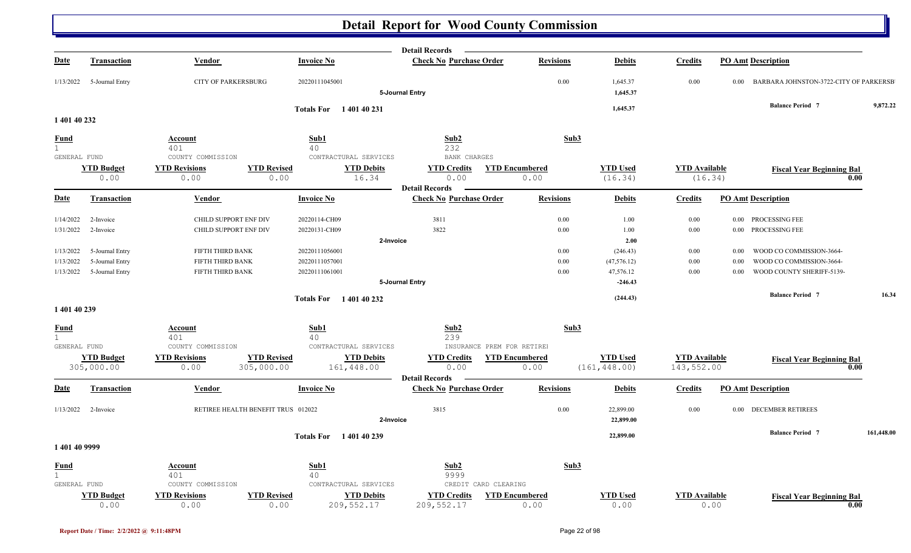# Detail Report for Wood County Commission

| Date | Transaction | Vendor | Invoice No | Check No | Purchase Order | Revisions | Debits | Credits | PO Amt | Description |
|---|---|---|---|---|---|---|---|---|---|---|
| 1/13/2022 | 5-Journal Entry | CITY OF PARKERSBURG | 20220111045001 | | | 0.00 | 1,645.37 | 0.00 | 0.00 | BARBARA JOHNSTON-3722-CITY OF PARKERSB |
| | | | 5-Journal Entry | | | | 1,645.37 | | | |
| | | | Totals For 1 401 40 231 | | | | 1,645.37 | | | Balance Period 7 9,872.22 |

## 1 401 40 232

| Fund | Account | Sub1 | Sub2 | Sub3 |
|---|---|---|---|---|
| 1 | 401 | 40 | 232 | |
| GENERAL FUND | COUNTY COMMISSION | CONTRACTUAL SERVICES | BANK CHARGES | |

| YTD Budget | YTD Revisions | YTD Revised | YTD Debits | YTD Credits | YTD Encumbered | YTD Used | YTD Available | Fiscal Year Beginning Bal |
|---|---|---|---|---|---|---|---|---|
| 0.00 | 0.00 | 0.00 | 16.34 | 0.00 | 0.00 | (16.34) | (16.34) | 0.00 |

| Date | Transaction | Vendor | Invoice No | Check No | Purchase Order | Revisions | Debits | Credits | PO Amt | Description |
|---|---|---|---|---|---|---|---|---|---|---|
| 1/14/2022 | 2-Invoice | CHILD SUPPORT ENF DIV | 20220114-CH09 | 3811 | | 0.00 | 1.00 | 0.00 | 0.00 | PROCESSING FEE |
| 1/31/2022 | 2-Invoice | CHILD SUPPORT ENF DIV | 20220131-CH09 | 3822 | | 0.00 | 1.00 | 0.00 | 0.00 | PROCESSING FEE |
| | | | 2-Invoice | | | | 2.00 | | | |
| 1/13/2022 | 5-Journal Entry | FIFTH THIRD BANK | 20220111056001 | | | 0.00 | (246.43) | 0.00 | 0.00 | WOOD CO COMMISSION-3664- |
| 1/13/2022 | 5-Journal Entry | FIFTH THIRD BANK | 20220111057001 | | | 0.00 | (47,576.12) | 0.00 | 0.00 | WOOD CO COMMISSION-3664- |
| 1/13/2022 | 5-Journal Entry | FIFTH THIRD BANK | 20220111061001 | | | 0.00 | 47,576.12 | 0.00 | 0.00 | WOOD COUNTY SHERIFF-5139- |
| | | | 5-Journal Entry | | | | -246.43 | | | |
| | | | Totals For 1 401 40 232 | | | | (244.43) | | | Balance Period 7 16.34 |

## 1 401 40 239

| Fund | Account | Sub1 | Sub2 | Sub3 |
|---|---|---|---|---|
| 1 | 401 | 40 | 239 | |
| GENERAL FUND | COUNTY COMMISSION | CONTRACTUAL SERVICES | INSURANCE PREM FOR RETIREI | |

| YTD Budget | YTD Revisions | YTD Revised | YTD Debits | YTD Credits | YTD Encumbered | YTD Used | YTD Available | Fiscal Year Beginning Bal |
|---|---|---|---|---|---|---|---|---|
| 305,000.00 | 0.00 | 305,000.00 | 161,448.00 | 0.00 | 0.00 | (161,448.00) | 143,552.00 | 0.00 |

| Date | Transaction | Vendor | Invoice No | Check No | Purchase Order | Revisions | Debits | Credits | PO Amt | Description |
|---|---|---|---|---|---|---|---|---|---|---|
| 1/13/2022 | 2-Invoice | RETIREE HEALTH BENEFIT TRUS | 012022 | 3815 | | 0.00 | 22,899.00 | 0.00 | 0.00 | DECEMBER RETIREES |
| | | | 2-Invoice | | | | 22,899.00 | | | |
| | | | Totals For 1 401 40 239 | | | | 22,899.00 | | | Balance Period 7 161,448.00 |

## 1 401 40 9999

| Fund | Account | Sub1 | Sub2 | Sub3 |
|---|---|---|---|---|
| 1 | 401 | 40 | 9999 | |
| GENERAL FUND | COUNTY COMMISSION | CONTRACTUAL SERVICES | CREDIT CARD CLEARING | |

| YTD Budget | YTD Revisions | YTD Revised | YTD Debits | YTD Credits | YTD Encumbered | YTD Used | YTD Available | Fiscal Year Beginning Bal |
|---|---|---|---|---|---|---|---|---|
| 0.00 | 0.00 | 0.00 | 209,552.17 | 209,552.17 | 0.00 | 0.00 | 0.00 | 0.00 |

Report Date / Time: 2/2/2022 @ 9:11:48PM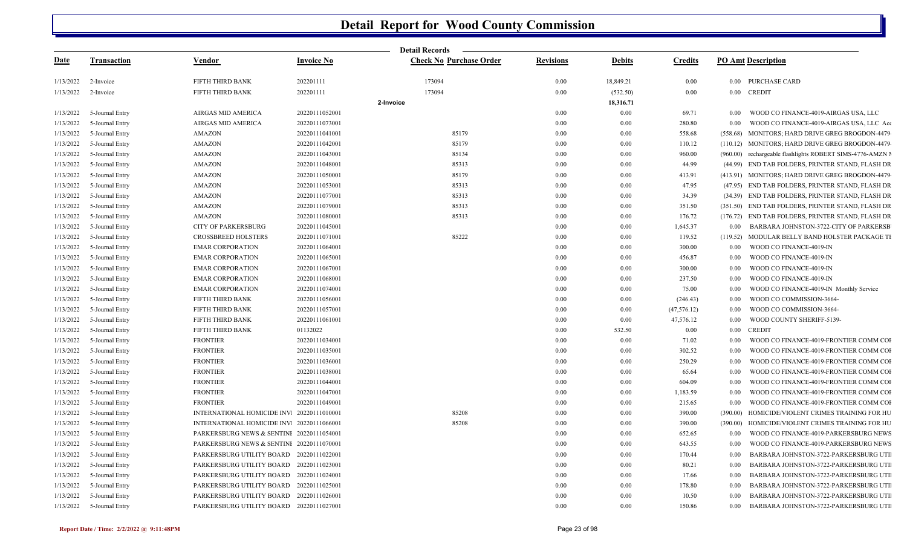# Detail Report for Wood County Commission

Detail Records

| Date | Transaction | Vendor | Invoice No | Check No | Purchase Order | Revisions | Debits | Credits | PO Amt | Description |
|---|---|---|---|---|---|---|---|---|---|---|
| 1/13/2022 | 2-Invoice | FIFTH THIRD BANK | 202201111 | 173094 | | 0.00 | 18,849.21 | 0.00 | 0.00 | PURCHASE CARD |
| 1/13/2022 | 2-Invoice | FIFTH THIRD BANK | 202201111 | 173094 | | 0.00 | (532.50) | 0.00 | 0.00 | CREDIT |
| | | | | 2-Invoice | | | 18,316.71 | | | |
| 1/13/2022 | 5-Journal Entry | AIRGAS MID AMERICA | 20220111052001 | | | 0.00 | 0.00 | 69.71 | 0.00 | WOOD CO FINANCE-4019-AIRGAS USA, LLC |
| 1/13/2022 | 5-Journal Entry | AIRGAS MID AMERICA | 20220111073001 | | | 0.00 | 0.00 | 280.80 | 0.00 | WOOD CO FINANCE-4019-AIRGAS USA, LLC Acc |
| 1/13/2022 | 5-Journal Entry | AMAZON | 20220111041001 | | 85179 | 0.00 | 0.00 | 558.68 | (558.68) | MONITORS; HARD DRIVE GREG BROGDON-4479- |
| 1/13/2022 | 5-Journal Entry | AMAZON | 20220111042001 | | 85179 | 0.00 | 0.00 | 110.12 | (110.12) | MONITORS; HARD DRIVE GREG BROGDON-4479- |
| 1/13/2022 | 5-Journal Entry | AMAZON | 20220111043001 | | 85134 | 0.00 | 0.00 | 960.00 | (960.00) | rechargeable flashlights ROBERT SIMS-4776-AMZN M |
| 1/13/2022 | 5-Journal Entry | AMAZON | 20220111048001 | | 85313 | 0.00 | 0.00 | 44.99 | (44.99) | END TAB FOLDERS, PRINTER STAND, FLASH DR |
| 1/13/2022 | 5-Journal Entry | AMAZON | 20220111050001 | | 85179 | 0.00 | 0.00 | 413.91 | (413.91) | MONITORS; HARD DRIVE GREG BROGDON-4479- |
| 1/13/2022 | 5-Journal Entry | AMAZON | 20220111053001 | | 85313 | 0.00 | 0.00 | 47.95 | (47.95) | END TAB FOLDERS, PRINTER STAND, FLASH DR |
| 1/13/2022 | 5-Journal Entry | AMAZON | 20220111077001 | | 85313 | 0.00 | 0.00 | 34.39 | (34.39) | END TAB FOLDERS, PRINTER STAND, FLASH DR |
| 1/13/2022 | 5-Journal Entry | AMAZON | 20220111079001 | | 85313 | 0.00 | 0.00 | 351.50 | (351.50) | END TAB FOLDERS, PRINTER STAND, FLASH DR |
| 1/13/2022 | 5-Journal Entry | AMAZON | 20220111080001 | | 85313 | 0.00 | 0.00 | 176.72 | (176.72) | END TAB FOLDERS, PRINTER STAND, FLASH DR |
| 1/13/2022 | 5-Journal Entry | CITY OF PARKERSBURG | 20220111045001 | | | 0.00 | 0.00 | 1,645.37 | 0.00 | BARBARA JOHNSTON-3722-CITY OF PARKERSBU |
| 1/13/2022 | 5-Journal Entry | CROSSBREED HOLSTERS | 20220111071001 | | 85222 | 0.00 | 0.00 | 119.52 | (119.52) | MODULAR BELLY BAND HOLSTER PACKAGE TE |
| 1/13/2022 | 5-Journal Entry | EMAR CORPORATION | 20220111064001 | | | 0.00 | 0.00 | 300.00 | 0.00 | WOOD CO FINANCE-4019-IN |
| 1/13/2022 | 5-Journal Entry | EMAR CORPORATION | 20220111065001 | | | 0.00 | 0.00 | 456.87 | 0.00 | WOOD CO FINANCE-4019-IN |
| 1/13/2022 | 5-Journal Entry | EMAR CORPORATION | 20220111067001 | | | 0.00 | 0.00 | 300.00 | 0.00 | WOOD CO FINANCE-4019-IN |
| 1/13/2022 | 5-Journal Entry | EMAR CORPORATION | 20220111068001 | | | 0.00 | 0.00 | 237.50 | 0.00 | WOOD CO FINANCE-4019-IN |
| 1/13/2022 | 5-Journal Entry | EMAR CORPORATION | 20220111074001 | | | 0.00 | 0.00 | 75.00 | 0.00 | WOOD CO FINANCE-4019-IN Monthly Service |
| 1/13/2022 | 5-Journal Entry | FIFTH THIRD BANK | 20220111056001 | | | 0.00 | 0.00 | (246.43) | 0.00 | WOOD CO COMMISSION-3664- |
| 1/13/2022 | 5-Journal Entry | FIFTH THIRD BANK | 20220111057001 | | | 0.00 | 0.00 | (47,576.12) | 0.00 | WOOD CO COMMISSION-3664- |
| 1/13/2022 | 5-Journal Entry | FIFTH THIRD BANK | 20220111061001 | | | 0.00 | 0.00 | 47,576.12 | 0.00 | WOOD COUNTY SHERIFF-5139- |
| 1/13/2022 | 5-Journal Entry | FIFTH THIRD BANK | 01132022 | | | 0.00 | 532.50 | 0.00 | 0.00 | CREDIT |
| 1/13/2022 | 5-Journal Entry | FRONTIER | 20220111034001 | | | 0.00 | 0.00 | 71.02 | 0.00 | WOOD CO FINANCE-4019-FRONTIER COMM COR |
| 1/13/2022 | 5-Journal Entry | FRONTIER | 20220111035001 | | | 0.00 | 0.00 | 302.52 | 0.00 | WOOD CO FINANCE-4019-FRONTIER COMM COR |
| 1/13/2022 | 5-Journal Entry | FRONTIER | 20220111036001 | | | 0.00 | 0.00 | 250.29 | 0.00 | WOOD CO FINANCE-4019-FRONTIER COMM COR |
| 1/13/2022 | 5-Journal Entry | FRONTIER | 20220111038001 | | | 0.00 | 0.00 | 65.64 | 0.00 | WOOD CO FINANCE-4019-FRONTIER COMM COR |
| 1/13/2022 | 5-Journal Entry | FRONTIER | 20220111044001 | | | 0.00 | 0.00 | 604.09 | 0.00 | WOOD CO FINANCE-4019-FRONTIER COMM COR |
| 1/13/2022 | 5-Journal Entry | FRONTIER | 20220111047001 | | | 0.00 | 0.00 | 1,183.59 | 0.00 | WOOD CO FINANCE-4019-FRONTIER COMM COR |
| 1/13/2022 | 5-Journal Entry | FRONTIER | 20220111049001 | | | 0.00 | 0.00 | 215.65 | 0.00 | WOOD CO FINANCE-4019-FRONTIER COMM COR |
| 1/13/2022 | 5-Journal Entry | INTERNATIONAL HOMICIDE INVI | 20220111010001 | | 85208 | 0.00 | 0.00 | 390.00 | (390.00) | HOMICIDE/VIOLENT CRIMES TRAINING FOR HU |
| 1/13/2022 | 5-Journal Entry | INTERNATIONAL HOMICIDE INVI | 20220111066001 | | 85208 | 0.00 | 0.00 | 390.00 | (390.00) | HOMICIDE/VIOLENT CRIMES TRAINING FOR HU |
| 1/13/2022 | 5-Journal Entry | PARKERSBURG NEWS & SENTINE | 20220111054001 | | | 0.00 | 0.00 | 652.65 | 0.00 | WOOD CO FINANCE-4019-PARKERSBURG NEWS |
| 1/13/2022 | 5-Journal Entry | PARKERSBURG NEWS & SENTINE | 20220111070001 | | | 0.00 | 0.00 | 643.55 | 0.00 | WOOD CO FINANCE-4019-PARKERSBURG NEWS |
| 1/13/2022 | 5-Journal Entry | PARKERSBURG UTILITY BOARD | 20220111022001 | | | 0.00 | 0.00 | 170.44 | 0.00 | BARBARA JOHNSTON-3722-PARKERSBURG UTIL |
| 1/13/2022 | 5-Journal Entry | PARKERSBURG UTILITY BOARD | 20220111023001 | | | 0.00 | 0.00 | 80.21 | 0.00 | BARBARA JOHNSTON-3722-PARKERSBURG UTIL |
| 1/13/2022 | 5-Journal Entry | PARKERSBURG UTILITY BOARD | 20220111024001 | | | 0.00 | 0.00 | 17.66 | 0.00 | BARBARA JOHNSTON-3722-PARKERSBURG UTIL |
| 1/13/2022 | 5-Journal Entry | PARKERSBURG UTILITY BOARD | 20220111025001 | | | 0.00 | 0.00 | 178.80 | 0.00 | BARBARA JOHNSTON-3722-PARKERSBURG UTIL |
| 1/13/2022 | 5-Journal Entry | PARKERSBURG UTILITY BOARD | 20220111026001 | | | 0.00 | 0.00 | 10.50 | 0.00 | BARBARA JOHNSTON-3722-PARKERSBURG UTIL |
| 1/13/2022 | 5-Journal Entry | PARKERSBURG UTILITY BOARD | 20220111027001 | | | 0.00 | 0.00 | 150.86 | 0.00 | BARBARA JOHNSTON-3722-PARKERSBURG UTIL |

Report Date / Time: 2/2/2022 @ 9:11:48PM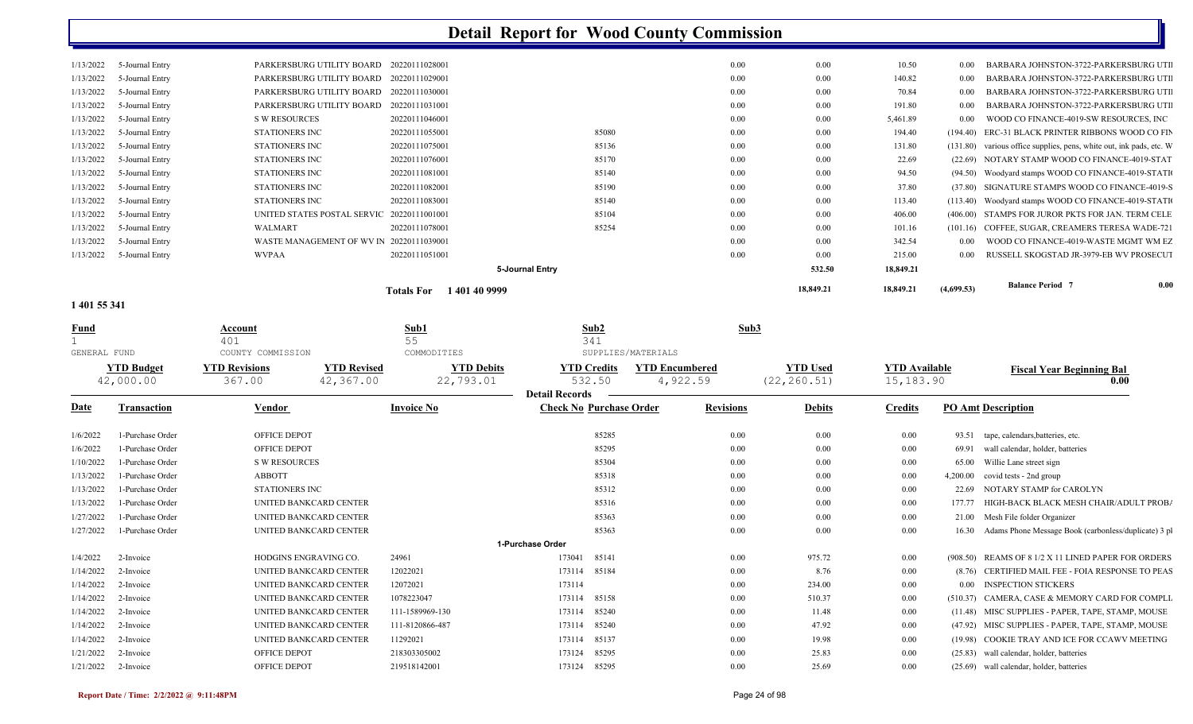# Detail Report for Wood County Commission

| Date | Transaction | Vendor | Invoice No | Check No | Purchase Order | Revisions | Debits | Credits | PO Amt | Description |
|---|---|---|---|---|---|---|---|---|---|---|
| 1/13/2022 | 5-Journal Entry | PARKERSBURG UTILITY BOARD | 20220111028001 | | | 0.00 | 0.00 | 10.50 | 0.00 | BARBARA JOHNSTON-3722-PARKERSBURG UTII |
| 1/13/2022 | 5-Journal Entry | PARKERSBURG UTILITY BOARD | 20220111029001 | | | 0.00 | 0.00 | 140.82 | 0.00 | BARBARA JOHNSTON-3722-PARKERSBURG UTII |
| 1/13/2022 | 5-Journal Entry | PARKERSBURG UTILITY BOARD | 20220111030001 | | | 0.00 | 0.00 | 70.84 | 0.00 | BARBARA JOHNSTON-3722-PARKERSBURG UTII |
| 1/13/2022 | 5-Journal Entry | PARKERSBURG UTILITY BOARD | 20220111031001 | | | 0.00 | 0.00 | 191.80 | 0.00 | BARBARA JOHNSTON-3722-PARKERSBURG UTII |
| 1/13/2022 | 5-Journal Entry | S W RESOURCES | 20220111046001 | | | 0.00 | 0.00 | 5,461.89 | 0.00 | WOOD CO FINANCE-4019-SW RESOURCES, INC |
| 1/13/2022 | 5-Journal Entry | STATIONERS INC | 20220111055001 | | 85080 | 0.00 | 0.00 | 194.40 | (194.40) | ERC-31 BLACK PRINTER RIBBONS WOOD CO FIN |
| 1/13/2022 | 5-Journal Entry | STATIONERS INC | 20220111075001 | | 85136 | 0.00 | 0.00 | 131.80 | (131.80) | various office supplies, pens, white out, ink pads, etc. W |
| 1/13/2022 | 5-Journal Entry | STATIONERS INC | 20220111076001 | | 85170 | 0.00 | 0.00 | 22.69 | (22.69) | NOTARY STAMP WOOD CO FINANCE-4019-STAT |
| 1/13/2022 | 5-Journal Entry | STATIONERS INC | 20220111081001 | | 85140 | 0.00 | 0.00 | 94.50 | (94.50) | Woodyard stamps WOOD CO FINANCE-4019-STATI |
| 1/13/2022 | 5-Journal Entry | STATIONERS INC | 20220111082001 | | 85190 | 0.00 | 0.00 | 37.80 | (37.80) | SIGNATURE STAMPS WOOD CO FINANCE-4019-S |
| 1/13/2022 | 5-Journal Entry | STATIONERS INC | 20220111083001 | | 85140 | 0.00 | 0.00 | 113.40 | (113.40) | Woodyard stamps WOOD CO FINANCE-4019-STATI |
| 1/13/2022 | 5-Journal Entry | UNITED STATES POSTAL SERVIC | 20220111001001 | | 85104 | 0.00 | 0.00 | 406.00 | (406.00) | STAMPS FOR JUROR PKTS FOR JAN. TERM CELE |
| 1/13/2022 | 5-Journal Entry | WALMART | 20220111078001 | | 85254 | 0.00 | 0.00 | 101.16 | (101.16) | COFFEE, SUGAR, CREAMERS TERESA WADE-721 |
| 1/13/2022 | 5-Journal Entry | WASTE MANAGEMENT OF WV IN | 20220111039001 | | | 0.00 | 0.00 | 342.54 | 0.00 | WOOD CO FINANCE-4019-WASTE MGMT WM EZ |
| 1/13/2022 | 5-Journal Entry | WVPAA | 20220111051001 | | | 0.00 | 0.00 | 215.00 | 0.00 | RUSSELL SKOGSTAD JR-3979-EB WV PROSECUT |
| | | | | **5-Journal Entry** | | | **532.50** | **18,849.21** | | |
| | | | **Totals For 1 401 40 9999** | | | | **18,849.21** | **18,849.21** | **(4,699.53)** | **Balance Period 7 0.00** |

**1 401 55 341**

| Fund | Account | Sub1 | Sub2 | Sub3 |
|---|---|---|---|---|
| 1 | 401 | 55 | 341 | |
| GENERAL FUND | COUNTY COMMISSION | COMMODITIES | SUPPLIES/MATERIALS | |

| YTD Budget | YTD Revisions | YTD Revised | YTD Debits | YTD Credits | YTD Encumbered | YTD Used | YTD Available | Fiscal Year Beginning Bal |
|---|---|---|---|---|---|---|---|---|
| 42,000.00 | 367.00 | 42,367.00 | 22,793.01 | 532.50 | 4,922.59 | (22,260.51) | 15,183.90 | 0.00 |

**Detail Records**

| Date | Transaction | Vendor | Invoice No | Check No | Purchase Order | Revisions | Debits | Credits | PO Amt | Description |
|---|---|---|---|---|---|---|---|---|---|---|
| 1/6/2022 | 1-Purchase Order | OFFICE DEPOT | | | 85285 | 0.00 | 0.00 | 0.00 | 93.51 | tape, calendars,batteries, etc. |
| 1/6/2022 | 1-Purchase Order | OFFICE DEPOT | | | 85295 | 0.00 | 0.00 | 0.00 | 69.91 | wall calendar, holder, batteries |
| 1/10/2022 | 1-Purchase Order | S W RESOURCES | | | 85304 | 0.00 | 0.00 | 0.00 | 65.00 | Willie Lane street sign |
| 1/13/2022 | 1-Purchase Order | ABBOTT | | | 85318 | 0.00 | 0.00 | 0.00 | 4,200.00 | covid tests - 2nd group |
| 1/13/2022 | 1-Purchase Order | STATIONERS INC | | | 85312 | 0.00 | 0.00 | 0.00 | 22.69 | NOTARY STAMP for CAROLYN |
| 1/13/2022 | 1-Purchase Order | UNITED BANKCARD CENTER | | | 85316 | 0.00 | 0.00 | 0.00 | 177.77 | HIGH-BACK BLACK MESH CHAIR/ADULT PROB/ |
| 1/27/2022 | 1-Purchase Order | UNITED BANKCARD CENTER | | | 85363 | 0.00 | 0.00 | 0.00 | 21.00 | Mesh File folder Organizer |
| 1/27/2022 | 1-Purchase Order | UNITED BANKCARD CENTER | | | 85363 | 0.00 | 0.00 | 0.00 | 16.30 | Adams Phone Message Book (carbonless/duplicate) 3 pl |
| | | | | **1-Purchase Order** | | | | | | |
| 1/4/2022 | 2-Invoice | HODGINS ENGRAVING CO. | 24961 | 173041 | 85141 | 0.00 | 975.72 | 0.00 | (908.50) | REAMS OF 8 1/2 X 11 LINED PAPER FOR ORDERS |
| 1/14/2022 | 2-Invoice | UNITED BANKCARD CENTER | 12022021 | 173114 | 85184 | 0.00 | 8.76 | 0.00 | (8.76) | CERTIFIED MAIL FEE - FOIA RESPONSE TO PEAS |
| 1/14/2022 | 2-Invoice | UNITED BANKCARD CENTER | 12072021 | 173114 | | 0.00 | 234.00 | 0.00 | 0.00 | INSPECTION STICKERS |
| 1/14/2022 | 2-Invoice | UNITED BANKCARD CENTER | 1078223047 | 173114 | 85158 | 0.00 | 510.37 | 0.00 | (510.37) | CAMERA, CASE & MEMORY CARD FOR COMPLI |
| 1/14/2022 | 2-Invoice | UNITED BANKCARD CENTER | 111-1589969-130 | 173114 | 85240 | 0.00 | 11.48 | 0.00 | (11.48) | MISC SUPPLIES - PAPER, TAPE, STAMP, MOUSE |
| 1/14/2022 | 2-Invoice | UNITED BANKCARD CENTER | 111-8120866-487 | 173114 | 85240 | 0.00 | 47.92 | 0.00 | (47.92) | MISC SUPPLIES - PAPER, TAPE, STAMP, MOUSE |
| 1/14/2022 | 2-Invoice | UNITED BANKCARD CENTER | 11292021 | 173114 | 85137 | 0.00 | 19.98 | 0.00 | (19.98) | COOKIE TRAY AND ICE FOR CCAWV MEETING |
| 1/21/2022 | 2-Invoice | OFFICE DEPOT | 218303305002 | 173124 | 85295 | 0.00 | 25.83 | 0.00 | (25.83) | wall calendar, holder, batteries |
| 1/21/2022 | 2-Invoice | OFFICE DEPOT | 219518142001 | 173124 | 85295 | 0.00 | 25.69 | 0.00 | (25.69) | wall calendar, holder, batteries |

Report Date / Time: 2/2/2022 @ 9:11:48PM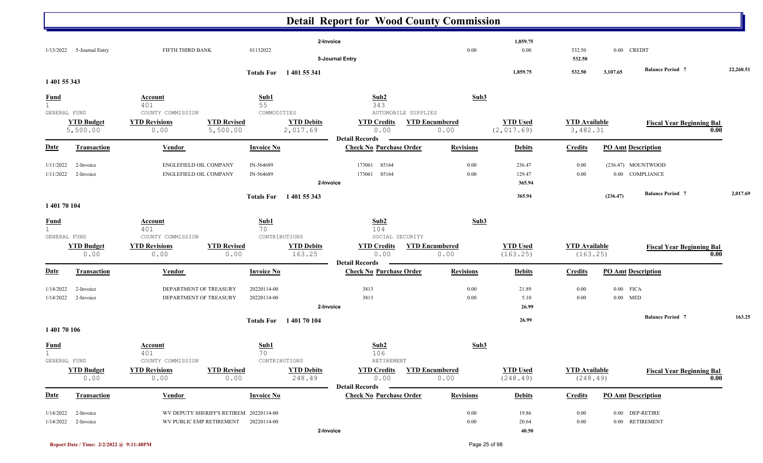# Detail Report for Wood County Commission

| | | | | | | | | | | |
|---|---|---|---|---|---|---|---|---|---|---|
| | | | | 2-Invoice | | 1,859.75 | | | | |
| 1/13/2022 | 5-Journal Entry | FIFTH THIRD BANK | 01132022 | | 0.00 | 0.00 | 532.50 | 0.00 | CREDIT | |
| | | | | 5-Journal Entry | | | 532.50 | | | |
| | | | Totals For 1 401 55 341 | | | 1,859.75 | 532.50 | 3,107.65 | Balance Period 7 | 22,260.51 |

## 1 401 55 343

| Fund | Account | | Sub1 | Sub2 | | Sub3 | | |
|---|---|---|---|---|---|---|---|---|
| 1 GENERAL FUND | 401 COUNTY COMMISSION | | 55 COMMODITIES | 343 AUTOMOBILE SUPPLIES | | | | |
| **YTD Budget** | **YTD Revisions** | **YTD Revised** | **YTD Debits** | **YTD Credits** | **YTD Encumbered** | **YTD Used** | **YTD Available** | **Fiscal Year Beginning Bal** |
| 5,500.00 | 0.00 | 5,500.00 | 2,017.69 | 0.00 | 0.00 | (2,017.69) | 3,482.31 | 0.00 |

Detail Records

| Date | Transaction | Vendor | Invoice No | Check No | Purchase Order | Revisions | Debits | Credits | PO Amt | Description |
|---|---|---|---|---|---|---|---|---|---|---|
| 1/11/2022 | 2-Invoice | ENGLEFIELD OIL COMPANY | IN-564689 | 173061 | 85164 | 0.00 | 236.47 | 0.00 | (236.47) | MOUNTWOOD |
| 1/11/2022 | 2-Invoice | ENGLEFIELD OIL COMPANY | IN-564689 | 173061 | 85164 | 0.00 | 129.47 | 0.00 | 0.00 | COMPLIANCE |
| | | | 2-Invoice | | | | 365.94 | | | |
| | | | Totals For 1 401 55 343 | | | | 365.94 | | (236.47) | Balance Period 7 2,017.69 |

## 1 401 70 104

| Fund | Account | | Sub1 | Sub2 | | Sub3 | | |
|---|---|---|---|---|---|---|---|---|
| 1 GENERAL FUND | 401 COUNTY COMMISSION | | 70 CONTRIBUTIONS | 104 SOCIAL SECURITY | | | | |
| **YTD Budget** | **YTD Revisions** | **YTD Revised** | **YTD Debits** | **YTD Credits** | **YTD Encumbered** | **YTD Used** | **YTD Available** | **Fiscal Year Beginning Bal** |
| 0.00 | 0.00 | 0.00 | 163.25 | 0.00 | 0.00 | (163.25) | (163.25) | 0.00 |

Detail Records

| Date | Transaction | Vendor | Invoice No | Check No | Purchase Order | Revisions | Debits | Credits | PO Amt | Description |
|---|---|---|---|---|---|---|---|---|---|---|
| 1/14/2022 | 2-Invoice | DEPARTMENT OF TREASURY | 20220114-00 | 3813 | | 0.00 | 21.89 | 0.00 | 0.00 | FICA |
| 1/14/2022 | 2-Invoice | DEPARTMENT OF TREASURY | 20220114-00 | 3813 | | 0.00 | 5.10 | 0.00 | 0.00 | MED |
| | | | 2-Invoice | | | | 26.99 | | | |
| | | | Totals For 1 401 70 104 | | | | 26.99 | | | Balance Period 7 163.25 |

## 1 401 70 106

| Fund | Account | | Sub1 | Sub2 | | Sub3 | | |
|---|---|---|---|---|---|---|---|---|
| 1 GENERAL FUND | 401 COUNTY COMMISSION | | 70 CONTRIBUTIONS | 106 RETIREMENT | | | | |
| **YTD Budget** | **YTD Revisions** | **YTD Revised** | **YTD Debits** | **YTD Credits** | **YTD Encumbered** | **YTD Used** | **YTD Available** | **Fiscal Year Beginning Bal** |
| 0.00 | 0.00 | 0.00 | 248.49 | 0.00 | 0.00 | (248.49) | (248.49) | 0.00 |

Detail Records

| Date | Transaction | Vendor | Invoice No | Check No | Purchase Order | Revisions | Debits | Credits | PO Amt | Description |
|---|---|---|---|---|---|---|---|---|---|---|
| 1/14/2022 | 2-Invoice | WV DEPUTY SHERIFF'S RETIREM | 20220114-00 | | | 0.00 | 19.86 | 0.00 | 0.00 | DEP-RETIRE |
| 1/14/2022 | 2-Invoice | WV PUBLIC EMP RETIREMENT | 20220114-00 | | | 0.00 | 20.64 | 0.00 | 0.00 | RETIREMENT |
| | | | 2-Invoice | | | | 40.50 | | | |

Report Date / Time: 2/2/2022 @ 9:11:48PM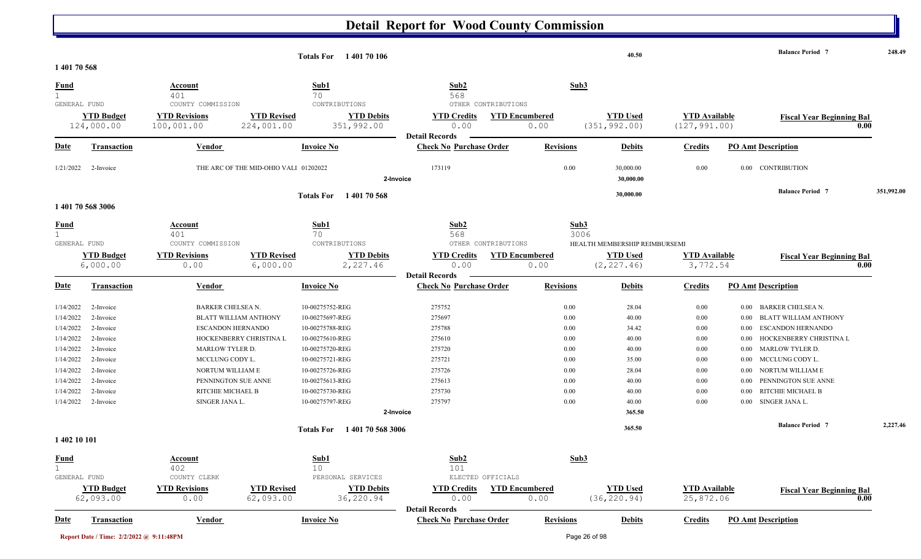# Detail Report for Wood County Commission

| | | | | | |
|---|---|---|---|---|---|
| Totals For | 1 401 70 106 | 40.50 | | Balance Period 7 | 248.49 |

## 1 401 70 568

| Fund | Account | Sub1 | Sub2 | Sub3 |
|---|---|---|---|---|
| 1 | 401 | 70 | 568 | |
| GENERAL FUND | COUNTY COMMISSION | CONTRIBUTIONS | OTHER CONTRIBUTIONS | |

| YTD Budget | YTD Revisions | YTD Revised | YTD Debits | YTD Credits | YTD Encumbered | YTD Used | YTD Available | Fiscal Year Beginning Bal |
|---|---|---|---|---|---|---|---|---|
| 124,000.00 | 100,001.00 | 224,001.00 | 351,992.00 | 0.00 | 0.00 | (351,992.00) | (127,991.00) | 0.00 |

**Detail Records**

| Date | Transaction | Vendor | Invoice No | Check No | Purchase Order | Revisions | Debits | Credits | PO Amt | Description |
|---|---|---|---|---|---|---|---|---|---|---|
| 1/21/2022 | 2-Invoice | THE ARC OF THE MID-OHIO VALI | 01202022 | 173119 | | 0.00 | 30,000.00 | 0.00 | 0.00 | CONTRIBUTION |
| | | | 2-Invoice | | | | 30,000.00 | | | |
| | | | Totals For 1 401 70 568 | | | | 30,000.00 | | | Balance Period 7 351,992.00 |

## 1 401 70 568 3006

| Fund | Account | Sub1 | Sub2 | Sub3 |
|---|---|---|---|---|
| 1 | 401 | 70 | 568 | 3006 |
| GENERAL FUND | COUNTY COMMISSION | CONTRIBUTIONS | OTHER CONTRIBUTIONS | HEALTH MEMBERSHIP REIMBURSEMI |

| YTD Budget | YTD Revisions | YTD Revised | YTD Debits | YTD Credits | YTD Encumbered | YTD Used | YTD Available | Fiscal Year Beginning Bal |
|---|---|---|---|---|---|---|---|---|
| 6,000.00 | 0.00 | 6,000.00 | 2,227.46 | 0.00 | 0.00 | (2,227.46) | 3,772.54 | 0.00 |

**Detail Records**

| Date | Transaction | Vendor | Invoice No | Check No | Purchase Order | Revisions | Debits | Credits | PO Amt | Description |
|---|---|---|---|---|---|---|---|---|---|---|
| 1/14/2022 | 2-Invoice | BARKER CHELSEA N. | 10-00275752-REG | 275752 | | 0.00 | 28.04 | 0.00 | 0.00 | BARKER CHELSEA N. |
| 1/14/2022 | 2-Invoice | BLATT WILLIAM ANTHONY | 10-00275697-REG | 275697 | | 0.00 | 40.00 | 0.00 | 0.00 | BLATT WILLIAM ANTHONY |
| 1/14/2022 | 2-Invoice | ESCANDON HERNANDO | 10-00275788-REG | 275788 | | 0.00 | 34.42 | 0.00 | 0.00 | ESCANDON HERNANDO |
| 1/14/2022 | 2-Invoice | HOCKENBERRY CHRISTINA L | 10-00275610-REG | 275610 | | 0.00 | 40.00 | 0.00 | 0.00 | HOCKENBERRY CHRISTINA L |
| 1/14/2022 | 2-Invoice | MARLOW TYLER D. | 10-00275720-REG | 275720 | | 0.00 | 40.00 | 0.00 | 0.00 | MARLOW TYLER D. |
| 1/14/2022 | 2-Invoice | MCCLUNG CODY L. | 10-00275721-REG | 275721 | | 0.00 | 35.00 | 0.00 | 0.00 | MCCLUNG CODY L. |
| 1/14/2022 | 2-Invoice | NORTUM WILLIAM E | 10-00275726-REG | 275726 | | 0.00 | 28.04 | 0.00 | 0.00 | NORTUM WILLIAM E |
| 1/14/2022 | 2-Invoice | PENNINGTON SUE ANNE | 10-00275613-REG | 275613 | | 0.00 | 40.00 | 0.00 | 0.00 | PENNINGTON SUE ANNE |
| 1/14/2022 | 2-Invoice | RITCHIE MICHAEL B | 10-00275730-REG | 275730 | | 0.00 | 40.00 | 0.00 | 0.00 | RITCHIE MICHAEL B |
| 1/14/2022 | 2-Invoice | SINGER JANA L. | 10-00275797-REG | 275797 | | 0.00 | 40.00 | 0.00 | 0.00 | SINGER JANA L. |
| | | | 2-Invoice | | | | 365.50 | | | |
| | | | Totals For 1 401 70 568 3006 | | | | 365.50 | | | Balance Period 7 2,227.46 |

## 1 402 10 101

| Fund | Account | Sub1 | Sub2 | Sub3 |
|---|---|---|---|---|
| 1 | 402 | 10 | 101 | |
| GENERAL FUND | COUNTY CLERK | PERSONAL SERVICES | ELECTED OFFICIALS | |

| YTD Budget | YTD Revisions | YTD Revised | YTD Debits | YTD Credits | YTD Encumbered | YTD Used | YTD Available | Fiscal Year Beginning Bal |
|---|---|---|---|---|---|---|---|---|
| 62,093.00 | 0.00 | 62,093.00 | 36,220.94 | 0.00 | 0.00 | (36,220.94) | 25,872.06 | 0.00 |

**Detail Records**

| Date | Transaction | Vendor | Invoice No | Check No | Purchase Order | Revisions | Debits | Credits | PO Amt | Description |
|---|---|---|---|---|---|---|---|---|---|---|

Report Date / Time: 2/2/2022 @ 9:11:48PM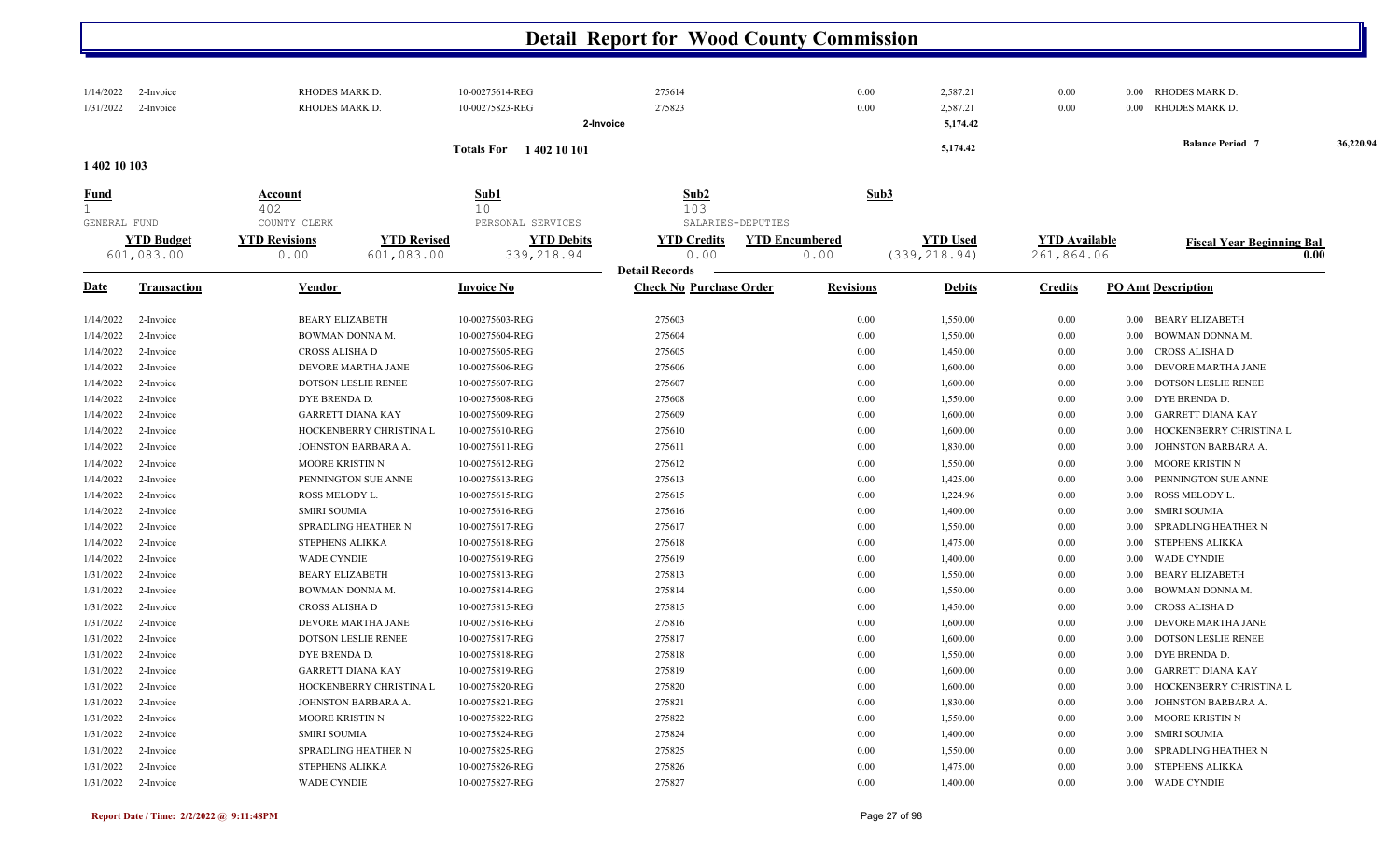# Detail Report for Wood County Commission

| Date | Transaction | Vendor | Invoice No | Check No | Purchase Order | Revisions | Debits | Credits | PO Amt | Description |
|---|---|---|---|---|---|---|---|---|---|---|
| 1/14/2022 | 2-Invoice | RHODES MARK D. | 10-00275614-REG | 275614 | | 0.00 | 2,587.21 | 0.00 | 0.00 | RHODES MARK D. |
| 1/31/2022 | 2-Invoice | RHODES MARK D. | 10-00275823-REG | 275823 | | 0.00 | 2,587.21 | 0.00 | 0.00 | RHODES MARK D. |
| | | | 2-Invoice | | | | 5,174.42 | | | |
| | | | Totals For 1 402 10 101 | | | | 5,174.42 | | | Balance Period 7 36,220.94 |

**1 402 10 103**

| Fund | Account | Sub1 | Sub2 | Sub3 |
|---|---|---|---|---|
| 1 | 402 | 10 | 103 | |
| GENERAL FUND | COUNTY CLERK | PERSONAL SERVICES | SALARIES-DEPUTIES | |

| YTD Budget | YTD Revisions | YTD Revised | YTD Debits | YTD Credits | YTD Encumbered | YTD Used | YTD Available | Fiscal Year Beginning Bal |
|---|---|---|---|---|---|---|---|---|
| 601,083.00 | 0.00 | 601,083.00 | 339,218.94 | 0.00 | 0.00 | (339,218.94) | 261,864.06 | 0.00 |

**Detail Records**

| Date | Transaction | Vendor | Invoice No | Check No | Purchase Order | Revisions | Debits | Credits | PO Amt | Description |
|---|---|---|---|---|---|---|---|---|---|---|
| 1/14/2022 | 2-Invoice | BEARY ELIZABETH | 10-00275603-REG | 275603 | | 0.00 | 1,550.00 | 0.00 | 0.00 | BEARY ELIZABETH |
| 1/14/2022 | 2-Invoice | BOWMAN DONNA M. | 10-00275604-REG | 275604 | | 0.00 | 1,550.00 | 0.00 | 0.00 | BOWMAN DONNA M. |
| 1/14/2022 | 2-Invoice | CROSS ALISHA D | 10-00275605-REG | 275605 | | 0.00 | 1,450.00 | 0.00 | 0.00 | CROSS ALISHA D |
| 1/14/2022 | 2-Invoice | DEVORE MARTHA JANE | 10-00275606-REG | 275606 | | 0.00 | 1,600.00 | 0.00 | 0.00 | DEVORE MARTHA JANE |
| 1/14/2022 | 2-Invoice | DOTSON LESLIE RENEE | 10-00275607-REG | 275607 | | 0.00 | 1,600.00 | 0.00 | 0.00 | DOTSON LESLIE RENEE |
| 1/14/2022 | 2-Invoice | DYE BRENDA D. | 10-00275608-REG | 275608 | | 0.00 | 1,550.00 | 0.00 | 0.00 | DYE BRENDA D. |
| 1/14/2022 | 2-Invoice | GARRETT DIANA KAY | 10-00275609-REG | 275609 | | 0.00 | 1,600.00 | 0.00 | 0.00 | GARRETT DIANA KAY |
| 1/14/2022 | 2-Invoice | HOCKENBERRY CHRISTINA L | 10-00275610-REG | 275610 | | 0.00 | 1,600.00 | 0.00 | 0.00 | HOCKENBERRY CHRISTINA L |
| 1/14/2022 | 2-Invoice | JOHNSTON BARBARA A. | 10-00275611-REG | 275611 | | 0.00 | 1,830.00 | 0.00 | 0.00 | JOHNSTON BARBARA A. |
| 1/14/2022 | 2-Invoice | MOORE KRISTIN N | 10-00275612-REG | 275612 | | 0.00 | 1,550.00 | 0.00 | 0.00 | MOORE KRISTIN N |
| 1/14/2022 | 2-Invoice | PENNINGTON SUE ANNE | 10-00275613-REG | 275613 | | 0.00 | 1,425.00 | 0.00 | 0.00 | PENNINGTON SUE ANNE |
| 1/14/2022 | 2-Invoice | ROSS MELODY L. | 10-00275615-REG | 275615 | | 0.00 | 1,224.96 | 0.00 | 0.00 | ROSS MELODY L. |
| 1/14/2022 | 2-Invoice | SMIRI SOUMIA | 10-00275616-REG | 275616 | | 0.00 | 1,400.00 | 0.00 | 0.00 | SMIRI SOUMIA |
| 1/14/2022 | 2-Invoice | SPRADLING HEATHER N | 10-00275617-REG | 275617 | | 0.00 | 1,550.00 | 0.00 | 0.00 | SPRADLING HEATHER N |
| 1/14/2022 | 2-Invoice | STEPHENS ALIKKA | 10-00275618-REG | 275618 | | 0.00 | 1,475.00 | 0.00 | 0.00 | STEPHENS ALIKKA |
| 1/14/2022 | 2-Invoice | WADE CYNDIE | 10-00275619-REG | 275619 | | 0.00 | 1,400.00 | 0.00 | 0.00 | WADE CYNDIE |
| 1/31/2022 | 2-Invoice | BEARY ELIZABETH | 10-00275813-REG | 275813 | | 0.00 | 1,550.00 | 0.00 | 0.00 | BEARY ELIZABETH |
| 1/31/2022 | 2-Invoice | BOWMAN DONNA M. | 10-00275814-REG | 275814 | | 0.00 | 1,550.00 | 0.00 | 0.00 | BOWMAN DONNA M. |
| 1/31/2022 | 2-Invoice | CROSS ALISHA D | 10-00275815-REG | 275815 | | 0.00 | 1,450.00 | 0.00 | 0.00 | CROSS ALISHA D |
| 1/31/2022 | 2-Invoice | DEVORE MARTHA JANE | 10-00275816-REG | 275816 | | 0.00 | 1,600.00 | 0.00 | 0.00 | DEVORE MARTHA JANE |
| 1/31/2022 | 2-Invoice | DOTSON LESLIE RENEE | 10-00275817-REG | 275817 | | 0.00 | 1,600.00 | 0.00 | 0.00 | DOTSON LESLIE RENEE |
| 1/31/2022 | 2-Invoice | DYE BRENDA D. | 10-00275818-REG | 275818 | | 0.00 | 1,550.00 | 0.00 | 0.00 | DYE BRENDA D. |
| 1/31/2022 | 2-Invoice | GARRETT DIANA KAY | 10-00275819-REG | 275819 | | 0.00 | 1,600.00 | 0.00 | 0.00 | GARRETT DIANA KAY |
| 1/31/2022 | 2-Invoice | HOCKENBERRY CHRISTINA L | 10-00275820-REG | 275820 | | 0.00 | 1,600.00 | 0.00 | 0.00 | HOCKENBERRY CHRISTINA L |
| 1/31/2022 | 2-Invoice | JOHNSTON BARBARA A. | 10-00275821-REG | 275821 | | 0.00 | 1,830.00 | 0.00 | 0.00 | JOHNSTON BARBARA A. |
| 1/31/2022 | 2-Invoice | MOORE KRISTIN N | 10-00275822-REG | 275822 | | 0.00 | 1,550.00 | 0.00 | 0.00 | MOORE KRISTIN N |
| 1/31/2022 | 2-Invoice | SMIRI SOUMIA | 10-00275824-REG | 275824 | | 0.00 | 1,400.00 | 0.00 | 0.00 | SMIRI SOUMIA |
| 1/31/2022 | 2-Invoice | SPRADLING HEATHER N | 10-00275825-REG | 275825 | | 0.00 | 1,550.00 | 0.00 | 0.00 | SPRADLING HEATHER N |
| 1/31/2022 | 2-Invoice | STEPHENS ALIKKA | 10-00275826-REG | 275826 | | 0.00 | 1,475.00 | 0.00 | 0.00 | STEPHENS ALIKKA |
| 1/31/2022 | 2-Invoice | WADE CYNDIE | 10-00275827-REG | 275827 | | 0.00 | 1,400.00 | 0.00 | 0.00 | WADE CYNDIE |

Report Date / Time: 2/2/2022 @ 9:11:48PM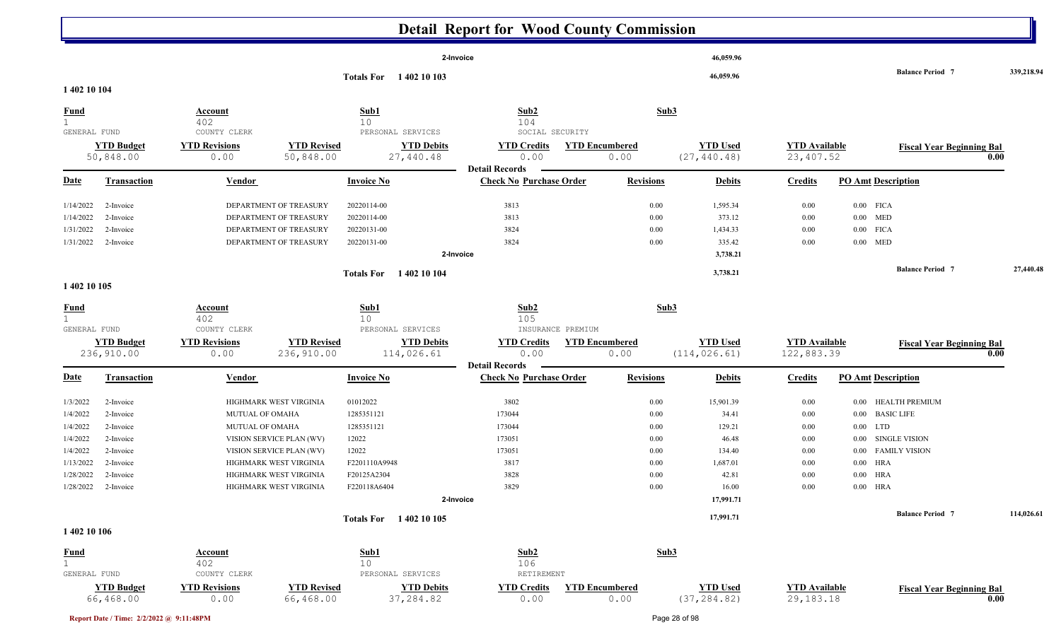# Detail Report for Wood County Commission

| | | | | | | | | | |
|---|---|---|---|---|---|---|---|---|---|
| | | | 2-Invoice | | | 46,059.96 | | | |
| | | Totals For 1 402 10 103 | | | | 46,059.96 | | Balance Period 7 | 339,218.94 |

## 1 402 10 104

| Fund | Account | Sub1 | Sub2 | Sub3 |
|---|---|---|---|---|
| 1 | 402 | 10 | 104 | |
| GENERAL FUND | COUNTY CLERK | PERSONAL SERVICES | SOCIAL SECURITY | |

| YTD Budget | YTD Revisions | YTD Revised | YTD Debits | YTD Credits | YTD Encumbered | YTD Used | YTD Available | Fiscal Year Beginning Bal |
|---|---|---|---|---|---|---|---|---|
| 50,848.00 | 0.00 | 50,848.00 | 27,440.48 | 0.00 | 0.00 | (27,440.48) | 23,407.52 | 0.00 |

**Detail Records**

| Date | Transaction | Vendor | Invoice No | Check No | Purchase Order | Revisions | Debits | Credits | PO Amt | Description |
|---|---|---|---|---|---|---|---|---|---|---|
| 1/14/2022 | 2-Invoice | DEPARTMENT OF TREASURY | 20220114-00 | 3813 | | 0.00 | 1,595.34 | 0.00 | 0.00 | FICA |
| 1/14/2022 | 2-Invoice | DEPARTMENT OF TREASURY | 20220114-00 | 3813 | | 0.00 | 373.12 | 0.00 | 0.00 | MED |
| 1/31/2022 | 2-Invoice | DEPARTMENT OF TREASURY | 20220131-00 | 3824 | | 0.00 | 1,434.33 | 0.00 | 0.00 | FICA |
| 1/31/2022 | 2-Invoice | DEPARTMENT OF TREASURY | 20220131-00 | 3824 | | 0.00 | 335.42 | 0.00 | 0.00 | MED |
| | | | 2-Invoice | | | | 3,738.21 | | | |
| | | Totals For 1 402 10 104 | | | | | 3,738.21 | | | Balance Period 7 27,440.48 |

## 1 402 10 105

| Fund | Account | Sub1 | Sub2 | Sub3 |
|---|---|---|---|---|
| 1 | 402 | 10 | 105 | |
| GENERAL FUND | COUNTY CLERK | PERSONAL SERVICES | INSURANCE PREMIUM | |

| YTD Budget | YTD Revisions | YTD Revised | YTD Debits | YTD Credits | YTD Encumbered | YTD Used | YTD Available | Fiscal Year Beginning Bal |
|---|---|---|---|---|---|---|---|---|
| 236,910.00 | 0.00 | 236,910.00 | 114,026.61 | 0.00 | 0.00 | (114,026.61) | 122,883.39 | 0.00 |

**Detail Records**

| Date | Transaction | Vendor | Invoice No | Check No | Purchase Order | Revisions | Debits | Credits | PO Amt | Description |
|---|---|---|---|---|---|---|---|---|---|---|
| 1/3/2022 | 2-Invoice | HIGHMARK WEST VIRGINIA | 01012022 | 3802 | | 0.00 | 15,901.39 | 0.00 | 0.00 | HEALTH PREMIUM |
| 1/4/2022 | 2-Invoice | MUTUAL OF OMAHA | 1285351121 | 173044 | | 0.00 | 34.41 | 0.00 | 0.00 | BASIC LIFE |
| 1/4/2022 | 2-Invoice | MUTUAL OF OMAHA | 1285351121 | 173044 | | 0.00 | 129.21 | 0.00 | 0.00 | LTD |
| 1/4/2022 | 2-Invoice | VISION SERVICE PLAN (WV) | 12022 | 173051 | | 0.00 | 46.48 | 0.00 | 0.00 | SINGLE VISION |
| 1/4/2022 | 2-Invoice | VISION SERVICE PLAN (WV) | 12022 | 173051 | | 0.00 | 134.40 | 0.00 | 0.00 | FAMILY VISION |
| 1/13/2022 | 2-Invoice | HIGHMARK WEST VIRGINIA | F2201110A9948 | 3817 | | 0.00 | 1,687.01 | 0.00 | 0.00 | HRA |
| 1/28/2022 | 2-Invoice | HIGHMARK WEST VIRGINIA | F20125A2304 | 3828 | | 0.00 | 42.81 | 0.00 | 0.00 | HRA |
| 1/28/2022 | 2-Invoice | HIGHMARK WEST VIRGINIA | F220118A6404 | 3829 | | 0.00 | 16.00 | 0.00 | 0.00 | HRA |
| | | | 2-Invoice | | | | 17,991.71 | | | |
| | | Totals For 1 402 10 105 | | | | | 17,991.71 | | | Balance Period 7 114,026.61 |

## 1 402 10 106

| Fund | Account | Sub1 | Sub2 | Sub3 |
|---|---|---|---|---|
| 1 | 402 | 10 | 106 | |
| GENERAL FUND | COUNTY CLERK | PERSONAL SERVICES | RETIREMENT | |

| YTD Budget | YTD Revisions | YTD Revised | YTD Debits | YTD Credits | YTD Encumbered | YTD Used | YTD Available | Fiscal Year Beginning Bal |
|---|---|---|---|---|---|---|---|---|
| 66,468.00 | 0.00 | 66,468.00 | 37,284.82 | 0.00 | 0.00 | (37,284.82) | 29,183.18 | 0.00 |

Report Date / Time: 2/2/2022 @ 9:11:48PM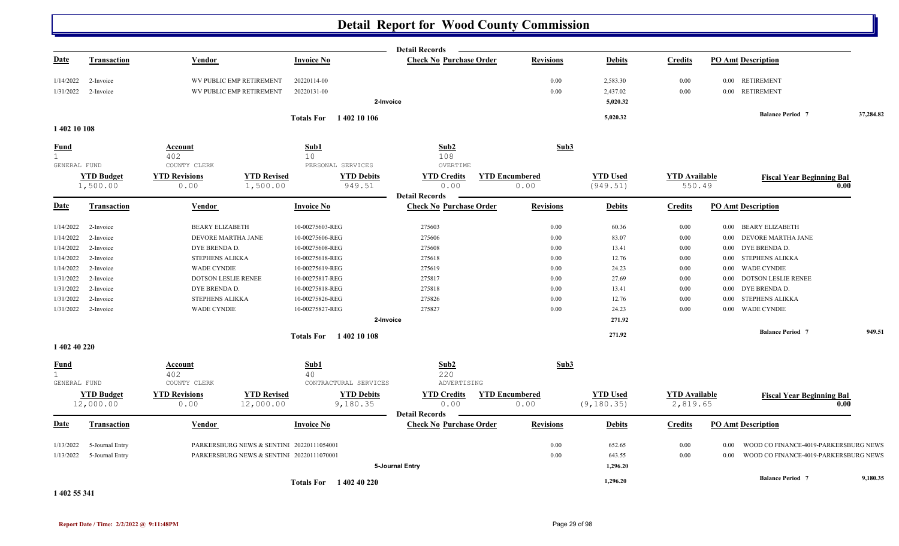# Detail Report for Wood County Commission

**Detail Records**

| Date | Transaction | Vendor | Invoice No | Check No | Purchase Order | Revisions | Debits | Credits | PO Amt | Description |
|---|---|---|---|---|---|---|---|---|---|---|
| 1/14/2022 | 2-Invoice | WV PUBLIC EMP RETIREMENT | 20220114-00 | | | 0.00 | 2,583.30 | 0.00 | 0.00 | RETIREMENT |
| 1/31/2022 | 2-Invoice | WV PUBLIC EMP RETIREMENT | 20220131-00 | | | 0.00 | 2,437.02 | 0.00 | 0.00 | RETIREMENT |
| | | | 2-Invoice | | | | 5,020.32 | | | |
| | | | Totals For 1 402 10 106 | | | | 5,020.32 | | | Balance Period 7 37,284.82 |

## 1 402 10 108

| Fund | Account | Sub1 | Sub2 | Sub3 |
|---|---|---|---|---|
| 1 | 402 | 10 | 108 | |
| GENERAL FUND | COUNTY CLERK | PERSONAL SERVICES | OVERTIME | |

| YTD Budget | YTD Revisions | YTD Revised | YTD Debits | YTD Credits | YTD Encumbered | YTD Used | YTD Available | Fiscal Year Beginning Bal |
|---|---|---|---|---|---|---|---|---|
| 1,500.00 | 0.00 | 1,500.00 | 949.51 | 0.00 | 0.00 | (949.51) | 550.49 | 0.00 |

**Detail Records**

| Date | Transaction | Vendor | Invoice No | Check No | Purchase Order | Revisions | Debits | Credits | PO Amt | Description |
|---|---|---|---|---|---|---|---|---|---|---|
| 1/14/2022 | 2-Invoice | BEARY ELIZABETH | 10-00275603-REG | 275603 | | 0.00 | 60.36 | 0.00 | 0.00 | BEARY ELIZABETH |
| 1/14/2022 | 2-Invoice | DEVORE MARTHA JANE | 10-00275606-REG | 275606 | | 0.00 | 83.07 | 0.00 | 0.00 | DEVORE MARTHA JANE |
| 1/14/2022 | 2-Invoice | DYE BRENDA D. | 10-00275608-REG | 275608 | | 0.00 | 13.41 | 0.00 | 0.00 | DYE BRENDA D. |
| 1/14/2022 | 2-Invoice | STEPHENS ALIKKA | 10-00275618-REG | 275618 | | 0.00 | 12.76 | 0.00 | 0.00 | STEPHENS ALIKKA |
| 1/14/2022 | 2-Invoice | WADE CYNDIE | 10-00275619-REG | 275619 | | 0.00 | 24.23 | 0.00 | 0.00 | WADE CYNDIE |
| 1/31/2022 | 2-Invoice | DOTSON LESLIE RENEE | 10-00275817-REG | 275817 | | 0.00 | 27.69 | 0.00 | 0.00 | DOTSON LESLIE RENEE |
| 1/31/2022 | 2-Invoice | DYE BRENDA D. | 10-00275818-REG | 275818 | | 0.00 | 13.41 | 0.00 | 0.00 | DYE BRENDA D. |
| 1/31/2022 | 2-Invoice | STEPHENS ALIKKA | 10-00275826-REG | 275826 | | 0.00 | 12.76 | 0.00 | 0.00 | STEPHENS ALIKKA |
| 1/31/2022 | 2-Invoice | WADE CYNDIE | 10-00275827-REG | 275827 | | 0.00 | 24.23 | 0.00 | 0.00 | WADE CYNDIE |
| | | | 2-Invoice | | | | 271.92 | | | |
| | | | Totals For 1 402 10 108 | | | | 271.92 | | | Balance Period 7 949.51 |

## 1 402 40 220

| Fund | Account | Sub1 | Sub2 | Sub3 |
|---|---|---|---|---|
| 1 | 402 | 40 | 220 | |
| GENERAL FUND | COUNTY CLERK | CONTRACTURAL SERVICES | ADVERTISING | |

| YTD Budget | YTD Revisions | YTD Revised | YTD Debits | YTD Credits | YTD Encumbered | YTD Used | YTD Available | Fiscal Year Beginning Bal |
|---|---|---|---|---|---|---|---|---|
| 12,000.00 | 0.00 | 12,000.00 | 9,180.35 | 0.00 | 0.00 | (9,180.35) | 2,819.65 | 0.00 |

**Detail Records**

| Date | Transaction | Vendor | Invoice No | Check No | Purchase Order | Revisions | Debits | Credits | PO Amt | Description |
|---|---|---|---|---|---|---|---|---|---|---|
| 1/13/2022 | 5-Journal Entry | PARKERSBURG NEWS & SENTINE | 20220111054001 | | | 0.00 | 652.65 | 0.00 | 0.00 | WOOD CO FINANCE-4019-PARKERSBURG NEWS |
| 1/13/2022 | 5-Journal Entry | PARKERSBURG NEWS & SENTINE | 20220111070001 | | | 0.00 | 643.55 | 0.00 | 0.00 | WOOD CO FINANCE-4019-PARKERSBURG NEWS |
| | | | 5-Journal Entry | | | | 1,296.20 | | | |
| | | | Totals For 1 402 40 220 | | | | 1,296.20 | | | Balance Period 7 9,180.35 |

## 1 402 55 341

Report Date / Time: 2/2/2022 @ 9:11:48PM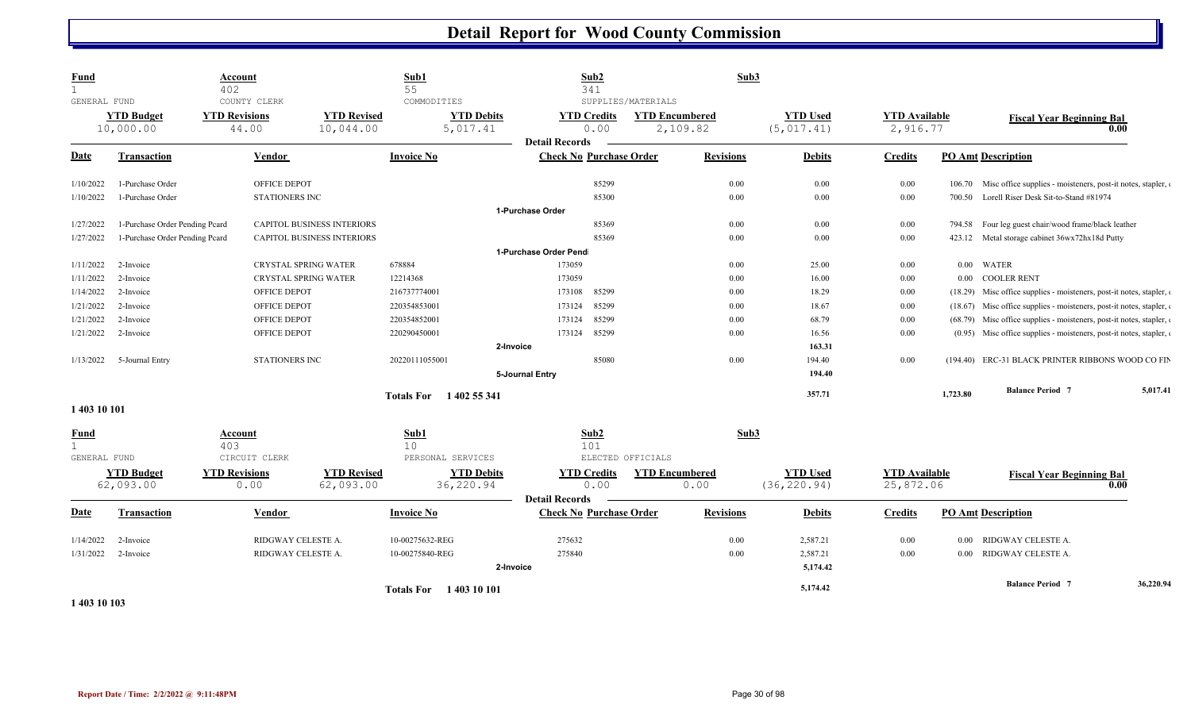# Detail Report for Wood County Commission

| Fund | Account | Sub1 | Sub2 | Sub3 |
|---|---|---|---|---|
| 1 | 402 | 55 | 341 | |
| GENERAL FUND | COUNTY CLERK | COMMODITIES | SUPPLIES/MATERIALS | |

| YTD Budget | YTD Revisions | YTD Revised | YTD Debits | YTD Credits | YTD Encumbered | YTD Used | YTD Available | Fiscal Year Beginning Bal |
|---|---|---|---|---|---|---|---|---|
| 10,000.00 | 44.00 | 10,044.00 | 5,017.41 | 0.00 | 2,109.82 | (5,017.41) | 2,916.77 | 0.00 |

**Detail Records**

| Date | Transaction | Vendor | Invoice No | Check No | Purchase Order | Revisions | Debits | Credits | PO Amt | Description |
|---|---|---|---|---|---|---|---|---|---|---|
| 1/10/2022 | 1-Purchase Order | OFFICE DEPOT | | | 85299 | 0.00 | 0.00 | 0.00 | 106.70 | Misc office supplies - moisteners, post-it notes, stapler, c |
| 1/10/2022 | 1-Purchase Order | STATIONERS INC | | | 85300 | 0.00 | 0.00 | 0.00 | 700.50 | Lorell Riser Desk Sit-to-Stand #81974 |
| | | | | 1-Purchase Order | | | | | | |
| 1/27/2022 | 1-Purchase Order Pending Pcard | CAPITOL BUSINESS INTERIORS | | | 85369 | 0.00 | 0.00 | 0.00 | 794.58 | Four leg guest chair/wood frame/black leather |
| 1/27/2022 | 1-Purchase Order Pending Pcard | CAPITOL BUSINESS INTERIORS | | | 85369 | 0.00 | 0.00 | 0.00 | 423.12 | Metal storage cabinet 36wx72hx18d Putty |
| | | | | 1-Purchase Order Pendi | | | | | | |
| 1/11/2022 | 2-Invoice | CRYSTAL SPRING WATER | 678884 | 173059 | | 0.00 | 25.00 | 0.00 | 0.00 | WATER |
| 1/11/2022 | 2-Invoice | CRYSTAL SPRING WATER | 12214368 | 173059 | | 0.00 | 16.00 | 0.00 | 0.00 | COOLER RENT |
| 1/14/2022 | 2-Invoice | OFFICE DEPOT | 216737774001 | 173108 | 85299 | 0.00 | 18.29 | 0.00 | (18.29) | Misc office supplies - moisteners, post-it notes, stapler, c |
| 1/21/2022 | 2-Invoice | OFFICE DEPOT | 220354853001 | 173124 | 85299 | 0.00 | 18.67 | 0.00 | (18.67) | Misc office supplies - moisteners, post-it notes, stapler, c |
| 1/21/2022 | 2-Invoice | OFFICE DEPOT | 220354852001 | 173124 | 85299 | 0.00 | 68.79 | 0.00 | (68.79) | Misc office supplies - moisteners, post-it notes, stapler, c |
| 1/21/2022 | 2-Invoice | OFFICE DEPOT | 220290450001 | 173124 | 85299 | 0.00 | 16.56 | 0.00 | (0.95) | Misc office supplies - moisteners, post-it notes, stapler, c |
| | | | | 2-Invoice | | | 163.31 | | | |
| 1/13/2022 | 5-Journal Entry | STATIONERS INC | 20220111055001 | | 85080 | 0.00 | 194.40 | 0.00 | (194.40) | ERC-31 BLACK PRINTER RIBBONS WOOD CO FIN |
| | | | | 5-Journal Entry | | | 194.40 | | | |
| | | | Totals For 1 402 55 341 | | | | 357.71 | | 1,723.80 | Balance Period 7 — 5,017.41 |

**1 403 10 101**

| Fund | Account | Sub1 | Sub2 | Sub3 |
|---|---|---|---|---|
| 1 | 403 | 10 | 101 | |
| GENERAL FUND | CIRCUIT CLERK | PERSONAL SERVICES | ELECTED OFFICIALS | |

| YTD Budget | YTD Revisions | YTD Revised | YTD Debits | YTD Credits | YTD Encumbered | YTD Used | YTD Available | Fiscal Year Beginning Bal |
|---|---|---|---|---|---|---|---|---|
| 62,093.00 | 0.00 | 62,093.00 | 36,220.94 | 0.00 | 0.00 | (36,220.94) | 25,872.06 | 0.00 |

**Detail Records**

| Date | Transaction | Vendor | Invoice No | Check No | Purchase Order | Revisions | Debits | Credits | PO Amt | Description |
|---|---|---|---|---|---|---|---|---|---|---|
| 1/14/2022 | 2-Invoice | RIDGWAY CELESTE A. | 10-00275632-REG | 275632 | | 0.00 | 2,587.21 | 0.00 | 0.00 | RIDGWAY CELESTE A. |
| 1/31/2022 | 2-Invoice | RIDGWAY CELESTE A. | 10-00275840-REG | 275840 | | 0.00 | 2,587.21 | 0.00 | 0.00 | RIDGWAY CELESTE A. |
| | | | | 2-Invoice | | | 5,174.42 | | | |
| | | | Totals For 1 403 10 101 | | | | 5,174.42 | | | Balance Period 7 — 36,220.94 |

**1 403 10 103**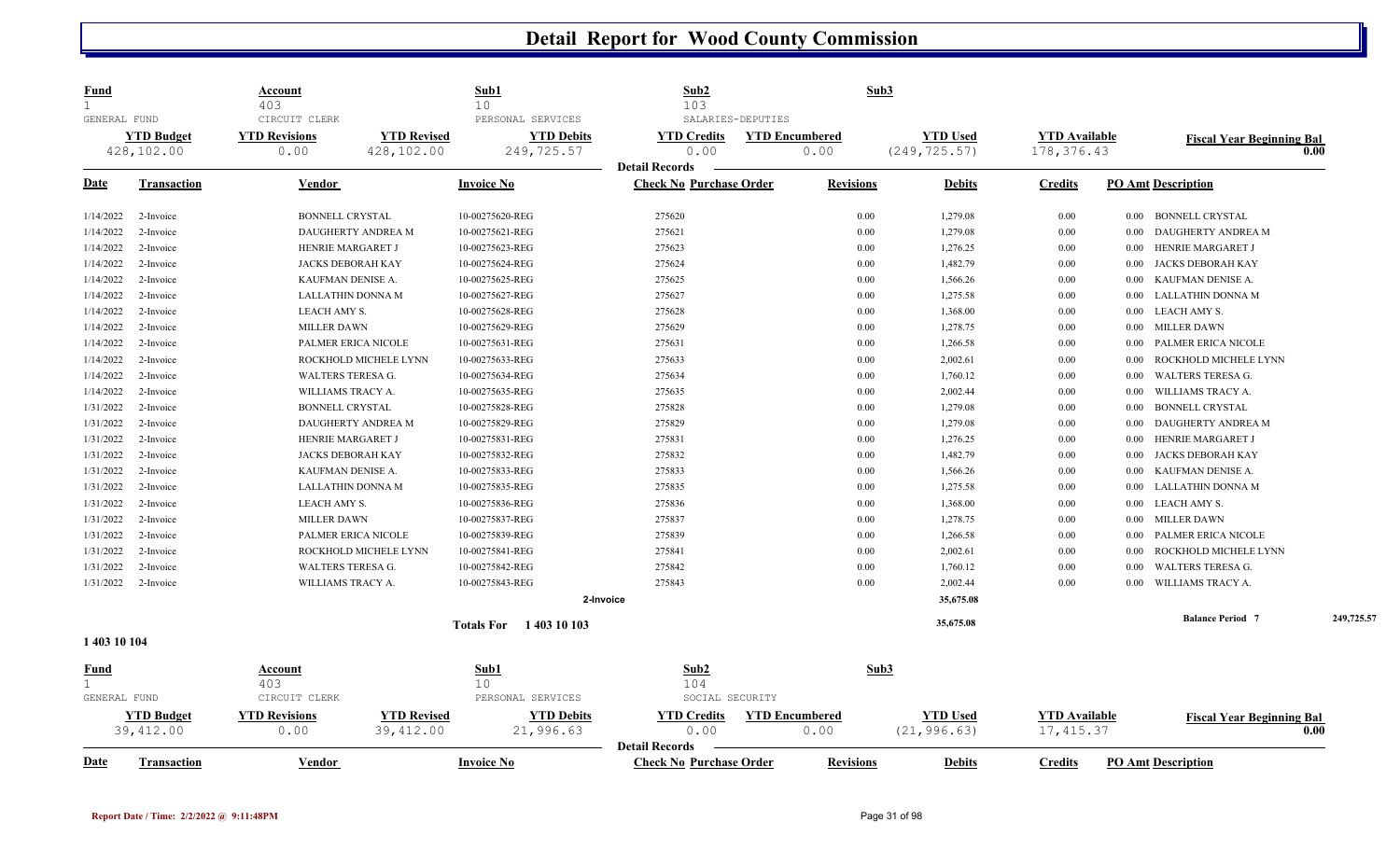# Detail Report for Wood County Commission

| Fund | Account | Sub1 | Sub2 | Sub3 |
|---|---|---|---|---|
| 1 | 403 | 10 | 103 | |
| GENERAL FUND | CIRCUIT CLERK | PERSONAL SERVICES | SALARIES-DEPUTIES | |

| YTD Budget | YTD Revisions | YTD Revised | YTD Debits | YTD Credits | YTD Encumbered | YTD Used | YTD Available | Fiscal Year Beginning Bal |
|---|---|---|---|---|---|---|---|---|
| 428,102.00 | 0.00 | 428,102.00 | 249,725.57 | 0.00 | 0.00 | (249,725.57) | 178,376.43 | 0.00 |

**Detail Records**

| Date | Transaction | Vendor | Invoice No | Check No | Purchase Order | Revisions | Debits | Credits | PO Amt | Description |
|---|---|---|---|---|---|---|---|---|---|---|
| 1/14/2022 | 2-Invoice | BONNELL CRYSTAL | 10-00275620-REG | 275620 | | 0.00 | 1,279.08 | 0.00 | 0.00 | BONNELL CRYSTAL |
| 1/14/2022 | 2-Invoice | DAUGHERTY ANDREA M | 10-00275621-REG | 275621 | | 0.00 | 1,279.08 | 0.00 | 0.00 | DAUGHERTY ANDREA M |
| 1/14/2022 | 2-Invoice | HENRIE MARGARET J | 10-00275623-REG | 275623 | | 0.00 | 1,276.25 | 0.00 | 0.00 | HENRIE MARGARET J |
| 1/14/2022 | 2-Invoice | JACKS DEBORAH KAY | 10-00275624-REG | 275624 | | 0.00 | 1,482.79 | 0.00 | 0.00 | JACKS DEBORAH KAY |
| 1/14/2022 | 2-Invoice | KAUFMAN DENISE A. | 10-00275625-REG | 275625 | | 0.00 | 1,566.26 | 0.00 | 0.00 | KAUFMAN DENISE A. |
| 1/14/2022 | 2-Invoice | LALLATHIN DONNA M | 10-00275627-REG | 275627 | | 0.00 | 1,275.58 | 0.00 | 0.00 | LALLATHIN DONNA M |
| 1/14/2022 | 2-Invoice | LEACH AMY S. | 10-00275628-REG | 275628 | | 0.00 | 1,368.00 | 0.00 | 0.00 | LEACH AMY S. |
| 1/14/2022 | 2-Invoice | MILLER DAWN | 10-00275629-REG | 275629 | | 0.00 | 1,278.75 | 0.00 | 0.00 | MILLER DAWN |
| 1/14/2022 | 2-Invoice | PALMER ERICA NICOLE | 10-00275631-REG | 275631 | | 0.00 | 1,266.58 | 0.00 | 0.00 | PALMER ERICA NICOLE |
| 1/14/2022 | 2-Invoice | ROCKHOLD MICHELE LYNN | 10-00275633-REG | 275633 | | 0.00 | 2,002.61 | 0.00 | 0.00 | ROCKHOLD MICHELE LYNN |
| 1/14/2022 | 2-Invoice | WALTERS TERESA G. | 10-00275634-REG | 275634 | | 0.00 | 1,760.12 | 0.00 | 0.00 | WALTERS TERESA G. |
| 1/14/2022 | 2-Invoice | WILLIAMS TRACY A. | 10-00275635-REG | 275635 | | 0.00 | 2,002.44 | 0.00 | 0.00 | WILLIAMS TRACY A. |
| 1/31/2022 | 2-Invoice | BONNELL CRYSTAL | 10-00275828-REG | 275828 | | 0.00 | 1,279.08 | 0.00 | 0.00 | BONNELL CRYSTAL |
| 1/31/2022 | 2-Invoice | DAUGHERTY ANDREA M | 10-00275829-REG | 275829 | | 0.00 | 1,279.08 | 0.00 | 0.00 | DAUGHERTY ANDREA M |
| 1/31/2022 | 2-Invoice | HENRIE MARGARET J | 10-00275831-REG | 275831 | | 0.00 | 1,276.25 | 0.00 | 0.00 | HENRIE MARGARET J |
| 1/31/2022 | 2-Invoice | JACKS DEBORAH KAY | 10-00275832-REG | 275832 | | 0.00 | 1,482.79 | 0.00 | 0.00 | JACKS DEBORAH KAY |
| 1/31/2022 | 2-Invoice | KAUFMAN DENISE A. | 10-00275833-REG | 275833 | | 0.00 | 1,566.26 | 0.00 | 0.00 | KAUFMAN DENISE A. |
| 1/31/2022 | 2-Invoice | LALLATHIN DONNA M | 10-00275835-REG | 275835 | | 0.00 | 1,275.58 | 0.00 | 0.00 | LALLATHIN DONNA M |
| 1/31/2022 | 2-Invoice | LEACH AMY S. | 10-00275836-REG | 275836 | | 0.00 | 1,368.00 | 0.00 | 0.00 | LEACH AMY S. |
| 1/31/2022 | 2-Invoice | MILLER DAWN | 10-00275837-REG | 275837 | | 0.00 | 1,278.75 | 0.00 | 0.00 | MILLER DAWN |
| 1/31/2022 | 2-Invoice | PALMER ERICA NICOLE | 10-00275839-REG | 275839 | | 0.00 | 1,266.58 | 0.00 | 0.00 | PALMER ERICA NICOLE |
| 1/31/2022 | 2-Invoice | ROCKHOLD MICHELE LYNN | 10-00275841-REG | 275841 | | 0.00 | 2,002.61 | 0.00 | 0.00 | ROCKHOLD MICHELE LYNN |
| 1/31/2022 | 2-Invoice | WALTERS TERESA G. | 10-00275842-REG | 275842 | | 0.00 | 1,760.12 | 0.00 | 0.00 | WALTERS TERESA G. |
| 1/31/2022 | 2-Invoice | WILLIAMS TRACY A. | 10-00275843-REG | 275843 | | 0.00 | 2,002.44 | 0.00 | 0.00 | WILLIAMS TRACY A. |
| | | | | 2-Invoice | | | 35,675.08 | | | |
| | | | Totals For 1 403 10 103 | | | | 35,675.08 | | | Balance Period 7 — 249,725.57 |

## 1 403 10 104

| Fund | Account | Sub1 | Sub2 | Sub3 |
|---|---|---|---|---|
| 1 | 403 | 10 | 104 | |
| GENERAL FUND | CIRCUIT CLERK | PERSONAL SERVICES | SOCIAL SECURITY | |

| YTD Budget | YTD Revisions | YTD Revised | YTD Debits | YTD Credits | YTD Encumbered | YTD Used | YTD Available | Fiscal Year Beginning Bal |
|---|---|---|---|---|---|---|---|---|
| 39,412.00 | 0.00 | 39,412.00 | 21,996.63 | 0.00 | 0.00 | (21,996.63) | 17,415.37 | 0.00 |

**Detail Records**

| Date | Transaction | Vendor | Invoice No | Check No | Purchase Order | Revisions | Debits | Credits | PO Amt | Description |
|---|---|---|---|---|---|---|---|---|---|---|

Report Date / Time: 2/2/2022 @ 9:11:48PM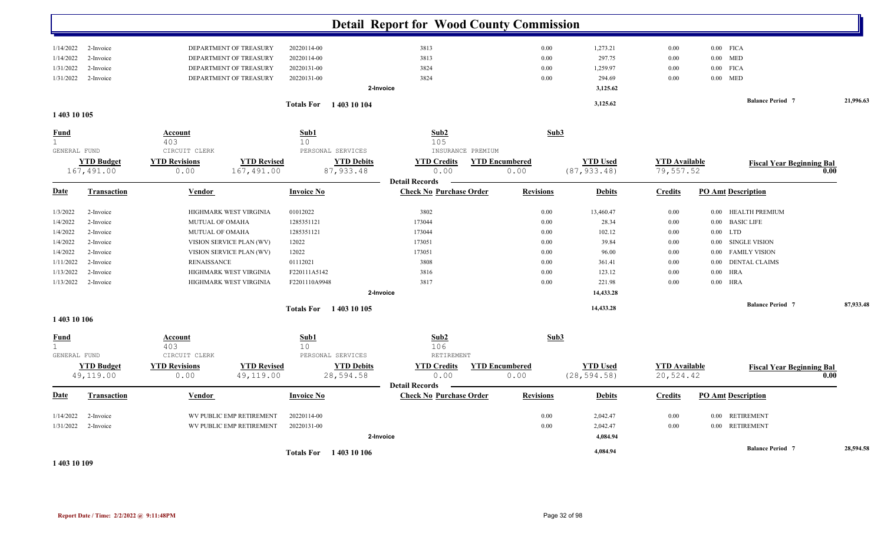# Detail Report for Wood County Commission

| Date | Transaction | Vendor | Invoice No | Check No | Purchase Order | Revisions | Debits | Credits | PO Amt | Description |
|---|---|---|---|---|---|---|---|---|---|---|
| 1/14/2022 | 2-Invoice | DEPARTMENT OF TREASURY | 20220114-00 | 3813 | | 0.00 | 1,273.21 | 0.00 | 0.00 | FICA |
| 1/14/2022 | 2-Invoice | DEPARTMENT OF TREASURY | 20220114-00 | 3813 | | 0.00 | 297.75 | 0.00 | 0.00 | MED |
| 1/31/2022 | 2-Invoice | DEPARTMENT OF TREASURY | 20220131-00 | 3824 | | 0.00 | 1,259.97 | 0.00 | 0.00 | FICA |
| 1/31/2022 | 2-Invoice | DEPARTMENT OF TREASURY | 20220131-00 | 3824 | | 0.00 | 294.69 | 0.00 | 0.00 | MED |
| | | | 2-Invoice | | | | 3,125.62 | | | |

**Totals For 1 403 10 104** — 3,125.62 — **Balance Period 7** 21,996.63

## 1 403 10 105

| Fund | Account | Sub1 | Sub2 | Sub3 |
|---|---|---|---|---|
| 1 | 403 | 10 | 105 | |
| GENERAL FUND | CIRCUIT CLERK | PERSONAL SERVICES | INSURANCE PREMIUM | |

| YTD Budget | YTD Revisions | YTD Revised | YTD Debits | YTD Credits | YTD Encumbered | YTD Used | YTD Available | Fiscal Year Beginning Bal |
|---|---|---|---|---|---|---|---|---|
| 167,491.00 | 0.00 | 167,491.00 | 87,933.48 | 0.00 | 0.00 | (87,933.48) | 79,557.52 | 0.00 |

**Detail Records**

| Date | Transaction | Vendor | Invoice No | Check No | Purchase Order | Revisions | Debits | Credits | PO Amt | Description |
|---|---|---|---|---|---|---|---|---|---|---|
| 1/3/2022 | 2-Invoice | HIGHMARK WEST VIRGINIA | 01012022 | 3802 | | 0.00 | 13,460.47 | 0.00 | 0.00 | HEALTH PREMIUM |
| 1/4/2022 | 2-Invoice | MUTUAL OF OMAHA | 1285351121 | 173044 | | 0.00 | 28.34 | 0.00 | 0.00 | BASIC LIFE |
| 1/4/2022 | 2-Invoice | MUTUAL OF OMAHA | 1285351121 | 173044 | | 0.00 | 102.12 | 0.00 | 0.00 | LTD |
| 1/4/2022 | 2-Invoice | VISION SERVICE PLAN (WV) | 12022 | 173051 | | 0.00 | 39.84 | 0.00 | 0.00 | SINGLE VISION |
| 1/4/2022 | 2-Invoice | VISION SERVICE PLAN (WV) | 12022 | 173051 | | 0.00 | 96.00 | 0.00 | 0.00 | FAMILY VISION |
| 1/11/2022 | 2-Invoice | RENAISSANCE | 01112021 | 3808 | | 0.00 | 361.41 | 0.00 | 0.00 | DENTAL CLAIMS |
| 1/13/2022 | 2-Invoice | HIGHMARK WEST VIRGINIA | F220111A5142 | 3816 | | 0.00 | 123.12 | 0.00 | 0.00 | HRA |
| 1/13/2022 | 2-Invoice | HIGHMARK WEST VIRGINIA | F2201110A9948 | 3817 | | 0.00 | 221.98 | 0.00 | 0.00 | HRA |
| | | | 2-Invoice | | | | 14,433.28 | | | |

**Totals For 1 403 10 105** — 14,433.28 — **Balance Period 7** 87,933.48

## 1 403 10 106

| Fund | Account | Sub1 | Sub2 | Sub3 |
|---|---|---|---|---|
| 1 | 403 | 10 | 106 | |
| GENERAL FUND | CIRCUIT CLERK | PERSONAL SERVICES | RETIREMENT | |

| YTD Budget | YTD Revisions | YTD Revised | YTD Debits | YTD Credits | YTD Encumbered | YTD Used | YTD Available | Fiscal Year Beginning Bal |
|---|---|---|---|---|---|---|---|---|
| 49,119.00 | 0.00 | 49,119.00 | 28,594.58 | 0.00 | 0.00 | (28,594.58) | 20,524.42 | 0.00 |

**Detail Records**

| Date | Transaction | Vendor | Invoice No | Check No | Purchase Order | Revisions | Debits | Credits | PO Amt | Description |
|---|---|---|---|---|---|---|---|---|---|---|
| 1/14/2022 | 2-Invoice | WV PUBLIC EMP RETIREMENT | 20220114-00 | | | 0.00 | 2,042.47 | 0.00 | 0.00 | RETIREMENT |
| 1/31/2022 | 2-Invoice | WV PUBLIC EMP RETIREMENT | 20220131-00 | | | 0.00 | 2,042.47 | 0.00 | 0.00 | RETIREMENT |
| | | | 2-Invoice | | | | 4,084.94 | | | |

**Totals For 1 403 10 106** — 4,084.94 — **Balance Period 7** 28,594.58

## 1 403 10 109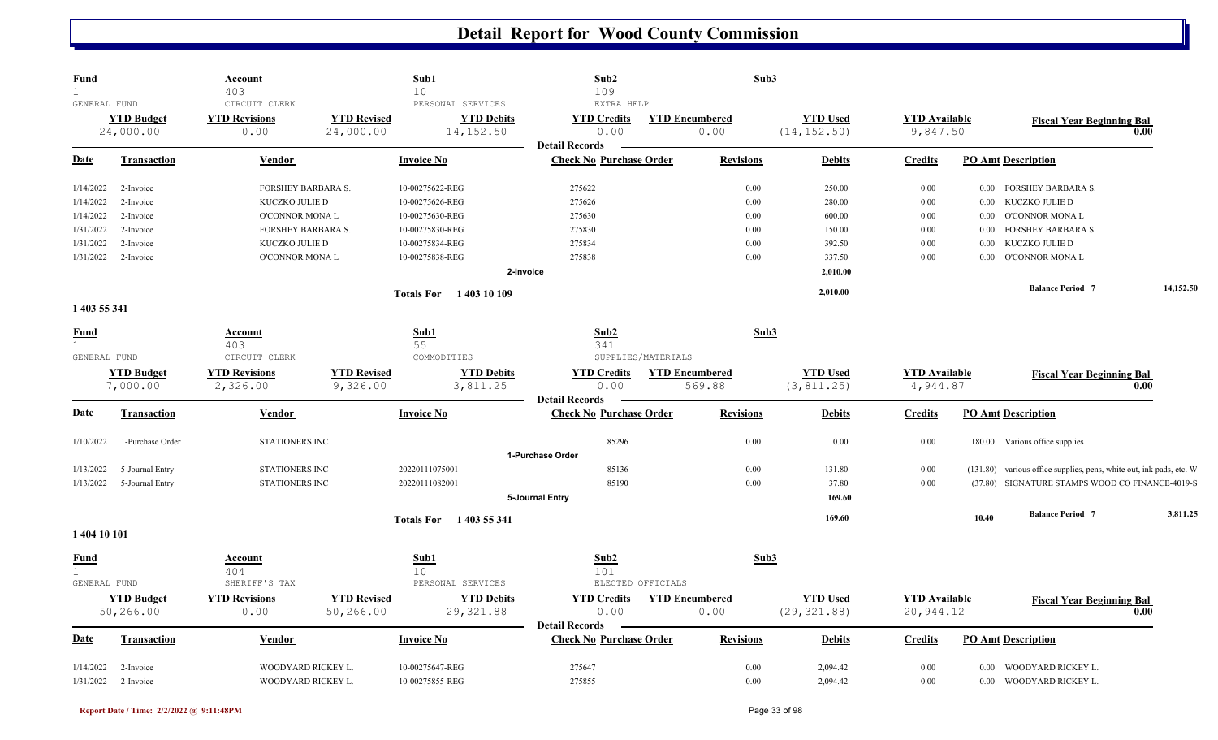# Detail Report for Wood County Commission

| Fund | Account | | Sub1 | Sub2 | | Sub3 | | | |
|---|---|---|---|---|---|---|---|---|---|
| 1 | 403 | | 10 | 109 | | | | | |
| GENERAL FUND | CIRCUIT CLERK | | PERSONAL SERVICES | EXTRA HELP | | | | | |
| **YTD Budget** | **YTD Revisions** | **YTD Revised** | **YTD Debits** | **YTD Credits** | **YTD Encumbered** | **YTD Used** | **YTD Available** | **Fiscal Year Beginning Bal** | |
| 24,000.00 | 0.00 | 24,000.00 | 14,152.50 | 0.00 | 0.00 | (14,152.50) | 9,847.50 | 0.00 | |

**Detail Records**

| Date | Transaction | Vendor | Invoice No | Check No | Purchase Order | Revisions | Debits | Credits | PO Amt | Description |
|---|---|---|---|---|---|---|---|---|---|---|
| 1/14/2022 | 2-Invoice | FORSHEY BARBARA S. | 10-00275622-REG | 275622 | | 0.00 | 250.00 | 0.00 | 0.00 | FORSHEY BARBARA S. |
| 1/14/2022 | 2-Invoice | KUCZKO JULIE D | 10-00275626-REG | 275626 | | 0.00 | 280.00 | 0.00 | 0.00 | KUCZKO JULIE D |
| 1/14/2022 | 2-Invoice | O'CONNOR MONA L | 10-00275630-REG | 275630 | | 0.00 | 600.00 | 0.00 | 0.00 | O'CONNOR MONA L |
| 1/31/2022 | 2-Invoice | FORSHEY BARBARA S. | 10-00275830-REG | 275830 | | 0.00 | 150.00 | 0.00 | 0.00 | FORSHEY BARBARA S. |
| 1/31/2022 | 2-Invoice | KUCZKO JULIE D | 10-00275834-REG | 275834 | | 0.00 | 392.50 | 0.00 | 0.00 | KUCZKO JULIE D |
| 1/31/2022 | 2-Invoice | O'CONNOR MONA L | 10-00275838-REG | 275838 | | 0.00 | 337.50 | 0.00 | 0.00 | O'CONNOR MONA L |
| | | | | 2-Invoice | | | 2,010.00 | | | |
| | | | Totals For 1 403 10 109 | | | | 2,010.00 | | | Balance Period 7 14,152.50 |

## 1 403 55 341

| Fund | Account | | Sub1 | Sub2 | | Sub3 | | | |
|---|---|---|---|---|---|---|---|---|---|
| 1 | 403 | | 55 | 341 | | | | | |
| GENERAL FUND | CIRCUIT CLERK | | COMMODITIES | SUPPLIES/MATERIALS | | | | | |
| **YTD Budget** | **YTD Revisions** | **YTD Revised** | **YTD Debits** | **YTD Credits** | **YTD Encumbered** | **YTD Used** | **YTD Available** | **Fiscal Year Beginning Bal** | |
| 7,000.00 | 2,326.00 | 9,326.00 | 3,811.25 | 0.00 | 569.88 | (3,811.25) | 4,944.87 | 0.00 | |

**Detail Records**

| Date | Transaction | Vendor | Invoice No | Check No | Purchase Order | Revisions | Debits | Credits | PO Amt | Description |
|---|---|---|---|---|---|---|---|---|---|---|
| 1/10/2022 | 1-Purchase Order | STATIONERS INC | | | 85296 | 0.00 | 0.00 | 0.00 | 180.00 | Various office supplies |
| | | | | 1-Purchase Order | | | | | | |
| 1/13/2022 | 5-Journal Entry | STATIONERS INC | 20220111075001 | | 85136 | 0.00 | 131.80 | 0.00 | (131.80) | various office supplies, pens, white out, ink pads, etc. W |
| 1/13/2022 | 5-Journal Entry | STATIONERS INC | 20220111082001 | | 85190 | 0.00 | 37.80 | 0.00 | (37.80) | SIGNATURE STAMPS WOOD CO FINANCE-4019-S |
| | | | | 5-Journal Entry | | | 169.60 | | | |
| | | | Totals For 1 403 55 341 | | | | 169.60 | | 10.40 | Balance Period 7 3,811.25 |

## 1 404 10 101

| Fund | Account | | Sub1 | Sub2 | | Sub3 | | | |
|---|---|---|---|---|---|---|---|---|---|
| 1 | 404 | | 10 | 101 | | | | | |
| GENERAL FUND | SHERIFF'S TAX | | PERSONAL SERVICES | ELECTED OFFICIALS | | | | | |
| **YTD Budget** | **YTD Revisions** | **YTD Revised** | **YTD Debits** | **YTD Credits** | **YTD Encumbered** | **YTD Used** | **YTD Available** | **Fiscal Year Beginning Bal** | |
| 50,266.00 | 0.00 | 50,266.00 | 29,321.88 | 0.00 | 0.00 | (29,321.88) | 20,944.12 | 0.00 | |

**Detail Records**

| Date | Transaction | Vendor | Invoice No | Check No | Purchase Order | Revisions | Debits | Credits | PO Amt | Description |
|---|---|---|---|---|---|---|---|---|---|---|
| 1/14/2022 | 2-Invoice | WOODYARD RICKEY L. | 10-00275647-REG | 275647 | | 0.00 | 2,094.42 | 0.00 | 0.00 | WOODYARD RICKEY L. |
| 1/31/2022 | 2-Invoice | WOODYARD RICKEY L. | 10-00275855-REG | 275855 | | 0.00 | 2,094.42 | 0.00 | 0.00 | WOODYARD RICKEY L. |

Report Date / Time: 2/2/2022 @ 9:11:48PM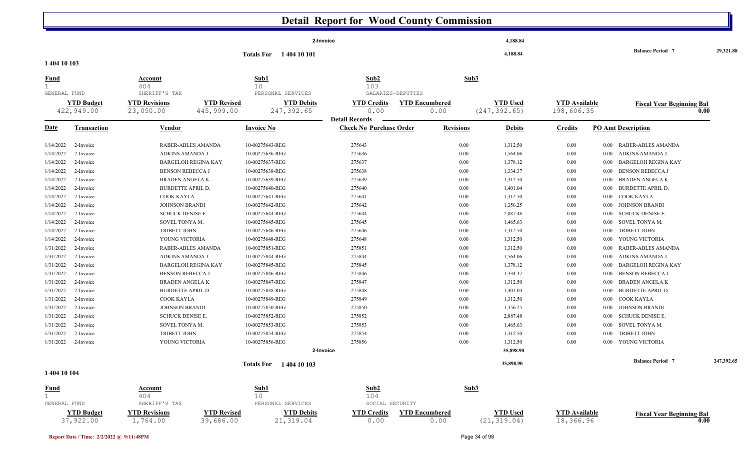# Detail Report for Wood County Commission

| | | | | | | | | | | |
|---|---|---|---|---|---|---|---|---|---|---|
| | | | | 2-Invoice | | | 4,188.84 | | | |
| | | | Totals For 1 404 10 101 | | | | 4,188.84 | | Balance Period 7 | 29,321.88 |

## 1 404 10 103

| Fund | Account | | Sub1 | Sub2 | | Sub3 | | |
|---|---|---|---|---|---|---|---|---|
| 1 | 404 | | 10 | 103 | | | | |
| GENERAL FUND | SHERIFF'S TAX | | PERSONAL SERVICES | SALARIES-DEPUTIES | | | | |
| **YTD Budget** | **YTD Revisions** | **YTD Revised** | **YTD Debits** | **YTD Credits** | **YTD Encumbered** | **YTD Used** | **YTD Available** | **Fiscal Year Beginning Bal** |
| 422,949.00 | 23,050.00 | 445,999.00 | 247,392.65 | 0.00 | 0.00 | (247,392.65) | 198,606.35 | 0.00 |

**Detail Records**

| Date | Transaction | Vendor | Invoice No | Check No | Purchase Order | Revisions | Debits | Credits | PO Amt | Description |
|---|---|---|---|---|---|---|---|---|---|---|
| 1/14/2022 | 2-Invoice | RABER-ABLES AMANDA | 10-00275643-REG | 275643 | | 0.00 | 1,312.50 | 0.00 | 0.00 | RABER-ABLES AMANDA |
| 1/14/2022 | 2-Invoice | ADKINS AMANDA J. | 10-00275636-REG | 275636 | | 0.00 | 1,564.06 | 0.00 | 0.00 | ADKINS AMANDA J. |
| 1/14/2022 | 2-Invoice | BARGELOH REGINA KAY | 10-00275637-REG | 275637 | | 0.00 | 1,378.12 | 0.00 | 0.00 | BARGELOH REGINA KAY |
| 1/14/2022 | 2-Invoice | BENSON REBECCA J | 10-00275638-REG | 275638 | | 0.00 | 1,334.37 | 0.00 | 0.00 | BENSON REBECCA J |
| 1/14/2022 | 2-Invoice | BRADEN ANGELA K | 10-00275639-REG | 275639 | | 0.00 | 1,312.50 | 0.00 | 0.00 | BRADEN ANGELA K |
| 1/14/2022 | 2-Invoice | BURDETTE APRIL D. | 10-00275640-REG | 275640 | | 0.00 | 1,401.04 | 0.00 | 0.00 | BURDETTE APRIL D. |
| 1/14/2022 | 2-Invoice | COOK KAYLA | 10-00275641-REG | 275641 | | 0.00 | 1,312.50 | 0.00 | 0.00 | COOK KAYLA |
| 1/14/2022 | 2-Invoice | JOHNSON BRANDI | 10-00275642-REG | 275642 | | 0.00 | 1,356.25 | 0.00 | 0.00 | JOHNSON BRANDI |
| 1/14/2022 | 2-Invoice | SCHUCK DENISE E. | 10-00275644-REG | 275644 | | 0.00 | 2,887.48 | 0.00 | 0.00 | SCHUCK DENISE E. |
| 1/14/2022 | 2-Invoice | SOVEL TONYA M. | 10-00275645-REG | 275645 | | 0.00 | 1,465.63 | 0.00 | 0.00 | SOVEL TONYA M. |
| 1/14/2022 | 2-Invoice | TRIBETT JOHN | 10-00275646-REG | 275646 | | 0.00 | 1,312.50 | 0.00 | 0.00 | TRIBETT JOHN |
| 1/14/2022 | 2-Invoice | YOUNG VICTORIA | 10-00275648-REG | 275648 | | 0.00 | 1,312.50 | 0.00 | 0.00 | YOUNG VICTORIA |
| 1/31/2022 | 2-Invoice | RABER-ABLES AMANDA | 10-00275851-REG | 275851 | | 0.00 | 1,312.50 | 0.00 | 0.00 | RABER-ABLES AMANDA |
| 1/31/2022 | 2-Invoice | ADKINS AMANDA J. | 10-00275844-REG | 275844 | | 0.00 | 1,564.06 | 0.00 | 0.00 | ADKINS AMANDA J. |
| 1/31/2022 | 2-Invoice | BARGELOH REGINA KAY | 10-00275845-REG | 275845 | | 0.00 | 1,378.12 | 0.00 | 0.00 | BARGELOH REGINA KAY |
| 1/31/2022 | 2-Invoice | BENSON REBECCA J | 10-00275846-REG | 275846 | | 0.00 | 1,334.37 | 0.00 | 0.00 | BENSON REBECCA J |
| 1/31/2022 | 2-Invoice | BRADEN ANGELA K | 10-00275847-REG | 275847 | | 0.00 | 1,312.50 | 0.00 | 0.00 | BRADEN ANGELA K |
| 1/31/2022 | 2-Invoice | BURDETTE APRIL D. | 10-00275848-REG | 275848 | | 0.00 | 1,401.04 | 0.00 | 0.00 | BURDETTE APRIL D. |
| 1/31/2022 | 2-Invoice | COOK KAYLA | 10-00275849-REG | 275849 | | 0.00 | 1,312.50 | 0.00 | 0.00 | COOK KAYLA |
| 1/31/2022 | 2-Invoice | JOHNSON BRANDI | 10-00275850-REG | 275850 | | 0.00 | 1,356.25 | 0.00 | 0.00 | JOHNSON BRANDI |
| 1/31/2022 | 2-Invoice | SCHUCK DENISE E. | 10-00275852-REG | 275852 | | 0.00 | 2,887.48 | 0.00 | 0.00 | SCHUCK DENISE E. |
| 1/31/2022 | 2-Invoice | SOVEL TONYA M. | 10-00275853-REG | 275853 | | 0.00 | 1,465.63 | 0.00 | 0.00 | SOVEL TONYA M. |
| 1/31/2022 | 2-Invoice | TRIBETT JOHN | 10-00275854-REG | 275854 | | 0.00 | 1,312.50 | 0.00 | 0.00 | TRIBETT JOHN |
| 1/31/2022 | 2-Invoice | YOUNG VICTORIA | 10-00275856-REG | 275856 | | 0.00 | 1,312.50 | 0.00 | 0.00 | YOUNG VICTORIA |
| | | | 2-Invoice | | | | 35,898.90 | | | |
| | | | Totals For 1 404 10 103 | | | | 35,898.90 | | | Balance Period 7 247,392.65 |

## 1 404 10 104

| Fund | Account | | Sub1 | Sub2 | | Sub3 | | |
|---|---|---|---|---|---|---|---|---|
| 1 | 404 | | 10 | 104 | | | | |
| GENERAL FUND | SHERIFF'S TAX | | PERSONAL SERVICES | SOCIAL SECURITY | | | | |
| **YTD Budget** | **YTD Revisions** | **YTD Revised** | **YTD Debits** | **YTD Credits** | **YTD Encumbered** | **YTD Used** | **YTD Available** | **Fiscal Year Beginning Bal** |
| 37,922.00 | 1,764.00 | 39,686.00 | 21,319.04 | 0.00 | 0.00 | (21,319.04) | 18,366.96 | 0.00 |

Report Date / Time: 2/2/2022 @ 9:11:48PM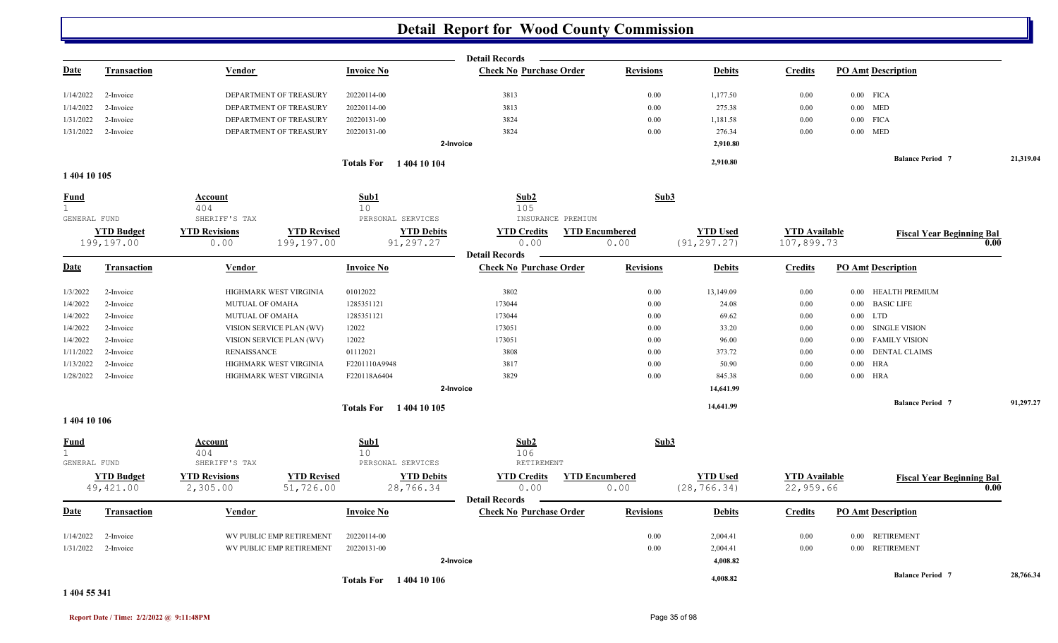# Detail Report for Wood County Commission

**Detail Records**

| Date | Transaction | Vendor | Invoice No | Check No | Purchase Order | Revisions | Debits | Credits | PO Amt | Description |
|---|---|---|---|---|---|---|---|---|---|---|
| 1/14/2022 | 2-Invoice | DEPARTMENT OF TREASURY | 20220114-00 | 3813 | | 0.00 | 1,177.50 | 0.00 | 0.00 | FICA |
| 1/14/2022 | 2-Invoice | DEPARTMENT OF TREASURY | 20220114-00 | 3813 | | 0.00 | 275.38 | 0.00 | 0.00 | MED |
| 1/31/2022 | 2-Invoice | DEPARTMENT OF TREASURY | 20220131-00 | 3824 | | 0.00 | 1,181.58 | 0.00 | 0.00 | FICA |
| 1/31/2022 | 2-Invoice | DEPARTMENT OF TREASURY | 20220131-00 | 3824 | | 0.00 | 276.34 | 0.00 | 0.00 | MED |
| | | | | 2-Invoice | | | 2,910.80 | | | |

**Totals For 1 404 10 104** — 2,910.80 — Balance Period 7: 21,319.04

## 1 404 10 105

| Fund | Account | Sub1 | Sub2 | Sub3 |
|---|---|---|---|---|
| 1 | 404 | 10 | 105 | |
| GENERAL FUND | SHERIFF'S TAX | PERSONAL SERVICES | INSURANCE PREMIUM | |

| YTD Budget | YTD Revisions | YTD Revised | YTD Debits | YTD Credits | YTD Encumbered | YTD Used | YTD Available | Fiscal Year Beginning Bal |
|---|---|---|---|---|---|---|---|---|
| 199,197.00 | 0.00 | 199,197.00 | 91,297.27 | 0.00 | 0.00 | (91,297.27) | 107,899.73 | 0.00 |

**Detail Records**

| Date | Transaction | Vendor | Invoice No | Check No | Purchase Order | Revisions | Debits | Credits | PO Amt | Description |
|---|---|---|---|---|---|---|---|---|---|---|
| 1/3/2022 | 2-Invoice | HIGHMARK WEST VIRGINIA | 01012022 | 3802 | | 0.00 | 13,149.09 | 0.00 | 0.00 | HEALTH PREMIUM |
| 1/4/2022 | 2-Invoice | MUTUAL OF OMAHA | 1285351121 | 173044 | | 0.00 | 24.08 | 0.00 | 0.00 | BASIC LIFE |
| 1/4/2022 | 2-Invoice | MUTUAL OF OMAHA | 1285351121 | 173044 | | 0.00 | 69.62 | 0.00 | 0.00 | LTD |
| 1/4/2022 | 2-Invoice | VISION SERVICE PLAN (WV) | 12022 | 173051 | | 0.00 | 33.20 | 0.00 | 0.00 | SINGLE VISION |
| 1/4/2022 | 2-Invoice | VISION SERVICE PLAN (WV) | 12022 | 173051 | | 0.00 | 96.00 | 0.00 | 0.00 | FAMILY VISION |
| 1/11/2022 | 2-Invoice | RENAISSANCE | 01112021 | 3808 | | 0.00 | 373.72 | 0.00 | 0.00 | DENTAL CLAIMS |
| 1/13/2022 | 2-Invoice | HIGHMARK WEST VIRGINIA | F2201110A9948 | 3817 | | 0.00 | 50.90 | 0.00 | 0.00 | HRA |
| 1/28/2022 | 2-Invoice | HIGHMARK WEST VIRGINIA | F220118A6404 | 3829 | | 0.00 | 845.38 | 0.00 | 0.00 | HRA |
| | | | | 2-Invoice | | | 14,641.99 | | | |

**Totals For 1 404 10 105** — 14,641.99 — Balance Period 7: 91,297.27

## 1 404 10 106

| Fund | Account | Sub1 | Sub2 | Sub3 |
|---|---|---|---|---|
| 1 | 404 | 10 | 106 | |
| GENERAL FUND | SHERIFF'S TAX | PERSONAL SERVICES | RETIREMENT | |

| YTD Budget | YTD Revisions | YTD Revised | YTD Debits | YTD Credits | YTD Encumbered | YTD Used | YTD Available | Fiscal Year Beginning Bal |
|---|---|---|---|---|---|---|---|---|
| 49,421.00 | 2,305.00 | 51,726.00 | 28,766.34 | 0.00 | 0.00 | (28,766.34) | 22,959.66 | 0.00 |

**Detail Records**

| Date | Transaction | Vendor | Invoice No | Check No | Purchase Order | Revisions | Debits | Credits | PO Amt | Description |
|---|---|---|---|---|---|---|---|---|---|---|
| 1/14/2022 | 2-Invoice | WV PUBLIC EMP RETIREMENT | 20220114-00 | | | 0.00 | 2,004.41 | 0.00 | 0.00 | RETIREMENT |
| 1/31/2022 | 2-Invoice | WV PUBLIC EMP RETIREMENT | 20220131-00 | | | 0.00 | 2,004.41 | 0.00 | 0.00 | RETIREMENT |
| | | | | 2-Invoice | | | 4,008.82 | | | |

**Totals For 1 404 10 106** — 4,008.82 — Balance Period 7: 28,766.34

## 1 404 55 341

Report Date / Time: 2/2/2022 @ 9:11:48PM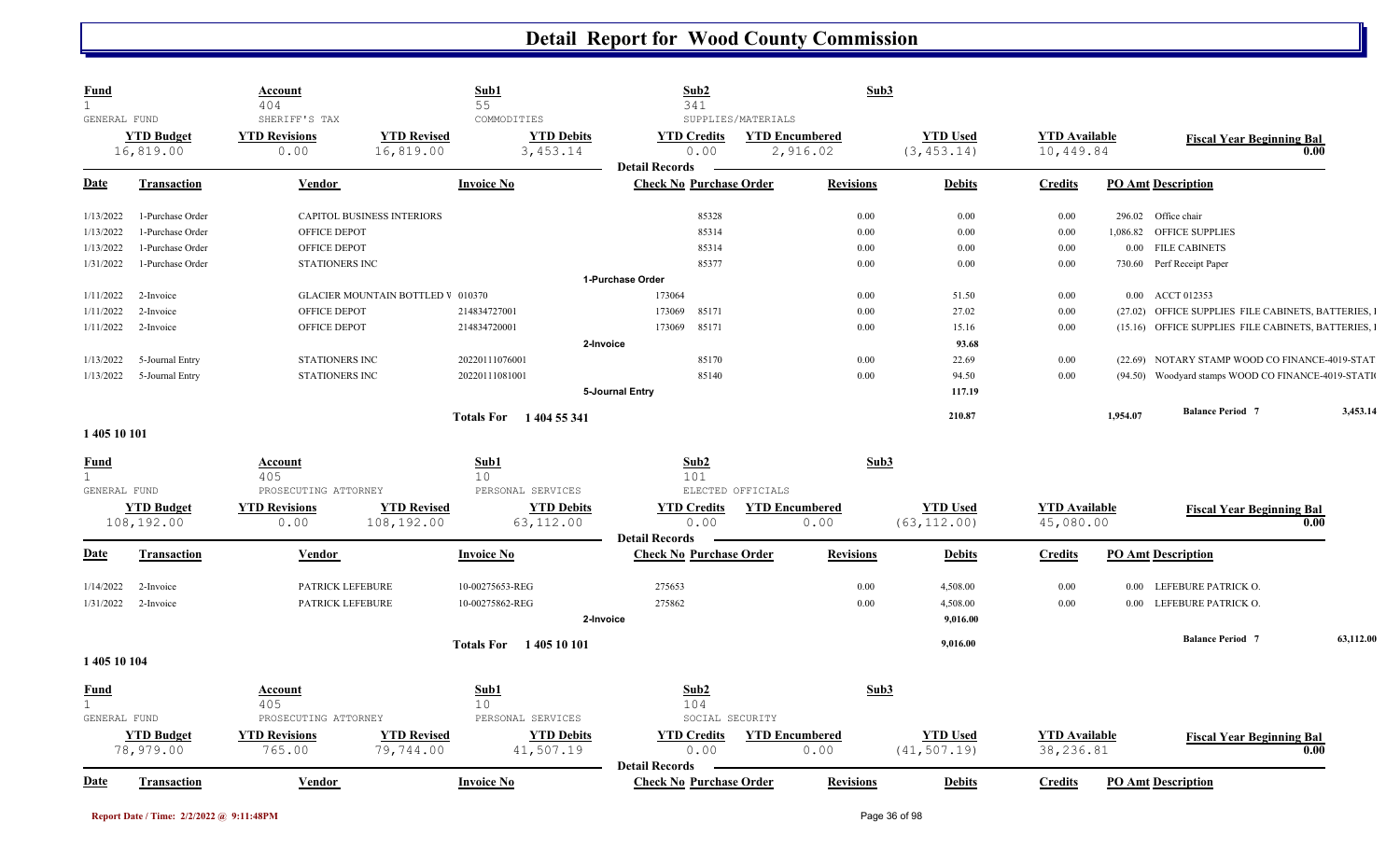# Detail Report for Wood County Commission

| Fund | Account | Sub1 | Sub2 | Sub3 |
|---|---|---|---|---|
| 1 | 404 | 55 | 341 | |
| GENERAL FUND | SHERIFF'S TAX | COMMODITIES | SUPPLIES/MATERIALS | |

| YTD Budget | YTD Revisions | YTD Revised | YTD Debits | YTD Credits | YTD Encumbered | YTD Used | YTD Available | Fiscal Year Beginning Bal |
|---|---|---|---|---|---|---|---|---|
| 16,819.00 | 0.00 | 16,819.00 | 3,453.14 | 0.00 | 2,916.02 | (3,453.14) | 10,449.84 | 0.00 |

**Detail Records**

| Date | Transaction | Vendor | Invoice No | Check No | Purchase Order | Revisions | Debits | Credits | PO Amt | Description |
|---|---|---|---|---|---|---|---|---|---|---|
| 1/13/2022 | 1-Purchase Order | CAPITOL BUSINESS INTERIORS | | | 85328 | 0.00 | 0.00 | 0.00 | 296.02 | Office chair |
| 1/13/2022 | 1-Purchase Order | OFFICE DEPOT | | | 85314 | 0.00 | 0.00 | 0.00 | 1,086.82 | OFFICE SUPPLIES |
| 1/13/2022 | 1-Purchase Order | OFFICE DEPOT | | | 85314 | 0.00 | 0.00 | 0.00 | 0.00 | FILE CABINETS |
| 1/31/2022 | 1-Purchase Order | STATIONERS INC | | | 85377 | 0.00 | 0.00 | 0.00 | 730.60 | Perf Receipt Paper |
| | | | | **1-Purchase Order** | | | | | | |
| 1/11/2022 | 2-Invoice | GLACIER MOUNTAIN BOTTLED V | 010370 | 173064 | | 0.00 | 51.50 | 0.00 | 0.00 | ACCT 012353 |
| 1/11/2022 | 2-Invoice | OFFICE DEPOT | 214834727001 | 173069 | 85171 | 0.00 | 27.02 | 0.00 | (27.02) | OFFICE SUPPLIES FILE CABINETS, BATTERIES, I |
| 1/11/2022 | 2-Invoice | OFFICE DEPOT | 214834720001 | 173069 | 85171 | 0.00 | 15.16 | 0.00 | (15.16) | OFFICE SUPPLIES FILE CABINETS, BATTERIES, I |
| | | | | **2-Invoice** | | | 93.68 | | | |
| 1/13/2022 | 5-Journal Entry | STATIONERS INC | 20220111076001 | | 85170 | 0.00 | 22.69 | 0.00 | (22.69) | NOTARY STAMP WOOD CO FINANCE-4019-STAT |
| 1/13/2022 | 5-Journal Entry | STATIONERS INC | 20220111081001 | | 85140 | 0.00 | 94.50 | 0.00 | (94.50) | Woodyard stamps WOOD CO FINANCE-4019-STATI |
| | | | | **5-Journal Entry** | | | 117.19 | | | |
| | | | **Totals For 1 404 55 341** | | | | 210.87 | | 1,954.07 | **Balance Period 7** 3,453.14 |

## 1 405 10 101

| Fund | Account | Sub1 | Sub2 | Sub3 |
|---|---|---|---|---|
| 1 | 405 | 10 | 101 | |
| GENERAL FUND | PROSECUTING ATTORNEY | PERSONAL SERVICES | ELECTED OFFICIALS | |

| YTD Budget | YTD Revisions | YTD Revised | YTD Debits | YTD Credits | YTD Encumbered | YTD Used | YTD Available | Fiscal Year Beginning Bal |
|---|---|---|---|---|---|---|---|---|
| 108,192.00 | 0.00 | 108,192.00 | 63,112.00 | 0.00 | 0.00 | (63,112.00) | 45,080.00 | 0.00 |

**Detail Records**

| Date | Transaction | Vendor | Invoice No | Check No | Purchase Order | Revisions | Debits | Credits | PO Amt | Description |
|---|---|---|---|---|---|---|---|---|---|---|
| 1/14/2022 | 2-Invoice | PATRICK LEFEBURE | 10-00275653-REG | 275653 | | 0.00 | 4,508.00 | 0.00 | 0.00 | LEFEBURE PATRICK O. |
| 1/31/2022 | 2-Invoice | PATRICK LEFEBURE | 10-00275862-REG | 275862 | | 0.00 | 4,508.00 | 0.00 | 0.00 | LEFEBURE PATRICK O. |
| | | | | **2-Invoice** | | | 9,016.00 | | | |
| | | | **Totals For 1 405 10 101** | | | | 9,016.00 | | | **Balance Period 7** 63,112.00 |

## 1 405 10 104

| Fund | Account | Sub1 | Sub2 | Sub3 |
|---|---|---|---|---|
| 1 | 405 | 10 | 104 | |
| GENERAL FUND | PROSECUTING ATTORNEY | PERSONAL SERVICES | SOCIAL SECURITY | |

| YTD Budget | YTD Revisions | YTD Revised | YTD Debits | YTD Credits | YTD Encumbered | YTD Used | YTD Available | Fiscal Year Beginning Bal |
|---|---|---|---|---|---|---|---|---|
| 78,979.00 | 765.00 | 79,744.00 | 41,507.19 | 0.00 | 0.00 | (41,507.19) | 38,236.81 | 0.00 |

**Detail Records**

| Date | Transaction | Vendor | Invoice No | Check No | Purchase Order | Revisions | Debits | Credits | PO Amt | Description |
|---|---|---|---|---|---|---|---|---|---|---|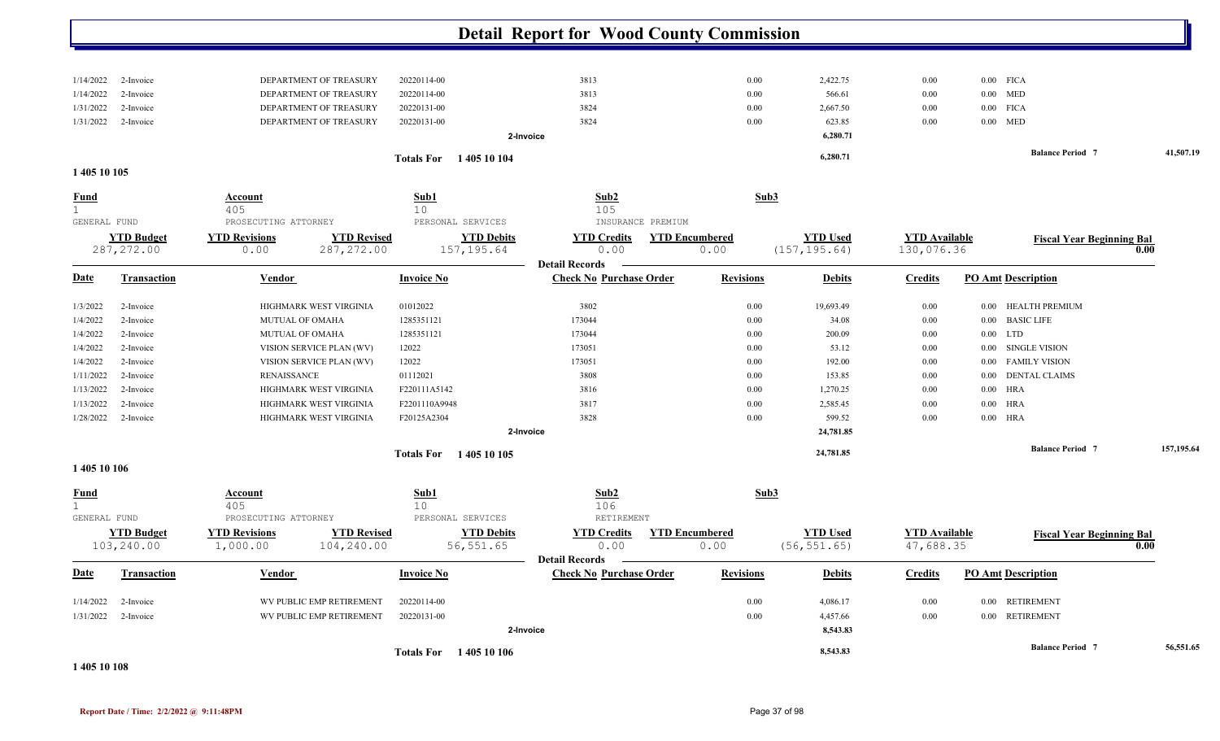# Detail Report for Wood County Commission

| Date | Transaction | Vendor | Invoice No | Check No Purchase Order | Revisions | Debits | Credits | PO Amt Description |
|---|---|---|---|---|---|---|---|---|
| 1/14/2022 | 2-Invoice | DEPARTMENT OF TREASURY | 20220114-00 | 3813 | 0.00 | 2,422.75 | 0.00 | 0.00 FICA |
| 1/14/2022 | 2-Invoice | DEPARTMENT OF TREASURY | 20220114-00 | 3813 | 0.00 | 566.61 | 0.00 | 0.00 MED |
| 1/31/2022 | 2-Invoice | DEPARTMENT OF TREASURY | 20220131-00 | 3824 | 0.00 | 2,667.50 | 0.00 | 0.00 FICA |
| 1/31/2022 | 2-Invoice | DEPARTMENT OF TREASURY | 20220131-00 | 3824 | 0.00 | 623.85 | 0.00 | 0.00 MED |
| | | | | 2-Invoice | | 6,280.71 | | |

Totals For 1 405 10 104 — 6,280.71 — Balance Period 7: 41,507.19

## 1 405 10 105

| Fund | Account | Sub1 | Sub2 | Sub3 |
|---|---|---|---|---|
| 1 | 405 | 10 | 105 | |
| GENERAL FUND | PROSECUTING ATTORNEY | PERSONAL SERVICES | INSURANCE PREMIUM | |

| YTD Budget | YTD Revisions | YTD Revised | YTD Debits | YTD Credits | YTD Encumbered | YTD Used | YTD Available | Fiscal Year Beginning Bal |
|---|---|---|---|---|---|---|---|---|
| 287,272.00 | 0.00 | 287,272.00 | 157,195.64 | 0.00 | 0.00 | (157,195.64) | 130,076.36 | 0.00 |

**Detail Records**

| Date | Transaction | Vendor | Invoice No | Check No Purchase Order | Revisions | Debits | Credits | PO Amt Description |
|---|---|---|---|---|---|---|---|---|
| 1/3/2022 | 2-Invoice | HIGHMARK WEST VIRGINIA | 01012022 | 3802 | 0.00 | 19,693.49 | 0.00 | 0.00 HEALTH PREMIUM |
| 1/4/2022 | 2-Invoice | MUTUAL OF OMAHA | 1285351121 | 173044 | 0.00 | 34.08 | 0.00 | 0.00 BASIC LIFE |
| 1/4/2022 | 2-Invoice | MUTUAL OF OMAHA | 1285351121 | 173044 | 0.00 | 200.09 | 0.00 | 0.00 LTD |
| 1/4/2022 | 2-Invoice | VISION SERVICE PLAN (WV) | 12022 | 173051 | 0.00 | 53.12 | 0.00 | 0.00 SINGLE VISION |
| 1/4/2022 | 2-Invoice | VISION SERVICE PLAN (WV) | 12022 | 173051 | 0.00 | 192.00 | 0.00 | 0.00 FAMILY VISION |
| 1/11/2022 | 2-Invoice | RENAISSANCE | 01112021 | 3808 | 0.00 | 153.85 | 0.00 | 0.00 DENTAL CLAIMS |
| 1/13/2022 | 2-Invoice | HIGHMARK WEST VIRGINIA | F220111A5142 | 3816 | 0.00 | 1,270.25 | 0.00 | 0.00 HRA |
| 1/13/2022 | 2-Invoice | HIGHMARK WEST VIRGINIA | F2201110A9948 | 3817 | 0.00 | 2,585.45 | 0.00 | 0.00 HRA |
| 1/28/2022 | 2-Invoice | HIGHMARK WEST VIRGINIA | F20125A2304 | 3828 | 0.00 | 599.52 | 0.00 | 0.00 HRA |
| | | | | 2-Invoice | | 24,781.85 | | |

Totals For 1 405 10 105 — 24,781.85 — Balance Period 7: 157,195.64

## 1 405 10 106

| Fund | Account | Sub1 | Sub2 | Sub3 |
|---|---|---|---|---|
| 1 | 405 | 10 | 106 | |
| GENERAL FUND | PROSECUTING ATTORNEY | PERSONAL SERVICES | RETIREMENT | |

| YTD Budget | YTD Revisions | YTD Revised | YTD Debits | YTD Credits | YTD Encumbered | YTD Used | YTD Available | Fiscal Year Beginning Bal |
|---|---|---|---|---|---|---|---|---|
| 103,240.00 | 1,000.00 | 104,240.00 | 56,551.65 | 0.00 | 0.00 | (56,551.65) | 47,688.35 | 0.00 |

**Detail Records**

| Date | Transaction | Vendor | Invoice No | Check No Purchase Order | Revisions | Debits | Credits | PO Amt Description |
|---|---|---|---|---|---|---|---|---|
| 1/14/2022 | 2-Invoice | WV PUBLIC EMP RETIREMENT | 20220114-00 | | 0.00 | 4,086.17 | 0.00 | 0.00 RETIREMENT |
| 1/31/2022 | 2-Invoice | WV PUBLIC EMP RETIREMENT | 20220131-00 | | 0.00 | 4,457.66 | 0.00 | 0.00 RETIREMENT |
| | | | | 2-Invoice | | 8,543.83 | | |

Totals For 1 405 10 106 — 8,543.83 — Balance Period 7: 56,551.65

## 1 405 10 108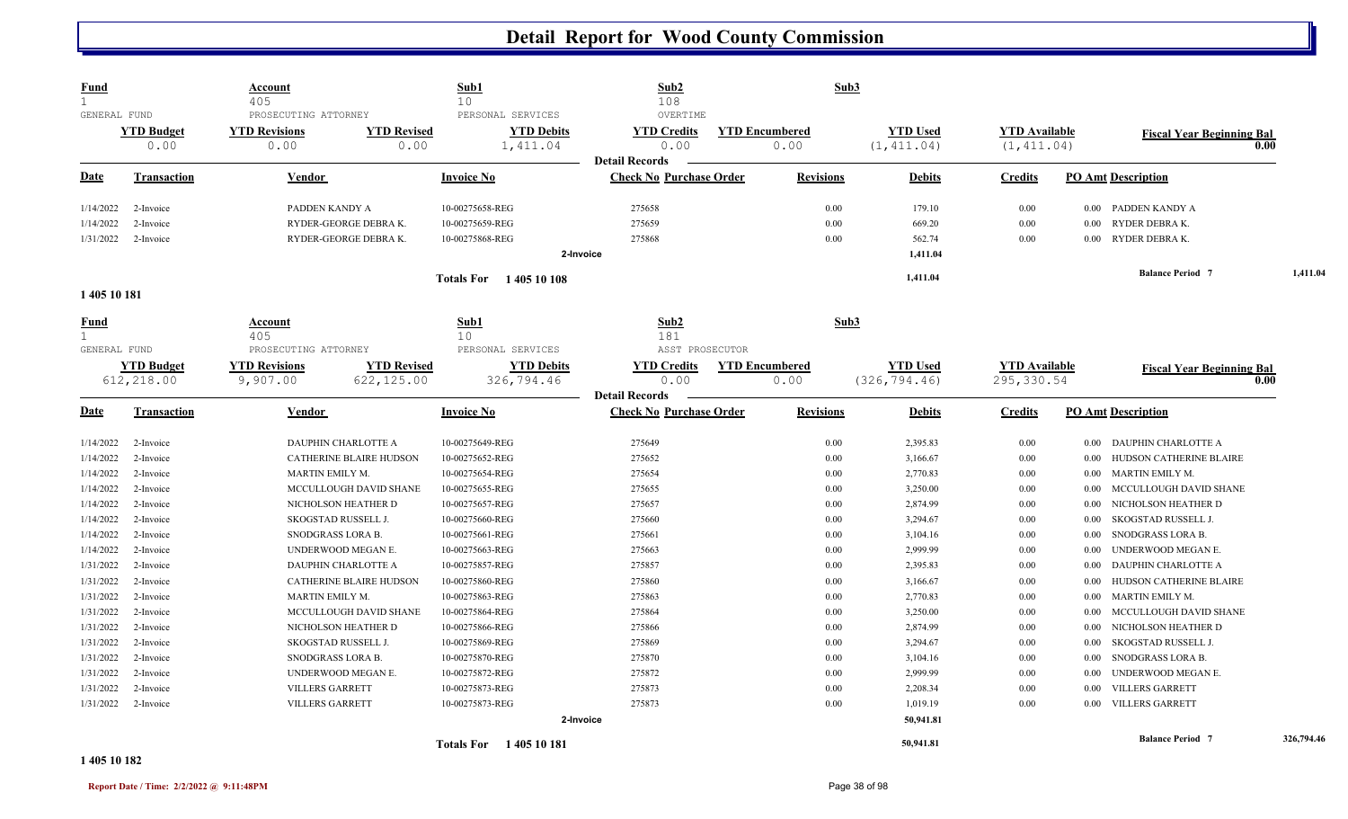# Detail Report for Wood County Commission

| Fund | Account | Sub1 | Sub2 | Sub3 |
|---|---|---|---|---|
| 1 | 405 | 10 | 108 | |
| GENERAL FUND | PROSECUTING ATTORNEY | PERSONAL SERVICES | OVERTIME | |

| YTD Budget | YTD Revisions | YTD Revised | YTD Debits | YTD Credits | YTD Encumbered | YTD Used | YTD Available | Fiscal Year Beginning Bal |
|---|---|---|---|---|---|---|---|---|
| 0.00 | 0.00 | 0.00 | 1,411.04 | 0.00 | 0.00 | (1,411.04) | (1,411.04) | 0.00 |

**Detail Records**

| Date | Transaction | Vendor | Invoice No | Check No | Purchase Order | Revisions | Debits | Credits | PO Amt | Description |
|---|---|---|---|---|---|---|---|---|---|---|
| 1/14/2022 | 2-Invoice | PADDEN KANDY A | 10-00275658-REG | 275658 | | 0.00 | 179.10 | 0.00 | 0.00 | PADDEN KANDY A |
| 1/14/2022 | 2-Invoice | RYDER-GEORGE DEBRA K. | 10-00275659-REG | 275659 | | 0.00 | 669.20 | 0.00 | 0.00 | RYDER DEBRA K. |
| 1/31/2022 | 2-Invoice | RYDER-GEORGE DEBRA K. | 10-00275868-REG | 275868 | | 0.00 | 562.74 | 0.00 | 0.00 | RYDER DEBRA K. |
| | | | | 2-Invoice | | | 1,411.04 | | | |
| | | | Totals For 1 405 10 108 | | | | 1,411.04 | | | Balance Period 7 1,411.04 |

1 405 10 181

| Fund | Account | Sub1 | Sub2 | Sub3 |
|---|---|---|---|---|
| 1 | 405 | 10 | 181 | |
| GENERAL FUND | PROSECUTING ATTORNEY | PERSONAL SERVICES | ASST PROSECUTOR | |

| YTD Budget | YTD Revisions | YTD Revised | YTD Debits | YTD Credits | YTD Encumbered | YTD Used | YTD Available | Fiscal Year Beginning Bal |
|---|---|---|---|---|---|---|---|---|
| 612,218.00 | 9,907.00 | 622,125.00 | 326,794.46 | 0.00 | 0.00 | (326,794.46) | 295,330.54 | 0.00 |

**Detail Records**

| Date | Transaction | Vendor | Invoice No | Check No | Purchase Order | Revisions | Debits | Credits | PO Amt | Description |
|---|---|---|---|---|---|---|---|---|---|---|
| 1/14/2022 | 2-Invoice | DAUPHIN CHARLOTTE A | 10-00275649-REG | 275649 | | 0.00 | 2,395.83 | 0.00 | 0.00 | DAUPHIN CHARLOTTE A |
| 1/14/2022 | 2-Invoice | CATHERINE BLAIRE HUDSON | 10-00275652-REG | 275652 | | 0.00 | 3,166.67 | 0.00 | 0.00 | HUDSON CATHERINE BLAIRE |
| 1/14/2022 | 2-Invoice | MARTIN EMILY M. | 10-00275654-REG | 275654 | | 0.00 | 2,770.83 | 0.00 | 0.00 | MARTIN EMILY M. |
| 1/14/2022 | 2-Invoice | MCCULLOUGH DAVID SHANE | 10-00275655-REG | 275655 | | 0.00 | 3,250.00 | 0.00 | 0.00 | MCCULLOUGH DAVID SHANE |
| 1/14/2022 | 2-Invoice | NICHOLSON HEATHER D | 10-00275657-REG | 275657 | | 0.00 | 2,874.99 | 0.00 | 0.00 | NICHOLSON HEATHER D |
| 1/14/2022 | 2-Invoice | SKOGSTAD RUSSELL J. | 10-00275660-REG | 275660 | | 0.00 | 3,294.67 | 0.00 | 0.00 | SKOGSTAD RUSSELL J. |
| 1/14/2022 | 2-Invoice | SNODGRASS LORA B. | 10-00275661-REG | 275661 | | 0.00 | 3,104.16 | 0.00 | 0.00 | SNODGRASS LORA B. |
| 1/14/2022 | 2-Invoice | UNDERWOOD MEGAN E. | 10-00275663-REG | 275663 | | 0.00 | 2,999.99 | 0.00 | 0.00 | UNDERWOOD MEGAN E. |
| 1/31/2022 | 2-Invoice | DAUPHIN CHARLOTTE A | 10-00275857-REG | 275857 | | 0.00 | 2,395.83 | 0.00 | 0.00 | DAUPHIN CHARLOTTE A |
| 1/31/2022 | 2-Invoice | CATHERINE BLAIRE HUDSON | 10-00275860-REG | 275860 | | 0.00 | 3,166.67 | 0.00 | 0.00 | HUDSON CATHERINE BLAIRE |
| 1/31/2022 | 2-Invoice | MARTIN EMILY M. | 10-00275863-REG | 275863 | | 0.00 | 2,770.83 | 0.00 | 0.00 | MARTIN EMILY M. |
| 1/31/2022 | 2-Invoice | MCCULLOUGH DAVID SHANE | 10-00275864-REG | 275864 | | 0.00 | 3,250.00 | 0.00 | 0.00 | MCCULLOUGH DAVID SHANE |
| 1/31/2022 | 2-Invoice | NICHOLSON HEATHER D | 10-00275866-REG | 275866 | | 0.00 | 2,874.99 | 0.00 | 0.00 | NICHOLSON HEATHER D |
| 1/31/2022 | 2-Invoice | SKOGSTAD RUSSELL J. | 10-00275869-REG | 275869 | | 0.00 | 3,294.67 | 0.00 | 0.00 | SKOGSTAD RUSSELL J. |
| 1/31/2022 | 2-Invoice | SNODGRASS LORA B. | 10-00275870-REG | 275870 | | 0.00 | 3,104.16 | 0.00 | 0.00 | SNODGRASS LORA B. |
| 1/31/2022 | 2-Invoice | UNDERWOOD MEGAN E. | 10-00275872-REG | 275872 | | 0.00 | 2,999.99 | 0.00 | 0.00 | UNDERWOOD MEGAN E. |
| 1/31/2022 | 2-Invoice | VILLERS GARRETT | 10-00275873-REG | 275873 | | 0.00 | 2,208.34 | 0.00 | 0.00 | VILLERS GARRETT |
| 1/31/2022 | 2-Invoice | VILLERS GARRETT | 10-00275873-REG | 275873 | | 0.00 | 1,019.19 | 0.00 | 0.00 | VILLERS GARRETT |
| | | | | 2-Invoice | | | 50,941.81 | | | |
| | | | Totals For 1 405 10 181 | | | | 50,941.81 | | | Balance Period 7 326,794.46 |

1 405 10 182

Report Date / Time: 2/2/2022 @ 9:11:48PM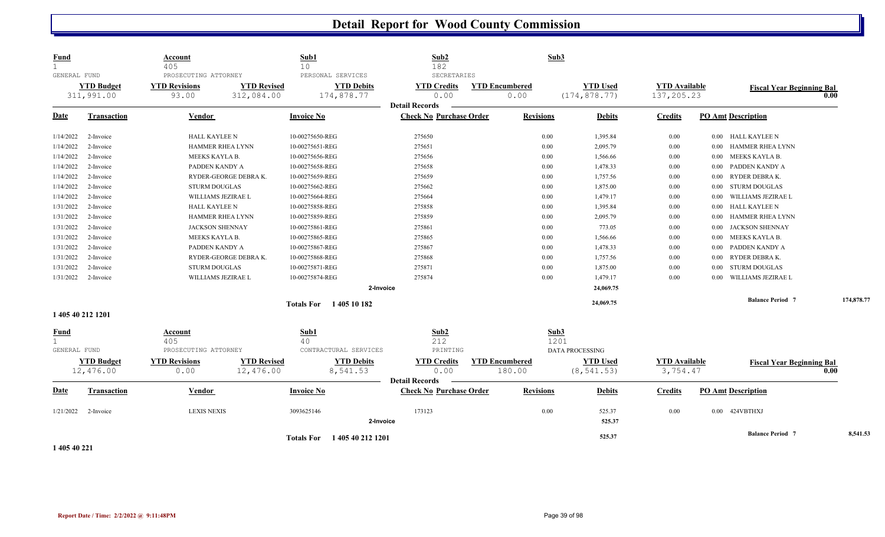# Detail Report for Wood County Commission

| Fund | Account | Sub1 | Sub2 | Sub3 |
|---|---|---|---|---|
| 1 | 405 | 10 | 182 | |
| GENERAL FUND | PROSECUTING ATTORNEY | PERSONAL SERVICES | SECRETARIES | |

| YTD Budget | YTD Revisions | YTD Revised | YTD Debits | YTD Credits | YTD Encumbered | YTD Used | YTD Available | Fiscal Year Beginning Bal |
|---|---|---|---|---|---|---|---|---|
| 311,991.00 | 93.00 | 312,084.00 | 174,878.77 | 0.00 | 0.00 | (174,878.77) | 137,205.23 | 0.00 |

**Detail Records**

| Date | Transaction | Vendor | Invoice No | Check No | Purchase Order | Revisions | Debits | Credits | PO Amt | Description |
|---|---|---|---|---|---|---|---|---|---|---|
| 1/14/2022 | 2-Invoice | HALL KAYLEE N | 10-00275650-REG | 275650 | | 0.00 | 1,395.84 | 0.00 | 0.00 | HALL KAYLEE N |
| 1/14/2022 | 2-Invoice | HAMMER RHEA LYNN | 10-00275651-REG | 275651 | | 0.00 | 2,095.79 | 0.00 | 0.00 | HAMMER RHEA LYNN |
| 1/14/2022 | 2-Invoice | MEEKS KAYLA B. | 10-00275656-REG | 275656 | | 0.00 | 1,566.66 | 0.00 | 0.00 | MEEKS KAYLA B. |
| 1/14/2022 | 2-Invoice | PADDEN KANDY A | 10-00275658-REG | 275658 | | 0.00 | 1,478.33 | 0.00 | 0.00 | PADDEN KANDY A |
| 1/14/2022 | 2-Invoice | RYDER-GEORGE DEBRA K. | 10-00275659-REG | 275659 | | 0.00 | 1,757.56 | 0.00 | 0.00 | RYDER DEBRA K. |
| 1/14/2022 | 2-Invoice | STURM DOUGLAS | 10-00275662-REG | 275662 | | 0.00 | 1,875.00 | 0.00 | 0.00 | STURM DOUGLAS |
| 1/14/2022 | 2-Invoice | WILLIAMS JEZIRAE L | 10-00275664-REG | 275664 | | 0.00 | 1,479.17 | 0.00 | 0.00 | WILLIAMS JEZIRAE L |
| 1/31/2022 | 2-Invoice | HALL KAYLEE N | 10-00275858-REG | 275858 | | 0.00 | 1,395.84 | 0.00 | 0.00 | HALL KAYLEE N |
| 1/31/2022 | 2-Invoice | HAMMER RHEA LYNN | 10-00275859-REG | 275859 | | 0.00 | 2,095.79 | 0.00 | 0.00 | HAMMER RHEA LYNN |
| 1/31/2022 | 2-Invoice | JACKSON SHENNAY | 10-00275861-REG | 275861 | | 0.00 | 773.05 | 0.00 | 0.00 | JACKSON SHENNAY |
| 1/31/2022 | 2-Invoice | MEEKS KAYLA B. | 10-00275865-REG | 275865 | | 0.00 | 1,566.66 | 0.00 | 0.00 | MEEKS KAYLA B. |
| 1/31/2022 | 2-Invoice | PADDEN KANDY A | 10-00275867-REG | 275867 | | 0.00 | 1,478.33 | 0.00 | 0.00 | PADDEN KANDY A |
| 1/31/2022 | 2-Invoice | RYDER-GEORGE DEBRA K. | 10-00275868-REG | 275868 | | 0.00 | 1,757.56 | 0.00 | 0.00 | RYDER DEBRA K. |
| 1/31/2022 | 2-Invoice | STURM DOUGLAS | 10-00275871-REG | 275871 | | 0.00 | 1,875.00 | 0.00 | 0.00 | STURM DOUGLAS |
| 1/31/2022 | 2-Invoice | WILLIAMS JEZIRAE L | 10-00275874-REG | 275874 | | 0.00 | 1,479.17 | 0.00 | 0.00 | WILLIAMS JEZIRAE L |
| | | | 2-Invoice | | | | 24,069.75 | | | |
| | | | Totals For 1 405 10 182 | | | | 24,069.75 | | | Balance Period 7 174,878.77 |

**1 405 40 212 1201**

| Fund | Account | Sub1 | Sub2 | Sub3 |
|---|---|---|---|---|
| 1 | 405 | 40 | 212 | 1201 |
| GENERAL FUND | PROSECUTING ATTORNEY | CONTRACTURAL SERVICES | PRINTING | DATA PROCESSING |

| YTD Budget | YTD Revisions | YTD Revised | YTD Debits | YTD Credits | YTD Encumbered | YTD Used | YTD Available | Fiscal Year Beginning Bal |
|---|---|---|---|---|---|---|---|---|
| 12,476.00 | 0.00 | 12,476.00 | 8,541.53 | 0.00 | 180.00 | (8,541.53) | 3,754.47 | 0.00 |

**Detail Records**

| Date | Transaction | Vendor | Invoice No | Check No | Purchase Order | Revisions | Debits | Credits | PO Amt | Description |
|---|---|---|---|---|---|---|---|---|---|---|
| 1/21/2022 | 2-Invoice | LEXIS NEXIS | 3093625146 | 173123 | | 0.00 | 525.37 | 0.00 | 0.00 | 424VBTHXJ |
| | | | 2-Invoice | | | | 525.37 | | | |
| | | | Totals For 1 405 40 212 1201 | | | | 525.37 | | | Balance Period 7 8,541.53 |

**1 405 40 221**

Report Date / Time: 2/2/2022 @ 9:11:48PM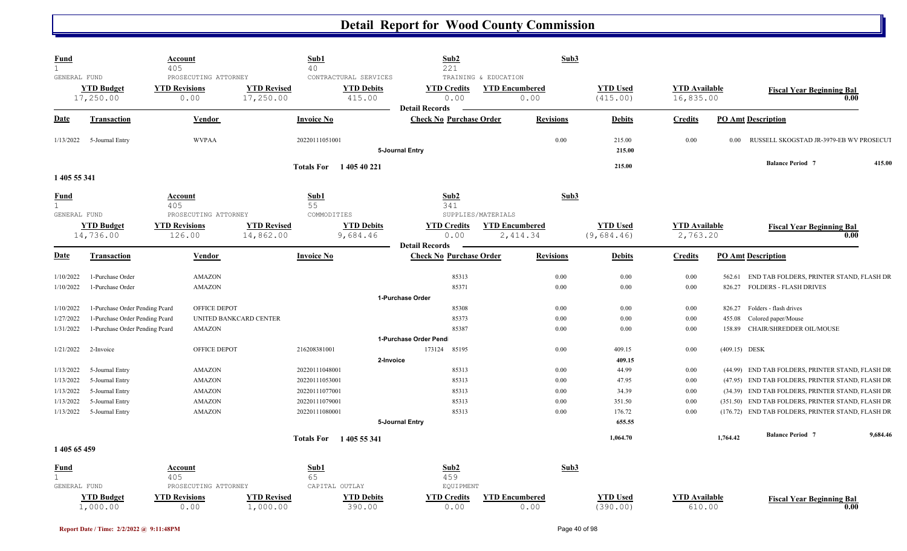# Detail Report for Wood County Commission

| Fund | Account | Sub1 | Sub2 | Sub3 |
|---|---|---|---|---|
| 1 | 405 | 40 | 221 | |
| GENERAL FUND | PROSECUTING ATTORNEY | CONTRACTURAL SERVICES | TRAINING & EDUCATION | |

| YTD Budget | YTD Revisions | YTD Revised | YTD Debits | YTD Credits | YTD Encumbered | YTD Used | YTD Available | Fiscal Year Beginning Bal |
|---|---|---|---|---|---|---|---|---|
| 17,250.00 | 0.00 | 17,250.00 | 415.00 | 0.00 | 0.00 | (415.00) | 16,835.00 | 0.00 |

**Detail Records**

| Date | Transaction | Vendor | Invoice No | Check No | Purchase Order | Revisions | Debits | Credits | PO Amt | Description |
|---|---|---|---|---|---|---|---|---|---|---|
| 1/13/2022 | 5-Journal Entry | WVPAA | 20220111051001 | | | 0.00 | 215.00 | 0.00 | 0.00 | RUSSELL SKOGSTAD JR-3979-EB WV PROSECUT |
| | | | 5-Journal Entry | | | | 215.00 | | | |
| | | | Totals For 1 405 40 221 | | | | 215.00 | | | Balance Period 7 415.00 |

**1 405 55 341**

| Fund | Account | Sub1 | Sub2 | Sub3 |
|---|---|---|---|---|
| 1 | 405 | 55 | 341 | |
| GENERAL FUND | PROSECUTING ATTORNEY | COMMODITIES | SUPPLIES/MATERIALS | |

| YTD Budget | YTD Revisions | YTD Revised | YTD Debits | YTD Credits | YTD Encumbered | YTD Used | YTD Available | Fiscal Year Beginning Bal |
|---|---|---|---|---|---|---|---|---|
| 14,736.00 | 126.00 | 14,862.00 | 9,684.46 | 0.00 | 2,414.34 | (9,684.46) | 2,763.20 | 0.00 |

**Detail Records**

| Date | Transaction | Vendor | Invoice No | Check No | Purchase Order | Revisions | Debits | Credits | PO Amt | Description |
|---|---|---|---|---|---|---|---|---|---|---|
| 1/10/2022 | 1-Purchase Order | AMAZON | | | 85313 | 0.00 | 0.00 | 0.00 | 562.61 | END TAB FOLDERS, PRINTER STAND, FLASH DR |
| 1/10/2022 | 1-Purchase Order | AMAZON | | | 85371 | 0.00 | 0.00 | 0.00 | 826.27 | FOLDERS - FLASH DRIVES |
| | | | 1-Purchase Order | | | | | | | |
| 1/10/2022 | 1-Purchase Order Pending Pcard | OFFICE DEPOT | | | 85308 | 0.00 | 0.00 | 0.00 | 826.27 | Folders - flash drives |
| 1/27/2022 | 1-Purchase Order Pending Pcard | UNITED BANKCARD CENTER | | | 85373 | 0.00 | 0.00 | 0.00 | 455.08 | Colored paper/Mouse |
| 1/31/2022 | 1-Purchase Order Pending Pcard | AMAZON | | | 85387 | 0.00 | 0.00 | 0.00 | 158.89 | CHAIR/SHREDDER OIL/MOUSE |
| | | | 1-Purchase Order Pend | | | | | | | |
| 1/21/2022 | 2-Invoice | OFFICE DEPOT | 216208381001 | 173124 | 85195 | 0.00 | 409.15 | 0.00 | (409.15) | DESK |
| | | | 2-Invoice | | | | 409.15 | | | |
| 1/13/2022 | 5-Journal Entry | AMAZON | 20220111048001 | | 85313 | 0.00 | 44.99 | 0.00 | (44.99) | END TAB FOLDERS, PRINTER STAND, FLASH DR |
| 1/13/2022 | 5-Journal Entry | AMAZON | 20220111053001 | | 85313 | 0.00 | 47.95 | 0.00 | (47.95) | END TAB FOLDERS, PRINTER STAND, FLASH DR |
| 1/13/2022 | 5-Journal Entry | AMAZON | 20220111077001 | | 85313 | 0.00 | 34.39 | 0.00 | (34.39) | END TAB FOLDERS, PRINTER STAND, FLASH DR |
| 1/13/2022 | 5-Journal Entry | AMAZON | 20220111079001 | | 85313 | 0.00 | 351.50 | 0.00 | (351.50) | END TAB FOLDERS, PRINTER STAND, FLASH DR |
| 1/13/2022 | 5-Journal Entry | AMAZON | 20220111080001 | | 85313 | 0.00 | 176.72 | 0.00 | (176.72) | END TAB FOLDERS, PRINTER STAND, FLASH DR |
| | | | 5-Journal Entry | | | | 655.55 | | | |
| | | | Totals For 1 405 55 341 | | | | 1,064.70 | | 1,764.42 | Balance Period 7 9,684.46 |

**1 405 65 459**

| Fund | Account | Sub1 | Sub2 | Sub3 |
|---|---|---|---|---|
| 1 | 405 | 65 | 459 | |
| GENERAL FUND | PROSECUTING ATTORNEY | CAPITAL OUTLAY | EQUIPMENT | |

| YTD Budget | YTD Revisions | YTD Revised | YTD Debits | YTD Credits | YTD Encumbered | YTD Used | YTD Available | Fiscal Year Beginning Bal |
|---|---|---|---|---|---|---|---|---|
| 1,000.00 | 0.00 | 1,000.00 | 390.00 | 0.00 | 0.00 | (390.00) | 610.00 | 0.00 |

Report Date / Time: 2/2/2022 @ 9:11:48PM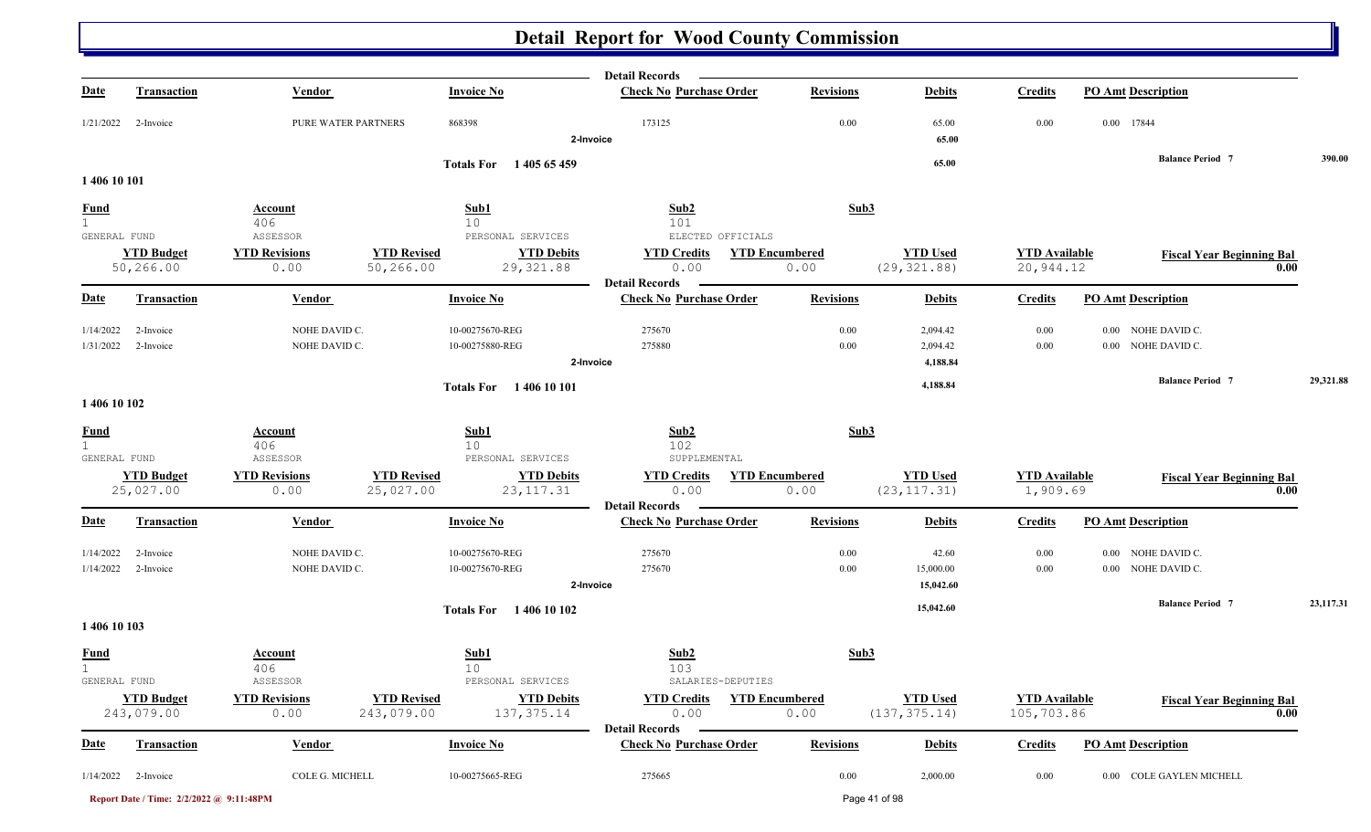# Detail Report for Wood County Commission

| Date | Transaction | Vendor | Invoice No | Check No | Purchase Order | Revisions | Debits | Credits | PO Amt | Description |
|---|---|---|---|---|---|---|---|---|---|---|
| 1/21/2022 | 2-Invoice | PURE WATER PARTNERS | 868398 | 173125 | | 0.00 | 65.00 | 0.00 | 0.00 | 17844 |
| | | | 2-Invoice | | | | 65.00 | | | |
| | | | Totals For 1 405 65 459 | | | | 65.00 | | | Balance Period 7 390.00 |

## 1 406 10 101

| Fund | Account | | Sub1 | Sub2 | | Sub3 | | | |
|---|---|---|---|---|---|---|---|---|---|
| 1 GENERAL FUND | 406 ASSESSOR | | 10 PERSONAL SERVICES | 101 ELECTED OFFICIALS | | | | | |
| **YTD Budget** | **YTD Revisions** | **YTD Revised** | **YTD Debits** | **YTD Credits** | **YTD Encumbered** | **YTD Used** | **YTD Available** | **Fiscal Year Beginning Bal** | |
| 50,266.00 | 0.00 | 50,266.00 | 29,321.88 | 0.00 | 0.00 | (29,321.88) | 20,944.12 | 0.00 | |

| Date | Transaction | Vendor | Invoice No | Check No | Purchase Order | Revisions | Debits | Credits | PO Amt | Description |
|---|---|---|---|---|---|---|---|---|---|---|
| 1/14/2022 | 2-Invoice | NOHE DAVID C. | 10-00275670-REG | 275670 | | 0.00 | 2,094.42 | 0.00 | 0.00 | NOHE DAVID C. |
| 1/31/2022 | 2-Invoice | NOHE DAVID C. | 10-00275880-REG | 275880 | | 0.00 | 2,094.42 | 0.00 | 0.00 | NOHE DAVID C. |
| | | | 2-Invoice | | | | 4,188.84 | | | |
| | | | Totals For 1 406 10 101 | | | | 4,188.84 | | | Balance Period 7 29,321.88 |

## 1 406 10 102

| Fund | Account | | Sub1 | Sub2 | | Sub3 | | | |
|---|---|---|---|---|---|---|---|---|---|
| 1 GENERAL FUND | 406 ASSESSOR | | 10 PERSONAL SERVICES | 102 SUPPLEMENTAL | | | | | |
| **YTD Budget** | **YTD Revisions** | **YTD Revised** | **YTD Debits** | **YTD Credits** | **YTD Encumbered** | **YTD Used** | **YTD Available** | **Fiscal Year Beginning Bal** | |
| 25,027.00 | 0.00 | 25,027.00 | 23,117.31 | 0.00 | 0.00 | (23,117.31) | 1,909.69 | 0.00 | |

| Date | Transaction | Vendor | Invoice No | Check No | Purchase Order | Revisions | Debits | Credits | PO Amt | Description |
|---|---|---|---|---|---|---|---|---|---|---|
| 1/14/2022 | 2-Invoice | NOHE DAVID C. | 10-00275670-REG | 275670 | | 0.00 | 42.60 | 0.00 | 0.00 | NOHE DAVID C. |
| 1/14/2022 | 2-Invoice | NOHE DAVID C. | 10-00275670-REG | 275670 | | 0.00 | 15,000.00 | 0.00 | 0.00 | NOHE DAVID C. |
| | | | 2-Invoice | | | | 15,042.60 | | | |
| | | | Totals For 1 406 10 102 | | | | 15,042.60 | | | Balance Period 7 23,117.31 |

## 1 406 10 103

| Fund | Account | | Sub1 | Sub2 | | Sub3 | | | |
|---|---|---|---|---|---|---|---|---|---|
| 1 GENERAL FUND | 406 ASSESSOR | | 10 PERSONAL SERVICES | 103 SALARIES-DEPUTIES | | | | | |
| **YTD Budget** | **YTD Revisions** | **YTD Revised** | **YTD Debits** | **YTD Credits** | **YTD Encumbered** | **YTD Used** | **YTD Available** | **Fiscal Year Beginning Bal** | |
| 243,079.00 | 0.00 | 243,079.00 | 137,375.14 | 0.00 | 0.00 | (137,375.14) | 105,703.86 | 0.00 | |

| Date | Transaction | Vendor | Invoice No | Check No | Purchase Order | Revisions | Debits | Credits | PO Amt | Description |
|---|---|---|---|---|---|---|---|---|---|---|
| 1/14/2022 | 2-Invoice | COLE G. MICHELL | 10-00275665-REG | 275665 | | 0.00 | 2,000.00 | 0.00 | 0.00 | COLE GAYLEN MICHELL |

Report Date / Time: 2/2/2022 @ 9:11:48PM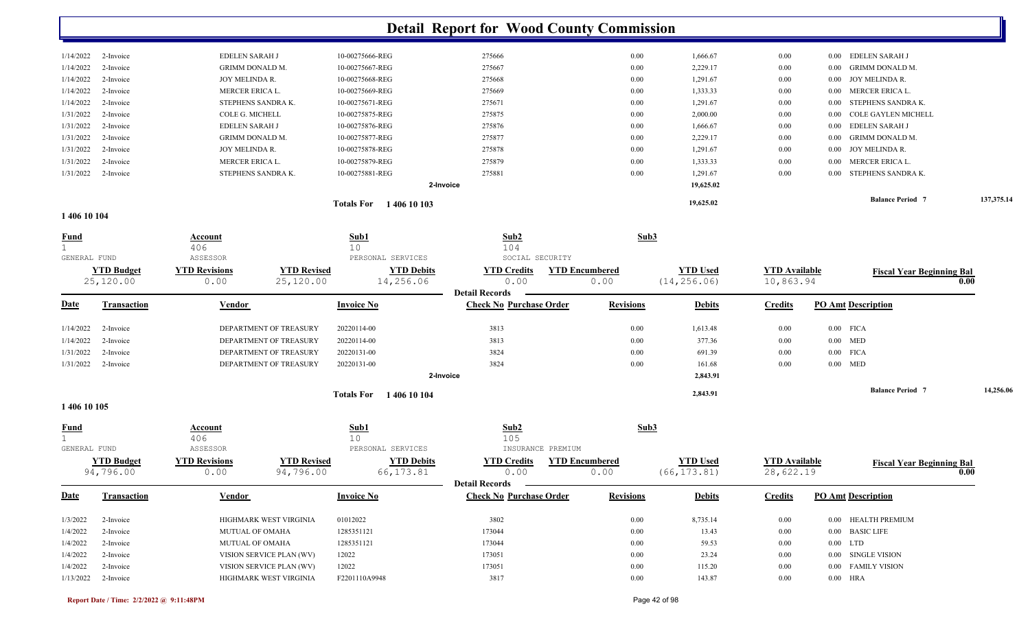# Detail Report for Wood County Commission

| Date | Transaction | Vendor | Invoice No | Check No Purchase Order | Revisions | Debits | Credits | PO Amt Description |
|---|---|---|---|---|---|---|---|---|
| 1/14/2022 | 2-Invoice | EDELEN SARAH J | 10-00275666-REG | 275666 | 0.00 | 1,666.67 | 0.00 | 0.00 EDELEN SARAH J |
| 1/14/2022 | 2-Invoice | GRIMM DONALD M. | 10-00275667-REG | 275667 | 0.00 | 2,229.17 | 0.00 | 0.00 GRIMM DONALD M. |
| 1/14/2022 | 2-Invoice | JOY MELINDA R. | 10-00275668-REG | 275668 | 0.00 | 1,291.67 | 0.00 | 0.00 JOY MELINDA R. |
| 1/14/2022 | 2-Invoice | MERCER ERICA L. | 10-00275669-REG | 275669 | 0.00 | 1,333.33 | 0.00 | 0.00 MERCER ERICA L. |
| 1/14/2022 | 2-Invoice | STEPHENS SANDRA K. | 10-00275671-REG | 275671 | 0.00 | 1,291.67 | 0.00 | 0.00 STEPHENS SANDRA K. |
| 1/31/2022 | 2-Invoice | COLE G. MICHELL | 10-00275875-REG | 275875 | 0.00 | 2,000.00 | 0.00 | 0.00 COLE GAYLEN MICHELL |
| 1/31/2022 | 2-Invoice | EDELEN SARAH J | 10-00275876-REG | 275876 | 0.00 | 1,666.67 | 0.00 | 0.00 EDELEN SARAH J |
| 1/31/2022 | 2-Invoice | GRIMM DONALD M. | 10-00275877-REG | 275877 | 0.00 | 2,229.17 | 0.00 | 0.00 GRIMM DONALD M. |
| 1/31/2022 | 2-Invoice | JOY MELINDA R. | 10-00275878-REG | 275878 | 0.00 | 1,291.67 | 0.00 | 0.00 JOY MELINDA R. |
| 1/31/2022 | 2-Invoice | MERCER ERICA L. | 10-00275879-REG | 275879 | 0.00 | 1,333.33 | 0.00 | 0.00 MERCER ERICA L. |
| 1/31/2022 | 2-Invoice | STEPHENS SANDRA K. | 10-00275881-REG | 275881 | 0.00 | 1,291.67 | 0.00 | 0.00 STEPHENS SANDRA K. |
| | | | | 2-Invoice | | 19,625.02 | | |

Totals For 1 406 10 103 — 19,625.02 — Balance Period 7: 137,375.14

## 1 406 10 104

| Fund | Account | Sub1 | Sub2 | Sub3 |
|---|---|---|---|---|
| 1 GENERAL FUND | 406 ASSESSOR | 10 PERSONAL SERVICES | 104 SOCIAL SECURITY | |

| YTD Budget | YTD Revisions | YTD Revised | YTD Debits | YTD Credits | YTD Encumbered | YTD Used | YTD Available | Fiscal Year Beginning Bal |
|---|---|---|---|---|---|---|---|---|
| 25,120.00 | 0.00 | 25,120.00 | 14,256.06 | 0.00 | 0.00 | (14,256.06) | 10,863.94 | 0.00 |

**Detail Records**

| Date | Transaction | Vendor | Invoice No | Check No Purchase Order | Revisions | Debits | Credits | PO Amt Description |
|---|---|---|---|---|---|---|---|---|
| 1/14/2022 | 2-Invoice | DEPARTMENT OF TREASURY | 20220114-00 | 3813 | 0.00 | 1,613.48 | 0.00 | 0.00 FICA |
| 1/14/2022 | 2-Invoice | DEPARTMENT OF TREASURY | 20220114-00 | 3813 | 0.00 | 377.36 | 0.00 | 0.00 MED |
| 1/31/2022 | 2-Invoice | DEPARTMENT OF TREASURY | 20220131-00 | 3824 | 0.00 | 691.39 | 0.00 | 0.00 FICA |
| 1/31/2022 | 2-Invoice | DEPARTMENT OF TREASURY | 20220131-00 | 3824 | 0.00 | 161.68 | 0.00 | 0.00 MED |
| | | | | 2-Invoice | | 2,843.91 | | |

Totals For 1 406 10 104 — 2,843.91 — Balance Period 7: 14,256.06

## 1 406 10 105

| Fund | Account | Sub1 | Sub2 | Sub3 |
|---|---|---|---|---|
| 1 GENERAL FUND | 406 ASSESSOR | 10 PERSONAL SERVICES | 105 INSURANCE PREMIUM | |

| YTD Budget | YTD Revisions | YTD Revised | YTD Debits | YTD Credits | YTD Encumbered | YTD Used | YTD Available | Fiscal Year Beginning Bal |
|---|---|---|---|---|---|---|---|---|
| 94,796.00 | 0.00 | 94,796.00 | 66,173.81 | 0.00 | 0.00 | (66,173.81) | 28,622.19 | 0.00 |

**Detail Records**

| Date | Transaction | Vendor | Invoice No | Check No Purchase Order | Revisions | Debits | Credits | PO Amt Description |
|---|---|---|---|---|---|---|---|---|
| 1/3/2022 | 2-Invoice | HIGHMARK WEST VIRGINIA | 01012022 | 3802 | 0.00 | 8,735.14 | 0.00 | 0.00 HEALTH PREMIUM |
| 1/4/2022 | 2-Invoice | MUTUAL OF OMAHA | 1285351121 | 173044 | 0.00 | 13.43 | 0.00 | 0.00 BASIC LIFE |
| 1/4/2022 | 2-Invoice | MUTUAL OF OMAHA | 1285351121 | 173044 | 0.00 | 59.53 | 0.00 | 0.00 LTD |
| 1/4/2022 | 2-Invoice | VISION SERVICE PLAN (WV) | 12022 | 173051 | 0.00 | 23.24 | 0.00 | 0.00 SINGLE VISION |
| 1/4/2022 | 2-Invoice | VISION SERVICE PLAN (WV) | 12022 | 173051 | 0.00 | 115.20 | 0.00 | 0.00 FAMILY VISION |
| 1/13/2022 | 2-Invoice | HIGHMARK WEST VIRGINIA | F2201110A9948 | 3817 | 0.00 | 143.87 | 0.00 | 0.00 HRA |

Report Date / Time: 2/2/2022 @ 9:11:48PM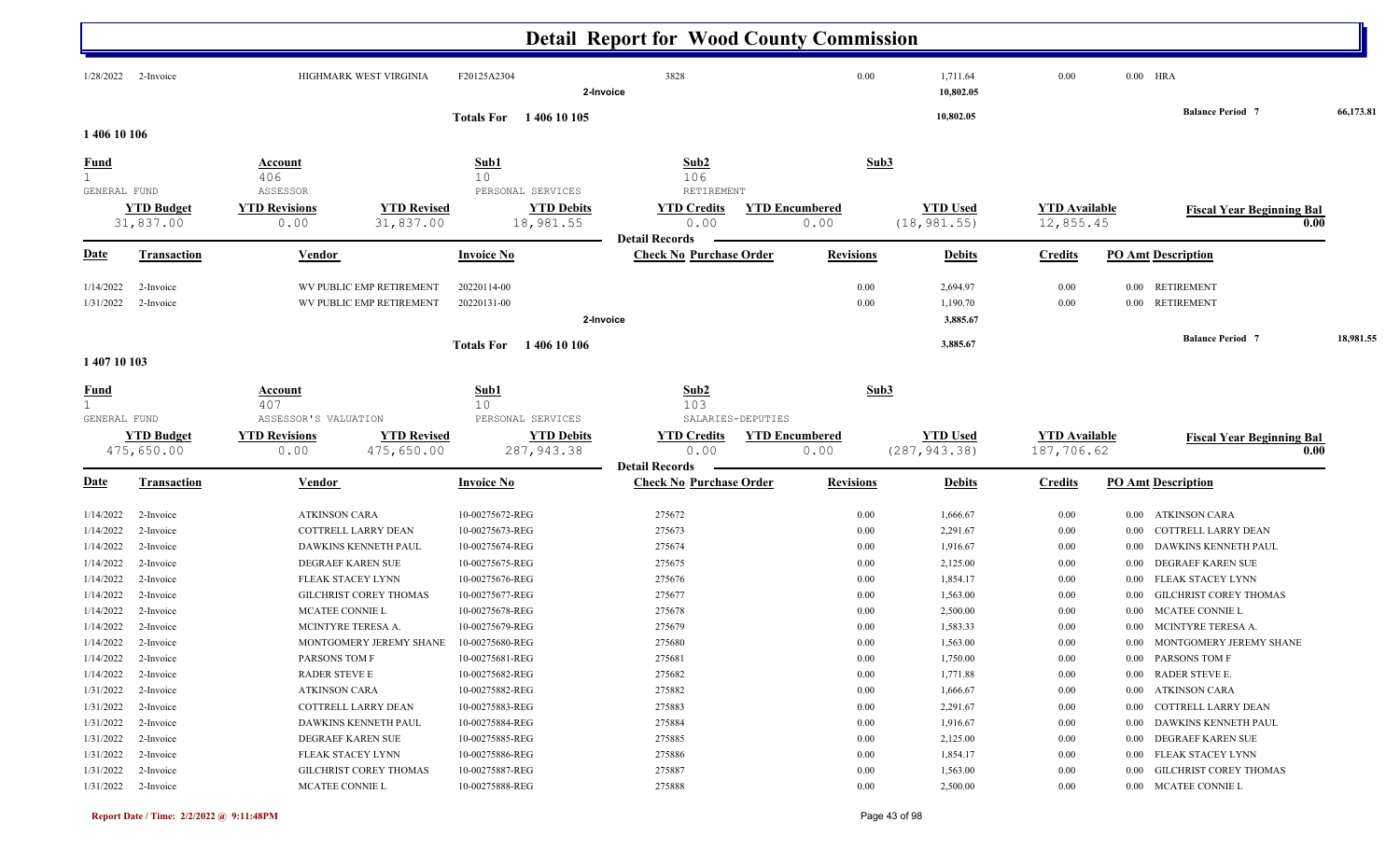# Detail Report for Wood County Commission

| Date | Transaction | Vendor | Invoice No | Check No | Purchase Order | Revisions | Debits | Credits | PO Amt | Description |
|---|---|---|---|---|---|---|---|---|---|---|
| 1/28/2022 | 2-Invoice | HIGHMARK WEST VIRGINIA | F20125A2304 | 3828 | | 0.00 | 1,711.64 | 0.00 | 0.00 | HRA |
| | | | | 2-Invoice | | | 10,802.05 | | | |

**Totals For 1 406 10 105** — 10,802.05 — **Balance Period 7** 66,173.81

## 1 406 10 106

| Fund | Account | Sub1 | Sub2 | Sub3 |
|---|---|---|---|---|
| 1 | 406 | 10 | 106 | |
| GENERAL FUND | ASSESSOR | PERSONAL SERVICES | RETIREMENT | |

| YTD Budget | YTD Revisions | YTD Revised | YTD Debits | YTD Credits | YTD Encumbered | YTD Used | YTD Available | Fiscal Year Beginning Bal |
|---|---|---|---|---|---|---|---|---|
| 31,837.00 | 0.00 | 31,837.00 | 18,981.55 | 0.00 | 0.00 | (18,981.55) | 12,855.45 | 0.00 |

**Detail Records**

| Date | Transaction | Vendor | Invoice No | Check No | Purchase Order | Revisions | Debits | Credits | PO Amt | Description |
|---|---|---|---|---|---|---|---|---|---|---|
| 1/14/2022 | 2-Invoice | WV PUBLIC EMP RETIREMENT | 20220114-00 | | | 0.00 | 2,694.97 | 0.00 | 0.00 | RETIREMENT |
| 1/31/2022 | 2-Invoice | WV PUBLIC EMP RETIREMENT | 20220131-00 | | | 0.00 | 1,190.70 | 0.00 | 0.00 | RETIREMENT |
| | | | | 2-Invoice | | | 3,885.67 | | | |

**Totals For 1 406 10 106** — 3,885.67 — **Balance Period 7** 18,981.55

## 1 407 10 103

| Fund | Account | Sub1 | Sub2 | Sub3 |
|---|---|---|---|---|
| 1 | 407 | 10 | 103 | |
| GENERAL FUND | ASSESSOR'S VALUATION | PERSONAL SERVICES | SALARIES-DEPUTIES | |

| YTD Budget | YTD Revisions | YTD Revised | YTD Debits | YTD Credits | YTD Encumbered | YTD Used | YTD Available | Fiscal Year Beginning Bal |
|---|---|---|---|---|---|---|---|---|
| 475,650.00 | 0.00 | 475,650.00 | 287,943.38 | 0.00 | 0.00 | (287,943.38) | 187,706.62 | 0.00 |

**Detail Records**

| Date | Transaction | Vendor | Invoice No | Check No | Purchase Order | Revisions | Debits | Credits | PO Amt | Description |
|---|---|---|---|---|---|---|---|---|---|---|
| 1/14/2022 | 2-Invoice | ATKINSON CARA | 10-00275672-REG | 275672 | | 0.00 | 1,666.67 | 0.00 | 0.00 | ATKINSON CARA |
| 1/14/2022 | 2-Invoice | COTTRELL LARRY DEAN | 10-00275673-REG | 275673 | | 0.00 | 2,291.67 | 0.00 | 0.00 | COTTRELL LARRY DEAN |
| 1/14/2022 | 2-Invoice | DAWKINS KENNETH PAUL | 10-00275674-REG | 275674 | | 0.00 | 1,916.67 | 0.00 | 0.00 | DAWKINS KENNETH PAUL |
| 1/14/2022 | 2-Invoice | DEGRAEF KAREN SUE | 10-00275675-REG | 275675 | | 0.00 | 2,125.00 | 0.00 | 0.00 | DEGRAEF KAREN SUE |
| 1/14/2022 | 2-Invoice | FLEAK STACEY LYNN | 10-00275676-REG | 275676 | | 0.00 | 1,854.17 | 0.00 | 0.00 | FLEAK STACEY LYNN |
| 1/14/2022 | 2-Invoice | GILCHRIST COREY THOMAS | 10-00275677-REG | 275677 | | 0.00 | 1,563.00 | 0.00 | 0.00 | GILCHRIST COREY THOMAS |
| 1/14/2022 | 2-Invoice | MCATEE CONNIE L | 10-00275678-REG | 275678 | | 0.00 | 2,500.00 | 0.00 | 0.00 | MCATEE CONNIE L |
| 1/14/2022 | 2-Invoice | MCINTYRE TERESA A. | 10-00275679-REG | 275679 | | 0.00 | 1,583.33 | 0.00 | 0.00 | MCINTYRE TERESA A. |
| 1/14/2022 | 2-Invoice | MONTGOMERY JEREMY SHANE | 10-00275680-REG | 275680 | | 0.00 | 1,563.00 | 0.00 | 0.00 | MONTGOMERY JEREMY SHANE |
| 1/14/2022 | 2-Invoice | PARSONS TOM F | 10-00275681-REG | 275681 | | 0.00 | 1,750.00 | 0.00 | 0.00 | PARSONS TOM F |
| 1/14/2022 | 2-Invoice | RADER STEVE E | 10-00275682-REG | 275682 | | 0.00 | 1,771.88 | 0.00 | 0.00 | RADER STEVE E. |
| 1/31/2022 | 2-Invoice | ATKINSON CARA | 10-00275882-REG | 275882 | | 0.00 | 1,666.67 | 0.00 | 0.00 | ATKINSON CARA |
| 1/31/2022 | 2-Invoice | COTTRELL LARRY DEAN | 10-00275883-REG | 275883 | | 0.00 | 2,291.67 | 0.00 | 0.00 | COTTRELL LARRY DEAN |
| 1/31/2022 | 2-Invoice | DAWKINS KENNETH PAUL | 10-00275884-REG | 275884 | | 0.00 | 1,916.67 | 0.00 | 0.00 | DAWKINS KENNETH PAUL |
| 1/31/2022 | 2-Invoice | DEGRAEF KAREN SUE | 10-00275885-REG | 275885 | | 0.00 | 2,125.00 | 0.00 | 0.00 | DEGRAEF KAREN SUE |
| 1/31/2022 | 2-Invoice | FLEAK STACEY LYNN | 10-00275886-REG | 275886 | | 0.00 | 1,854.17 | 0.00 | 0.00 | FLEAK STACEY LYNN |
| 1/31/2022 | 2-Invoice | GILCHRIST COREY THOMAS | 10-00275887-REG | 275887 | | 0.00 | 1,563.00 | 0.00 | 0.00 | GILCHRIST COREY THOMAS |
| 1/31/2022 | 2-Invoice | MCATEE CONNIE L | 10-00275888-REG | 275888 | | 0.00 | 2,500.00 | 0.00 | 0.00 | MCATEE CONNIE L |

Report Date / Time: 2/2/2022 @ 9:11:48PM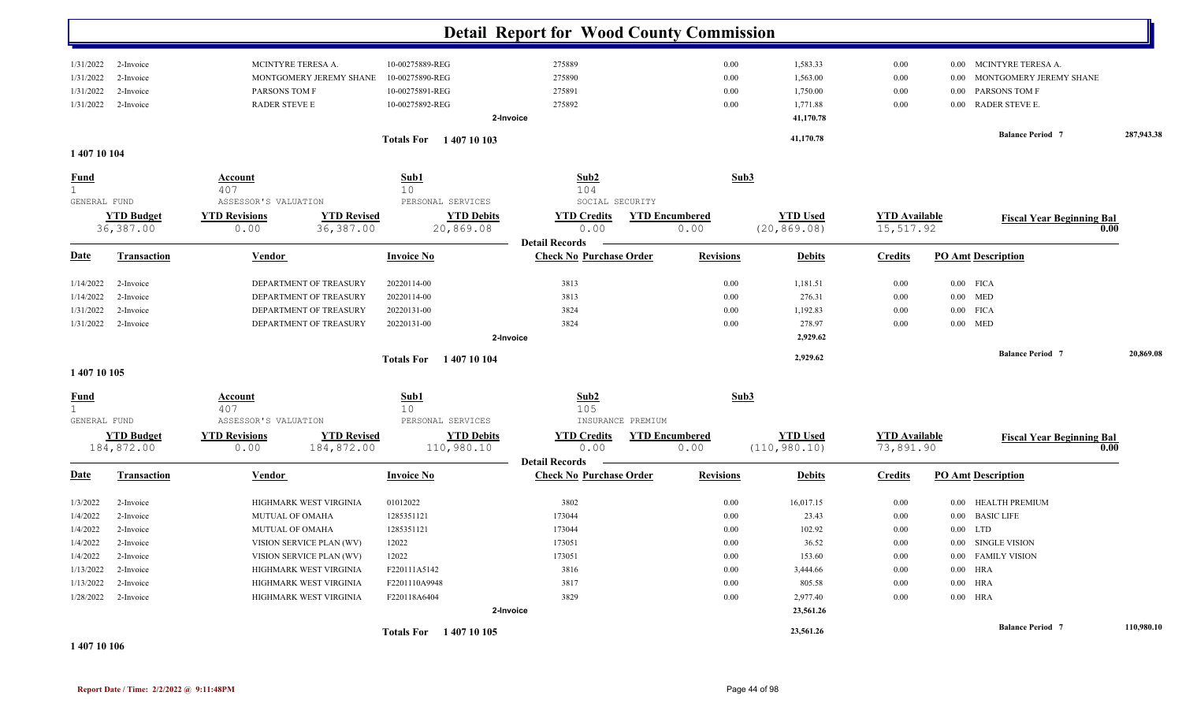# Detail Report for Wood County Commission

| Date | Transaction | Vendor | Invoice No | Check No Purchase Order | Revisions | Debits | Credits | PO Amt Description |
|---|---|---|---|---|---|---|---|---|
| 1/31/2022 | 2-Invoice | MCINTYRE TERESA A. | 10-00275889-REG | 275889 | 0.00 | 1,583.33 | 0.00 | 0.00 MCINTYRE TERESA A. |
| 1/31/2022 | 2-Invoice | MONTGOMERY JEREMY SHANE | 10-00275890-REG | 275890 | 0.00 | 1,563.00 | 0.00 | 0.00 MONTGOMERY JEREMY SHANE |
| 1/31/2022 | 2-Invoice | PARSONS TOM F | 10-00275891-REG | 275891 | 0.00 | 1,750.00 | 0.00 | 0.00 PARSONS TOM F |
| 1/31/2022 | 2-Invoice | RADER STEVE E | 10-00275892-REG | 275892 | 0.00 | 1,771.88 | 0.00 | 0.00 RADER STEVE E. |
| | | | 2-Invoice | | | 41,170.78 | | |

Totals For 1 407 10 103 — 41,170.78 — Balance Period 7: 287,943.38

## 1 407 10 104

| Fund | Account | Sub1 | Sub2 | Sub3 |
|---|---|---|---|---|
| 1 GENERAL FUND | 407 ASSESSOR'S VALUATION | 10 PERSONAL SERVICES | 104 SOCIAL SECURITY | |

| YTD Budget | YTD Revisions | YTD Revised | YTD Debits | YTD Credits | YTD Encumbered | YTD Used | YTD Available | Fiscal Year Beginning Bal |
|---|---|---|---|---|---|---|---|---|
| 36,387.00 | 0.00 | 36,387.00 | 20,869.08 | 0.00 | 0.00 | (20,869.08) | 15,517.92 | 0.00 |

**Detail Records**

| Date | Transaction | Vendor | Invoice No | Check No Purchase Order | Revisions | Debits | Credits | PO Amt Description |
|---|---|---|---|---|---|---|---|---|
| 1/14/2022 | 2-Invoice | DEPARTMENT OF TREASURY | 20220114-00 | 3813 | 0.00 | 1,181.51 | 0.00 | 0.00 FICA |
| 1/14/2022 | 2-Invoice | DEPARTMENT OF TREASURY | 20220114-00 | 3813 | 0.00 | 276.31 | 0.00 | 0.00 MED |
| 1/31/2022 | 2-Invoice | DEPARTMENT OF TREASURY | 20220131-00 | 3824 | 0.00 | 1,192.83 | 0.00 | 0.00 FICA |
| 1/31/2022 | 2-Invoice | DEPARTMENT OF TREASURY | 20220131-00 | 3824 | 0.00 | 278.97 | 0.00 | 0.00 MED |
| | | | 2-Invoice | | | 2,929.62 | | |

Totals For 1 407 10 104 — 2,929.62 — Balance Period 7: 20,869.08

## 1 407 10 105

| Fund | Account | Sub1 | Sub2 | Sub3 |
|---|---|---|---|---|
| 1 GENERAL FUND | 407 ASSESSOR'S VALUATION | 10 PERSONAL SERVICES | 105 INSURANCE PREMIUM | |

| YTD Budget | YTD Revisions | YTD Revised | YTD Debits | YTD Credits | YTD Encumbered | YTD Used | YTD Available | Fiscal Year Beginning Bal |
|---|---|---|---|---|---|---|---|---|
| 184,872.00 | 0.00 | 184,872.00 | 110,980.10 | 0.00 | 0.00 | (110,980.10) | 73,891.90 | 0.00 |

**Detail Records**

| Date | Transaction | Vendor | Invoice No | Check No Purchase Order | Revisions | Debits | Credits | PO Amt Description |
|---|---|---|---|---|---|---|---|---|
| 1/3/2022 | 2-Invoice | HIGHMARK WEST VIRGINIA | 01012022 | 3802 | 0.00 | 16,017.15 | 0.00 | 0.00 HEALTH PREMIUM |
| 1/4/2022 | 2-Invoice | MUTUAL OF OMAHA | 1285351121 | 173044 | 0.00 | 23.43 | 0.00 | 0.00 BASIC LIFE |
| 1/4/2022 | 2-Invoice | MUTUAL OF OMAHA | 1285351121 | 173044 | 0.00 | 102.92 | 0.00 | 0.00 LTD |
| 1/4/2022 | 2-Invoice | VISION SERVICE PLAN (WV) | 12022 | 173051 | 0.00 | 36.52 | 0.00 | 0.00 SINGLE VISION |
| 1/4/2022 | 2-Invoice | VISION SERVICE PLAN (WV) | 12022 | 173051 | 0.00 | 153.60 | 0.00 | 0.00 FAMILY VISION |
| 1/13/2022 | 2-Invoice | HIGHMARK WEST VIRGINIA | F220111A5142 | 3816 | 0.00 | 3,444.66 | 0.00 | 0.00 HRA |
| 1/13/2022 | 2-Invoice | HIGHMARK WEST VIRGINIA | F2201110A9948 | 3817 | 0.00 | 805.58 | 0.00 | 0.00 HRA |
| 1/28/2022 | 2-Invoice | HIGHMARK WEST VIRGINIA | F220118A6404 | 3829 | 0.00 | 2,977.40 | 0.00 | 0.00 HRA |
| | | | 2-Invoice | | | 23,561.26 | | |

Totals For 1 407 10 105 — 23,561.26 — Balance Period 7: 110,980.10

## 1 407 10 106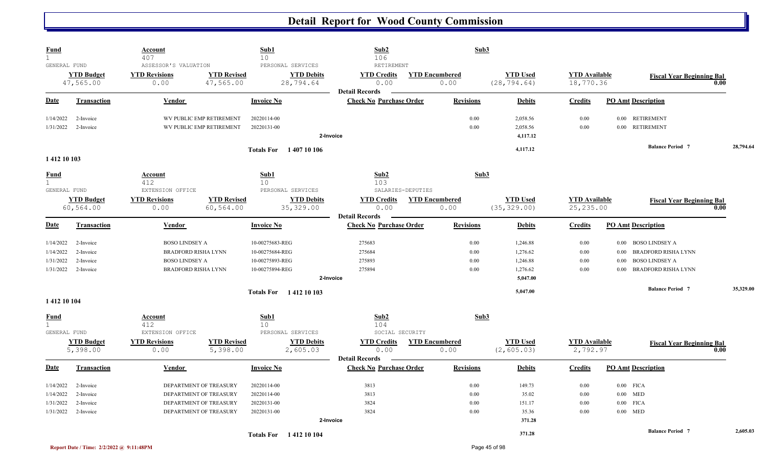# Detail Report for Wood County Commission

| Fund | Account | Sub1 | Sub2 | Sub3 |
|---|---|---|---|---|
| 1 | 407 | 10 | 106 | |
| GENERAL FUND | ASSESSOR'S VALUATION | PERSONAL SERVICES | RETIREMENT | |

| YTD Budget | YTD Revisions | YTD Revised | YTD Debits | YTD Credits | YTD Encumbered | YTD Used | YTD Available | Fiscal Year Beginning Bal |
|---|---|---|---|---|---|---|---|---|
| 47,565.00 | 0.00 | 47,565.00 | 28,794.64 | 0.00 | 0.00 | (28,794.64) | 18,770.36 | 0.00 |

**Detail Records**

| Date | Transaction | Vendor | Invoice No | Check No | Purchase Order | Revisions | Debits | Credits | PO Amt | Description |
|---|---|---|---|---|---|---|---|---|---|---|
| 1/14/2022 | 2-Invoice | WV PUBLIC EMP RETIREMENT | 20220114-00 | | | 0.00 | 2,058.56 | 0.00 | 0.00 | RETIREMENT |
| 1/31/2022 | 2-Invoice | WV PUBLIC EMP RETIREMENT | 20220131-00 | | | 0.00 | 2,058.56 | 0.00 | 0.00 | RETIREMENT |
| | | | 2-Invoice | | | | 4,117.12 | | | |
| | | | Totals For 1 407 10 106 | | | | 4,117.12 | | | Balance Period 7: 28,794.64 |

## 1 412 10 103

| Fund | Account | Sub1 | Sub2 | Sub3 |
|---|---|---|---|---|
| 1 | 412 | 10 | 103 | |
| GENERAL FUND | EXTENSION OFFICE | PERSONAL SERVICES | SALARIES-DEPUTIES | |

| YTD Budget | YTD Revisions | YTD Revised | YTD Debits | YTD Credits | YTD Encumbered | YTD Used | YTD Available | Fiscal Year Beginning Bal |
|---|---|---|---|---|---|---|---|---|
| 60,564.00 | 0.00 | 60,564.00 | 35,329.00 | 0.00 | 0.00 | (35,329.00) | 25,235.00 | 0.00 |

**Detail Records**

| Date | Transaction | Vendor | Invoice No | Check No | Purchase Order | Revisions | Debits | Credits | PO Amt | Description |
|---|---|---|---|---|---|---|---|---|---|---|
| 1/14/2022 | 2-Invoice | BOSO LINDSEY A | 10-00275683-REG | 275683 | | 0.00 | 1,246.88 | 0.00 | 0.00 | BOSO LINDSEY A |
| 1/14/2022 | 2-Invoice | BRADFORD RISHA LYNN | 10-00275684-REG | 275684 | | 0.00 | 1,276.62 | 0.00 | 0.00 | BRADFORD RISHA LYNN |
| 1/31/2022 | 2-Invoice | BOSO LINDSEY A | 10-00275893-REG | 275893 | | 0.00 | 1,246.88 | 0.00 | 0.00 | BOSO LINDSEY A |
| 1/31/2022 | 2-Invoice | BRADFORD RISHA LYNN | 10-00275894-REG | 275894 | | 0.00 | 1,276.62 | 0.00 | 0.00 | BRADFORD RISHA LYNN |
| | | | 2-Invoice | | | | 5,047.00 | | | |
| | | | Totals For 1 412 10 103 | | | | 5,047.00 | | | Balance Period 7: 35,329.00 |

## 1 412 10 104

| Fund | Account | Sub1 | Sub2 | Sub3 |
|---|---|---|---|---|
| 1 | 412 | 10 | 104 | |
| GENERAL FUND | EXTENSION OFFICE | PERSONAL SERVICES | SOCIAL SECURITY | |

| YTD Budget | YTD Revisions | YTD Revised | YTD Debits | YTD Credits | YTD Encumbered | YTD Used | YTD Available | Fiscal Year Beginning Bal |
|---|---|---|---|---|---|---|---|---|
| 5,398.00 | 0.00 | 5,398.00 | 2,605.03 | 0.00 | 0.00 | (2,605.03) | 2,792.97 | 0.00 |

**Detail Records**

| Date | Transaction | Vendor | Invoice No | Check No | Purchase Order | Revisions | Debits | Credits | PO Amt | Description |
|---|---|---|---|---|---|---|---|---|---|---|
| 1/14/2022 | 2-Invoice | DEPARTMENT OF TREASURY | 20220114-00 | 3813 | | 0.00 | 149.73 | 0.00 | 0.00 | FICA |
| 1/14/2022 | 2-Invoice | DEPARTMENT OF TREASURY | 20220114-00 | 3813 | | 0.00 | 35.02 | 0.00 | 0.00 | MED |
| 1/31/2022 | 2-Invoice | DEPARTMENT OF TREASURY | 20220131-00 | 3824 | | 0.00 | 151.17 | 0.00 | 0.00 | FICA |
| 1/31/2022 | 2-Invoice | DEPARTMENT OF TREASURY | 20220131-00 | 3824 | | 0.00 | 35.36 | 0.00 | 0.00 | MED |
| | | | 2-Invoice | | | | 371.28 | | | |
| | | | Totals For 1 412 10 104 | | | | 371.28 | | | Balance Period 7: 2,605.03 |

Report Date / Time: 2/2/2022 @ 9:11:48PM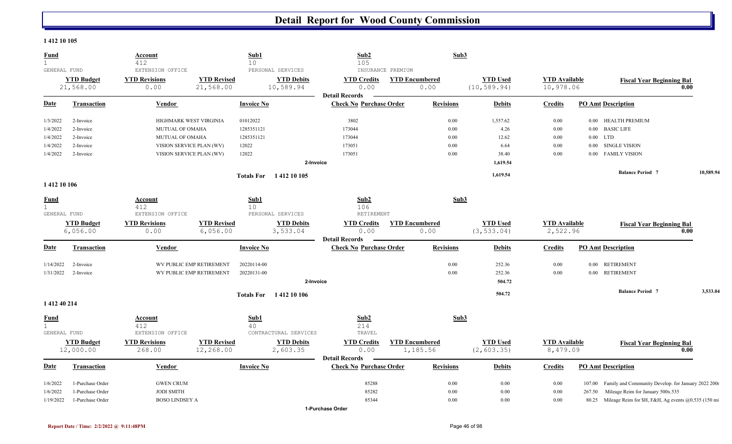# Detail Report for Wood County Commission

## 1 412 10 105

| Fund | Account | Sub1 | Sub2 | Sub3 |
|---|---|---|---|---|
| 1 | 412 | 10 | 105 | |
| GENERAL FUND | EXTENSION OFFICE | PERSONAL SERVICES | INSURANCE PREMIUM | |

| YTD Budget | YTD Revisions | YTD Revised | YTD Debits | YTD Credits | YTD Encumbered | YTD Used | YTD Available | Fiscal Year Beginning Bal |
|---|---|---|---|---|---|---|---|---|
| 21,568.00 | 0.00 | 21,568.00 | 10,589.94 | 0.00 | 0.00 | (10,589.94) | 10,978.06 | 0.00 |

**Detail Records**

| Date | Transaction | Vendor | Invoice No | Check No | Purchase Order | Revisions | Debits | Credits | PO Amt | Description |
|---|---|---|---|---|---|---|---|---|---|---|
| 1/3/2022 | 2-Invoice | HIGHMARK WEST VIRGINIA | 01012022 | 3802 | | 0.00 | 1,557.62 | 0.00 | 0.00 | HEALTH PREMIUM |
| 1/4/2022 | 2-Invoice | MUTUAL OF OMAHA | 1285351121 | 173044 | | 0.00 | 4.26 | 0.00 | 0.00 | BASIC LIFE |
| 1/4/2022 | 2-Invoice | MUTUAL OF OMAHA | 1285351121 | 173044 | | 0.00 | 12.62 | 0.00 | 0.00 | LTD |
| 1/4/2022 | 2-Invoice | VISION SERVICE PLAN (WV) | 12022 | 173051 | | 0.00 | 6.64 | 0.00 | 0.00 | SINGLE VISION |
| 1/4/2022 | 2-Invoice | VISION SERVICE PLAN (WV) | 12022 | 173051 | | 0.00 | 38.40 | 0.00 | 0.00 | FAMILY VISION |
| | | | 2-Invoice | | | | 1,619.54 | | | |
| | | | Totals For 1 412 10 105 | | | | 1,619.54 | | | Balance Period 7: 10,589.94 |

## 1 412 10 106

| Fund | Account | Sub1 | Sub2 | Sub3 |
|---|---|---|---|---|
| 1 | 412 | 10 | 106 | |
| GENERAL FUND | EXTENSION OFFICE | PERSONAL SERVICES | RETIREMENT | |

| YTD Budget | YTD Revisions | YTD Revised | YTD Debits | YTD Credits | YTD Encumbered | YTD Used | YTD Available | Fiscal Year Beginning Bal |
|---|---|---|---|---|---|---|---|---|
| 6,056.00 | 0.00 | 6,056.00 | 3,533.04 | 0.00 | 0.00 | (3,533.04) | 2,522.96 | 0.00 |

**Detail Records**

| Date | Transaction | Vendor | Invoice No | Check No | Purchase Order | Revisions | Debits | Credits | PO Amt | Description |
|---|---|---|---|---|---|---|---|---|---|---|
| 1/14/2022 | 2-Invoice | WV PUBLIC EMP RETIREMENT | 20220114-00 | | | 0.00 | 252.36 | 0.00 | 0.00 | RETIREMENT |
| 1/31/2022 | 2-Invoice | WV PUBLIC EMP RETIREMENT | 20220131-00 | | | 0.00 | 252.36 | 0.00 | 0.00 | RETIREMENT |
| | | | 2-Invoice | | | | 504.72 | | | |
| | | | Totals For 1 412 10 106 | | | | 504.72 | | | Balance Period 7: 3,533.04 |

## 1 412 40 214

| Fund | Account | Sub1 | Sub2 | Sub3 |
|---|---|---|---|---|
| 1 | 412 | 40 | 214 | |
| GENERAL FUND | EXTENSION OFFICE | CONTRACTURAL SERVICES | TRAVEL | |

| YTD Budget | YTD Revisions | YTD Revised | YTD Debits | YTD Credits | YTD Encumbered | YTD Used | YTD Available | Fiscal Year Beginning Bal |
|---|---|---|---|---|---|---|---|---|
| 12,000.00 | 268.00 | 12,268.00 | 2,603.35 | 0.00 | 1,185.56 | (2,603.35) | 8,479.09 | 0.00 |

**Detail Records**

| Date | Transaction | Vendor | Invoice No | Check No | Purchase Order | Revisions | Debits | Credits | PO Amt | Description |
|---|---|---|---|---|---|---|---|---|---|---|
| 1/6/2022 | 1-Purchase Order | GWEN CRUM | | | 85288 | 0.00 | 0.00 | 0.00 | 107.00 | Family and Community Develop. for January 2022 200r |
| 1/6/2022 | 1-Purchase Order | JODI SMITH | | | 85282 | 0.00 | 0.00 | 0.00 | 267.50 | Mileage Reim for January 500x.535 |
| 1/19/2022 | 1-Purchase Order | BOSO LINDSEY A | | | 85344 | 0.00 | 0.00 | 0.00 | 80.25 | Mileage Reim for \$H, F&H, Ag events @0.535 (150 mi |

1-Purchase Order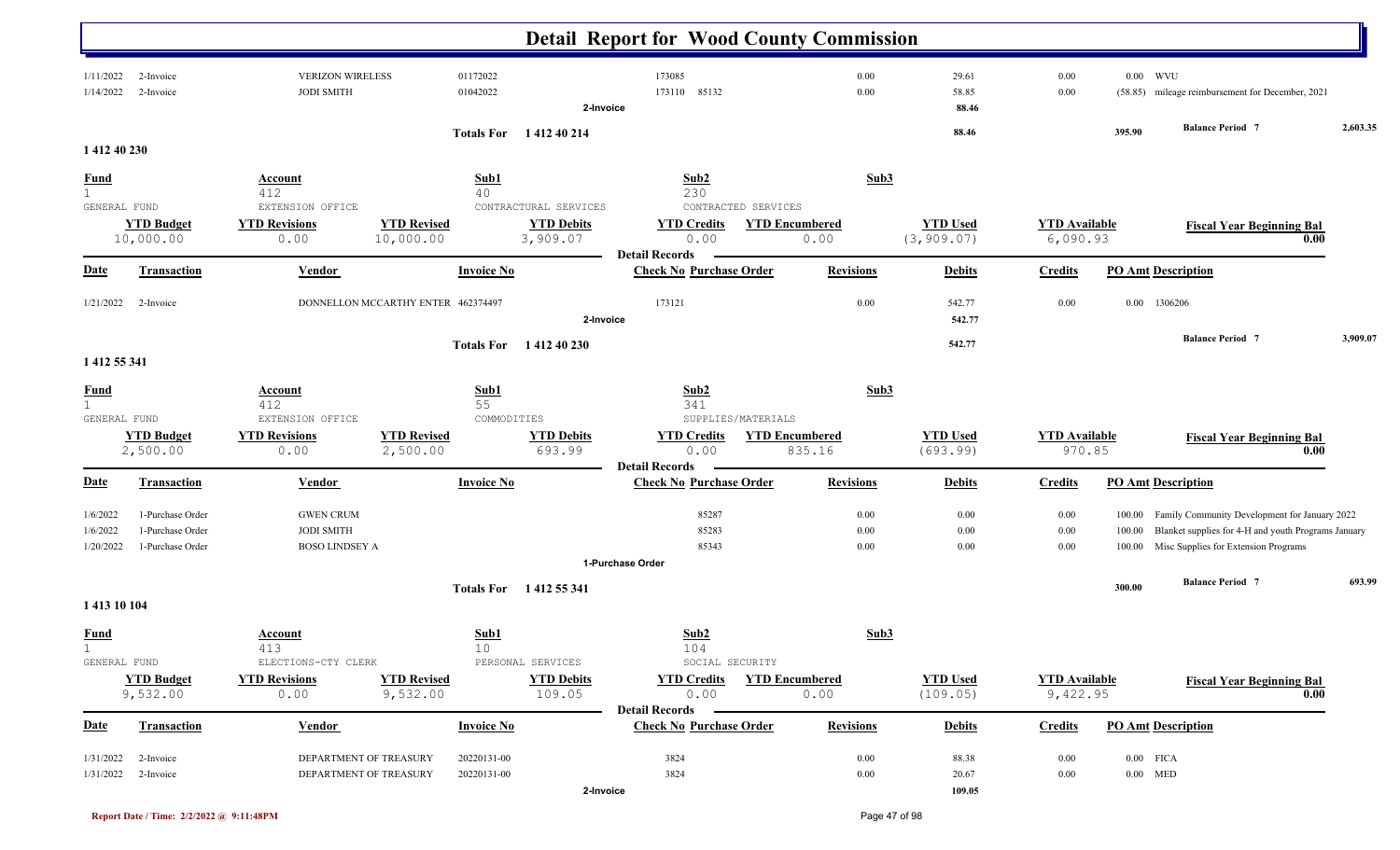# Detail Report for Wood County Commission

| Date | Transaction | Vendor | Invoice No | Check No | Purchase Order | Revisions | Debits | Credits | PO Amt | Description |
|---|---|---|---|---|---|---|---|---|---|---|
| 1/11/2022 | 2-Invoice | VERIZON WIRELESS | 01172022 | 173085 | | 0.00 | 29.61 | 0.00 | 0.00 | WVU |
| 1/14/2022 | 2-Invoice | JODI SMITH | 01042022 | 173110 | 85132 | 0.00 | 58.85 | 0.00 | (58.85) | mileage reimbursement for December, 2021 |
| | 2-Invoice | | | | | | 88.46 | | | |

**Totals For 1 412 40 214** — 88.46 — 395.90 — **Balance Period 7** 2,603.35

## 1 412 40 230

| Fund | Account | Sub1 | Sub2 | Sub3 |
|---|---|---|---|---|
| 1 | 412 | 40 | 230 | |
| GENERAL FUND | EXTENSION OFFICE | CONTRACTUAL SERVICES | CONTRACTED SERVICES | |

| YTD Budget | YTD Revisions | YTD Revised | YTD Debits | YTD Credits | YTD Encumbered | YTD Used | YTD Available | Fiscal Year Beginning Bal |
|---|---|---|---|---|---|---|---|---|
| 10,000.00 | 0.00 | 10,000.00 | 3,909.07 | 0.00 | 0.00 | (3,909.07) | 6,090.93 | 0.00 |

**Detail Records**

| Date | Transaction | Vendor | Invoice No | Check No | Purchase Order | Revisions | Debits | Credits | PO Amt | Description |
|---|---|---|---|---|---|---|---|---|---|---|
| 1/21/2022 | 2-Invoice | DONNELLON MCCARTHY ENTER | 462374497 | 173121 | | 0.00 | 542.77 | 0.00 | 0.00 | 1306206 |
| | 2-Invoice | | | | | | 542.77 | | | |

**Totals For 1 412 40 230** — 542.77 — **Balance Period 7** 3,909.07

## 1 412 55 341

| Fund | Account | Sub1 | Sub2 | Sub3 |
|---|---|---|---|---|
| 1 | 412 | 55 | 341 | |
| GENERAL FUND | EXTENSION OFFICE | COMMODITIES | SUPPLIES/MATERIALS | |

| YTD Budget | YTD Revisions | YTD Revised | YTD Debits | YTD Credits | YTD Encumbered | YTD Used | YTD Available | Fiscal Year Beginning Bal |
|---|---|---|---|---|---|---|---|---|
| 2,500.00 | 0.00 | 2,500.00 | 693.99 | 0.00 | 835.16 | (693.99) | 970.85 | 0.00 |

**Detail Records**

| Date | Transaction | Vendor | Invoice No | Check No | Purchase Order | Revisions | Debits | Credits | PO Amt | Description |
|---|---|---|---|---|---|---|---|---|---|---|
| 1/6/2022 | 1-Purchase Order | GWEN CRUM | | | 85287 | 0.00 | 0.00 | 0.00 | 100.00 | Family Community Development for January 2022 |
| 1/6/2022 | 1-Purchase Order | JODI SMITH | | | 85283 | 0.00 | 0.00 | 0.00 | 100.00 | Blanket supplies for 4-H and youth Programs January |
| 1/20/2022 | 1-Purchase Order | BOSO LINDSEY A | | | 85343 | 0.00 | 0.00 | 0.00 | 100.00 | Misc Supplies for Extension Programs |
| | 1-Purchase Order | | | | | | | | | |

**Totals For 1 412 55 341** — 300.00 — **Balance Period 7** 693.99

## 1 413 10 104

| Fund | Account | Sub1 | Sub2 | Sub3 |
|---|---|---|---|---|
| 1 | 413 | 10 | 104 | |
| GENERAL FUND | ELECTIONS-CTY CLERK | PERSONAL SERVICES | SOCIAL SECURITY | |

| YTD Budget | YTD Revisions | YTD Revised | YTD Debits | YTD Credits | YTD Encumbered | YTD Used | YTD Available | Fiscal Year Beginning Bal |
|---|---|---|---|---|---|---|---|---|
| 9,532.00 | 0.00 | 9,532.00 | 109.05 | 0.00 | 0.00 | (109.05) | 9,422.95 | 0.00 |

**Detail Records**

| Date | Transaction | Vendor | Invoice No | Check No | Purchase Order | Revisions | Debits | Credits | PO Amt | Description |
|---|---|---|---|---|---|---|---|---|---|---|
| 1/31/2022 | 2-Invoice | DEPARTMENT OF TREASURY | 20220131-00 | 3824 | | 0.00 | 88.38 | 0.00 | 0.00 | FICA |
| 1/31/2022 | 2-Invoice | DEPARTMENT OF TREASURY | 20220131-00 | 3824 | | 0.00 | 20.67 | 0.00 | 0.00 | MED |
| | 2-Invoice | | | | | | 109.05 | | | |

Report Date / Time: 2/2/2022 @ 9:11:48PM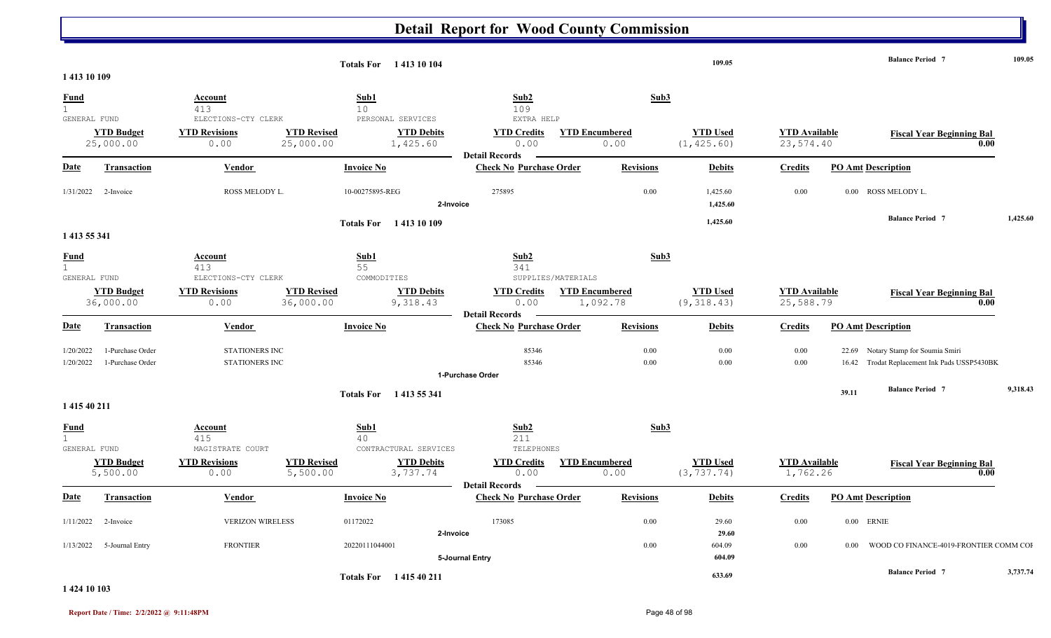# Detail Report for Wood County Commission

**Totals For 1 413 10 104** 109.05 — **Balance Period 7** 109.05

## 1 413 10 109

| Fund | Account | Sub1 | Sub2 | Sub3 |
|---|---|---|---|---|
| 1 | 413 | 10 | 109 | |
| GENERAL FUND | ELECTIONS-CTY CLERK | PERSONAL SERVICES | EXTRA HELP | |

| YTD Budget | YTD Revisions | YTD Revised | YTD Debits | YTD Credits | YTD Encumbered | YTD Used | YTD Available | Fiscal Year Beginning Bal |
|---|---|---|---|---|---|---|---|---|
| 25,000.00 | 0.00 | 25,000.00 | 1,425.60 | 0.00 | 0.00 | (1,425.60) | 23,574.40 | 0.00 |

**Detail Records**

| Date | Transaction | Vendor | Invoice No | Check No | Purchase Order | Revisions | Debits | Credits | PO Amt | Description |
|---|---|---|---|---|---|---|---|---|---|---|
| 1/31/2022 | 2-Invoice | ROSS MELODY L. | 10-00275895-REG | 275895 | | 0.00 | 1,425.60 | 0.00 | 0.00 | ROSS MELODY L. |
| | 2-Invoice | | | | | | 1,425.60 | | | |

**Totals For 1 413 10 109** 1,425.60 — **Balance Period 7** 1,425.60

## 1 413 55 341

| Fund | Account | Sub1 | Sub2 | Sub3 |
|---|---|---|---|---|
| 1 | 413 | 55 | 341 | |
| GENERAL FUND | ELECTIONS-CTY CLERK | COMMODITIES | SUPPLIES/MATERIALS | |

| YTD Budget | YTD Revisions | YTD Revised | YTD Debits | YTD Credits | YTD Encumbered | YTD Used | YTD Available | Fiscal Year Beginning Bal |
|---|---|---|---|---|---|---|---|---|
| 36,000.00 | 0.00 | 36,000.00 | 9,318.43 | 0.00 | 1,092.78 | (9,318.43) | 25,588.79 | 0.00 |

**Detail Records**

| Date | Transaction | Vendor | Invoice No | Check No | Purchase Order | Revisions | Debits | Credits | PO Amt | Description |
|---|---|---|---|---|---|---|---|---|---|---|
| 1/20/2022 | 1-Purchase Order | STATIONERS INC | | | 85346 | 0.00 | 0.00 | 0.00 | 22.69 | Notary Stamp for Soumia Smiri |
| 1/20/2022 | 1-Purchase Order | STATIONERS INC | | | 85346 | 0.00 | 0.00 | 0.00 | 16.42 | Trodat Replacement Ink Pads USSP5430BK |
| | 1-Purchase Order | | | | | | | | | |

**Totals For 1 413 55 341** 39.11 — **Balance Period 7** 9,318.43

## 1 415 40 211

| Fund | Account | Sub1 | Sub2 | Sub3 |
|---|---|---|---|---|
| 1 | 415 | 40 | 211 | |
| GENERAL FUND | MAGISTRATE COURT | CONTRACTURAL SERVICES | TELEPHONES | |

| YTD Budget | YTD Revisions | YTD Revised | YTD Debits | YTD Credits | YTD Encumbered | YTD Used | YTD Available | Fiscal Year Beginning Bal |
|---|---|---|---|---|---|---|---|---|
| 5,500.00 | 0.00 | 5,500.00 | 3,737.74 | 0.00 | 0.00 | (3,737.74) | 1,762.26 | 0.00 |

**Detail Records**

| Date | Transaction | Vendor | Invoice No | Check No | Purchase Order | Revisions | Debits | Credits | PO Amt | Description |
|---|---|---|---|---|---|---|---|---|---|---|
| 1/11/2022 | 2-Invoice | VERIZON WIRELESS | 01172022 | 173085 | | 0.00 | 29.60 | 0.00 | 0.00 | ERNIE |
| | 2-Invoice | | | | | | 29.60 | | | |
| 1/13/2022 | 5-Journal Entry | FRONTIER | 20220111044001 | | | 0.00 | 604.09 | 0.00 | 0.00 | WOOD CO FINANCE-4019-FRONTIER COMM COF |
| | 5-Journal Entry | | | | | | 604.09 | | | |

**Totals For 1 415 40 211** 633.69 — **Balance Period 7** 3,737.74

## 1 424 10 103

Report Date / Time: 2/2/2022 @ 9:11:48PM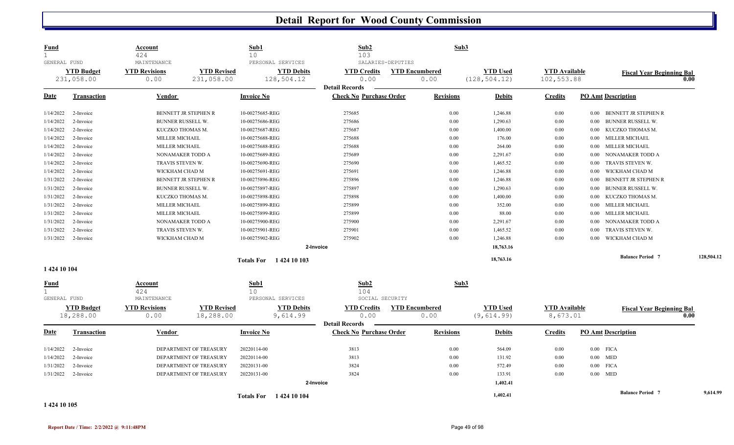# Detail Report for Wood County Commission

| Fund | Account | | Sub1 | Sub2 | | Sub3 | | |
|---|---|---|---|---|---|---|---|---|
| 1 | 424 | | 10 | 103 | | | | |
| GENERAL FUND | MAINTENANCE | | PERSONAL SERVICES | SALARIES-DEPUTIES | | | | |
| **YTD Budget** | **YTD Revisions** | **YTD Revised** | **YTD Debits** | **YTD Credits** | **YTD Encumbered** | **YTD Used** | **YTD Available** | **Fiscal Year Beginning Bal** |
| 231,058.00 | 0.00 | 231,058.00 | 128,504.12 | 0.00 | 0.00 | (128,504.12) | 102,553.88 | 0.00 |

**Detail Records**

| Date | Transaction | Vendor | Invoice No | Check No | Purchase Order | Revisions | Debits | Credits | PO Amt | Description |
|---|---|---|---|---|---|---|---|---|---|---|
| 1/14/2022 | 2-Invoice | BENNETT JR STEPHEN R | 10-00275685-REG | 275685 | | 0.00 | 1,246.88 | 0.00 | 0.00 | BENNETT JR STEPHEN R |
| 1/14/2022 | 2-Invoice | BUNNER RUSSELL W. | 10-00275686-REG | 275686 | | 0.00 | 1,290.63 | 0.00 | 0.00 | BUNNER RUSSELL W. |
| 1/14/2022 | 2-Invoice | KUCZKO THOMAS M. | 10-00275687-REG | 275687 | | 0.00 | 1,400.00 | 0.00 | 0.00 | KUCZKO THOMAS M. |
| 1/14/2022 | 2-Invoice | MILLER MICHAEL | 10-00275688-REG | 275688 | | 0.00 | 176.00 | 0.00 | 0.00 | MILLER MICHAEL |
| 1/14/2022 | 2-Invoice | MILLER MICHAEL | 10-00275688-REG | 275688 | | 0.00 | 264.00 | 0.00 | 0.00 | MILLER MICHAEL |
| 1/14/2022 | 2-Invoice | NONAMAKER TODD A | 10-00275689-REG | 275689 | | 0.00 | 2,291.67 | 0.00 | 0.00 | NONAMAKER TODD A |
| 1/14/2022 | 2-Invoice | TRAVIS STEVEN W. | 10-00275690-REG | 275690 | | 0.00 | 1,465.52 | 0.00 | 0.00 | TRAVIS STEVEN W. |
| 1/14/2022 | 2-Invoice | WICKHAM CHAD M | 10-00275691-REG | 275691 | | 0.00 | 1,246.88 | 0.00 | 0.00 | WICKHAM CHAD M |
| 1/31/2022 | 2-Invoice | BENNETT JR STEPHEN R | 10-00275896-REG | 275896 | | 0.00 | 1,246.88 | 0.00 | 0.00 | BENNETT JR STEPHEN R |
| 1/31/2022 | 2-Invoice | BUNNER RUSSELL W. | 10-00275897-REG | 275897 | | 0.00 | 1,290.63 | 0.00 | 0.00 | BUNNER RUSSELL W. |
| 1/31/2022 | 2-Invoice | KUCZKO THOMAS M. | 10-00275898-REG | 275898 | | 0.00 | 1,400.00 | 0.00 | 0.00 | KUCZKO THOMAS M. |
| 1/31/2022 | 2-Invoice | MILLER MICHAEL | 10-00275899-REG | 275899 | | 0.00 | 352.00 | 0.00 | 0.00 | MILLER MICHAEL |
| 1/31/2022 | 2-Invoice | MILLER MICHAEL | 10-00275899-REG | 275899 | | 0.00 | 88.00 | 0.00 | 0.00 | MILLER MICHAEL |
| 1/31/2022 | 2-Invoice | NONAMAKER TODD A | 10-00275900-REG | 275900 | | 0.00 | 2,291.67 | 0.00 | 0.00 | NONAMAKER TODD A |
| 1/31/2022 | 2-Invoice | TRAVIS STEVEN W. | 10-00275901-REG | 275901 | | 0.00 | 1,465.52 | 0.00 | 0.00 | TRAVIS STEVEN W. |
| 1/31/2022 | 2-Invoice | WICKHAM CHAD M | 10-00275902-REG | 275902 | | 0.00 | 1,246.88 | 0.00 | 0.00 | WICKHAM CHAD M |
| | | | 2-Invoice | | | | 18,763.16 | | | |
| | | | Totals For 1 424 10 103 | | | | 18,763.16 | | | Balance Period 7 128,504.12 |

**1 424 10 104**

| Fund | Account | | Sub1 | Sub2 | | Sub3 | | |
|---|---|---|---|---|---|---|---|---|
| 1 | 424 | | 10 | 104 | | | | |
| GENERAL FUND | MAINTENANCE | | PERSONAL SERVICES | SOCIAL SECURITY | | | | |
| **YTD Budget** | **YTD Revisions** | **YTD Revised** | **YTD Debits** | **YTD Credits** | **YTD Encumbered** | **YTD Used** | **YTD Available** | **Fiscal Year Beginning Bal** |
| 18,288.00 | 0.00 | 18,288.00 | 9,614.99 | 0.00 | 0.00 | (9,614.99) | 8,673.01 | 0.00 |

**Detail Records**

| Date | Transaction | Vendor | Invoice No | Check No | Purchase Order | Revisions | Debits | Credits | PO Amt | Description |
|---|---|---|---|---|---|---|---|---|---|---|
| 1/14/2022 | 2-Invoice | DEPARTMENT OF TREASURY | 20220114-00 | 3813 | | 0.00 | 564.09 | 0.00 | 0.00 | FICA |
| 1/14/2022 | 2-Invoice | DEPARTMENT OF TREASURY | 20220114-00 | 3813 | | 0.00 | 131.92 | 0.00 | 0.00 | MED |
| 1/31/2022 | 2-Invoice | DEPARTMENT OF TREASURY | 20220131-00 | 3824 | | 0.00 | 572.49 | 0.00 | 0.00 | FICA |
| 1/31/2022 | 2-Invoice | DEPARTMENT OF TREASURY | 20220131-00 | 3824 | | 0.00 | 133.91 | 0.00 | 0.00 | MED |
| | | | 2-Invoice | | | | 1,402.41 | | | |
| | | | Totals For 1 424 10 104 | | | | 1,402.41 | | | Balance Period 7 9,614.99 |

**1 424 10 105**

Report Date / Time: 2/2/2022 @ 9:11:48PM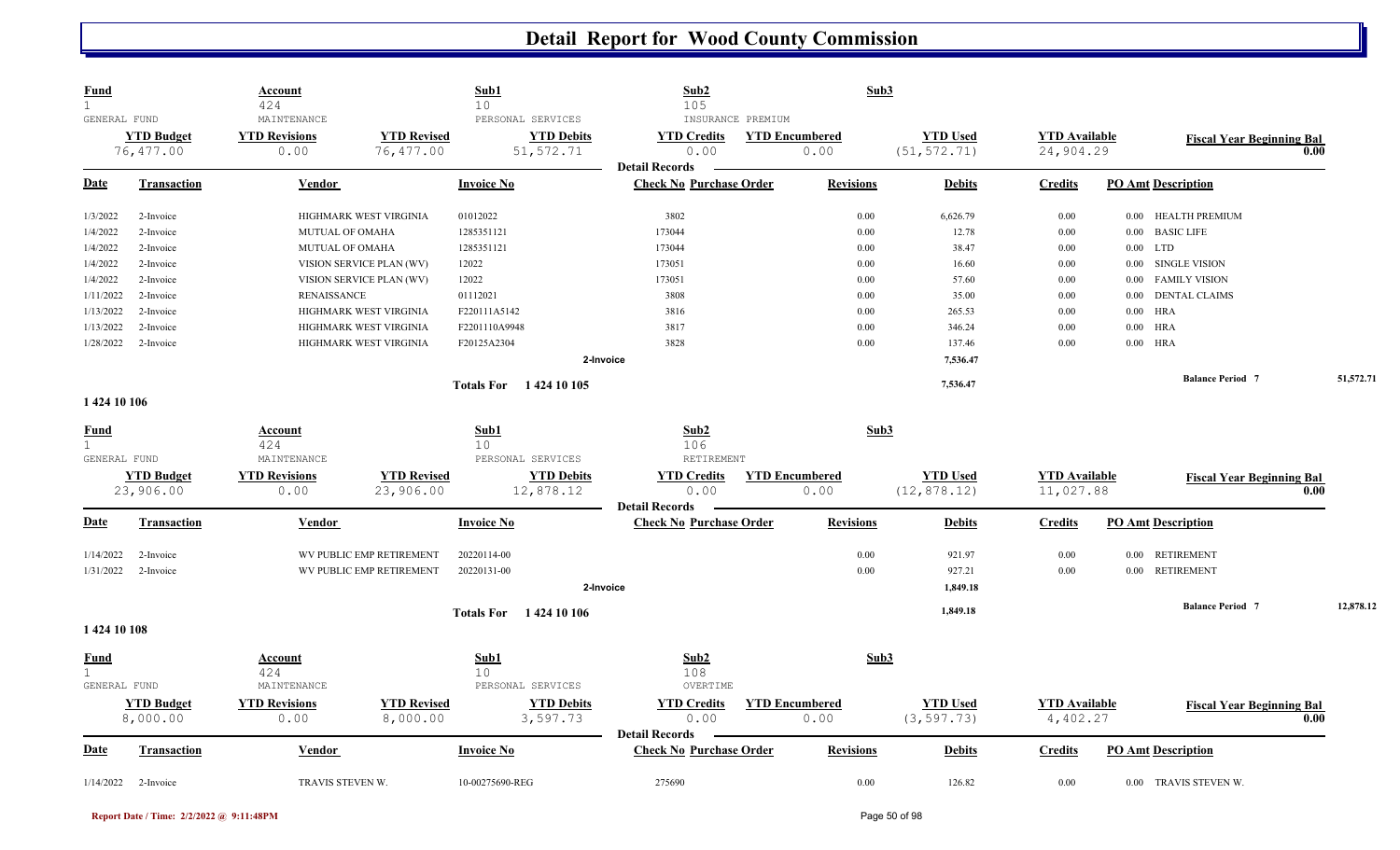# Detail Report for Wood County Commission

| Fund | Account | Sub1 | Sub2 | Sub3 |
|---|---|---|---|---|
| 1 | 424 | 10 | 105 | |
| GENERAL FUND | MAINTENANCE | PERSONAL SERVICES | INSURANCE PREMIUM | |

| YTD Budget | YTD Revisions | YTD Revised | YTD Debits | YTD Credits | YTD Encumbered | YTD Used | YTD Available | Fiscal Year Beginning Bal |
|---|---|---|---|---|---|---|---|---|
| 76,477.00 | 0.00 | 76,477.00 | 51,572.71 | 0.00 | 0.00 | (51,572.71) | 24,904.29 | 0.00 |

**Detail Records**

| Date | Transaction | Vendor | Invoice No | Check No | Purchase Order | Revisions | Debits | Credits | PO Amt | Description |
|---|---|---|---|---|---|---|---|---|---|---|
| 1/3/2022 | 2-Invoice | HIGHMARK WEST VIRGINIA | 01012022 | 3802 | | 0.00 | 6,626.79 | 0.00 | 0.00 | HEALTH PREMIUM |
| 1/4/2022 | 2-Invoice | MUTUAL OF OMAHA | 1285351121 | 173044 | | 0.00 | 12.78 | 0.00 | 0.00 | BASIC LIFE |
| 1/4/2022 | 2-Invoice | MUTUAL OF OMAHA | 1285351121 | 173044 | | 0.00 | 38.47 | 0.00 | 0.00 | LTD |
| 1/4/2022 | 2-Invoice | VISION SERVICE PLAN (WV) | 12022 | 173051 | | 0.00 | 16.60 | 0.00 | 0.00 | SINGLE VISION |
| 1/4/2022 | 2-Invoice | VISION SERVICE PLAN (WV) | 12022 | 173051 | | 0.00 | 57.60 | 0.00 | 0.00 | FAMILY VISION |
| 1/11/2022 | 2-Invoice | RENAISSANCE | 01112021 | 3808 | | 0.00 | 35.00 | 0.00 | 0.00 | DENTAL CLAIMS |
| 1/13/2022 | 2-Invoice | HIGHMARK WEST VIRGINIA | F220111A5142 | 3816 | | 0.00 | 265.53 | 0.00 | 0.00 | HRA |
| 1/13/2022 | 2-Invoice | HIGHMARK WEST VIRGINIA | F2201110A9948 | 3817 | | 0.00 | 346.24 | 0.00 | 0.00 | HRA |
| 1/28/2022 | 2-Invoice | HIGHMARK WEST VIRGINIA | F20125A2304 | 3828 | | 0.00 | 137.46 | 0.00 | 0.00 | HRA |
| | | | 2-Invoice | | | | 7,536.47 | | | |
| | | | Totals For 1 424 10 105 | | | | 7,536.47 | | | Balance Period 7: 51,572.71 |

**1 424 10 106**

| Fund | Account | Sub1 | Sub2 | Sub3 |
|---|---|---|---|---|
| 1 | 424 | 10 | 106 | |
| GENERAL FUND | MAINTENANCE | PERSONAL SERVICES | RETIREMENT | |

| YTD Budget | YTD Revisions | YTD Revised | YTD Debits | YTD Credits | YTD Encumbered | YTD Used | YTD Available | Fiscal Year Beginning Bal |
|---|---|---|---|---|---|---|---|---|
| 23,906.00 | 0.00 | 23,906.00 | 12,878.12 | 0.00 | 0.00 | (12,878.12) | 11,027.88 | 0.00 |

**Detail Records**

| Date | Transaction | Vendor | Invoice No | Check No | Purchase Order | Revisions | Debits | Credits | PO Amt | Description |
|---|---|---|---|---|---|---|---|---|---|---|
| 1/14/2022 | 2-Invoice | WV PUBLIC EMP RETIREMENT | 20220114-00 | | | 0.00 | 921.97 | 0.00 | 0.00 | RETIREMENT |
| 1/31/2022 | 2-Invoice | WV PUBLIC EMP RETIREMENT | 20220131-00 | | | 0.00 | 927.21 | 0.00 | 0.00 | RETIREMENT |
| | | | 2-Invoice | | | | 1,849.18 | | | |
| | | | Totals For 1 424 10 106 | | | | 1,849.18 | | | Balance Period 7: 12,878.12 |

**1 424 10 108**

| Fund | Account | Sub1 | Sub2 | Sub3 |
|---|---|---|---|---|
| 1 | 424 | 10 | 108 | |
| GENERAL FUND | MAINTENANCE | PERSONAL SERVICES | OVERTIME | |

| YTD Budget | YTD Revisions | YTD Revised | YTD Debits | YTD Credits | YTD Encumbered | YTD Used | YTD Available | Fiscal Year Beginning Bal |
|---|---|---|---|---|---|---|---|---|
| 8,000.00 | 0.00 | 8,000.00 | 3,597.73 | 0.00 | 0.00 | (3,597.73) | 4,402.27 | 0.00 |

**Detail Records**

| Date | Transaction | Vendor | Invoice No | Check No | Purchase Order | Revisions | Debits | Credits | PO Amt | Description |
|---|---|---|---|---|---|---|---|---|---|---|
| 1/14/2022 | 2-Invoice | TRAVIS STEVEN W. | 10-00275690-REG | 275690 | | 0.00 | 126.82 | 0.00 | 0.00 | TRAVIS STEVEN W. |

Report Date / Time: 2/2/2022 @ 9:11:48PM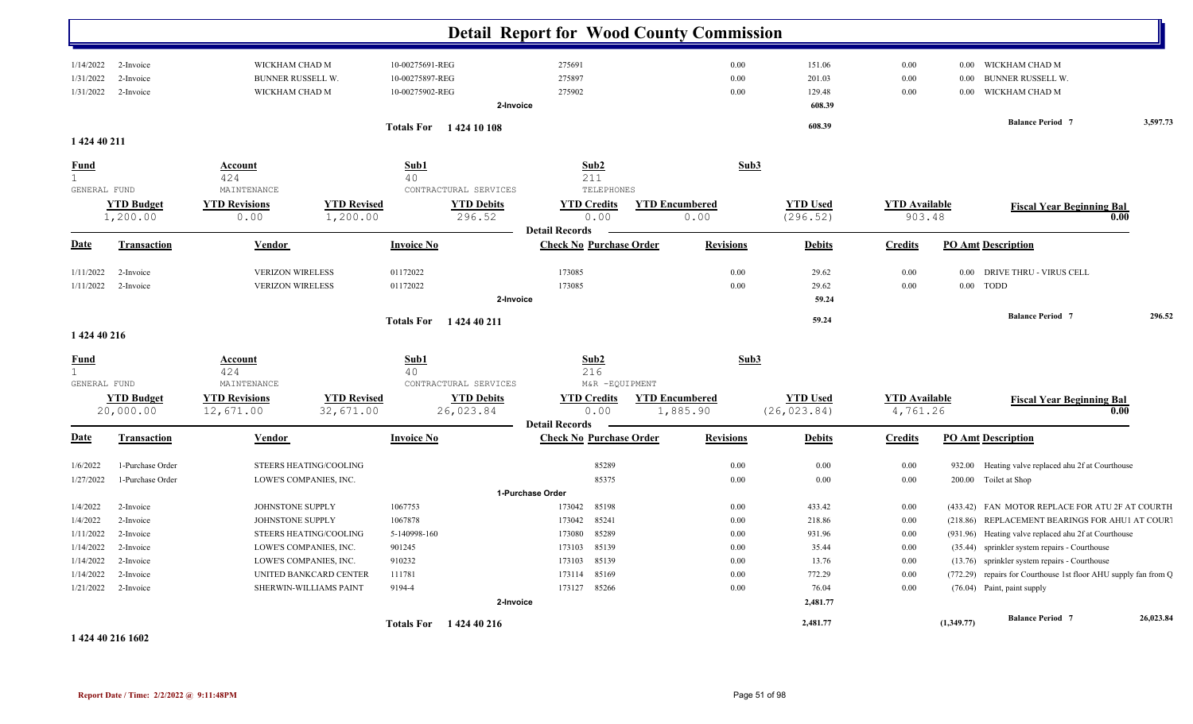# Detail Report for Wood County Commission

| Date | Transaction | Vendor | Invoice No | Check No | Purchase Order | Revisions | Debits | Credits | PO Amt | Description |
|---|---|---|---|---|---|---|---|---|---|---|
| 1/14/2022 | 2-Invoice | WICKHAM CHAD M | 10-00275691-REG | 275691 | | 0.00 | 151.06 | 0.00 | 0.00 | WICKHAM CHAD M |
| 1/31/2022 | 2-Invoice | BUNNER RUSSELL W. | 10-00275897-REG | 275897 | | 0.00 | 201.03 | 0.00 | 0.00 | BUNNER RUSSELL W. |
| 1/31/2022 | 2-Invoice | WICKHAM CHAD M | 10-00275902-REG | 275902 | | 0.00 | 129.48 | 0.00 | 0.00 | WICKHAM CHAD M |
| | | | 2-Invoice | | | | 608.39 | | | |
| | | | Totals For 1 424 10 108 | | | | 608.39 | | | Balance Period 7 3,597.73 |

## 1 424 40 211

| Fund | Account | Sub1 | Sub2 | Sub3 |
|---|---|---|---|---|
| 1 | 424 | 40 | 211 | |
| GENERAL FUND | MAINTENANCE | CONTRACTUAL SERVICES | TELEPHONES | |

| YTD Budget | YTD Revisions | YTD Revised | YTD Debits | YTD Credits | YTD Encumbered | YTD Used | YTD Available | Fiscal Year Beginning Bal |
|---|---|---|---|---|---|---|---|---|
| 1,200.00 | 0.00 | 1,200.00 | 296.52 | 0.00 | 0.00 | (296.52) | 903.48 | 0.00 |

**Detail Records**

| Date | Transaction | Vendor | Invoice No | Check No | Purchase Order | Revisions | Debits | Credits | PO Amt | Description |
|---|---|---|---|---|---|---|---|---|---|---|
| 1/11/2022 | 2-Invoice | VERIZON WIRELESS | 01172022 | 173085 | | 0.00 | 29.62 | 0.00 | 0.00 | DRIVE THRU - VIRUS CELL |
| 1/11/2022 | 2-Invoice | VERIZON WIRELESS | 01172022 | 173085 | | 0.00 | 29.62 | 0.00 | 0.00 | TODD |
| | | | 2-Invoice | | | | 59.24 | | | |
| | | | Totals For 1 424 40 211 | | | | 59.24 | | | Balance Period 7 296.52 |

## 1 424 40 216

| Fund | Account | Sub1 | Sub2 | Sub3 |
|---|---|---|---|---|
| 1 | 424 | 40 | 216 | |
| GENERAL FUND | MAINTENANCE | CONTRACTUAL SERVICES | M&R -EQUIPMENT | |

| YTD Budget | YTD Revisions | YTD Revised | YTD Debits | YTD Credits | YTD Encumbered | YTD Used | YTD Available | Fiscal Year Beginning Bal |
|---|---|---|---|---|---|---|---|---|
| 20,000.00 | 12,671.00 | 32,671.00 | 26,023.84 | 0.00 | 1,885.90 | (26,023.84) | 4,761.26 | 0.00 |

**Detail Records**

| Date | Transaction | Vendor | Invoice No | Check No | Purchase Order | Revisions | Debits | Credits | PO Amt | Description |
|---|---|---|---|---|---|---|---|---|---|---|
| 1/6/2022 | 1-Purchase Order | STEERS HEATING/COOLING | | | 85289 | 0.00 | 0.00 | 0.00 | 932.00 | Heating valve replaced ahu 2f at Courthouse |
| 1/27/2022 | 1-Purchase Order | LOWE'S COMPANIES, INC. | | | 85375 | 0.00 | 0.00 | 0.00 | 200.00 | Toilet at Shop |
| | | | 1-Purchase Order | | | | | | | |
| 1/4/2022 | 2-Invoice | JOHNSTONE SUPPLY | 1067753 | 173042 | 85198 | 0.00 | 433.42 | 0.00 | (433.42) | FAN MOTOR REPLACE FOR ATU 2F AT COURTH |
| 1/4/2022 | 2-Invoice | JOHNSTONE SUPPLY | 1067878 | 173042 | 85241 | 0.00 | 218.86 | 0.00 | (218.86) | REPLACEMENT BEARINGS FOR AHU1 AT COURT |
| 1/11/2022 | 2-Invoice | STEERS HEATING/COOLING | 5-140998-160 | 173080 | 85289 | 0.00 | 931.96 | 0.00 | (931.96) | Heating valve replaced ahu 2f at Courthouse |
| 1/14/2022 | 2-Invoice | LOWE'S COMPANIES, INC. | 901245 | 173103 | 85139 | 0.00 | 35.44 | 0.00 | (35.44) | sprinkler system repairs - Courthouse |
| 1/14/2022 | 2-Invoice | LOWE'S COMPANIES, INC. | 910232 | 173103 | 85139 | 0.00 | 13.76 | 0.00 | (13.76) | sprinkler system repairs - Courthouse |
| 1/14/2022 | 2-Invoice | UNITED BANKCARD CENTER | 111781 | 173114 | 85169 | 0.00 | 772.29 | 0.00 | (772.29) | repairs for Courthouse 1st floor AHU supply fan from Q |
| 1/21/2022 | 2-Invoice | SHERWIN-WILLIAMS PAINT | 9194-4 | 173127 | 85266 | 0.00 | 76.04 | 0.00 | (76.04) | Paint, paint supply |
| | | | 2-Invoice | | | | 2,481.77 | | | |
| | | | Totals For 1 424 40 216 | | | | 2,481.77 | | (1,349.77) | Balance Period 7 26,023.84 |

## 1 424 40 216 1602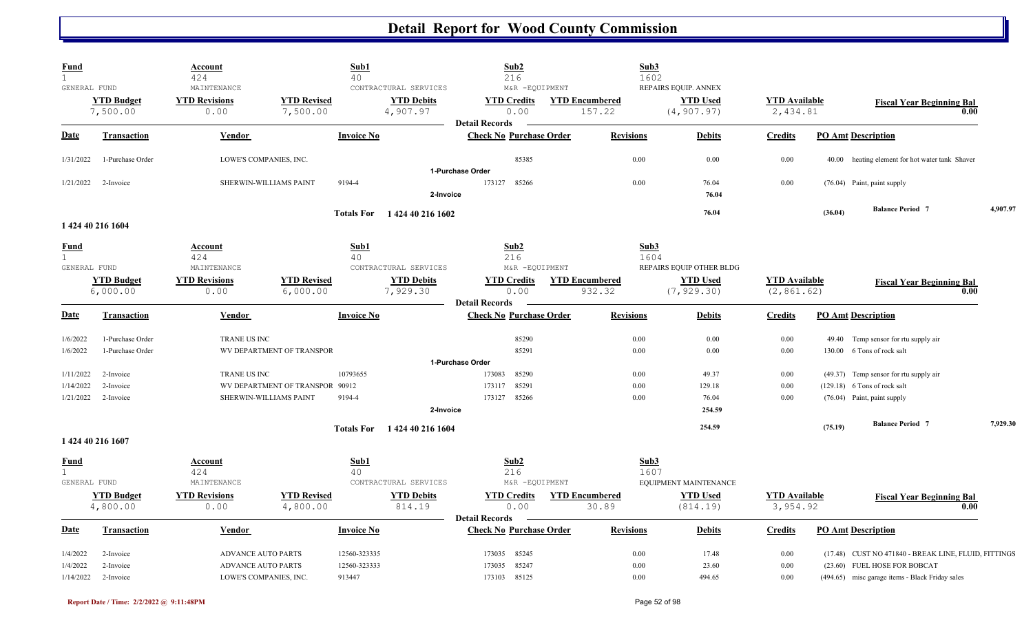# Detail Report for Wood County Commission

| Fund | Account | Sub1 | Sub2 | Sub3 |
|---|---|---|---|---|
| 1 | 424 | 40 | 216 | 1602 |
| GENERAL FUND | MAINTENANCE | CONTRACTURAL SERVICES | M&R -EQUIPMENT | REPAIRS EQUIP. ANNEX |

| YTD Budget | YTD Revisions | YTD Revised | YTD Debits | YTD Credits | YTD Encumbered | YTD Used | YTD Available | Fiscal Year Beginning Bal |
|---|---|---|---|---|---|---|---|---|
| 7,500.00 | 0.00 | 7,500.00 | 4,907.97 | 0.00 | 157.22 | (4,907.97) | 2,434.81 | 0.00 |

**Detail Records**

| Date | Transaction | Vendor | Invoice No | Check No | Purchase Order | Revisions | Debits | Credits | PO Amt | Description |
|---|---|---|---|---|---|---|---|---|---|---|
| 1/31/2022 | 1-Purchase Order | LOWE'S COMPANIES, INC. | | | 85385 | 0.00 | 0.00 | 0.00 | 40.00 | heating element for hot water tank Shaver |
| | | | | **1-Purchase Order** | | | | | | |
| 1/21/2022 | 2-Invoice | SHERWIN-WILLIAMS PAINT | 9194-4 | 173127 | 85266 | 0.00 | 76.04 | 0.00 | (76.04) | Paint, paint supply |
| | | | | **2-Invoice** | | | **76.04** | | | |
| | | | **Totals For 1 424 40 216 1602** | | | | **76.04** | | **(36.04)** | **Balance Period 7** 4,907.97 |

## 1 424 40 216 1604

| Fund | Account | Sub1 | Sub2 | Sub3 |
|---|---|---|---|---|
| 1 | 424 | 40 | 216 | 1604 |
| GENERAL FUND | MAINTENANCE | CONTRACTURAL SERVICES | M&R -EQUIPMENT | REPAIRS EQUIP OTHER BLDG |

| YTD Budget | YTD Revisions | YTD Revised | YTD Debits | YTD Credits | YTD Encumbered | YTD Used | YTD Available | Fiscal Year Beginning Bal |
|---|---|---|---|---|---|---|---|---|
| 6,000.00 | 0.00 | 6,000.00 | 7,929.30 | 0.00 | 932.32 | (7,929.30) | (2,861.62) | 0.00 |

**Detail Records**

| Date | Transaction | Vendor | Invoice No | Check No | Purchase Order | Revisions | Debits | Credits | PO Amt | Description |
|---|---|---|---|---|---|---|---|---|---|---|
| 1/6/2022 | 1-Purchase Order | TRANE US INC | | | 85290 | 0.00 | 0.00 | 0.00 | 49.40 | Temp sensor for rtu supply air |
| 1/6/2022 | 1-Purchase Order | WV DEPARTMENT OF TRANSPOR | | | 85291 | 0.00 | 0.00 | 0.00 | 130.00 | 6 Tons of rock salt |
| | | | | **1-Purchase Order** | | | | | | |
| 1/11/2022 | 2-Invoice | TRANE US INC | 10793655 | 173083 | 85290 | 0.00 | 49.37 | 0.00 | (49.37) | Temp sensor for rtu supply air |
| 1/14/2022 | 2-Invoice | WV DEPARTMENT OF TRANSPOR | 90912 | 173117 | 85291 | 0.00 | 129.18 | 0.00 | (129.18) | 6 Tons of rock salt |
| 1/21/2022 | 2-Invoice | SHERWIN-WILLIAMS PAINT | 9194-4 | 173127 | 85266 | 0.00 | 76.04 | 0.00 | (76.04) | Paint, paint supply |
| | | | | **2-Invoice** | | | **254.59** | | | |
| | | | **Totals For 1 424 40 216 1604** | | | | **254.59** | | **(75.19)** | **Balance Period 7** 7,929.30 |

## 1 424 40 216 1607

| Fund | Account | Sub1 | Sub2 | Sub3 |
|---|---|---|---|---|
| 1 | 424 | 40 | 216 | 1607 |
| GENERAL FUND | MAINTENANCE | CONTRACTURAL SERVICES | M&R -EQUIPMENT | EQUIPMENT MAINTENANCE |

| YTD Budget | YTD Revisions | YTD Revised | YTD Debits | YTD Credits | YTD Encumbered | YTD Used | YTD Available | Fiscal Year Beginning Bal |
|---|---|---|---|---|---|---|---|---|
| 4,800.00 | 0.00 | 4,800.00 | 814.19 | 0.00 | 30.89 | (814.19) | 3,954.92 | 0.00 |

**Detail Records**

| Date | Transaction | Vendor | Invoice No | Check No | Purchase Order | Revisions | Debits | Credits | PO Amt | Description |
|---|---|---|---|---|---|---|---|---|---|---|
| 1/4/2022 | 2-Invoice | ADVANCE AUTO PARTS | 12560-323335 | 173035 | 85245 | 0.00 | 17.48 | 0.00 | (17.48) | CUST NO 471840 - BREAK LINE, FLUID, FITTINGS |
| 1/4/2022 | 2-Invoice | ADVANCE AUTO PARTS | 12560-323333 | 173035 | 85247 | 0.00 | 23.60 | 0.00 | (23.60) | FUEL HOSE FOR BOBCAT |
| 1/14/2022 | 2-Invoice | LOWE'S COMPANIES, INC. | 913447 | 173103 | 85125 | 0.00 | 494.65 | 0.00 | (494.65) | misc garage items - Black Friday sales |

Report Date / Time: 2/2/2022 @ 9:11:48PM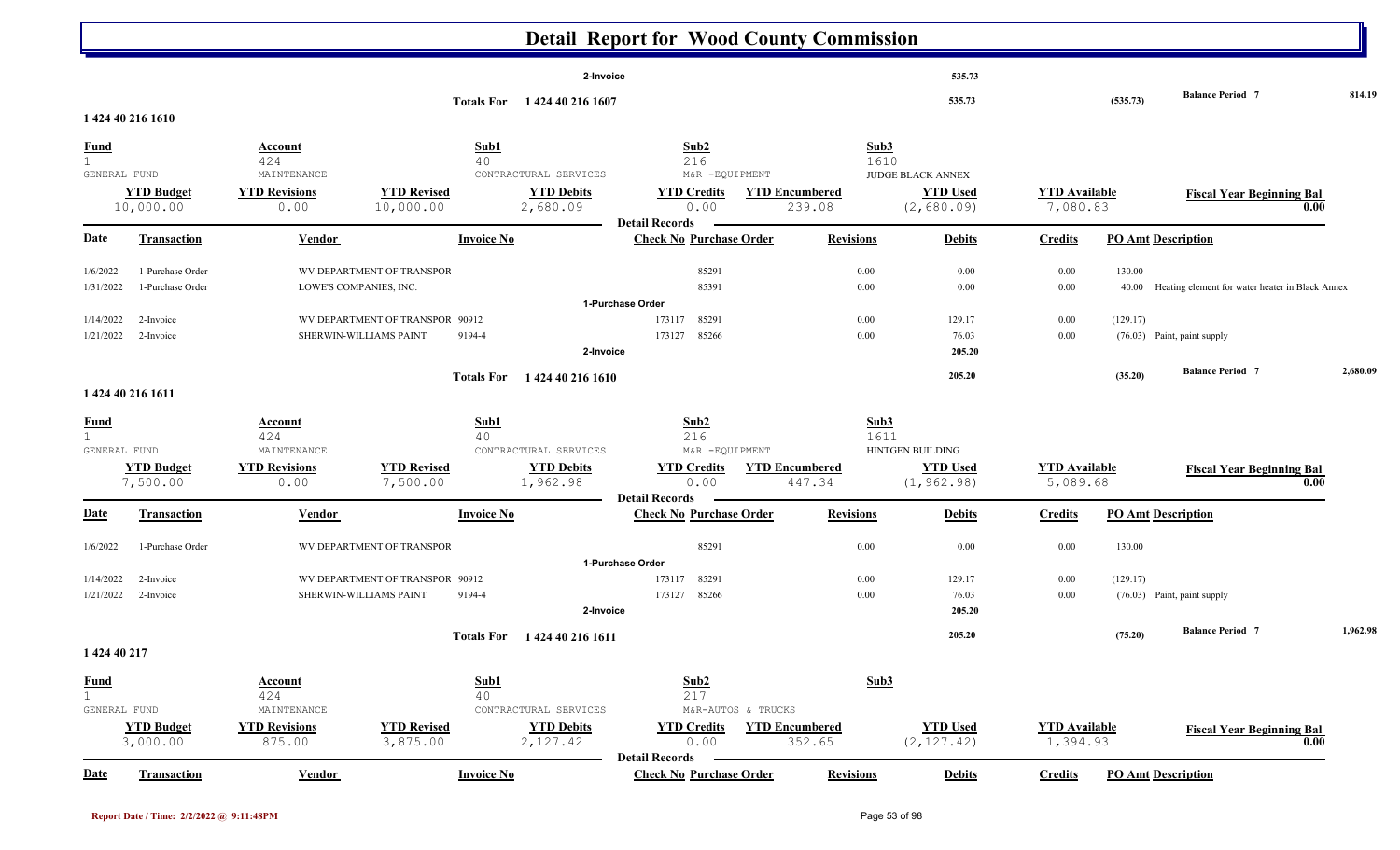# Detail Report for Wood County Commission

| | | | | | | | | | | |
|---|---|---|---|---|---|---|---|---|---|---|
| | | | 2-Invoice | | | | 535.73 | | | |
| | | | Totals For 1 424 40 216 1607 | | | | 535.73 | | (535.73) | Balance Period 7 814.19 |

## 1 424 40 216 1610

| Fund | Account | Sub1 | Sub2 | Sub3 |
|---|---|---|---|---|
| 1 | 424 | 40 | 216 | 1610 |
| GENERAL FUND | MAINTENANCE | CONTRACTUAL SERVICES | M&R -EQUIPMENT | JUDGE BLACK ANNEX |

| YTD Budget | YTD Revisions | YTD Revised | YTD Debits | YTD Credits | YTD Encumbered | YTD Used | YTD Available | Fiscal Year Beginning Bal |
|---|---|---|---|---|---|---|---|---|
| 10,000.00 | 0.00 | 10,000.00 | 2,680.09 | 0.00 | 239.08 | (2,680.09) | 7,080.83 | 0.00 |

Detail Records

| Date | Transaction | Vendor | Invoice No | Check No | Purchase Order | Revisions | Debits | Credits | PO Amt | Description |
|---|---|---|---|---|---|---|---|---|---|---|
| 1/6/2022 | 1-Purchase Order | WV DEPARTMENT OF TRANSPOR | | | 85291 | 0.00 | 0.00 | 0.00 | 130.00 | |
| 1/31/2022 | 1-Purchase Order | LOWE'S COMPANIES, INC. | | | 85391 | 0.00 | 0.00 | 0.00 | 40.00 | Heating element for water heater in Black Annex |
| | | | 1-Purchase Order | | | | | | | |
| 1/14/2022 | 2-Invoice | WV DEPARTMENT OF TRANSPOR | 90912 | 173117 | 85291 | 0.00 | 129.17 | 0.00 | (129.17) | |
| 1/21/2022 | 2-Invoice | SHERWIN-WILLIAMS PAINT | 9194-4 | 173127 | 85266 | 0.00 | 76.03 | 0.00 | (76.03) | Paint, paint supply |
| | | | 2-Invoice | | | | 205.20 | | | |
| | | | Totals For 1 424 40 216 1610 | | | | 205.20 | | (35.20) | Balance Period 7 2,680.09 |

## 1 424 40 216 1611

| Fund | Account | Sub1 | Sub2 | Sub3 |
|---|---|---|---|---|
| 1 | 424 | 40 | 216 | 1611 |
| GENERAL FUND | MAINTENANCE | CONTRACTUAL SERVICES | M&R -EQUIPMENT | HINTGEN BUILDING |

| YTD Budget | YTD Revisions | YTD Revised | YTD Debits | YTD Credits | YTD Encumbered | YTD Used | YTD Available | Fiscal Year Beginning Bal |
|---|---|---|---|---|---|---|---|---|
| 7,500.00 | 0.00 | 7,500.00 | 1,962.98 | 0.00 | 447.34 | (1,962.98) | 5,089.68 | 0.00 |

Detail Records

| Date | Transaction | Vendor | Invoice No | Check No | Purchase Order | Revisions | Debits | Credits | PO Amt | Description |
|---|---|---|---|---|---|---|---|---|---|---|
| 1/6/2022 | 1-Purchase Order | WV DEPARTMENT OF TRANSPOR | | | 85291 | 0.00 | 0.00 | 0.00 | 130.00 | |
| | | | 1-Purchase Order | | | | | | | |
| 1/14/2022 | 2-Invoice | WV DEPARTMENT OF TRANSPOR | 90912 | 173117 | 85291 | 0.00 | 129.17 | 0.00 | (129.17) | |
| 1/21/2022 | 2-Invoice | SHERWIN-WILLIAMS PAINT | 9194-4 | 173127 | 85266 | 0.00 | 76.03 | 0.00 | (76.03) | Paint, paint supply |
| | | | 2-Invoice | | | | 205.20 | | | |
| | | | Totals For 1 424 40 216 1611 | | | | 205.20 | | (75.20) | Balance Period 7 1,962.98 |

## 1 424 40 217

| Fund | Account | Sub1 | Sub2 | Sub3 |
|---|---|---|---|---|
| 1 | 424 | 40 | 217 | |
| GENERAL FUND | MAINTENANCE | CONTRACTUAL SERVICES | M&R-AUTOS & TRUCKS | |

| YTD Budget | YTD Revisions | YTD Revised | YTD Debits | YTD Credits | YTD Encumbered | YTD Used | YTD Available | Fiscal Year Beginning Bal |
|---|---|---|---|---|---|---|---|---|
| 3,000.00 | 875.00 | 3,875.00 | 2,127.42 | 0.00 | 352.65 | (2,127.42) | 1,394.93 | 0.00 |

Detail Records

| Date | Transaction | Vendor | Invoice No | Check No | Purchase Order | Revisions | Debits | Credits | PO Amt | Description |
|---|---|---|---|---|---|---|---|---|---|---|

Report Date / Time: 2/2/2022 @ 9:11:48PM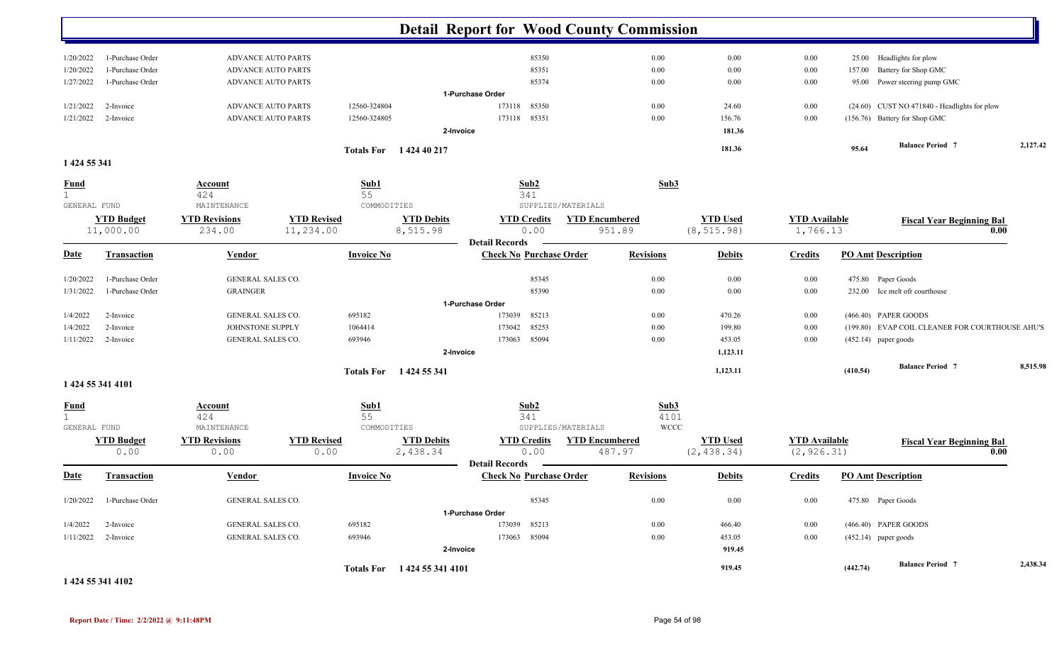# Detail Report for Wood County Commission

| Date | Transaction | Vendor | Invoice No | Check No | Purchase Order | Revisions | Debits | Credits | PO Amt | Description |
|---|---|---|---|---|---|---|---|---|---|---|
| 1/20/2022 | 1-Purchase Order | ADVANCE AUTO PARTS | | | 85350 | 0.00 | 0.00 | 0.00 | 25.00 | Headlights for plow |
| 1/20/2022 | 1-Purchase Order | ADVANCE AUTO PARTS | | | 85351 | 0.00 | 0.00 | 0.00 | 157.00 | Battery for Shop GMC |
| 1/27/2022 | 1-Purchase Order | ADVANCE AUTO PARTS | | | 85374 | 0.00 | 0.00 | 0.00 | 95.00 | Power steering pump GMC |
| | | | | 1-Purchase Order | | | | | | |
| 1/21/2022 | 2-Invoice | ADVANCE AUTO PARTS | 12560-324804 | 173118 | 85350 | 0.00 | 24.60 | 0.00 | (24.60) | CUST NO 471840 - Headlights for plow |
| 1/21/2022 | 2-Invoice | ADVANCE AUTO PARTS | 12560-324805 | 173118 | 85351 | 0.00 | 156.76 | 0.00 | (156.76) | Battery for Shop GMC |
| | | | | 2-Invoice | | | 181.36 | | | |
| | | | Totals For 1 424 40 217 | | | | 181.36 | | 95.64 | Balance Period 7 2,127.42 |

## 1 424 55 341

| Fund | Account | Sub1 | Sub2 | Sub3 |
|---|---|---|---|---|
| 1 | 424 | 55 | 341 | |
| GENERAL FUND | MAINTENANCE | COMMODITIES | SUPPLIES/MATERIALS | |

| YTD Budget | YTD Revisions | YTD Revised | YTD Debits | YTD Credits | YTD Encumbered | YTD Used | YTD Available | Fiscal Year Beginning Bal |
|---|---|---|---|---|---|---|---|---|
| 11,000.00 | 234.00 | 11,234.00 | 8,515.98 | 0.00 | 951.89 | (8,515.98) | 1,766.13 | 0.00 |

**Detail Records**

| Date | Transaction | Vendor | Invoice No | Check No | Purchase Order | Revisions | Debits | Credits | PO Amt | Description |
|---|---|---|---|---|---|---|---|---|---|---|
| 1/20/2022 | 1-Purchase Order | GENERAL SALES CO. | | | 85345 | 0.00 | 0.00 | 0.00 | 475.80 | Paper Goods |
| 1/31/2022 | 1-Purchase Order | GRAINGER | | | 85390 | 0.00 | 0.00 | 0.00 | 232.00 | Ice melt ofr courthouse |
| | | | | 1-Purchase Order | | | | | | |
| 1/4/2022 | 2-Invoice | GENERAL SALES CO. | 695182 | 173039 | 85213 | 0.00 | 470.26 | 0.00 | (466.40) | PAPER GOODS |
| 1/4/2022 | 2-Invoice | JOHNSTONE SUPPLY | 1064414 | 173042 | 85253 | 0.00 | 199.80 | 0.00 | (199.80) | EVAP COIL CLEANER FOR COURTHOUSE AHU'S |
| 1/11/2022 | 2-Invoice | GENERAL SALES CO. | 693946 | 173063 | 85094 | 0.00 | 453.05 | 0.00 | (452.14) | paper goods |
| | | | | 2-Invoice | | | 1,123.11 | | | |
| | | | Totals For 1 424 55 341 | | | | 1,123.11 | | (410.54) | Balance Period 7 8,515.98 |

## 1 424 55 341 4101

| Fund | Account | Sub1 | Sub2 | Sub3 |
|---|---|---|---|---|
| 1 | 424 | 55 | 341 | 4101 |
| GENERAL FUND | MAINTENANCE | COMMODITIES | SUPPLIES/MATERIALS | WCCC |

| YTD Budget | YTD Revisions | YTD Revised | YTD Debits | YTD Credits | YTD Encumbered | YTD Used | YTD Available | Fiscal Year Beginning Bal |
|---|---|---|---|---|---|---|---|---|
| 0.00 | 0.00 | 0.00 | 2,438.34 | 0.00 | 487.97 | (2,438.34) | (2,926.31) | 0.00 |

**Detail Records**

| Date | Transaction | Vendor | Invoice No | Check No | Purchase Order | Revisions | Debits | Credits | PO Amt | Description |
|---|---|---|---|---|---|---|---|---|---|---|
| 1/20/2022 | 1-Purchase Order | GENERAL SALES CO. | | | 85345 | 0.00 | 0.00 | 0.00 | 475.80 | Paper Goods |
| | | | | 1-Purchase Order | | | | | | |
| 1/4/2022 | 2-Invoice | GENERAL SALES CO. | 695182 | 173039 | 85213 | 0.00 | 466.40 | 0.00 | (466.40) | PAPER GOODS |
| 1/11/2022 | 2-Invoice | GENERAL SALES CO. | 693946 | 173063 | 85094 | 0.00 | 453.05 | 0.00 | (452.14) | paper goods |
| | | | | 2-Invoice | | | 919.45 | | | |
| | | | Totals For 1 424 55 341 4101 | | | | 919.45 | | (442.74) | Balance Period 7 2,438.34 |

## 1 424 55 341 4102

Report Date / Time: 2/2/2022 @ 9:11:48PM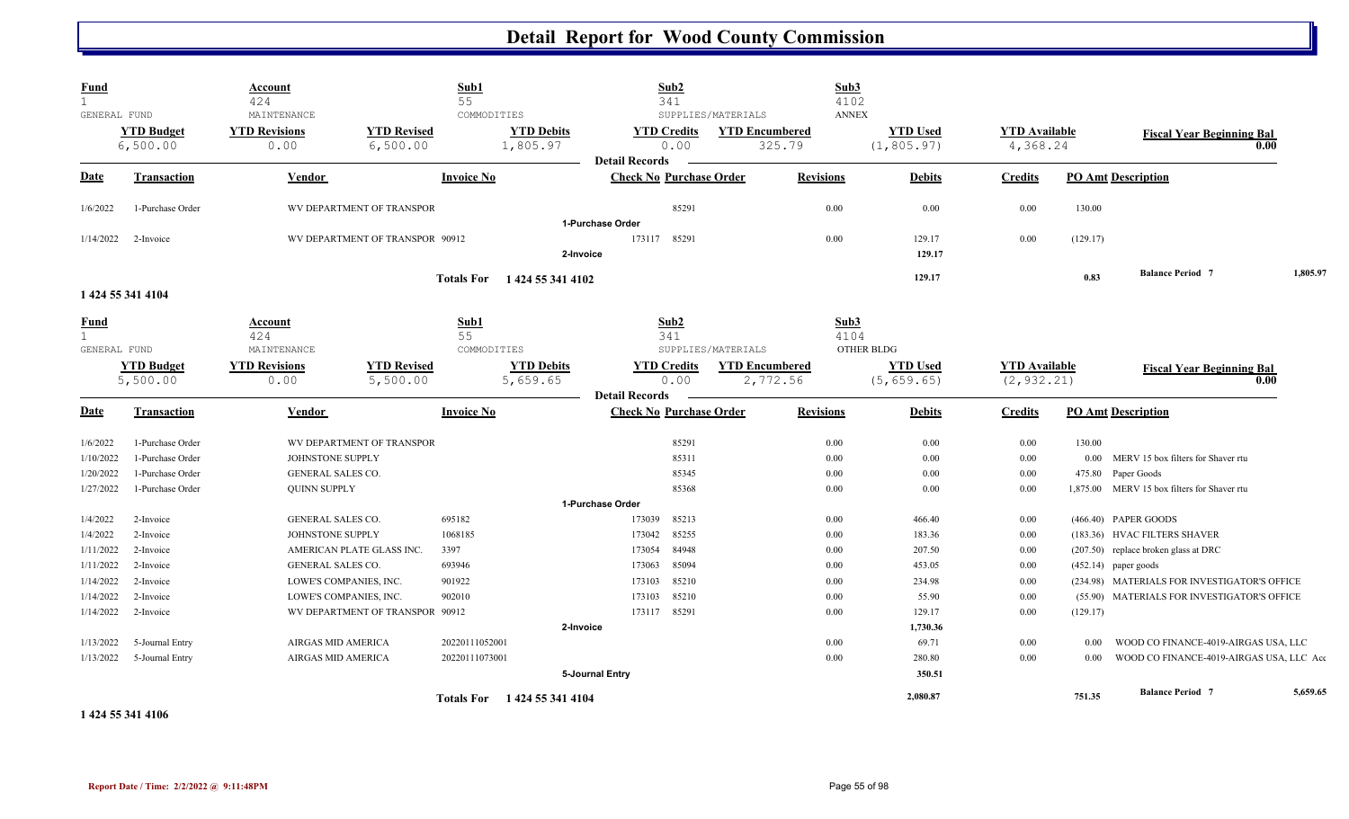# Detail Report for Wood County Commission

| Fund | Account | | Sub1 | Sub2 | | Sub3 | | |
|---|---|---|---|---|---|---|---|---|
| 1 | 424 | | 55 | 341 | | 4102 | | |
| GENERAL FUND | MAINTENANCE | | COMMODITIES | SUPPLIES/MATERIALS | | ANNEX | | |
| **YTD Budget** | **YTD Revisions** | **YTD Revised** | **YTD Debits** | **YTD Credits** | **YTD Encumbered** | **YTD Used** | **YTD Available** | **Fiscal Year Beginning Bal** |
| 6,500.00 | 0.00 | 6,500.00 | 1,805.97 | 0.00 | 325.79 | (1,805.97) | 4,368.24 | 0.00 |

**Detail Records**

| Date | Transaction | Vendor | Invoice No | Check No | Purchase Order | Revisions | Debits | Credits | PO Amt | Description |
|---|---|---|---|---|---|---|---|---|---|---|
| 1/6/2022 | 1-Purchase Order | WV DEPARTMENT OF TRANSPOR | | | 85291 | 0.00 | 0.00 | 0.00 | 130.00 | |
| | **1-Purchase Order** | | | | | | | | | |
| 1/14/2022 | 2-Invoice | WV DEPARTMENT OF TRANSPOR | 90912 | 173117 | 85291 | 0.00 | 129.17 | 0.00 | (129.17) | |
| | **2-Invoice** | | | | | | 129.17 | | | |
| | **Totals For 1 424 55 341 4102** | | | | | | 129.17 | | 0.83 | Balance Period 7 1,805.97 |

**1 424 55 341 4104**

| Fund | Account | | Sub1 | Sub2 | | Sub3 | | |
|---|---|---|---|---|---|---|---|---|
| 1 | 424 | | 55 | 341 | | 4104 | | |
| GENERAL FUND | MAINTENANCE | | COMMODITIES | SUPPLIES/MATERIALS | | OTHER BLDG | | |
| **YTD Budget** | **YTD Revisions** | **YTD Revised** | **YTD Debits** | **YTD Credits** | **YTD Encumbered** | **YTD Used** | **YTD Available** | **Fiscal Year Beginning Bal** |
| 5,500.00 | 0.00 | 5,500.00 | 5,659.65 | 0.00 | 2,772.56 | (5,659.65) | (2,932.21) | 0.00 |

**Detail Records**

| Date | Transaction | Vendor | Invoice No | Check No | Purchase Order | Revisions | Debits | Credits | PO Amt | Description |
|---|---|---|---|---|---|---|---|---|---|---|
| 1/6/2022 | 1-Purchase Order | WV DEPARTMENT OF TRANSPOR | | | 85291 | 0.00 | 0.00 | 0.00 | 130.00 | |
| 1/10/2022 | 1-Purchase Order | JOHNSTONE SUPPLY | | | 85311 | 0.00 | 0.00 | 0.00 | 0.00 | MERV 15 box filters for Shaver rtu |
| 1/20/2022 | 1-Purchase Order | GENERAL SALES CO. | | | 85345 | 0.00 | 0.00 | 0.00 | 475.80 | Paper Goods |
| 1/27/2022 | 1-Purchase Order | QUINN SUPPLY | | | 85368 | 0.00 | 0.00 | 0.00 | 1,875.00 | MERV 15 box filters for Shaver rtu |
| | **1-Purchase Order** | | | | | | | | | |
| 1/4/2022 | 2-Invoice | GENERAL SALES CO. | 695182 | 173039 | 85213 | 0.00 | 466.40 | 0.00 | (466.40) | PAPER GOODS |
| 1/4/2022 | 2-Invoice | JOHNSTONE SUPPLY | 1068185 | 173042 | 85255 | 0.00 | 183.36 | 0.00 | (183.36) | HVAC FILTERS SHAVER |
| 1/11/2022 | 2-Invoice | AMERICAN PLATE GLASS INC. | 3397 | 173054 | 84948 | 0.00 | 207.50 | 0.00 | (207.50) | replace broken glass at DRC |
| 1/11/2022 | 2-Invoice | GENERAL SALES CO. | 693946 | 173063 | 85094 | 0.00 | 453.05 | 0.00 | (452.14) | paper goods |
| 1/14/2022 | 2-Invoice | LOWE'S COMPANIES, INC. | 901922 | 173103 | 85210 | 0.00 | 234.98 | 0.00 | (234.98) | MATERIALS FOR INVESTIGATOR'S OFFICE |
| 1/14/2022 | 2-Invoice | LOWE'S COMPANIES, INC. | 902010 | 173103 | 85210 | 0.00 | 55.90 | 0.00 | (55.90) | MATERIALS FOR INVESTIGATOR'S OFFICE |
| 1/14/2022 | 2-Invoice | WV DEPARTMENT OF TRANSPOR | 90912 | 173117 | 85291 | 0.00 | 129.17 | 0.00 | (129.17) | |
| | **2-Invoice** | | | | | | 1,730.36 | | | |
| 1/13/2022 | 5-Journal Entry | AIRGAS MID AMERICA | 20220111052001 | | | 0.00 | 69.71 | 0.00 | 0.00 | WOOD CO FINANCE-4019-AIRGAS USA, LLC |
| 1/13/2022 | 5-Journal Entry | AIRGAS MID AMERICA | 20220111073001 | | | 0.00 | 280.80 | 0.00 | 0.00 | WOOD CO FINANCE-4019-AIRGAS USA, LLC Acc |
| | **5-Journal Entry** | | | | | | 350.51 | | | |
| | **Totals For 1 424 55 341 4104** | | | | | | 2,080.87 | | 751.35 | Balance Period 7 5,659.65 |

**1 424 55 341 4106**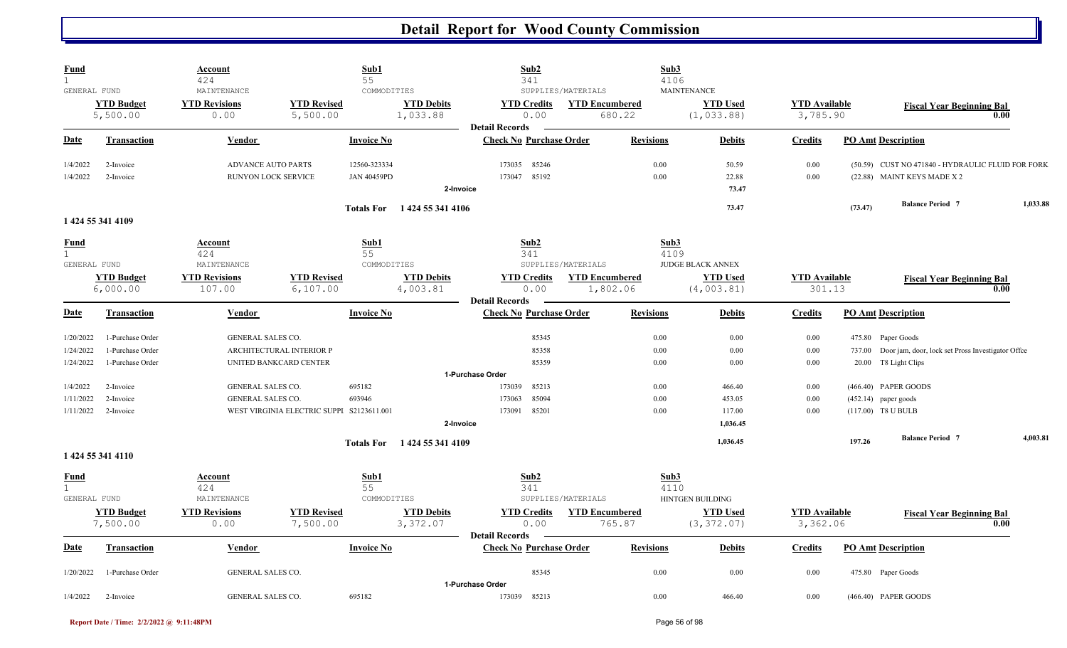# Detail Report for Wood County Commission

| Fund | Account | | Sub1 | | Sub2 | | Sub3 | | | |
|---|---|---|---|---|---|---|---|---|---|---|
| 1 | 424 | | 55 | | 341 | | 4106 | | | |
| GENERAL FUND | MAINTENANCE | | COMMODITIES | | SUPPLIES/MATERIALS | | MAINTENANCE | | | |
| **YTD Budget** | **YTD Revisions** | **YTD Revised** | **YTD Debits** | | **YTD Credits** | **YTD Encumbered** | **YTD Used** | **YTD Available** | **Fiscal Year Beginning Bal** | |
| 5,500.00 | 0.00 | 5,500.00 | 1,033.88 | | 0.00 | 680.22 | (1,033.88) | 3,785.90 | 0.00 | |

**Detail Records**

| Date | Transaction | Vendor | Invoice No | Check No | Purchase Order | Revisions | Debits | Credits | PO Amt | Description |
|---|---|---|---|---|---|---|---|---|---|---|
| 1/4/2022 | 2-Invoice | ADVANCE AUTO PARTS | 12560-323334 | 173035 | 85246 | 0.00 | 50.59 | 0.00 | (50.59) | CUST NO 471840 - HYDRAULIC FLUID FOR FORK |
| 1/4/2022 | 2-Invoice | RUNYON LOCK SERVICE | JAN 40459PD | 173047 | 85192 | 0.00 | 22.88 | 0.00 | (22.88) | MAINT KEYS MADE X 2 |
| | | | | 2-Invoice | | | 73.47 | | | |
| | | | Totals For 1 424 55 341 4106 | | | | 73.47 | | (73.47) | Balance Period 7 1,033.88 |

## 1 424 55 341 4109

| Fund | Account | | Sub1 | | Sub2 | | Sub3 | | | |
|---|---|---|---|---|---|---|---|---|---|---|
| 1 | 424 | | 55 | | 341 | | 4109 | | | |
| GENERAL FUND | MAINTENANCE | | COMMODITIES | | SUPPLIES/MATERIALS | | JUDGE BLACK ANNEX | | | |
| **YTD Budget** | **YTD Revisions** | **YTD Revised** | **YTD Debits** | | **YTD Credits** | **YTD Encumbered** | **YTD Used** | **YTD Available** | **Fiscal Year Beginning Bal** | |
| 6,000.00 | 107.00 | 6,107.00 | 4,003.81 | | 0.00 | 1,802.06 | (4,003.81) | 301.13 | 0.00 | |

**Detail Records**

| Date | Transaction | Vendor | Invoice No | Check No | Purchase Order | Revisions | Debits | Credits | PO Amt | Description |
|---|---|---|---|---|---|---|---|---|---|---|
| 1/20/2022 | 1-Purchase Order | GENERAL SALES CO. | | | 85345 | 0.00 | 0.00 | 0.00 | 475.80 | Paper Goods |
| 1/24/2022 | 1-Purchase Order | ARCHITECTURAL INTERIOR P | | | 85358 | 0.00 | 0.00 | 0.00 | 737.00 | Door jam, door, lock set Pross Investigator Offce |
| 1/24/2022 | 1-Purchase Order | UNITED BANKCARD CENTER | | | 85359 | 0.00 | 0.00 | 0.00 | 20.00 | T8 Light Clips |
| | | | | 1-Purchase Order | | | | | | |
| 1/4/2022 | 2-Invoice | GENERAL SALES CO. | 695182 | 173039 | 85213 | 0.00 | 466.40 | 0.00 | (466.40) | PAPER GOODS |
| 1/11/2022 | 2-Invoice | GENERAL SALES CO. | 693946 | 173063 | 85094 | 0.00 | 453.05 | 0.00 | (452.14) | paper goods |
| 1/11/2022 | 2-Invoice | WEST VIRGINIA ELECTRIC SUPPL | S2123611.001 | 173091 | 85201 | 0.00 | 117.00 | 0.00 | (117.00) | T8 U BULB |
| | | | | 2-Invoice | | | 1,036.45 | | | |
| | | | Totals For 1 424 55 341 4109 | | | | 1,036.45 | | 197.26 | Balance Period 7 4,003.81 |

## 1 424 55 341 4110

| Fund | Account | | Sub1 | | Sub2 | | Sub3 | | | |
|---|---|---|---|---|---|---|---|---|---|---|
| 1 | 424 | | 55 | | 341 | | 4110 | | | |
| GENERAL FUND | MAINTENANCE | | COMMODITIES | | SUPPLIES/MATERIALS | | HINTGEN BUILDING | | | |
| **YTD Budget** | **YTD Revisions** | **YTD Revised** | **YTD Debits** | | **YTD Credits** | **YTD Encumbered** | **YTD Used** | **YTD Available** | **Fiscal Year Beginning Bal** | |
| 7,500.00 | 0.00 | 7,500.00 | 3,372.07 | | 0.00 | 765.87 | (3,372.07) | 3,362.06 | 0.00 | |

**Detail Records**

| Date | Transaction | Vendor | Invoice No | Check No | Purchase Order | Revisions | Debits | Credits | PO Amt | Description |
|---|---|---|---|---|---|---|---|---|---|---|
| 1/20/2022 | 1-Purchase Order | GENERAL SALES CO. | | | 85345 | 0.00 | 0.00 | 0.00 | 475.80 | Paper Goods |
| | | | | 1-Purchase Order | | | | | | |
| 1/4/2022 | 2-Invoice | GENERAL SALES CO. | 695182 | 173039 | 85213 | 0.00 | 466.40 | 0.00 | (466.40) | PAPER GOODS |

Report Date / Time: 2/2/2022 @ 9:11:48PM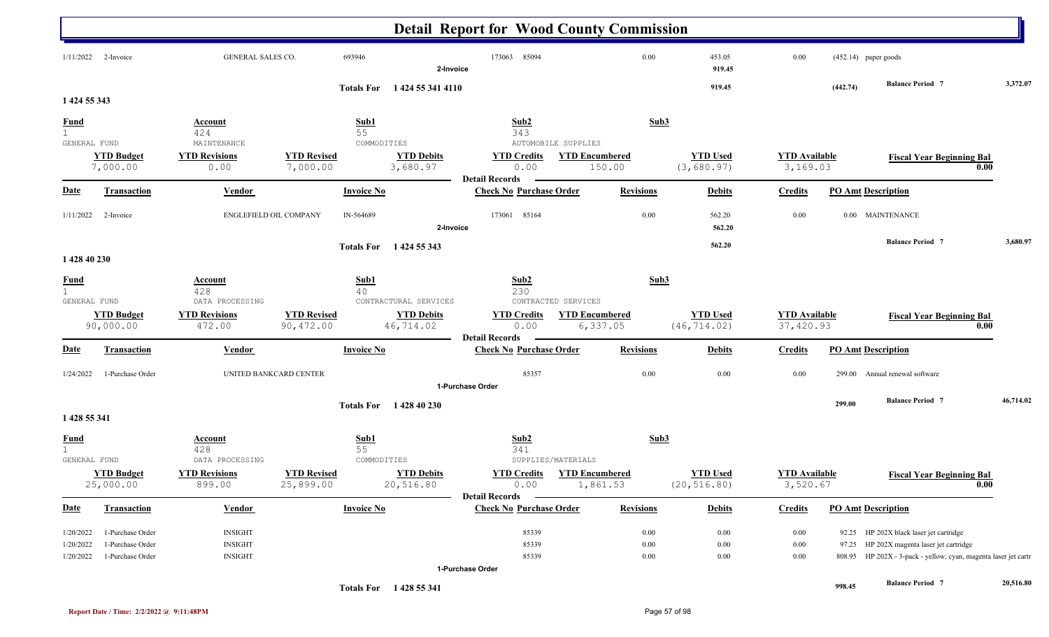# Detail Report for Wood County Commission

| Date | Transaction | Vendor | Invoice No | Check No | Purchase Order | Revisions | Debits | Credits | PO Amt | Description |
|---|---|---|---|---|---|---|---|---|---|---|
| 1/11/2022 | 2-Invoice | GENERAL SALES CO. | 693946 | 173063 | 85094 | 0.00 | 453.05 | 0.00 | (452.14) | paper goods |
| | | | 2-Invoice | | | | 919.45 | | | |

**Totals For 1 424 55 341 4110** — 919.45 — (442.74) — **Balance Period 7** 3,372.07

## 1 424 55 343

| Fund | Account | Sub1 | Sub2 | Sub3 |
|---|---|---|---|---|
| 1 GENERAL FUND | 424 MAINTENANCE | 55 COMMODITIES | 343 AUTOMOBILE SUPPLIES | |

| YTD Budget | YTD Revisions | YTD Revised | YTD Debits | YTD Credits | YTD Encumbered | YTD Used | YTD Available | Fiscal Year Beginning Bal |
|---|---|---|---|---|---|---|---|---|
| 7,000.00 | 0.00 | 7,000.00 | 3,680.97 | 0.00 | 150.00 | (3,680.97) | 3,169.03 | 0.00 |

**Detail Records**

| Date | Transaction | Vendor | Invoice No | Check No | Purchase Order | Revisions | Debits | Credits | PO Amt | Description |
|---|---|---|---|---|---|---|---|---|---|---|
| 1/11/2022 | 2-Invoice | ENGLEFIELD OIL COMPANY | IN-564689 | 173061 | 85164 | 0.00 | 562.20 | 0.00 | 0.00 | MAINTENANCE |
| | | | 2-Invoice | | | | 562.20 | | | |

**Totals For 1 424 55 343** — 562.20 — **Balance Period 7** 3,680.97

## 1 428 40 230

| Fund | Account | Sub1 | Sub2 | Sub3 |
|---|---|---|---|---|
| 1 GENERAL FUND | 428 DATA PROCESSING | 40 CONTRACTURAL SERVICES | 230 CONTRACTED SERVICES | |

| YTD Budget | YTD Revisions | YTD Revised | YTD Debits | YTD Credits | YTD Encumbered | YTD Used | YTD Available | Fiscal Year Beginning Bal |
|---|---|---|---|---|---|---|---|---|
| 90,000.00 | 472.00 | 90,472.00 | 46,714.02 | 0.00 | 6,337.05 | (46,714.02) | 37,420.93 | 0.00 |

**Detail Records**

| Date | Transaction | Vendor | Invoice No | Check No | Purchase Order | Revisions | Debits | Credits | PO Amt | Description |
|---|---|---|---|---|---|---|---|---|---|---|
| 1/24/2022 | 1-Purchase Order | UNITED BANKCARD CENTER | | | 85357 | 0.00 | 0.00 | 0.00 | 299.00 | Annual renewal software |
| | | | 1-Purchase Order | | | | | | | |

**Totals For 1 428 40 230** — 299.00 — **Balance Period 7** 46,714.02

## 1 428 55 341

| Fund | Account | Sub1 | Sub2 | Sub3 |
|---|---|---|---|---|
| 1 GENERAL FUND | 428 DATA PROCESSING | 55 COMMODITIES | 341 SUPPLIES/MATERIALS | |

| YTD Budget | YTD Revisions | YTD Revised | YTD Debits | YTD Credits | YTD Encumbered | YTD Used | YTD Available | Fiscal Year Beginning Bal |
|---|---|---|---|---|---|---|---|---|
| 25,000.00 | 899.00 | 25,899.00 | 20,516.80 | 0.00 | 1,861.53 | (20,516.80) | 3,520.67 | 0.00 |

**Detail Records**

| Date | Transaction | Vendor | Invoice No | Check No | Purchase Order | Revisions | Debits | Credits | PO Amt | Description |
|---|---|---|---|---|---|---|---|---|---|---|
| 1/20/2022 | 1-Purchase Order | INSIGHT | | | 85339 | 0.00 | 0.00 | 0.00 | 92.25 | HP 202X black laser jet cartridge |
| 1/20/2022 | 1-Purchase Order | INSIGHT | | | 85339 | 0.00 | 0.00 | 0.00 | 97.25 | HP 202X magenta laser jet cartridge |
| 1/20/2022 | 1-Purchase Order | INSIGHT | | | 85339 | 0.00 | 0.00 | 0.00 | 808.95 | HP 202X - 3-pack - yellow, cyan, magenta laser jet cartr |
| | | | 1-Purchase Order | | | | | | | |

**Totals For 1 428 55 341** — 998.45 — **Balance Period 7** 20,516.80

Report Date / Time: 2/2/2022 @ 9:11:48PM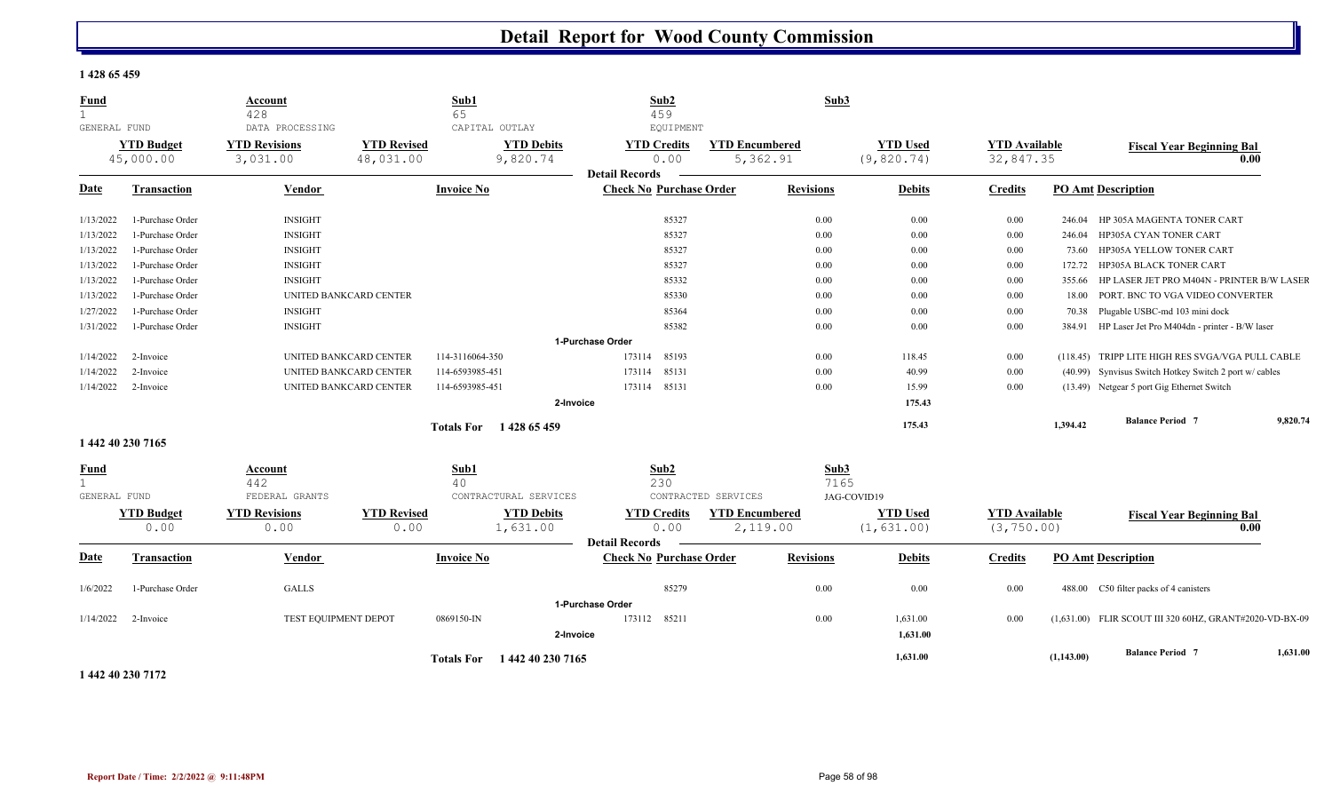# Detail Report for Wood County Commission

**1 428 65 459**

| Fund | Account | | Sub1 | Sub2 | | Sub3 | | |
|---|---|---|---|---|---|---|---|---|
| 1 | 428 | | 65 | 459 | | | | |
| GENERAL FUND | DATA PROCESSING | | CAPITAL OUTLAY | EQUIPMENT | | | | |
| **YTD Budget** | **YTD Revisions** | **YTD Revised** | **YTD Debits** | **YTD Credits** | **YTD Encumbered** | **YTD Used** | **YTD Available** | **Fiscal Year Beginning Bal** |
| 45,000.00 | 3,031.00 | 48,031.00 | 9,820.74 | 0.00 | 5,362.91 | (9,820.74) | 32,847.35 | 0.00 |

**Detail Records**

| Date | Transaction | Vendor | Invoice No | Check No | Purchase Order | Revisions | Debits | Credits | PO Amt | Description |
|---|---|---|---|---|---|---|---|---|---|---|
| 1/13/2022 | 1-Purchase Order | INSIGHT | | | 85327 | 0.00 | 0.00 | 0.00 | 246.04 | HP 305A MAGENTA TONER CART |
| 1/13/2022 | 1-Purchase Order | INSIGHT | | | 85327 | 0.00 | 0.00 | 0.00 | 246.04 | HP305A CYAN TONER CART |
| 1/13/2022 | 1-Purchase Order | INSIGHT | | | 85327 | 0.00 | 0.00 | 0.00 | 73.60 | HP305A YELLOW TONER CART |
| 1/13/2022 | 1-Purchase Order | INSIGHT | | | 85327 | 0.00 | 0.00 | 0.00 | 172.72 | HP305A BLACK TONER CART |
| 1/13/2022 | 1-Purchase Order | INSIGHT | | | 85332 | 0.00 | 0.00 | 0.00 | 355.66 | HP LASER JET PRO M404N - PRINTER B/W LASER |
| 1/13/2022 | 1-Purchase Order | UNITED BANKCARD CENTER | | | 85330 | 0.00 | 0.00 | 0.00 | 18.00 | PORT. BNC TO VGA VIDEO CONVERTER |
| 1/27/2022 | 1-Purchase Order | INSIGHT | | | 85364 | 0.00 | 0.00 | 0.00 | 70.38 | Plugable USBC-md 103 mini dock |
| 1/31/2022 | 1-Purchase Order | INSIGHT | | | 85382 | 0.00 | 0.00 | 0.00 | 384.91 | HP Laser Jet Pro M404dn - printer - B/W laser |
| | | | | **1-Purchase Order** | | | | | | |
| 1/14/2022 | 2-Invoice | UNITED BANKCARD CENTER | 114-3116064-350 | 173114 | 85193 | 0.00 | 118.45 | 0.00 | (118.45) | TRIPP LITE HIGH RES SVGA/VGA PULL CABLE |
| 1/14/2022 | 2-Invoice | UNITED BANKCARD CENTER | 114-6593985-451 | 173114 | 85131 | 0.00 | 40.99 | 0.00 | (40.99) | Synvisus Switch Hotkey Switch 2 port w/ cables |
| 1/14/2022 | 2-Invoice | UNITED BANKCARD CENTER | 114-6593985-451 | 173114 | 85131 | 0.00 | 15.99 | 0.00 | (13.49) | Netgear 5 port Gig Ethernet Switch |
| | | | | **2-Invoice** | | | 175.43 | | | |
| | | | **Totals For 1 428 65 459** | | | | 175.43 | | 1,394.42 | Balance Period 7 9,820.74 |

**1 442 40 230 7165**

| Fund | Account | | Sub1 | Sub2 | | Sub3 | | |
|---|---|---|---|---|---|---|---|---|
| 1 | 442 | | 40 | 230 | | 7165 | | |
| GENERAL FUND | FEDERAL GRANTS | | CONTRACTURAL SERVICES | CONTRACTED SERVICES | | JAG-COVID19 | | |
| **YTD Budget** | **YTD Revisions** | **YTD Revised** | **YTD Debits** | **YTD Credits** | **YTD Encumbered** | **YTD Used** | **YTD Available** | **Fiscal Year Beginning Bal** |
| 0.00 | 0.00 | 0.00 | 1,631.00 | 0.00 | 2,119.00 | (1,631.00) | (3,750.00) | 0.00 |

**Detail Records**

| Date | Transaction | Vendor | Invoice No | Check No | Purchase Order | Revisions | Debits | Credits | PO Amt | Description |
|---|---|---|---|---|---|---|---|---|---|---|
| 1/6/2022 | 1-Purchase Order | GALLS | | | 85279 | 0.00 | 0.00 | 0.00 | 488.00 | C50 filter packs of 4 canisters |
| | | | | **1-Purchase Order** | | | | | | |
| 1/14/2022 | 2-Invoice | TEST EQUIPMENT DEPOT | 0869150-IN | 173112 | 85211 | 0.00 | 1,631.00 | 0.00 | (1,631.00) | FLIR SCOUT III 320 60HZ, GRANT#2020-VD-BX-09 |
| | | | | **2-Invoice** | | | 1,631.00 | | | |
| | | | **Totals For 1 442 40 230 7165** | | | | 1,631.00 | | (1,143.00) | Balance Period 7 1,631.00 |

**1 442 40 230 7172**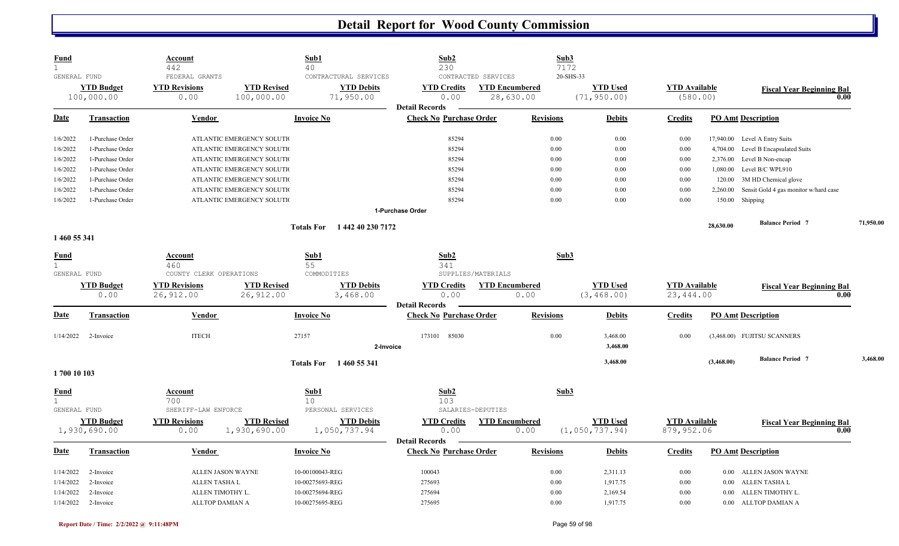# Detail Report for Wood County Commission

| Fund | Account | Sub1 | Sub2 | Sub3 |
|---|---|---|---|---|
| 1 | 442 | 40 | 230 | 7172 |
| GENERAL FUND | FEDERAL GRANTS | CONTRACTURAL SERVICES | CONTRACTED SERVICES | 20-SHS-33 |

| YTD Budget | YTD Revisions | YTD Revised | YTD Debits | YTD Credits | YTD Encumbered | YTD Used | YTD Available | Fiscal Year Beginning Bal |
|---|---|---|---|---|---|---|---|---|
| 100,000.00 | 0.00 | 100,000.00 | 71,950.00 | 0.00 | 28,630.00 | (71,950.00) | (580.00) | 0.00 |

**Detail Records**

| Date | Transaction | Vendor | Invoice No | Check No | Purchase Order | Revisions | Debits | Credits | PO Amt | Description |
|---|---|---|---|---|---|---|---|---|---|---|
| 1/6/2022 | 1-Purchase Order | ATLANTIC EMERGENCY SOLUTI( | | | 85294 | 0.00 | 0.00 | 0.00 | 17,940.00 | Level A Entry Suits |
| 1/6/2022 | 1-Purchase Order | ATLANTIC EMERGENCY SOLUTI( | | | 85294 | 0.00 | 0.00 | 0.00 | 4,704.00 | Level B Encapsulated Suits |
| 1/6/2022 | 1-Purchase Order | ATLANTIC EMERGENCY SOLUTI( | | | 85294 | 0.00 | 0.00 | 0.00 | 2,376.00 | Level B Non-encap |
| 1/6/2022 | 1-Purchase Order | ATLANTIC EMERGENCY SOLUTI( | | | 85294 | 0.00 | 0.00 | 0.00 | 1,080.00 | Level B/C WPL910 |
| 1/6/2022 | 1-Purchase Order | ATLANTIC EMERGENCY SOLUTI( | | | 85294 | 0.00 | 0.00 | 0.00 | 120.00 | 3M HD Chemical glove |
| 1/6/2022 | 1-Purchase Order | ATLANTIC EMERGENCY SOLUTI( | | | 85294 | 0.00 | 0.00 | 0.00 | 2,260.00 | Sensit Gold 4 gas monitor w/hard case |
| 1/6/2022 | 1-Purchase Order | ATLANTIC EMERGENCY SOLUTI( | | | 85294 | 0.00 | 0.00 | 0.00 | 150.00 | Shipping |

1-Purchase Order

**Totals For 1 442 40 230 7172** — 28,630.00 — Balance Period 7: 71,950.00

## 1 460 55 341

| Fund | Account | Sub1 | Sub2 | Sub3 |
|---|---|---|---|---|
| 1 | 460 | 55 | 341 | |
| GENERAL FUND | COUNTY CLERK OPERATIONS | COMMODITIES | SUPPLIES/MATERIALS | |

| YTD Budget | YTD Revisions | YTD Revised | YTD Debits | YTD Credits | YTD Encumbered | YTD Used | YTD Available | Fiscal Year Beginning Bal |
|---|---|---|---|---|---|---|---|---|
| 0.00 | 26,912.00 | 26,912.00 | 3,468.00 | 0.00 | 0.00 | (3,468.00) | 23,444.00 | 0.00 |

**Detail Records**

| Date | Transaction | Vendor | Invoice No | Check No | Purchase Order | Revisions | Debits | Credits | PO Amt | Description |
|---|---|---|---|---|---|---|---|---|---|---|
| 1/14/2022 | 2-Invoice | ITECH | 27157 | 173101 | 85030 | 0.00 | 3,468.00 | 0.00 | (3,468.00) | FUJITSU SCANNERS |
| | 2-Invoice | | | | | | 3,468.00 | | | |

**Totals For 1 460 55 341** — 3,468.00 — (3,468.00) — Balance Period 7: 3,468.00

## 1 700 10 103

| Fund | Account | Sub1 | Sub2 | Sub3 |
|---|---|---|---|---|
| 1 | 700 | 10 | 103 | |
| GENERAL FUND | SHERIFF-LAW ENFORCE | PERSONAL SERVICES | SALARIES-DEPUTIES | |

| YTD Budget | YTD Revisions | YTD Revised | YTD Debits | YTD Credits | YTD Encumbered | YTD Used | YTD Available | Fiscal Year Beginning Bal |
|---|---|---|---|---|---|---|---|---|
| 1,930,690.00 | 0.00 | 1,930,690.00 | 1,050,737.94 | 0.00 | 0.00 | (1,050,737.94) | 879,952.06 | 0.00 |

**Detail Records**

| Date | Transaction | Vendor | Invoice No | Check No | Purchase Order | Revisions | Debits | Credits | PO Amt | Description |
|---|---|---|---|---|---|---|---|---|---|---|
| 1/14/2022 | 2-Invoice | ALLEN JASON WAYNE | 10-00100043-REG | 100043 | | 0.00 | 2,311.13 | 0.00 | 0.00 | ALLEN JASON WAYNE |
| 1/14/2022 | 2-Invoice | ALLEN TASHA L | 10-00275693-REG | 275693 | | 0.00 | 1,917.75 | 0.00 | 0.00 | ALLEN TASHA L |
| 1/14/2022 | 2-Invoice | ALLEN TIMOTHY L. | 10-00275694-REG | 275694 | | 0.00 | 2,169.54 | 0.00 | 0.00 | ALLEN TIMOTHY L. |
| 1/14/2022 | 2-Invoice | ALLTOP DAMIAN A | 10-00275695-REG | 275695 | | 0.00 | 1,917.75 | 0.00 | 0.00 | ALLTOP DAMIAN A |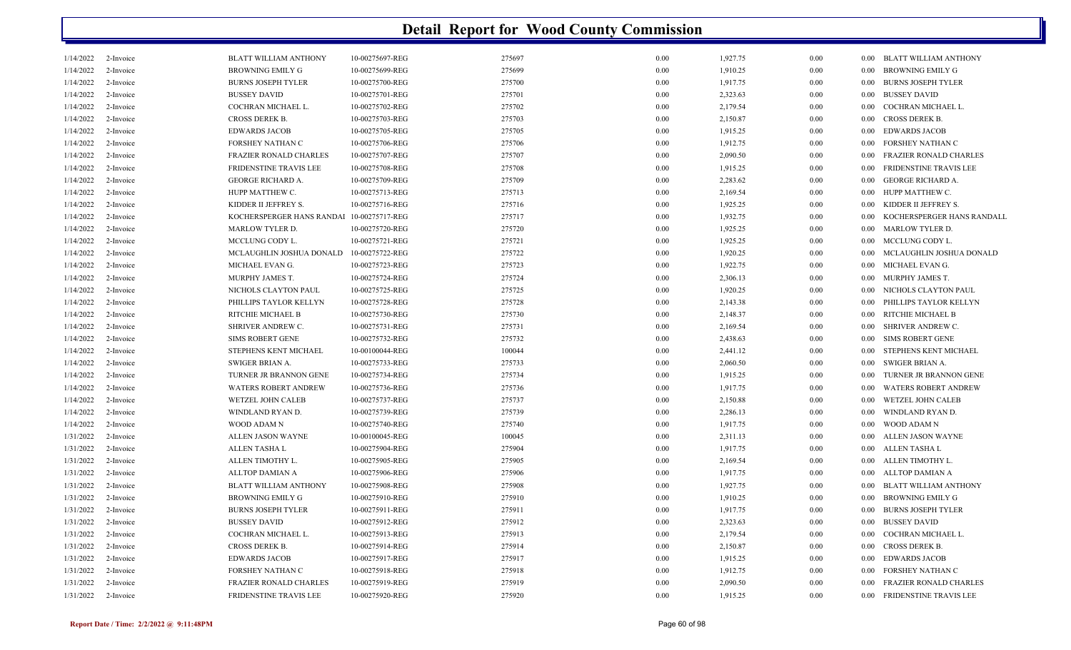# Detail Report for Wood County Commission

| | | | | | | | | | |
|---|---|---|---|---|---|---|---|---|---|
| 1/14/2022 | 2-Invoice | BLATT WILLIAM ANTHONY | 10-00275697-REG | 275697 | 0.00 | 1,927.75 | 0.00 | 0.00 | BLATT WILLIAM ANTHONY |
| 1/14/2022 | 2-Invoice | BROWNING EMILY G | 10-00275699-REG | 275699 | 0.00 | 1,910.25 | 0.00 | 0.00 | BROWNING EMILY G |
| 1/14/2022 | 2-Invoice | BURNS JOSEPH TYLER | 10-00275700-REG | 275700 | 0.00 | 1,917.75 | 0.00 | 0.00 | BURNS JOSEPH TYLER |
| 1/14/2022 | 2-Invoice | BUSSEY DAVID | 10-00275701-REG | 275701 | 0.00 | 2,323.63 | 0.00 | 0.00 | BUSSEY DAVID |
| 1/14/2022 | 2-Invoice | COCHRAN MICHAEL L. | 10-00275702-REG | 275702 | 0.00 | 2,179.54 | 0.00 | 0.00 | COCHRAN MICHAEL L. |
| 1/14/2022 | 2-Invoice | CROSS DEREK B. | 10-00275703-REG | 275703 | 0.00 | 2,150.87 | 0.00 | 0.00 | CROSS DEREK B. |
| 1/14/2022 | 2-Invoice | EDWARDS JACOB | 10-00275705-REG | 275705 | 0.00 | 1,915.25 | 0.00 | 0.00 | EDWARDS JACOB |
| 1/14/2022 | 2-Invoice | FORSHEY NATHAN C | 10-00275706-REG | 275706 | 0.00 | 1,912.75 | 0.00 | 0.00 | FORSHEY NATHAN C |
| 1/14/2022 | 2-Invoice | FRAZIER RONALD CHARLES | 10-00275707-REG | 275707 | 0.00 | 2,090.50 | 0.00 | 0.00 | FRAZIER RONALD CHARLES |
| 1/14/2022 | 2-Invoice | FRIDENSTINE TRAVIS LEE | 10-00275708-REG | 275708 | 0.00 | 1,915.25 | 0.00 | 0.00 | FRIDENSTINE TRAVIS LEE |
| 1/14/2022 | 2-Invoice | GEORGE RICHARD A. | 10-00275709-REG | 275709 | 0.00 | 2,283.62 | 0.00 | 0.00 | GEORGE RICHARD A. |
| 1/14/2022 | 2-Invoice | HUPP MATTHEW C. | 10-00275713-REG | 275713 | 0.00 | 2,169.54 | 0.00 | 0.00 | HUPP MATTHEW C. |
| 1/14/2022 | 2-Invoice | KIDDER II JEFFREY S. | 10-00275716-REG | 275716 | 0.00 | 1,925.25 | 0.00 | 0.00 | KIDDER II JEFFREY S. |
| 1/14/2022 | 2-Invoice | KOCHERSPERGER HANS RANDAI | 10-00275717-REG | 275717 | 0.00 | 1,932.75 | 0.00 | 0.00 | KOCHERSPERGER HANS RANDALL |
| 1/14/2022 | 2-Invoice | MARLOW TYLER D. | 10-00275720-REG | 275720 | 0.00 | 1,925.25 | 0.00 | 0.00 | MARLOW TYLER D. |
| 1/14/2022 | 2-Invoice | MCCLUNG CODY L. | 10-00275721-REG | 275721 | 0.00 | 1,925.25 | 0.00 | 0.00 | MCCLUNG CODY L. |
| 1/14/2022 | 2-Invoice | MCLAUGHLIN JOSHUA DONALD | 10-00275722-REG | 275722 | 0.00 | 1,920.25 | 0.00 | 0.00 | MCLAUGHLIN JOSHUA DONALD |
| 1/14/2022 | 2-Invoice | MICHAEL EVAN G. | 10-00275723-REG | 275723 | 0.00 | 1,922.75 | 0.00 | 0.00 | MICHAEL EVAN G. |
| 1/14/2022 | 2-Invoice | MURPHY JAMES T. | 10-00275724-REG | 275724 | 0.00 | 2,306.13 | 0.00 | 0.00 | MURPHY JAMES T. |
| 1/14/2022 | 2-Invoice | NICHOLS CLAYTON PAUL | 10-00275725-REG | 275725 | 0.00 | 1,920.25 | 0.00 | 0.00 | NICHOLS CLAYTON PAUL |
| 1/14/2022 | 2-Invoice | PHILLIPS TAYLOR KELLYN | 10-00275728-REG | 275728 | 0.00 | 2,143.38 | 0.00 | 0.00 | PHILLIPS TAYLOR KELLYN |
| 1/14/2022 | 2-Invoice | RITCHIE MICHAEL B | 10-00275730-REG | 275730 | 0.00 | 2,148.37 | 0.00 | 0.00 | RITCHIE MICHAEL B |
| 1/14/2022 | 2-Invoice | SHRIVER ANDREW C. | 10-00275731-REG | 275731 | 0.00 | 2,169.54 | 0.00 | 0.00 | SHRIVER ANDREW C. |
| 1/14/2022 | 2-Invoice | SIMS ROBERT GENE | 10-00275732-REG | 275732 | 0.00 | 2,438.63 | 0.00 | 0.00 | SIMS ROBERT GENE |
| 1/14/2022 | 2-Invoice | STEPHENS KENT MICHAEL | 10-00100044-REG | 100044 | 0.00 | 2,441.12 | 0.00 | 0.00 | STEPHENS KENT MICHAEL |
| 1/14/2022 | 2-Invoice | SWIGER BRIAN A. | 10-00275733-REG | 275733 | 0.00 | 2,060.50 | 0.00 | 0.00 | SWIGER BRIAN A. |
| 1/14/2022 | 2-Invoice | TURNER JR BRANNON GENE | 10-00275734-REG | 275734 | 0.00 | 1,915.25 | 0.00 | 0.00 | TURNER JR BRANNON GENE |
| 1/14/2022 | 2-Invoice | WATERS ROBERT ANDREW | 10-00275736-REG | 275736 | 0.00 | 1,917.75 | 0.00 | 0.00 | WATERS ROBERT ANDREW |
| 1/14/2022 | 2-Invoice | WETZEL JOHN CALEB | 10-00275737-REG | 275737 | 0.00 | 2,150.88 | 0.00 | 0.00 | WETZEL JOHN CALEB |
| 1/14/2022 | 2-Invoice | WINDLAND RYAN D. | 10-00275739-REG | 275739 | 0.00 | 2,286.13 | 0.00 | 0.00 | WINDLAND RYAN D. |
| 1/14/2022 | 2-Invoice | WOOD ADAM N | 10-00275740-REG | 275740 | 0.00 | 1,917.75 | 0.00 | 0.00 | WOOD ADAM N |
| 1/31/2022 | 2-Invoice | ALLEN JASON WAYNE | 10-00100045-REG | 100045 | 0.00 | 2,311.13 | 0.00 | 0.00 | ALLEN JASON WAYNE |
| 1/31/2022 | 2-Invoice | ALLEN TASHA L | 10-00275904-REG | 275904 | 0.00 | 1,917.75 | 0.00 | 0.00 | ALLEN TASHA L |
| 1/31/2022 | 2-Invoice | ALLEN TIMOTHY L. | 10-00275905-REG | 275905 | 0.00 | 2,169.54 | 0.00 | 0.00 | ALLEN TIMOTHY L. |
| 1/31/2022 | 2-Invoice | ALLTOP DAMIAN A | 10-00275906-REG | 275906 | 0.00 | 1,917.75 | 0.00 | 0.00 | ALLTOP DAMIAN A |
| 1/31/2022 | 2-Invoice | BLATT WILLIAM ANTHONY | 10-00275908-REG | 275908 | 0.00 | 1,927.75 | 0.00 | 0.00 | BLATT WILLIAM ANTHONY |
| 1/31/2022 | 2-Invoice | BROWNING EMILY G | 10-00275910-REG | 275910 | 0.00 | 1,910.25 | 0.00 | 0.00 | BROWNING EMILY G |
| 1/31/2022 | 2-Invoice | BURNS JOSEPH TYLER | 10-00275911-REG | 275911 | 0.00 | 1,917.75 | 0.00 | 0.00 | BURNS JOSEPH TYLER |
| 1/31/2022 | 2-Invoice | BUSSEY DAVID | 10-00275912-REG | 275912 | 0.00 | 2,323.63 | 0.00 | 0.00 | BUSSEY DAVID |
| 1/31/2022 | 2-Invoice | COCHRAN MICHAEL L. | 10-00275913-REG | 275913 | 0.00 | 2,179.54 | 0.00 | 0.00 | COCHRAN MICHAEL L. |
| 1/31/2022 | 2-Invoice | CROSS DEREK B. | 10-00275914-REG | 275914 | 0.00 | 2,150.87 | 0.00 | 0.00 | CROSS DEREK B. |
| 1/31/2022 | 2-Invoice | EDWARDS JACOB | 10-00275917-REG | 275917 | 0.00 | 1,915.25 | 0.00 | 0.00 | EDWARDS JACOB |
| 1/31/2022 | 2-Invoice | FORSHEY NATHAN C | 10-00275918-REG | 275918 | 0.00 | 1,912.75 | 0.00 | 0.00 | FORSHEY NATHAN C |
| 1/31/2022 | 2-Invoice | FRAZIER RONALD CHARLES | 10-00275919-REG | 275919 | 0.00 | 2,090.50 | 0.00 | 0.00 | FRAZIER RONALD CHARLES |
| 1/31/2022 | 2-Invoice | FRIDENSTINE TRAVIS LEE | 10-00275920-REG | 275920 | 0.00 | 1,915.25 | 0.00 | 0.00 | FRIDENSTINE TRAVIS LEE |

**Report Date / Time: 2/2/2022 @ 9:11:48PM**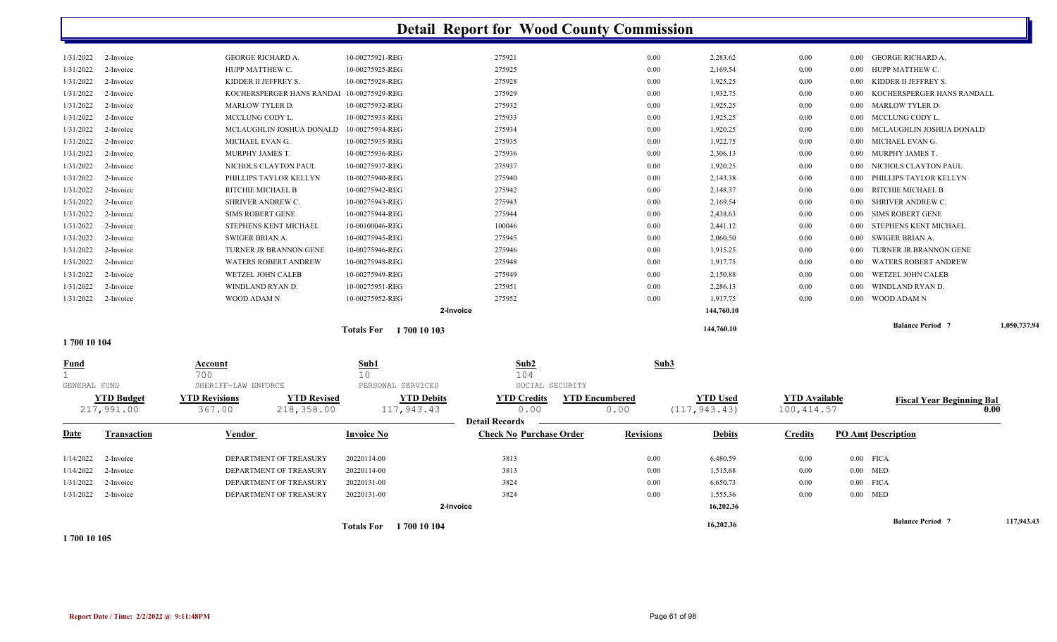# Detail Report for Wood County Commission

| Date | Transaction | Vendor | Invoice No | Check No Purchase Order | Revisions | Debits | Credits | PO Amt Description |
|---|---|---|---|---|---|---|---|---|
| 1/31/2022 | 2-Invoice | GEORGE RICHARD A. | 10-00275921-REG | 275921 | 0.00 | 2,283.62 | 0.00 | 0.00 GEORGE RICHARD A. |
| 1/31/2022 | 2-Invoice | HUPP MATTHEW C. | 10-00275925-REG | 275925 | 0.00 | 2,169.54 | 0.00 | 0.00 HUPP MATTHEW C. |
| 1/31/2022 | 2-Invoice | KIDDER II JEFFREY S. | 10-00275928-REG | 275928 | 0.00 | 1,925.25 | 0.00 | 0.00 KIDDER II JEFFREY S. |
| 1/31/2022 | 2-Invoice | KOCHERSPERGER HANS RANDAI | 10-00275929-REG | 275929 | 0.00 | 1,932.75 | 0.00 | 0.00 KOCHERSPERGER HANS RANDALL |
| 1/31/2022 | 2-Invoice | MARLOW TYLER D. | 10-00275932-REG | 275932 | 0.00 | 1,925.25 | 0.00 | 0.00 MARLOW TYLER D. |
| 1/31/2022 | 2-Invoice | MCCLUNG CODY L. | 10-00275933-REG | 275933 | 0.00 | 1,925.25 | 0.00 | 0.00 MCCLUNG CODY L. |
| 1/31/2022 | 2-Invoice | MCLAUGHLIN JOSHUA DONALD | 10-00275934-REG | 275934 | 0.00 | 1,920.25 | 0.00 | 0.00 MCLAUGHLIN JOSHUA DONALD |
| 1/31/2022 | 2-Invoice | MICHAEL EVAN G. | 10-00275935-REG | 275935 | 0.00 | 1,922.75 | 0.00 | 0.00 MICHAEL EVAN G. |
| 1/31/2022 | 2-Invoice | MURPHY JAMES T. | 10-00275936-REG | 275936 | 0.00 | 2,306.13 | 0.00 | 0.00 MURPHY JAMES T. |
| 1/31/2022 | 2-Invoice | NICHOLS CLAYTON PAUL | 10-00275937-REG | 275937 | 0.00 | 1,920.25 | 0.00 | 0.00 NICHOLS CLAYTON PAUL |
| 1/31/2022 | 2-Invoice | PHILLIPS TAYLOR KELLYN | 10-00275940-REG | 275940 | 0.00 | 2,143.38 | 0.00 | 0.00 PHILLIPS TAYLOR KELLYN |
| 1/31/2022 | 2-Invoice | RITCHIE MICHAEL B | 10-00275942-REG | 275942 | 0.00 | 2,148.37 | 0.00 | 0.00 RITCHIE MICHAEL B |
| 1/31/2022 | 2-Invoice | SHRIVER ANDREW C. | 10-00275943-REG | 275943 | 0.00 | 2,169.54 | 0.00 | 0.00 SHRIVER ANDREW C. |
| 1/31/2022 | 2-Invoice | SIMS ROBERT GENE | 10-00275944-REG | 275944 | 0.00 | 2,438.63 | 0.00 | 0.00 SIMS ROBERT GENE |
| 1/31/2022 | 2-Invoice | STEPHENS KENT MICHAEL | 10-00100046-REG | 100046 | 0.00 | 2,441.12 | 0.00 | 0.00 STEPHENS KENT MICHAEL |
| 1/31/2022 | 2-Invoice | SWIGER BRIAN A. | 10-00275945-REG | 275945 | 0.00 | 2,060.50 | 0.00 | 0.00 SWIGER BRIAN A. |
| 1/31/2022 | 2-Invoice | TURNER JR BRANNON GENE | 10-00275946-REG | 275946 | 0.00 | 1,915.25 | 0.00 | 0.00 TURNER JR BRANNON GENE |
| 1/31/2022 | 2-Invoice | WATERS ROBERT ANDREW | 10-00275948-REG | 275948 | 0.00 | 1,917.75 | 0.00 | 0.00 WATERS ROBERT ANDREW |
| 1/31/2022 | 2-Invoice | WETZEL JOHN CALEB | 10-00275949-REG | 275949 | 0.00 | 2,150.88 | 0.00 | 0.00 WETZEL JOHN CALEB |
| 1/31/2022 | 2-Invoice | WINDLAND RYAN D. | 10-00275951-REG | 275951 | 0.00 | 2,286.13 | 0.00 | 0.00 WINDLAND RYAN D. |
| 1/31/2022 | 2-Invoice | WOOD ADAM N | 10-00275952-REG | 275952 | 0.00 | 1,917.75 | 0.00 | 0.00 WOOD ADAM N |
| | | | | 2-Invoice | | 144,760.10 | | |

**Totals For 1 700 10 103** — 144,760.10 — Balance Period 7: 1,050,737.94

## 1 700 10 104

| Fund | Account | Sub1 | Sub2 | Sub3 |
|---|---|---|---|---|
| 1 | 700 | 10 | 104 | |
| GENERAL FUND | SHERIFF-LAW ENFORCE | PERSONAL SERVICES | SOCIAL SECURITY | |

| YTD Budget | YTD Revisions | YTD Revised | YTD Debits | YTD Credits | YTD Encumbered | YTD Used | YTD Available | Fiscal Year Beginning Bal |
|---|---|---|---|---|---|---|---|---|
| 217,991.00 | 367.00 | 218,358.00 | 117,943.43 | 0.00 | 0.00 | (117,943.43) | 100,414.57 | 0.00 |

**Detail Records**

| Date | Transaction | Vendor | Invoice No | Check No Purchase Order | Revisions | Debits | Credits | PO Amt Description |
|---|---|---|---|---|---|---|---|---|
| 1/14/2022 | 2-Invoice | DEPARTMENT OF TREASURY | 20220114-00 | 3813 | 0.00 | 6,480.59 | 0.00 | 0.00 FICA |
| 1/14/2022 | 2-Invoice | DEPARTMENT OF TREASURY | 20220114-00 | 3813 | 0.00 | 1,515.68 | 0.00 | 0.00 MED |
| 1/31/2022 | 2-Invoice | DEPARTMENT OF TREASURY | 20220131-00 | 3824 | 0.00 | 6,650.73 | 0.00 | 0.00 FICA |
| 1/31/2022 | 2-Invoice | DEPARTMENT OF TREASURY | 20220131-00 | 3824 | 0.00 | 1,555.36 | 0.00 | 0.00 MED |
| | | | | 2-Invoice | | 16,202.36 | | |

**Totals For 1 700 10 104** — 16,202.36 — Balance Period 7: 117,943.43

## 1 700 10 105

Report Date / Time: 2/2/2022 @ 9:11:48PM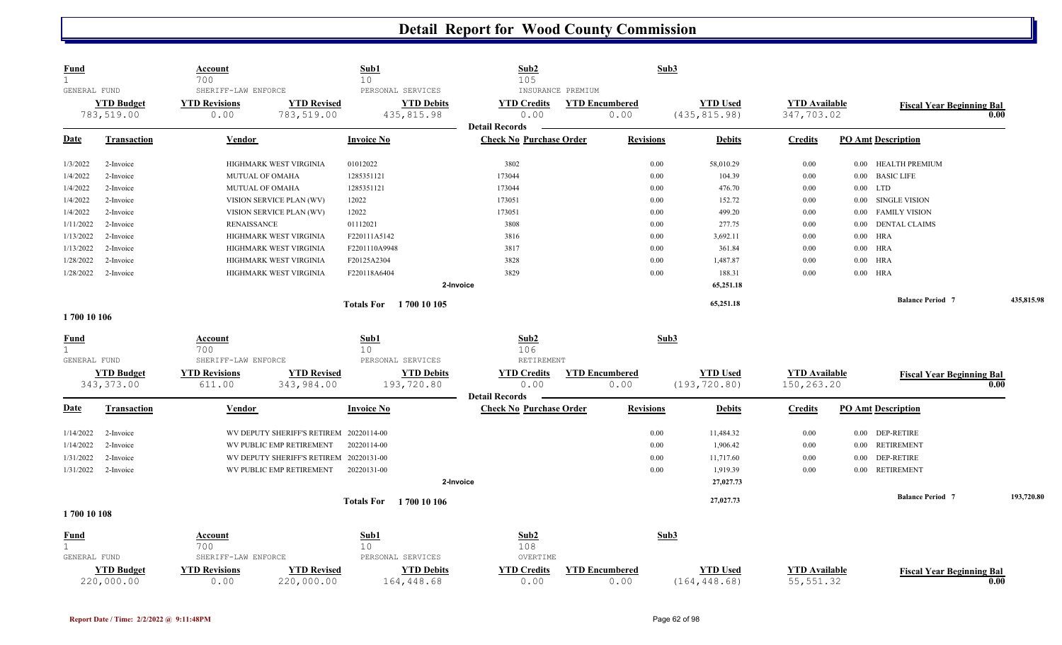# Detail Report for Wood County Commission

| Fund | Account | Sub1 | Sub2 | Sub3 |
|---|---|---|---|---|
| 1 | 700 | 10 | 105 | |
| GENERAL FUND | SHERIFF-LAW ENFORCE | PERSONAL SERVICES | INSURANCE PREMIUM | |

| YTD Budget | YTD Revisions | YTD Revised | YTD Debits | YTD Credits | YTD Encumbered | YTD Used | YTD Available | Fiscal Year Beginning Bal |
|---|---|---|---|---|---|---|---|---|
| 783,519.00 | 0.00 | 783,519.00 | 435,815.98 | 0.00 | 0.00 | (435,815.98) | 347,703.02 | 0.00 |

**Detail Records**

| Date | Transaction | Vendor | Invoice No | Check No | Purchase Order | Revisions | Debits | Credits | PO Amt | Description |
|---|---|---|---|---|---|---|---|---|---|---|
| 1/3/2022 | 2-Invoice | HIGHMARK WEST VIRGINIA | 01012022 | 3802 | | 0.00 | 58,010.29 | 0.00 | 0.00 | HEALTH PREMIUM |
| 1/4/2022 | 2-Invoice | MUTUAL OF OMAHA | 1285351121 | 173044 | | 0.00 | 104.39 | 0.00 | 0.00 | BASIC LIFE |
| 1/4/2022 | 2-Invoice | MUTUAL OF OMAHA | 1285351121 | 173044 | | 0.00 | 476.70 | 0.00 | 0.00 | LTD |
| 1/4/2022 | 2-Invoice | VISION SERVICE PLAN (WV) | 12022 | 173051 | | 0.00 | 152.72 | 0.00 | 0.00 | SINGLE VISION |
| 1/4/2022 | 2-Invoice | VISION SERVICE PLAN (WV) | 12022 | 173051 | | 0.00 | 499.20 | 0.00 | 0.00 | FAMILY VISION |
| 1/11/2022 | 2-Invoice | RENAISSANCE | 01112021 | 3808 | | 0.00 | 277.75 | 0.00 | 0.00 | DENTAL CLAIMS |
| 1/13/2022 | 2-Invoice | HIGHMARK WEST VIRGINIA | F220111A5142 | 3816 | | 0.00 | 3,692.11 | 0.00 | 0.00 | HRA |
| 1/13/2022 | 2-Invoice | HIGHMARK WEST VIRGINIA | F2201110A9948 | 3817 | | 0.00 | 361.84 | 0.00 | 0.00 | HRA |
| 1/28/2022 | 2-Invoice | HIGHMARK WEST VIRGINIA | F20125A2304 | 3828 | | 0.00 | 1,487.87 | 0.00 | 0.00 | HRA |
| 1/28/2022 | 2-Invoice | HIGHMARK WEST VIRGINIA | F220118A6404 | 3829 | | 0.00 | 188.31 | 0.00 | 0.00 | HRA |
| | | | 2-Invoice | | | | 65,251.18 | | | |
| | | | Totals For 1 700 10 105 | | | | 65,251.18 | | | Balance Period 7: 435,815.98 |

## 1 700 10 106

| Fund | Account | Sub1 | Sub2 | Sub3 |
|---|---|---|---|---|
| 1 | 700 | 10 | 106 | |
| GENERAL FUND | SHERIFF-LAW ENFORCE | PERSONAL SERVICES | RETIREMENT | |

| YTD Budget | YTD Revisions | YTD Revised | YTD Debits | YTD Credits | YTD Encumbered | YTD Used | YTD Available | Fiscal Year Beginning Bal |
|---|---|---|---|---|---|---|---|---|
| 343,373.00 | 611.00 | 343,984.00 | 193,720.80 | 0.00 | 0.00 | (193,720.80) | 150,263.20 | 0.00 |

**Detail Records**

| Date | Transaction | Vendor | Invoice No | Check No | Purchase Order | Revisions | Debits | Credits | PO Amt | Description |
|---|---|---|---|---|---|---|---|---|---|---|
| 1/14/2022 | 2-Invoice | WV DEPUTY SHERIFF'S RETIREM | 20220114-00 | | | 0.00 | 11,484.32 | 0.00 | 0.00 | DEP-RETIRE |
| 1/14/2022 | 2-Invoice | WV PUBLIC EMP RETIREMENT | 20220114-00 | | | 0.00 | 1,906.42 | 0.00 | 0.00 | RETIREMENT |
| 1/31/2022 | 2-Invoice | WV DEPUTY SHERIFF'S RETIREM | 20220131-00 | | | 0.00 | 11,717.60 | 0.00 | 0.00 | DEP-RETIRE |
| 1/31/2022 | 2-Invoice | WV PUBLIC EMP RETIREMENT | 20220131-00 | | | 0.00 | 1,919.39 | 0.00 | 0.00 | RETIREMENT |
| | | | 2-Invoice | | | | 27,027.73 | | | |
| | | | Totals For 1 700 10 106 | | | | 27,027.73 | | | Balance Period 7: 193,720.80 |

## 1 700 10 108

| Fund | Account | Sub1 | Sub2 | Sub3 |
|---|---|---|---|---|
| 1 | 700 | 10 | 108 | |
| GENERAL FUND | SHERIFF-LAW ENFORCE | PERSONAL SERVICES | OVERTIME | |

| YTD Budget | YTD Revisions | YTD Revised | YTD Debits | YTD Credits | YTD Encumbered | YTD Used | YTD Available | Fiscal Year Beginning Bal |
|---|---|---|---|---|---|---|---|---|
| 220,000.00 | 0.00 | 220,000.00 | 164,448.68 | 0.00 | 0.00 | (164,448.68) | 55,551.32 | 0.00 |

Report Date / Time: 2/2/2022 @ 9:11:48PM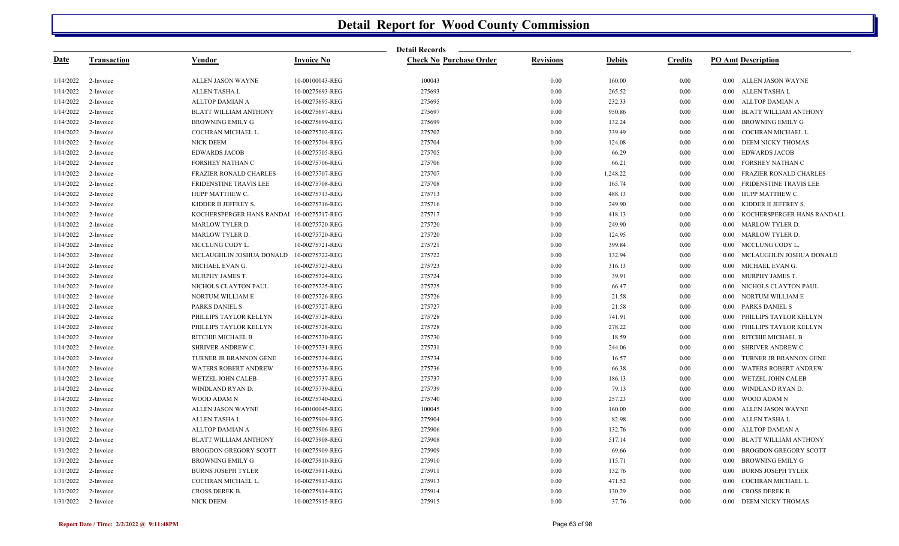# Detail Report for Wood County Commission

Detail Records

| Date | Transaction | Vendor | Invoice No | Check No | Purchase Order | Revisions | Debits | Credits | PO Amt | Description |
|---|---|---|---|---|---|---|---|---|---|---|
| 1/14/2022 | 2-Invoice | ALLEN JASON WAYNE | 10-00100043-REG | 100043 | | 0.00 | 160.00 | 0.00 | 0.00 | ALLEN JASON WAYNE |
| 1/14/2022 | 2-Invoice | ALLEN TASHA L | 10-00275693-REG | 275693 | | 0.00 | 265.52 | 0.00 | 0.00 | ALLEN TASHA L |
| 1/14/2022 | 2-Invoice | ALLTOP DAMIAN A | 10-00275695-REG | 275695 | | 0.00 | 232.33 | 0.00 | 0.00 | ALLTOP DAMIAN A |
| 1/14/2022 | 2-Invoice | BLATT WILLIAM ANTHONY | 10-00275697-REG | 275697 | | 0.00 | 950.86 | 0.00 | 0.00 | BLATT WILLIAM ANTHONY |
| 1/14/2022 | 2-Invoice | BROWNING EMILY G | 10-00275699-REG | 275699 | | 0.00 | 132.24 | 0.00 | 0.00 | BROWNING EMILY G |
| 1/14/2022 | 2-Invoice | COCHRAN MICHAEL L. | 10-00275702-REG | 275702 | | 0.00 | 339.49 | 0.00 | 0.00 | COCHRAN MICHAEL L. |
| 1/14/2022 | 2-Invoice | NICK DEEM | 10-00275704-REG | 275704 | | 0.00 | 124.08 | 0.00 | 0.00 | DEEM NICKY THOMAS |
| 1/14/2022 | 2-Invoice | EDWARDS JACOB | 10-00275705-REG | 275705 | | 0.00 | 66.29 | 0.00 | 0.00 | EDWARDS JACOB |
| 1/14/2022 | 2-Invoice | FORSHEY NATHAN C | 10-00275706-REG | 275706 | | 0.00 | 66.21 | 0.00 | 0.00 | FORSHEY NATHAN C |
| 1/14/2022 | 2-Invoice | FRAZIER RONALD CHARLES | 10-00275707-REG | 275707 | | 0.00 | 1,248.22 | 0.00 | 0.00 | FRAZIER RONALD CHARLES |
| 1/14/2022 | 2-Invoice | FRIDENSTINE TRAVIS LEE | 10-00275708-REG | 275708 | | 0.00 | 165.74 | 0.00 | 0.00 | FRIDENSTINE TRAVIS LEE |
| 1/14/2022 | 2-Invoice | HUPP MATTHEW C. | 10-00275713-REG | 275713 | | 0.00 | 488.13 | 0.00 | 0.00 | HUPP MATTHEW C. |
| 1/14/2022 | 2-Invoice | KIDDER II JEFFREY S. | 10-00275716-REG | 275716 | | 0.00 | 249.90 | 0.00 | 0.00 | KIDDER II JEFFREY S. |
| 1/14/2022 | 2-Invoice | KOCHERSPERGER HANS RANDAI | 10-00275717-REG | 275717 | | 0.00 | 418.13 | 0.00 | 0.00 | KOCHERSPERGER HANS RANDALL |
| 1/14/2022 | 2-Invoice | MARLOW TYLER D. | 10-00275720-REG | 275720 | | 0.00 | 249.90 | 0.00 | 0.00 | MARLOW TYLER D. |
| 1/14/2022 | 2-Invoice | MARLOW TYLER D. | 10-00275720-REG | 275720 | | 0.00 | 124.95 | 0.00 | 0.00 | MARLOW TYLER D. |
| 1/14/2022 | 2-Invoice | MCCLUNG CODY L. | 10-00275721-REG | 275721 | | 0.00 | 399.84 | 0.00 | 0.00 | MCCLUNG CODY L. |
| 1/14/2022 | 2-Invoice | MCLAUGHLIN JOSHUA DONALD | 10-00275722-REG | 275722 | | 0.00 | 132.94 | 0.00 | 0.00 | MCLAUGHLIN JOSHUA DONALD |
| 1/14/2022 | 2-Invoice | MICHAEL EVAN G. | 10-00275723-REG | 275723 | | 0.00 | 316.13 | 0.00 | 0.00 | MICHAEL EVAN G. |
| 1/14/2022 | 2-Invoice | MURPHY JAMES T. | 10-00275724-REG | 275724 | | 0.00 | 39.91 | 0.00 | 0.00 | MURPHY JAMES T. |
| 1/14/2022 | 2-Invoice | NICHOLS CLAYTON PAUL | 10-00275725-REG | 275725 | | 0.00 | 66.47 | 0.00 | 0.00 | NICHOLS CLAYTON PAUL |
| 1/14/2022 | 2-Invoice | NORTUM WILLIAM E | 10-00275726-REG | 275726 | | 0.00 | 21.58 | 0.00 | 0.00 | NORTUM WILLIAM E |
| 1/14/2022 | 2-Invoice | PARKS DANIEL S | 10-00275727-REG | 275727 | | 0.00 | 21.58 | 0.00 | 0.00 | PARKS DANIEL S |
| 1/14/2022 | 2-Invoice | PHILLIPS TAYLOR KELLYN | 10-00275728-REG | 275728 | | 0.00 | 741.91 | 0.00 | 0.00 | PHILLIPS TAYLOR KELLYN |
| 1/14/2022 | 2-Invoice | PHILLIPS TAYLOR KELLYN | 10-00275728-REG | 275728 | | 0.00 | 278.22 | 0.00 | 0.00 | PHILLIPS TAYLOR KELLYN |
| 1/14/2022 | 2-Invoice | RITCHIE MICHAEL B | 10-00275730-REG | 275730 | | 0.00 | 18.59 | 0.00 | 0.00 | RITCHIE MICHAEL B |
| 1/14/2022 | 2-Invoice | SHRIVER ANDREW C. | 10-00275731-REG | 275731 | | 0.00 | 244.06 | 0.00 | 0.00 | SHRIVER ANDREW C. |
| 1/14/2022 | 2-Invoice | TURNER JR BRANNON GENE | 10-00275734-REG | 275734 | | 0.00 | 16.57 | 0.00 | 0.00 | TURNER JR BRANNON GENE |
| 1/14/2022 | 2-Invoice | WATERS ROBERT ANDREW | 10-00275736-REG | 275736 | | 0.00 | 66.38 | 0.00 | 0.00 | WATERS ROBERT ANDREW |
| 1/14/2022 | 2-Invoice | WETZEL JOHN CALEB | 10-00275737-REG | 275737 | | 0.00 | 186.13 | 0.00 | 0.00 | WETZEL JOHN CALEB |
| 1/14/2022 | 2-Invoice | WINDLAND RYAN D. | 10-00275739-REG | 275739 | | 0.00 | 79.13 | 0.00 | 0.00 | WINDLAND RYAN D. |
| 1/14/2022 | 2-Invoice | WOOD ADAM N | 10-00275740-REG | 275740 | | 0.00 | 257.23 | 0.00 | 0.00 | WOOD ADAM N |
| 1/31/2022 | 2-Invoice | ALLEN JASON WAYNE | 10-00100045-REG | 100045 | | 0.00 | 160.00 | 0.00 | 0.00 | ALLEN JASON WAYNE |
| 1/31/2022 | 2-Invoice | ALLEN TASHA L | 10-00275904-REG | 275904 | | 0.00 | 82.98 | 0.00 | 0.00 | ALLEN TASHA L |
| 1/31/2022 | 2-Invoice | ALLTOP DAMIAN A | 10-00275906-REG | 275906 | | 0.00 | 132.76 | 0.00 | 0.00 | ALLTOP DAMIAN A |
| 1/31/2022 | 2-Invoice | BLATT WILLIAM ANTHONY | 10-00275908-REG | 275908 | | 0.00 | 517.14 | 0.00 | 0.00 | BLATT WILLIAM ANTHONY |
| 1/31/2022 | 2-Invoice | BROGDON GREGORY SCOTT | 10-00275909-REG | 275909 | | 0.00 | 69.66 | 0.00 | 0.00 | BROGDON GREGORY SCOTT |
| 1/31/2022 | 2-Invoice | BROWNING EMILY G | 10-00275910-REG | 275910 | | 0.00 | 115.71 | 0.00 | 0.00 | BROWNING EMILY G |
| 1/31/2022 | 2-Invoice | BURNS JOSEPH TYLER | 10-00275911-REG | 275911 | | 0.00 | 132.76 | 0.00 | 0.00 | BURNS JOSEPH TYLER |
| 1/31/2022 | 2-Invoice | COCHRAN MICHAEL L. | 10-00275913-REG | 275913 | | 0.00 | 471.52 | 0.00 | 0.00 | COCHRAN MICHAEL L. |
| 1/31/2022 | 2-Invoice | CROSS DEREK B. | 10-00275914-REG | 275914 | | 0.00 | 130.29 | 0.00 | 0.00 | CROSS DEREK B. |
| 1/31/2022 | 2-Invoice | NICK DEEM | 10-00275915-REG | 275915 | | 0.00 | 37.76 | 0.00 | 0.00 | DEEM NICKY THOMAS |

Report Date / Time: 2/2/2022 @ 9:11:48PM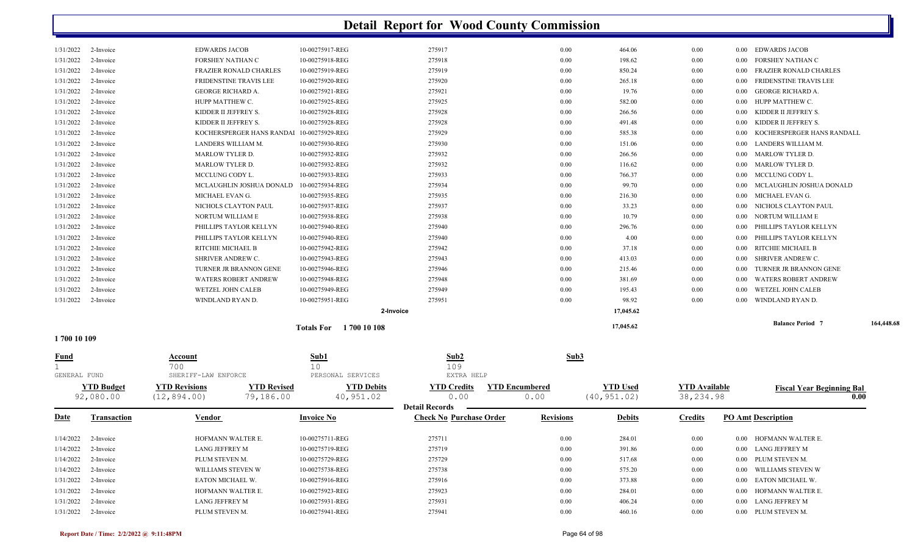# Detail Report for Wood County Commission

| Date | Transaction | Vendor | Invoice No | Check No Purchase Order | Revisions | Debits | Credits | PO Amt Description |
|---|---|---|---|---|---|---|---|---|
| 1/31/2022 | 2-Invoice | EDWARDS JACOB | 10-00275917-REG | 275917 | 0.00 | 464.06 | 0.00 | 0.00 EDWARDS JACOB |
| 1/31/2022 | 2-Invoice | FORSHEY NATHAN C | 10-00275918-REG | 275918 | 0.00 | 198.62 | 0.00 | 0.00 FORSHEY NATHAN C |
| 1/31/2022 | 2-Invoice | FRAZIER RONALD CHARLES | 10-00275919-REG | 275919 | 0.00 | 850.24 | 0.00 | 0.00 FRAZIER RONALD CHARLES |
| 1/31/2022 | 2-Invoice | FRIDENSTINE TRAVIS LEE | 10-00275920-REG | 275920 | 0.00 | 265.18 | 0.00 | 0.00 FRIDENSTINE TRAVIS LEE |
| 1/31/2022 | 2-Invoice | GEORGE RICHARD A. | 10-00275921-REG | 275921 | 0.00 | 19.76 | 0.00 | 0.00 GEORGE RICHARD A. |
| 1/31/2022 | 2-Invoice | HUPP MATTHEW C. | 10-00275925-REG | 275925 | 0.00 | 582.00 | 0.00 | 0.00 HUPP MATTHEW C. |
| 1/31/2022 | 2-Invoice | KIDDER II JEFFREY S. | 10-00275928-REG | 275928 | 0.00 | 266.56 | 0.00 | 0.00 KIDDER II JEFFREY S. |
| 1/31/2022 | 2-Invoice | KIDDER II JEFFREY S. | 10-00275928-REG | 275928 | 0.00 | 491.48 | 0.00 | 0.00 KIDDER II JEFFREY S. |
| 1/31/2022 | 2-Invoice | KOCHERSPERGER HANS RANDAI | 10-00275929-REG | 275929 | 0.00 | 585.38 | 0.00 | 0.00 KOCHERSPERGER HANS RANDALL |
| 1/31/2022 | 2-Invoice | LANDERS WILLIAM M. | 10-00275930-REG | 275930 | 0.00 | 151.06 | 0.00 | 0.00 LANDERS WILLIAM M. |
| 1/31/2022 | 2-Invoice | MARLOW TYLER D. | 10-00275932-REG | 275932 | 0.00 | 266.56 | 0.00 | 0.00 MARLOW TYLER D. |
| 1/31/2022 | 2-Invoice | MARLOW TYLER D. | 10-00275932-REG | 275932 | 0.00 | 116.62 | 0.00 | 0.00 MARLOW TYLER D. |
| 1/31/2022 | 2-Invoice | MCCLUNG CODY L. | 10-00275933-REG | 275933 | 0.00 | 766.37 | 0.00 | 0.00 MCCLUNG CODY L. |
| 1/31/2022 | 2-Invoice | MCLAUGHLIN JOSHUA DONALD | 10-00275934-REG | 275934 | 0.00 | 99.70 | 0.00 | 0.00 MCLAUGHLIN JOSHUA DONALD |
| 1/31/2022 | 2-Invoice | MICHAEL EVAN G. | 10-00275935-REG | 275935 | 0.00 | 216.30 | 0.00 | 0.00 MICHAEL EVAN G. |
| 1/31/2022 | 2-Invoice | NICHOLS CLAYTON PAUL | 10-00275937-REG | 275937 | 0.00 | 33.23 | 0.00 | 0.00 NICHOLS CLAYTON PAUL |
| 1/31/2022 | 2-Invoice | NORTUM WILLIAM E | 10-00275938-REG | 275938 | 0.00 | 10.79 | 0.00 | 0.00 NORTUM WILLIAM E |
| 1/31/2022 | 2-Invoice | PHILLIPS TAYLOR KELLYN | 10-00275940-REG | 275940 | 0.00 | 296.76 | 0.00 | 0.00 PHILLIPS TAYLOR KELLYN |
| 1/31/2022 | 2-Invoice | PHILLIPS TAYLOR KELLYN | 10-00275940-REG | 275940 | 0.00 | 4.00 | 0.00 | 0.00 PHILLIPS TAYLOR KELLYN |
| 1/31/2022 | 2-Invoice | RITCHIE MICHAEL B | 10-00275942-REG | 275942 | 0.00 | 37.18 | 0.00 | 0.00 RITCHIE MICHAEL B |
| 1/31/2022 | 2-Invoice | SHRIVER ANDREW C. | 10-00275943-REG | 275943 | 0.00 | 413.03 | 0.00 | 0.00 SHRIVER ANDREW C. |
| 1/31/2022 | 2-Invoice | TURNER JR BRANNON GENE | 10-00275946-REG | 275946 | 0.00 | 215.46 | 0.00 | 0.00 TURNER JR BRANNON GENE |
| 1/31/2022 | 2-Invoice | WATERS ROBERT ANDREW | 10-00275948-REG | 275948 | 0.00 | 381.69 | 0.00 | 0.00 WATERS ROBERT ANDREW |
| 1/31/2022 | 2-Invoice | WETZEL JOHN CALEB | 10-00275949-REG | 275949 | 0.00 | 195.43 | 0.00 | 0.00 WETZEL JOHN CALEB |
| 1/31/2022 | 2-Invoice | WINDLAND RYAN D. | 10-00275951-REG | 275951 | 0.00 | 98.92 | 0.00 | 0.00 WINDLAND RYAN D. |
| | | | | 2-Invoice | | 17,045.62 | | |
| | | | Totals For 1 700 10 108 | | | 17,045.62 | | Balance Period 7 164,448.68 |

## 1 700 10 109

| Fund | Account | Sub1 | Sub2 | Sub3 |
|---|---|---|---|---|
| 1 | 700 | 10 | 109 | |
| GENERAL FUND | SHERIFF-LAW ENFORCE | PERSONAL SERVICES | EXTRA HELP | |

| YTD Budget | YTD Revisions | YTD Revised | YTD Debits | YTD Credits | YTD Encumbered | YTD Used | YTD Available | Fiscal Year Beginning Bal |
|---|---|---|---|---|---|---|---|---|
| 92,080.00 | (12,894.00) | 79,186.00 | 40,951.02 | 0.00 | 0.00 | (40,951.02) | 38,234.98 | 0.00 |

**Detail Records**

| Date | Transaction | Vendor | Invoice No | Check No Purchase Order | Revisions | Debits | Credits | PO Amt Description |
|---|---|---|---|---|---|---|---|---|
| 1/14/2022 | 2-Invoice | HOFMANN WALTER E. | 10-00275711-REG | 275711 | 0.00 | 284.01 | 0.00 | 0.00 HOFMANN WALTER E. |
| 1/14/2022 | 2-Invoice | LANG JEFFREY M | 10-00275719-REG | 275719 | 0.00 | 391.86 | 0.00 | 0.00 LANG JEFFREY M |
| 1/14/2022 | 2-Invoice | PLUM STEVEN M. | 10-00275729-REG | 275729 | 0.00 | 517.68 | 0.00 | 0.00 PLUM STEVEN M. |
| 1/14/2022 | 2-Invoice | WILLIAMS STEVEN W | 10-00275738-REG | 275738 | 0.00 | 575.20 | 0.00 | 0.00 WILLIAMS STEVEN W |
| 1/31/2022 | 2-Invoice | EATON MICHAEL W. | 10-00275916-REG | 275916 | 0.00 | 373.88 | 0.00 | 0.00 EATON MICHAEL W. |
| 1/31/2022 | 2-Invoice | HOFMANN WALTER E. | 10-00275923-REG | 275923 | 0.00 | 284.01 | 0.00 | 0.00 HOFMANN WALTER E. |
| 1/31/2022 | 2-Invoice | LANG JEFFREY M | 10-00275931-REG | 275931 | 0.00 | 406.24 | 0.00 | 0.00 LANG JEFFREY M |
| 1/31/2022 | 2-Invoice | PLUM STEVEN M. | 10-00275941-REG | 275941 | 0.00 | 460.16 | 0.00 | 0.00 PLUM STEVEN M. |

Report Date / Time: 2/2/2022 @ 9:11:48PM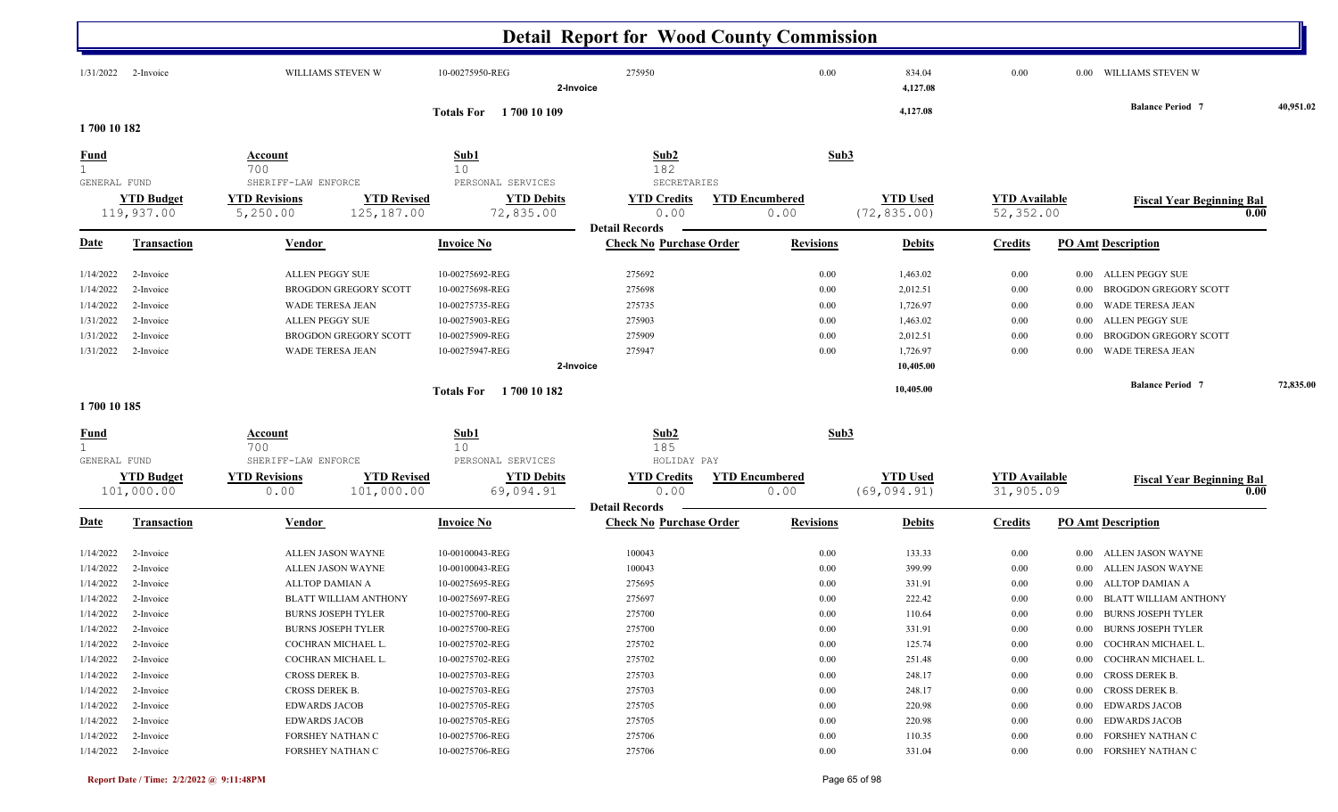# Detail Report for Wood County Commission

| Date | Transaction | Vendor | Invoice No | Check No | Purchase Order | Revisions | Debits | Credits | PO Amt | Description |
|---|---|---|---|---|---|---|---|---|---|---|
| 1/31/2022 | 2-Invoice | WILLIAMS STEVEN W | 10-00275950-REG | 275950 | | 0.00 | 834.04 | 0.00 | 0.00 | WILLIAMS STEVEN W |
| | | | 2-Invoice | | | | 4,127.08 | | | |

Totals For 1 700 10 109 — 4,127.08 — Balance Period 7: 40,951.02

## 1 700 10 182

| Fund | Account | Sub1 | Sub2 | Sub3 |
|---|---|---|---|---|
| 1 | 700 | 10 | 182 | |
| GENERAL FUND | SHERIFF-LAW ENFORCE | PERSONAL SERVICES | SECRETARIES | |

| YTD Budget | YTD Revisions | YTD Revised | YTD Debits | YTD Credits | YTD Encumbered | YTD Used | YTD Available | Fiscal Year Beginning Bal |
|---|---|---|---|---|---|---|---|---|
| 119,937.00 | 5,250.00 | 125,187.00 | 72,835.00 | 0.00 | 0.00 | (72,835.00) | 52,352.00 | 0.00 |

Detail Records

| Date | Transaction | Vendor | Invoice No | Check No | Purchase Order | Revisions | Debits | Credits | PO Amt | Description |
|---|---|---|---|---|---|---|---|---|---|---|
| 1/14/2022 | 2-Invoice | ALLEN PEGGY SUE | 10-00275692-REG | 275692 | | 0.00 | 1,463.02 | 0.00 | 0.00 | ALLEN PEGGY SUE |
| 1/14/2022 | 2-Invoice | BROGDON GREGORY SCOTT | 10-00275698-REG | 275698 | | 0.00 | 2,012.51 | 0.00 | 0.00 | BROGDON GREGORY SCOTT |
| 1/14/2022 | 2-Invoice | WADE TERESA JEAN | 10-00275735-REG | 275735 | | 0.00 | 1,726.97 | 0.00 | 0.00 | WADE TERESA JEAN |
| 1/31/2022 | 2-Invoice | ALLEN PEGGY SUE | 10-00275903-REG | 275903 | | 0.00 | 1,463.02 | 0.00 | 0.00 | ALLEN PEGGY SUE |
| 1/31/2022 | 2-Invoice | BROGDON GREGORY SCOTT | 10-00275909-REG | 275909 | | 0.00 | 2,012.51 | 0.00 | 0.00 | BROGDON GREGORY SCOTT |
| 1/31/2022 | 2-Invoice | WADE TERESA JEAN | 10-00275947-REG | 275947 | | 0.00 | 1,726.97 | 0.00 | 0.00 | WADE TERESA JEAN |
| | | | 2-Invoice | | | | 10,405.00 | | | |

Totals For 1 700 10 182 — 10,405.00 — Balance Period 7: 72,835.00

## 1 700 10 185

| Fund | Account | Sub1 | Sub2 | Sub3 |
|---|---|---|---|---|
| 1 | 700 | 10 | 185 | |
| GENERAL FUND | SHERIFF-LAW ENFORCE | PERSONAL SERVICES | HOLIDAY PAY | |

| YTD Budget | YTD Revisions | YTD Revised | YTD Debits | YTD Credits | YTD Encumbered | YTD Used | YTD Available | Fiscal Year Beginning Bal |
|---|---|---|---|---|---|---|---|---|
| 101,000.00 | 0.00 | 101,000.00 | 69,094.91 | 0.00 | 0.00 | (69,094.91) | 31,905.09 | 0.00 |

Detail Records

| Date | Transaction | Vendor | Invoice No | Check No | Purchase Order | Revisions | Debits | Credits | PO Amt | Description |
|---|---|---|---|---|---|---|---|---|---|---|
| 1/14/2022 | 2-Invoice | ALLEN JASON WAYNE | 10-00100043-REG | 100043 | | 0.00 | 133.33 | 0.00 | 0.00 | ALLEN JASON WAYNE |
| 1/14/2022 | 2-Invoice | ALLEN JASON WAYNE | 10-00100043-REG | 100043 | | 0.00 | 399.99 | 0.00 | 0.00 | ALLEN JASON WAYNE |
| 1/14/2022 | 2-Invoice | ALLTOP DAMIAN A | 10-00275695-REG | 275695 | | 0.00 | 331.91 | 0.00 | 0.00 | ALLTOP DAMIAN A |
| 1/14/2022 | 2-Invoice | BLATT WILLIAM ANTHONY | 10-00275697-REG | 275697 | | 0.00 | 222.42 | 0.00 | 0.00 | BLATT WILLIAM ANTHONY |
| 1/14/2022 | 2-Invoice | BURNS JOSEPH TYLER | 10-00275700-REG | 275700 | | 0.00 | 110.64 | 0.00 | 0.00 | BURNS JOSEPH TYLER |
| 1/14/2022 | 2-Invoice | BURNS JOSEPH TYLER | 10-00275700-REG | 275700 | | 0.00 | 331.91 | 0.00 | 0.00 | BURNS JOSEPH TYLER |
| 1/14/2022 | 2-Invoice | COCHRAN MICHAEL L. | 10-00275702-REG | 275702 | | 0.00 | 125.74 | 0.00 | 0.00 | COCHRAN MICHAEL L. |
| 1/14/2022 | 2-Invoice | COCHRAN MICHAEL L. | 10-00275702-REG | 275702 | | 0.00 | 251.48 | 0.00 | 0.00 | COCHRAN MICHAEL L. |
| 1/14/2022 | 2-Invoice | CROSS DEREK B. | 10-00275703-REG | 275703 | | 0.00 | 248.17 | 0.00 | 0.00 | CROSS DEREK B. |
| 1/14/2022 | 2-Invoice | CROSS DEREK B. | 10-00275703-REG | 275703 | | 0.00 | 248.17 | 0.00 | 0.00 | CROSS DEREK B. |
| 1/14/2022 | 2-Invoice | EDWARDS JACOB | 10-00275705-REG | 275705 | | 0.00 | 220.98 | 0.00 | 0.00 | EDWARDS JACOB |
| 1/14/2022 | 2-Invoice | EDWARDS JACOB | 10-00275705-REG | 275705 | | 0.00 | 220.98 | 0.00 | 0.00 | EDWARDS JACOB |
| 1/14/2022 | 2-Invoice | FORSHEY NATHAN C | 10-00275706-REG | 275706 | | 0.00 | 110.35 | 0.00 | 0.00 | FORSHEY NATHAN C |
| 1/14/2022 | 2-Invoice | FORSHEY NATHAN C | 10-00275706-REG | 275706 | | 0.00 | 331.04 | 0.00 | 0.00 | FORSHEY NATHAN C |

Report Date / Time: 2/2/2022 @ 9:11:48PM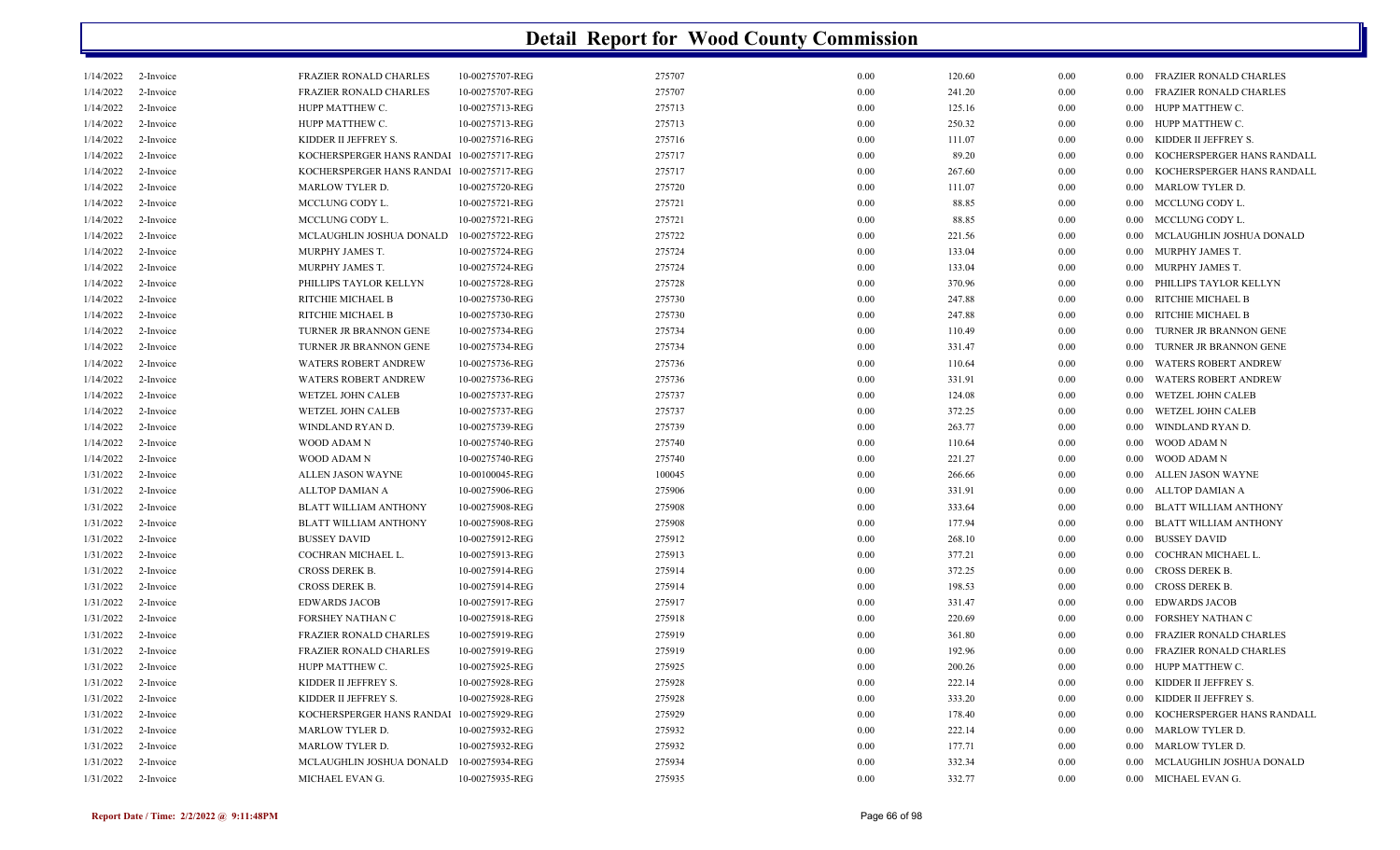# Detail Report for Wood County Commission

| | | | | | | | | | |
|---|---|---|---|---|---|---|---|---|---|
| 1/14/2022 | 2-Invoice | FRAZIER RONALD CHARLES | 10-00275707-REG | 275707 | 0.00 | 120.60 | 0.00 | 0.00 | FRAZIER RONALD CHARLES |
| 1/14/2022 | 2-Invoice | FRAZIER RONALD CHARLES | 10-00275707-REG | 275707 | 0.00 | 241.20 | 0.00 | 0.00 | FRAZIER RONALD CHARLES |
| 1/14/2022 | 2-Invoice | HUPP MATTHEW C. | 10-00275713-REG | 275713 | 0.00 | 125.16 | 0.00 | 0.00 | HUPP MATTHEW C. |
| 1/14/2022 | 2-Invoice | HUPP MATTHEW C. | 10-00275713-REG | 275713 | 0.00 | 250.32 | 0.00 | 0.00 | HUPP MATTHEW C. |
| 1/14/2022 | 2-Invoice | KIDDER II JEFFREY S. | 10-00275716-REG | 275716 | 0.00 | 111.07 | 0.00 | 0.00 | KIDDER II JEFFREY S. |
| 1/14/2022 | 2-Invoice | KOCHERSPERGER HANS RANDAI | 10-00275717-REG | 275717 | 0.00 | 89.20 | 0.00 | 0.00 | KOCHERSPERGER HANS RANDALL |
| 1/14/2022 | 2-Invoice | KOCHERSPERGER HANS RANDAI | 10-00275717-REG | 275717 | 0.00 | 267.60 | 0.00 | 0.00 | KOCHERSPERGER HANS RANDALL |
| 1/14/2022 | 2-Invoice | MARLOW TYLER D. | 10-00275720-REG | 275720 | 0.00 | 111.07 | 0.00 | 0.00 | MARLOW TYLER D. |
| 1/14/2022 | 2-Invoice | MCCLUNG CODY L. | 10-00275721-REG | 275721 | 0.00 | 88.85 | 0.00 | 0.00 | MCCLUNG CODY L. |
| 1/14/2022 | 2-Invoice | MCCLUNG CODY L. | 10-00275721-REG | 275721 | 0.00 | 88.85 | 0.00 | 0.00 | MCCLUNG CODY L. |
| 1/14/2022 | 2-Invoice | MCLAUGHLIN JOSHUA DONALD | 10-00275722-REG | 275722 | 0.00 | 221.56 | 0.00 | 0.00 | MCLAUGHLIN JOSHUA DONALD |
| 1/14/2022 | 2-Invoice | MURPHY JAMES T. | 10-00275724-REG | 275724 | 0.00 | 133.04 | 0.00 | 0.00 | MURPHY JAMES T. |
| 1/14/2022 | 2-Invoice | MURPHY JAMES T. | 10-00275724-REG | 275724 | 0.00 | 133.04 | 0.00 | 0.00 | MURPHY JAMES T. |
| 1/14/2022 | 2-Invoice | PHILLIPS TAYLOR KELLYN | 10-00275728-REG | 275728 | 0.00 | 370.96 | 0.00 | 0.00 | PHILLIPS TAYLOR KELLYN |
| 1/14/2022 | 2-Invoice | RITCHIE MICHAEL B | 10-00275730-REG | 275730 | 0.00 | 247.88 | 0.00 | 0.00 | RITCHIE MICHAEL B |
| 1/14/2022 | 2-Invoice | RITCHIE MICHAEL B | 10-00275730-REG | 275730 | 0.00 | 247.88 | 0.00 | 0.00 | RITCHIE MICHAEL B |
| 1/14/2022 | 2-Invoice | TURNER JR BRANNON GENE | 10-00275734-REG | 275734 | 0.00 | 110.49 | 0.00 | 0.00 | TURNER JR BRANNON GENE |
| 1/14/2022 | 2-Invoice | TURNER JR BRANNON GENE | 10-00275734-REG | 275734 | 0.00 | 331.47 | 0.00 | 0.00 | TURNER JR BRANNON GENE |
| 1/14/2022 | 2-Invoice | WATERS ROBERT ANDREW | 10-00275736-REG | 275736 | 0.00 | 110.64 | 0.00 | 0.00 | WATERS ROBERT ANDREW |
| 1/14/2022 | 2-Invoice | WATERS ROBERT ANDREW | 10-00275736-REG | 275736 | 0.00 | 331.91 | 0.00 | 0.00 | WATERS ROBERT ANDREW |
| 1/14/2022 | 2-Invoice | WETZEL JOHN CALEB | 10-00275737-REG | 275737 | 0.00 | 124.08 | 0.00 | 0.00 | WETZEL JOHN CALEB |
| 1/14/2022 | 2-Invoice | WETZEL JOHN CALEB | 10-00275737-REG | 275737 | 0.00 | 372.25 | 0.00 | 0.00 | WETZEL JOHN CALEB |
| 1/14/2022 | 2-Invoice | WINDLAND RYAN D. | 10-00275739-REG | 275739 | 0.00 | 263.77 | 0.00 | 0.00 | WINDLAND RYAN D. |
| 1/14/2022 | 2-Invoice | WOOD ADAM N | 10-00275740-REG | 275740 | 0.00 | 110.64 | 0.00 | 0.00 | WOOD ADAM N |
| 1/14/2022 | 2-Invoice | WOOD ADAM N | 10-00275740-REG | 275740 | 0.00 | 221.27 | 0.00 | 0.00 | WOOD ADAM N |
| 1/31/2022 | 2-Invoice | ALLEN JASON WAYNE | 10-00100045-REG | 100045 | 0.00 | 266.66 | 0.00 | 0.00 | ALLEN JASON WAYNE |
| 1/31/2022 | 2-Invoice | ALLTOP DAMIAN A | 10-00275906-REG | 275906 | 0.00 | 331.91 | 0.00 | 0.00 | ALLTOP DAMIAN A |
| 1/31/2022 | 2-Invoice | BLATT WILLIAM ANTHONY | 10-00275908-REG | 275908 | 0.00 | 333.64 | 0.00 | 0.00 | BLATT WILLIAM ANTHONY |
| 1/31/2022 | 2-Invoice | BLATT WILLIAM ANTHONY | 10-00275908-REG | 275908 | 0.00 | 177.94 | 0.00 | 0.00 | BLATT WILLIAM ANTHONY |
| 1/31/2022 | 2-Invoice | BUSSEY DAVID | 10-00275912-REG | 275912 | 0.00 | 268.10 | 0.00 | 0.00 | BUSSEY DAVID |
| 1/31/2022 | 2-Invoice | COCHRAN MICHAEL L. | 10-00275913-REG | 275913 | 0.00 | 377.21 | 0.00 | 0.00 | COCHRAN MICHAEL L. |
| 1/31/2022 | 2-Invoice | CROSS DEREK B. | 10-00275914-REG | 275914 | 0.00 | 372.25 | 0.00 | 0.00 | CROSS DEREK B. |
| 1/31/2022 | 2-Invoice | CROSS DEREK B. | 10-00275914-REG | 275914 | 0.00 | 198.53 | 0.00 | 0.00 | CROSS DEREK B. |
| 1/31/2022 | 2-Invoice | EDWARDS JACOB | 10-00275917-REG | 275917 | 0.00 | 331.47 | 0.00 | 0.00 | EDWARDS JACOB |
| 1/31/2022 | 2-Invoice | FORSHEY NATHAN C | 10-00275918-REG | 275918 | 0.00 | 220.69 | 0.00 | 0.00 | FORSHEY NATHAN C |
| 1/31/2022 | 2-Invoice | FRAZIER RONALD CHARLES | 10-00275919-REG | 275919 | 0.00 | 361.80 | 0.00 | 0.00 | FRAZIER RONALD CHARLES |
| 1/31/2022 | 2-Invoice | FRAZIER RONALD CHARLES | 10-00275919-REG | 275919 | 0.00 | 192.96 | 0.00 | 0.00 | FRAZIER RONALD CHARLES |
| 1/31/2022 | 2-Invoice | HUPP MATTHEW C. | 10-00275925-REG | 275925 | 0.00 | 200.26 | 0.00 | 0.00 | HUPP MATTHEW C. |
| 1/31/2022 | 2-Invoice | KIDDER II JEFFREY S. | 10-00275928-REG | 275928 | 0.00 | 222.14 | 0.00 | 0.00 | KIDDER II JEFFREY S. |
| 1/31/2022 | 2-Invoice | KIDDER II JEFFREY S. | 10-00275928-REG | 275928 | 0.00 | 333.20 | 0.00 | 0.00 | KIDDER II JEFFREY S. |
| 1/31/2022 | 2-Invoice | KOCHERSPERGER HANS RANDAI | 10-00275929-REG | 275929 | 0.00 | 178.40 | 0.00 | 0.00 | KOCHERSPERGER HANS RANDALL |
| 1/31/2022 | 2-Invoice | MARLOW TYLER D. | 10-00275932-REG | 275932 | 0.00 | 222.14 | 0.00 | 0.00 | MARLOW TYLER D. |
| 1/31/2022 | 2-Invoice | MARLOW TYLER D. | 10-00275932-REG | 275932 | 0.00 | 177.71 | 0.00 | 0.00 | MARLOW TYLER D. |
| 1/31/2022 | 2-Invoice | MCLAUGHLIN JOSHUA DONALD | 10-00275934-REG | 275934 | 0.00 | 332.34 | 0.00 | 0.00 | MCLAUGHLIN JOSHUA DONALD |
| 1/31/2022 | 2-Invoice | MICHAEL EVAN G. | 10-00275935-REG | 275935 | 0.00 | 332.77 | 0.00 | 0.00 | MICHAEL EVAN G. |

Report Date / Time: 2/2/2022 @ 9:11:48PM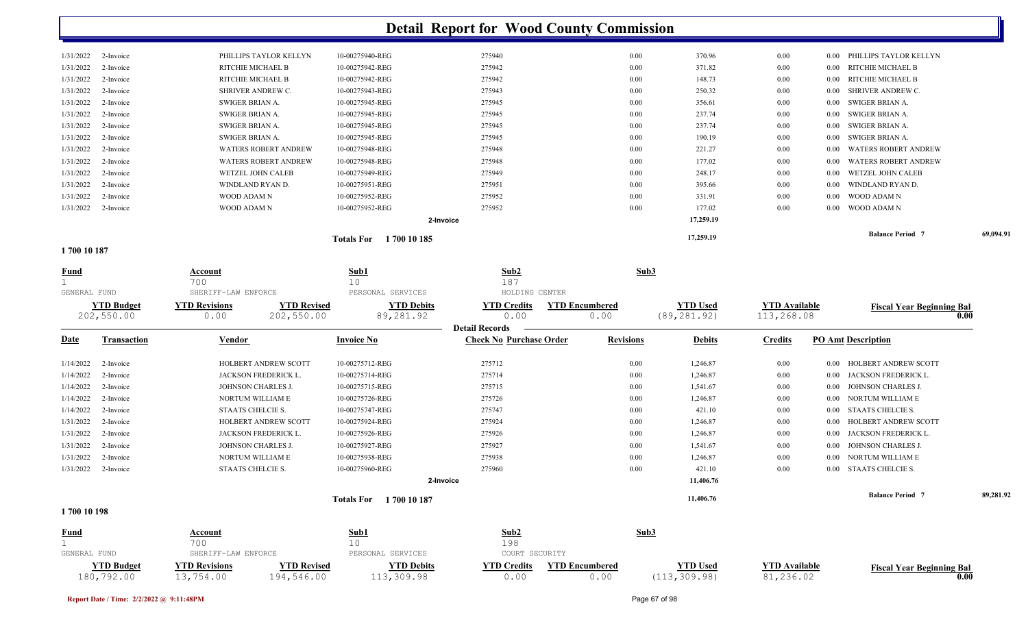# Detail Report for Wood County Commission

| Date | Transaction | Vendor | Invoice No | Check No Purchase Order | Revisions | Debits | Credits | PO Amt | Description |
|---|---|---|---|---|---|---|---|---|---|
| 1/31/2022 | 2-Invoice | PHILLIPS TAYLOR KELLYN | 10-00275940-REG | 275940 | 0.00 | 370.96 | 0.00 | 0.00 | PHILLIPS TAYLOR KELLYN |
| 1/31/2022 | 2-Invoice | RITCHIE MICHAEL B | 10-00275942-REG | 275942 | 0.00 | 371.82 | 0.00 | 0.00 | RITCHIE MICHAEL B |
| 1/31/2022 | 2-Invoice | RITCHIE MICHAEL B | 10-00275942-REG | 275942 | 0.00 | 148.73 | 0.00 | 0.00 | RITCHIE MICHAEL B |
| 1/31/2022 | 2-Invoice | SHRIVER ANDREW C. | 10-00275943-REG | 275943 | 0.00 | 250.32 | 0.00 | 0.00 | SHRIVER ANDREW C. |
| 1/31/2022 | 2-Invoice | SWIGER BRIAN A. | 10-00275945-REG | 275945 | 0.00 | 356.61 | 0.00 | 0.00 | SWIGER BRIAN A. |
| 1/31/2022 | 2-Invoice | SWIGER BRIAN A. | 10-00275945-REG | 275945 | 0.00 | 237.74 | 0.00 | 0.00 | SWIGER BRIAN A. |
| 1/31/2022 | 2-Invoice | SWIGER BRIAN A. | 10-00275945-REG | 275945 | 0.00 | 237.74 | 0.00 | 0.00 | SWIGER BRIAN A. |
| 1/31/2022 | 2-Invoice | SWIGER BRIAN A. | 10-00275945-REG | 275945 | 0.00 | 190.19 | 0.00 | 0.00 | SWIGER BRIAN A. |
| 1/31/2022 | 2-Invoice | WATERS ROBERT ANDREW | 10-00275948-REG | 275948 | 0.00 | 221.27 | 0.00 | 0.00 | WATERS ROBERT ANDREW |
| 1/31/2022 | 2-Invoice | WATERS ROBERT ANDREW | 10-00275948-REG | 275948 | 0.00 | 177.02 | 0.00 | 0.00 | WATERS ROBERT ANDREW |
| 1/31/2022 | 2-Invoice | WETZEL JOHN CALEB | 10-00275949-REG | 275949 | 0.00 | 248.17 | 0.00 | 0.00 | WETZEL JOHN CALEB |
| 1/31/2022 | 2-Invoice | WINDLAND RYAN D. | 10-00275951-REG | 275951 | 0.00 | 395.66 | 0.00 | 0.00 | WINDLAND RYAN D. |
| 1/31/2022 | 2-Invoice | WOOD ADAM N | 10-00275952-REG | 275952 | 0.00 | 331.91 | 0.00 | 0.00 | WOOD ADAM N |
| 1/31/2022 | 2-Invoice | WOOD ADAM N | 10-00275952-REG | 275952 | 0.00 | 177.02 | 0.00 | 0.00 | WOOD ADAM N |
| | | | 2-Invoice | | | 17,259.19 | | | |
| | | | Totals For 1 700 10 185 | | | 17,259.19 | | | Balance Period 7: 69,094.91 |

## 1 700 10 187

| Fund | Account | Sub1 | Sub2 | Sub3 |
|---|---|---|---|---|
| 1 | 700 | 10 | 187 | |
| GENERAL FUND | SHERIFF-LAW ENFORCE | PERSONAL SERVICES | HOLDING CENTER | |

| YTD Budget | YTD Revisions | YTD Revised | YTD Debits | YTD Credits | YTD Encumbered | YTD Used | YTD Available | Fiscal Year Beginning Bal |
|---|---|---|---|---|---|---|---|---|
| 202,550.00 | 0.00 | 202,550.00 | 89,281.92 | 0.00 | 0.00 | (89,281.92) | 113,268.08 | 0.00 |

**Detail Records**

| Date | Transaction | Vendor | Invoice No | Check No Purchase Order | Revisions | Debits | Credits | PO Amt | Description |
|---|---|---|---|---|---|---|---|---|---|
| 1/14/2022 | 2-Invoice | HOLBERT ANDREW SCOTT | 10-00275712-REG | 275712 | 0.00 | 1,246.87 | 0.00 | 0.00 | HOLBERT ANDREW SCOTT |
| 1/14/2022 | 2-Invoice | JACKSON FREDERICK L. | 10-00275714-REG | 275714 | 0.00 | 1,246.87 | 0.00 | 0.00 | JACKSON FREDERICK L. |
| 1/14/2022 | 2-Invoice | JOHNSON CHARLES J. | 10-00275715-REG | 275715 | 0.00 | 1,541.67 | 0.00 | 0.00 | JOHNSON CHARLES J. |
| 1/14/2022 | 2-Invoice | NORTUM WILLIAM E | 10-00275726-REG | 275726 | 0.00 | 1,246.87 | 0.00 | 0.00 | NORTUM WILLIAM E |
| 1/14/2022 | 2-Invoice | STAATS CHELCIE S. | 10-00275747-REG | 275747 | 0.00 | 421.10 | 0.00 | 0.00 | STAATS CHELCIE S. |
| 1/31/2022 | 2-Invoice | HOLBERT ANDREW SCOTT | 10-00275924-REG | 275924 | 0.00 | 1,246.87 | 0.00 | 0.00 | HOLBERT ANDREW SCOTT |
| 1/31/2022 | 2-Invoice | JACKSON FREDERICK L. | 10-00275926-REG | 275926 | 0.00 | 1,246.87 | 0.00 | 0.00 | JACKSON FREDERICK L. |
| 1/31/2022 | 2-Invoice | JOHNSON CHARLES J. | 10-00275927-REG | 275927 | 0.00 | 1,541.67 | 0.00 | 0.00 | JOHNSON CHARLES J. |
| 1/31/2022 | 2-Invoice | NORTUM WILLIAM E | 10-00275938-REG | 275938 | 0.00 | 1,246.87 | 0.00 | 0.00 | NORTUM WILLIAM E |
| 1/31/2022 | 2-Invoice | STAATS CHELCIE S. | 10-00275960-REG | 275960 | 0.00 | 421.10 | 0.00 | 0.00 | STAATS CHELCIE S. |
| | | | 2-Invoice | | | 11,406.76 | | | |
| | | | Totals For 1 700 10 187 | | | 11,406.76 | | | Balance Period 7: 89,281.92 |

## 1 700 10 198

| Fund | Account | Sub1 | Sub2 | Sub3 |
|---|---|---|---|---|
| 1 | 700 | 10 | 198 | |
| GENERAL FUND | SHERIFF-LAW ENFORCE | PERSONAL SERVICES | COURT SECURITY | |

| YTD Budget | YTD Revisions | YTD Revised | YTD Debits | YTD Credits | YTD Encumbered | YTD Used | YTD Available | Fiscal Year Beginning Bal |
|---|---|---|---|---|---|---|---|---|
| 180,792.00 | 13,754.00 | 194,546.00 | 113,309.98 | 0.00 | 0.00 | (113,309.98) | 81,236.02 | 0.00 |

Report Date / Time: 2/2/2022 @ 9:11:48PM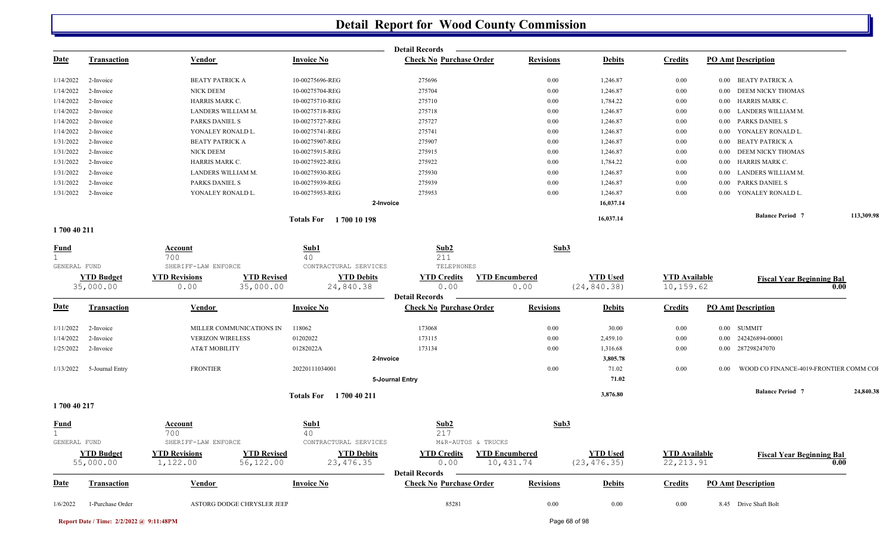# Detail Report for Wood County Commission

**Detail Records**

| Date | Transaction | Vendor | Invoice No | Check No | Purchase Order | Revisions | Debits | Credits | PO Amt | Description |
|---|---|---|---|---|---|---|---|---|---|---|
| 1/14/2022 | 2-Invoice | BEATY PATRICK A | 10-00275696-REG | 275696 | | 0.00 | 1,246.87 | 0.00 | 0.00 | BEATY PATRICK A |
| 1/14/2022 | 2-Invoice | NICK DEEM | 10-00275704-REG | 275704 | | 0.00 | 1,246.87 | 0.00 | 0.00 | DEEM NICKY THOMAS |
| 1/14/2022 | 2-Invoice | HARRIS MARK C. | 10-00275710-REG | 275710 | | 0.00 | 1,784.22 | 0.00 | 0.00 | HARRIS MARK C. |
| 1/14/2022 | 2-Invoice | LANDERS WILLIAM M. | 10-00275718-REG | 275718 | | 0.00 | 1,246.87 | 0.00 | 0.00 | LANDERS WILLIAM M. |
| 1/14/2022 | 2-Invoice | PARKS DANIEL S | 10-00275727-REG | 275727 | | 0.00 | 1,246.87 | 0.00 | 0.00 | PARKS DANIEL S |
| 1/14/2022 | 2-Invoice | YONALEY RONALD L. | 10-00275741-REG | 275741 | | 0.00 | 1,246.87 | 0.00 | 0.00 | YONALEY RONALD L. |
| 1/31/2022 | 2-Invoice | BEATY PATRICK A | 10-00275907-REG | 275907 | | 0.00 | 1,246.87 | 0.00 | 0.00 | BEATY PATRICK A |
| 1/31/2022 | 2-Invoice | NICK DEEM | 10-00275915-REG | 275915 | | 0.00 | 1,246.87 | 0.00 | 0.00 | DEEM NICKY THOMAS |
| 1/31/2022 | 2-Invoice | HARRIS MARK C. | 10-00275922-REG | 275922 | | 0.00 | 1,784.22 | 0.00 | 0.00 | HARRIS MARK C. |
| 1/31/2022 | 2-Invoice | LANDERS WILLIAM M. | 10-00275930-REG | 275930 | | 0.00 | 1,246.87 | 0.00 | 0.00 | LANDERS WILLIAM M. |
| 1/31/2022 | 2-Invoice | PARKS DANIEL S | 10-00275939-REG | 275939 | | 0.00 | 1,246.87 | 0.00 | 0.00 | PARKS DANIEL S |
| 1/31/2022 | 2-Invoice | YONALEY RONALD L. | 10-00275953-REG | 275953 | | 0.00 | 1,246.87 | 0.00 | 0.00 | YONALEY RONALD L. |
| | | | 2-Invoice | | | | 16,037.14 | | | |
| | | | Totals For 1 700 10 198 | | | | 16,037.14 | | | Balance Period 7 113,309.98 |

## 1 700 40 211

| Fund | Account | Sub1 | Sub2 | Sub3 |
|---|---|---|---|---|
| 1 | 700 | 40 | 211 | |
| GENERAL FUND | SHERIFF-LAW ENFORCE | CONTRACTURAL SERVICES | TELEPHONES | |

| YTD Budget | YTD Revisions | YTD Revised | YTD Debits | YTD Credits | YTD Encumbered | YTD Used | YTD Available | Fiscal Year Beginning Bal |
|---|---|---|---|---|---|---|---|---|
| 35,000.00 | 0.00 | 35,000.00 | 24,840.38 | 0.00 | 0.00 | (24,840.38) | 10,159.62 | 0.00 |

**Detail Records**

| Date | Transaction | Vendor | Invoice No | Check No | Purchase Order | Revisions | Debits | Credits | PO Amt | Description |
|---|---|---|---|---|---|---|---|---|---|---|
| 1/11/2022 | 2-Invoice | MILLER COMMUNICATIONS IN | 118062 | 173068 | | 0.00 | 30.00 | 0.00 | 0.00 | SUMMIT |
| 1/14/2022 | 2-Invoice | VERIZON WIRELESS | 01202022 | 173115 | | 0.00 | 2,459.10 | 0.00 | 0.00 | 242426894-00001 |
| 1/25/2022 | 2-Invoice | AT&T MOBILITY | 01282022A | 173134 | | 0.00 | 1,316.68 | 0.00 | 0.00 | 287298247070 |
| | | | 2-Invoice | | | | 3,805.78 | | | |
| 1/13/2022 | 5-Journal Entry | FRONTIER | 20220111034001 | | | 0.00 | 71.02 | 0.00 | 0.00 | WOOD CO FINANCE-4019-FRONTIER COMM COF |
| | | | 5-Journal Entry | | | | 71.02 | | | |
| | | | Totals For 1 700 40 211 | | | | 3,876.80 | | | Balance Period 7 24,840.38 |

## 1 700 40 217

| Fund | Account | Sub1 | Sub2 | Sub3 |
|---|---|---|---|---|
| 1 | 700 | 40 | 217 | |
| GENERAL FUND | SHERIFF-LAW ENFORCE | CONTRACTURAL SERVICES | M&R-AUTOS & TRUCKS | |

| YTD Budget | YTD Revisions | YTD Revised | YTD Debits | YTD Credits | YTD Encumbered | YTD Used | YTD Available | Fiscal Year Beginning Bal |
|---|---|---|---|---|---|---|---|---|
| 55,000.00 | 1,122.00 | 56,122.00 | 23,476.35 | 0.00 | 10,431.74 | (23,476.35) | 22,213.91 | 0.00 |

**Detail Records**

| Date | Transaction | Vendor | Invoice No | Check No | Purchase Order | Revisions | Debits | Credits | PO Amt | Description |
|---|---|---|---|---|---|---|---|---|---|---|
| 1/6/2022 | 1-Purchase Order | ASTORG DODGE CHRYSLER JEEP | | | 85281 | 0.00 | 0.00 | 0.00 | 8.45 | Drive Shaft Bolt |

Report Date / Time: 2/2/2022 @ 9:11:48PM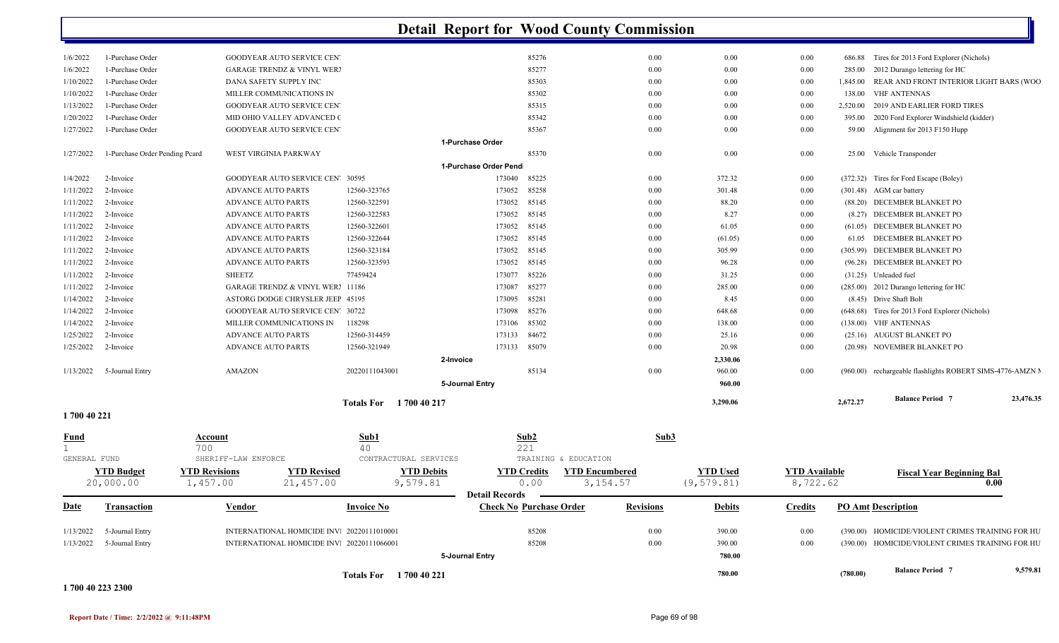# Detail Report for Wood County Commission

| Date | Transaction | Vendor | Invoice No | Check No | Purchase Order | Revisions | Debits | Credits | PO Amt | Description |
|---|---|---|---|---|---|---|---|---|---|---|
| 1/6/2022 | 1-Purchase Order | GOODYEAR AUTO SERVICE CEN |  |  | 85276 | 0.00 | 0.00 | 0.00 | 686.88 | Tires for 2013 Ford Explorer (Nichols) |
| 1/6/2022 | 1-Purchase Order | GARAGE TRENDZ & VINYL WER |  |  | 85277 | 0.00 | 0.00 | 0.00 | 285.00 | 2012 Durango lettering for HC |
| 1/10/2022 | 1-Purchase Order | DANA SAFETY SUPPLY INC |  |  | 85303 | 0.00 | 0.00 | 0.00 | 1,845.00 | REAR AND FRONT INTERIOR LIGHT BARS (WOO |
| 1/10/2022 | 1-Purchase Order | MILLER COMMUNICATIONS IN |  |  | 85302 | 0.00 | 0.00 | 0.00 | 138.00 | VHF ANTENNAS |
| 1/13/2022 | 1-Purchase Order | GOODYEAR AUTO SERVICE CEN |  |  | 85315 | 0.00 | 0.00 | 0.00 | 2,520.00 | 2019 AND EARLIER FORD TIRES |
| 1/20/2022 | 1-Purchase Order | MID OHIO VALLEY ADVANCED ( |  |  | 85342 | 0.00 | 0.00 | 0.00 | 395.00 | 2020 Ford Explorer Windshield (kidder) |
| 1/27/2022 | 1-Purchase Order | GOODYEAR AUTO SERVICE CEN |  |  | 85367 | 0.00 | 0.00 | 0.00 | 59.00 | Alignment for 2013 F150 Hupp |
|  |  |  |  | 1-Purchase Order |  |  |  |  |  |  |
| 1/27/2022 | 1-Purchase Order Pending Pcard | WEST VIRGINIA PARKWAY |  |  | 85370 | 0.00 | 0.00 | 0.00 | 25.00 | Vehicle Transponder |
|  |  |  |  | 1-Purchase Order Pend |  |  |  |  |  |  |
| 1/4/2022 | 2-Invoice | GOODYEAR AUTO SERVICE CEN | 30595 | 173040 | 85225 | 0.00 | 372.32 | 0.00 | (372.32) | Tires for Ford Escape (Boley) |
| 1/11/2022 | 2-Invoice | ADVANCE AUTO PARTS | 12560-323765 | 173052 | 85258 | 0.00 | 301.48 | 0.00 | (301.48) | AGM car battery |
| 1/11/2022 | 2-Invoice | ADVANCE AUTO PARTS | 12560-322591 | 173052 | 85145 | 0.00 | 88.20 | 0.00 | (88.20) | DECEMBER BLANKET PO |
| 1/11/2022 | 2-Invoice | ADVANCE AUTO PARTS | 12560-322583 | 173052 | 85145 | 0.00 | 8.27 | 0.00 | (8.27) | DECEMBER BLANKET PO |
| 1/11/2022 | 2-Invoice | ADVANCE AUTO PARTS | 12560-322601 | 173052 | 85145 | 0.00 | 61.05 | 0.00 | (61.05) | DECEMBER BLANKET PO |
| 1/11/2022 | 2-Invoice | ADVANCE AUTO PARTS | 12560-322644 | 173052 | 85145 | 0.00 | (61.05) | 0.00 | 61.05 | DECEMBER BLANKET PO |
| 1/11/2022 | 2-Invoice | ADVANCE AUTO PARTS | 12560-323184 | 173052 | 85145 | 0.00 | 305.99 | 0.00 | (305.99) | DECEMBER BLANKET PO |
| 1/11/2022 | 2-Invoice | ADVANCE AUTO PARTS | 12560-323593 | 173052 | 85145 | 0.00 | 96.28 | 0.00 | (96.28) | DECEMBER BLANKET PO |
| 1/11/2022 | 2-Invoice | SHEETZ | 77459424 | 173077 | 85226 | 0.00 | 31.25 | 0.00 | (31.25) | Unleaded fuel |
| 1/11/2022 | 2-Invoice | GARAGE TRENDZ & VINYL WER | 11186 | 173087 | 85277 | 0.00 | 285.00 | 0.00 | (285.00) | 2012 Durango lettering for HC |
| 1/14/2022 | 2-Invoice | ASTORG DODGE CHRYSLER JEEP | 45195 | 173095 | 85281 | 0.00 | 8.45 | 0.00 | (8.45) | Drive Shaft Bolt |
| 1/14/2022 | 2-Invoice | GOODYEAR AUTO SERVICE CEN | 30722 | 173098 | 85276 | 0.00 | 648.68 | 0.00 | (648.68) | Tires for 2013 Ford Explorer (Nichols) |
| 1/14/2022 | 2-Invoice | MILLER COMMUNICATIONS IN | 118298 | 173106 | 85302 | 0.00 | 138.00 | 0.00 | (138.00) | VHF ANTENNAS |
| 1/25/2022 | 2-Invoice | ADVANCE AUTO PARTS | 12560-314459 | 173133 | 84672 | 0.00 | 25.16 | 0.00 | (25.16) | AUGUST BLANKET PO |
| 1/25/2022 | 2-Invoice | ADVANCE AUTO PARTS | 12560-321949 | 173133 | 85079 | 0.00 | 20.98 | 0.00 | (20.98) | NOVEMBER BLANKET PO |
|  |  |  |  | 2-Invoice |  |  | 2,330.06 |  |  |  |
| 1/13/2022 | 5-Journal Entry | AMAZON | 20220111043001 |  | 85134 | 0.00 | 960.00 | 0.00 | (960.00) | rechargeable flashlights ROBERT SIMS-4776-AMZN N |
|  |  |  |  | 5-Journal Entry |  |  | 960.00 |  |  |  |
|  |  |  | Totals For 1 700 40 217 |  |  |  | 3,290.06 |  | 2,672.27 | Balance Period 7 23,476.35 |

**1 700 40 221**

| Fund | Account | Sub1 | Sub2 | Sub3 |
|---|---|---|---|---|
| 1 | 700 | 40 | 221 |  |
| GENERAL FUND | SHERIFF-LAW ENFORCE | CONTRACTUAL SERVICES | TRAINING & EDUCATION |  |

| YTD Budget | YTD Revisions | YTD Revised | YTD Debits | YTD Credits | YTD Encumbered | YTD Used | YTD Available | Fiscal Year Beginning Bal |
|---|---|---|---|---|---|---|---|---|
| 20,000.00 | 1,457.00 | 21,457.00 | 9,579.81 | 0.00 | 3,154.57 | (9,579.81) | 8,722.62 | 0.00 |

**Detail Records**

| Date | Transaction | Vendor | Invoice No | Check No | Purchase Order | Revisions | Debits | Credits | PO Amt | Description |
|---|---|---|---|---|---|---|---|---|---|---|
| 1/13/2022 | 5-Journal Entry | INTERNATIONAL HOMICIDE INV | 20220111010001 |  | 85208 | 0.00 | 390.00 | 0.00 | (390.00) | HOMICIDE/VIOLENT CRIMES TRAINING FOR HU |
| 1/13/2022 | 5-Journal Entry | INTERNATIONAL HOMICIDE INV | 20220111066001 |  | 85208 | 0.00 | 390.00 | 0.00 | (390.00) | HOMICIDE/VIOLENT CRIMES TRAINING FOR HU |
|  |  |  |  | 5-Journal Entry |  |  | 780.00 |  |  |  |
|  |  |  | Totals For 1 700 40 221 |  |  |  | 780.00 |  | (780.00) | Balance Period 7 9,579.81 |

**1 700 40 223 2300**

Report Date / Time: 2/2/2022 @ 9:11:48PM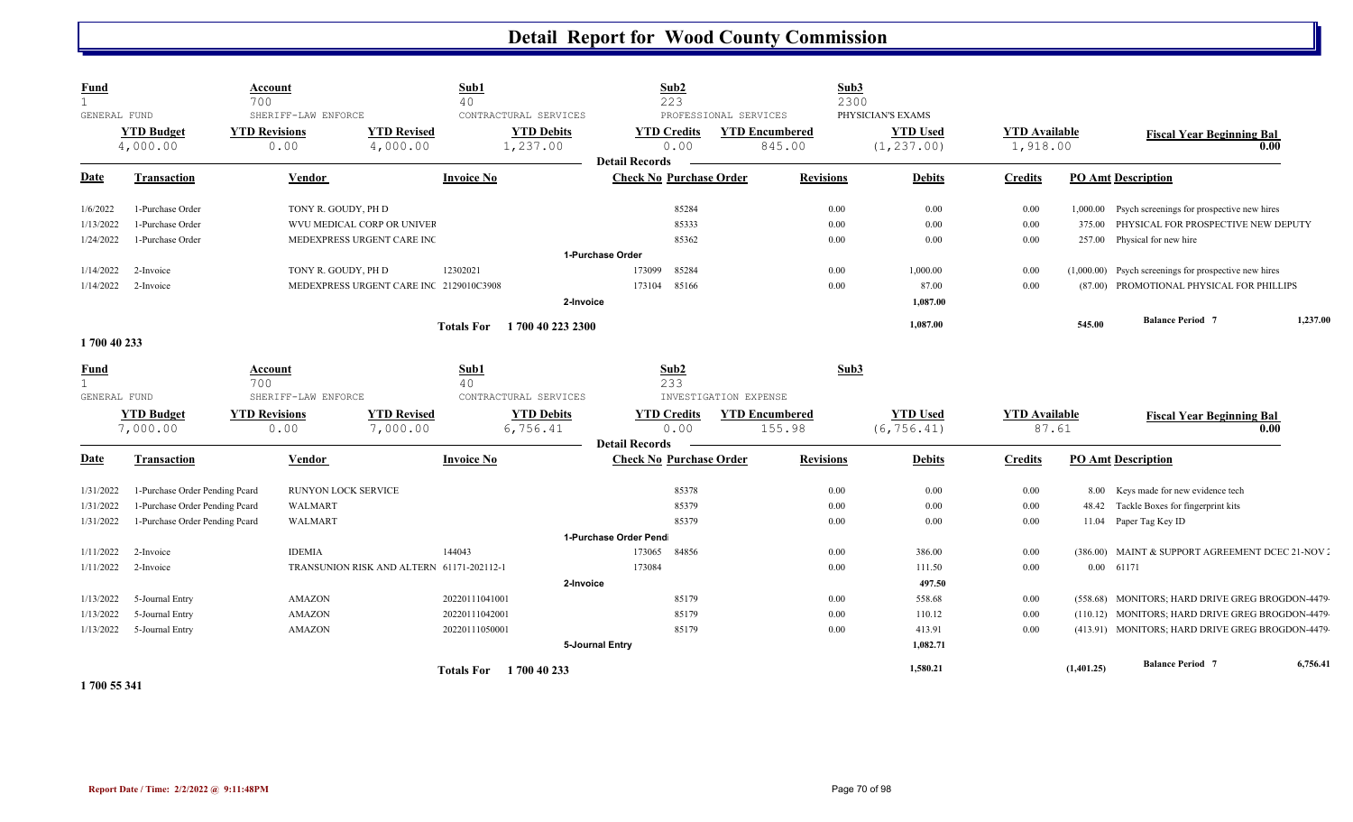# Detail Report for Wood County Commission

| Fund | | Account | | Sub1 | Sub2 | | Sub3 | | |
|---|---|---|---|---|---|---|---|---|---|
| 1 | | 700 | | 40 | 223 | | 2300 | | |
| GENERAL FUND | | SHERIFF-LAW ENFORCE | | CONTRACTURAL SERVICES | PROFESSIONAL SERVICES | | PHYSICIAN'S EXAMS | | |
| **YTD Budget** | | **YTD Revisions** | **YTD Revised** | **YTD Debits** | **YTD Credits** | **YTD Encumbered** | **YTD Used** | **YTD Available** | **Fiscal Year Beginning Bal** |
| 4,000.00 | | 0.00 | 4,000.00 | 1,237.00 | 0.00 | 845.00 | (1,237.00) | 1,918.00 | 0.00 |

**Detail Records**

| Date | Transaction | Vendor | Invoice No | Check No | Purchase Order | Revisions | Debits | Credits | PO Amt | Description |
|---|---|---|---|---|---|---|---|---|---|---|
| 1/6/2022 | 1-Purchase Order | TONY R. GOUDY, PH D | | | 85284 | 0.00 | 0.00 | 0.00 | 1,000.00 | Psych screenings for prospective new hires |
| 1/13/2022 | 1-Purchase Order | WVU MEDICAL CORP OR UNIVER | | | 85333 | 0.00 | 0.00 | 0.00 | 375.00 | PHYSICAL FOR PROSPECTIVE NEW DEPUTY |
| 1/24/2022 | 1-Purchase Order | MEDEXPRESS URGENT CARE INC | | | 85362 | 0.00 | 0.00 | 0.00 | 257.00 | Physical for new hire |
| | | | | **1-Purchase Order** | | | | | | |
| 1/14/2022 | 2-Invoice | TONY R. GOUDY, PH D | 12302021 | 173099 | 85284 | 0.00 | 1,000.00 | 0.00 | (1,000.00) | Psych screenings for prospective new hires |
| 1/14/2022 | 2-Invoice | MEDEXPRESS URGENT CARE INC | 2129010C3908 | 173104 | 85166 | 0.00 | 87.00 | 0.00 | (87.00) | PROMOTIONAL PHYSICAL FOR PHILLIPS |
| | | | | **2-Invoice** | | | 1,087.00 | | | |
| | | | **Totals For 1 700 40 223 2300** | | | | 1,087.00 | | 545.00 | Balance Period 7 — 1,237.00 |

**1 700 40 233**

| Fund | | Account | | Sub1 | Sub2 | | Sub3 | | |
|---|---|---|---|---|---|---|---|---|---|
| 1 | | 700 | | 40 | 233 | | | | |
| GENERAL FUND | | SHERIFF-LAW ENFORCE | | CONTRACTURAL SERVICES | INVESTIGATION EXPENSE | | | | |
| **YTD Budget** | | **YTD Revisions** | **YTD Revised** | **YTD Debits** | **YTD Credits** | **YTD Encumbered** | **YTD Used** | **YTD Available** | **Fiscal Year Beginning Bal** |
| 7,000.00 | | 0.00 | 7,000.00 | 6,756.41 | 0.00 | 155.98 | (6,756.41) | 87.61 | 0.00 |

**Detail Records**

| Date | Transaction | Vendor | Invoice No | Check No | Purchase Order | Revisions | Debits | Credits | PO Amt | Description |
|---|---|---|---|---|---|---|---|---|---|---|
| 1/31/2022 | 1-Purchase Order Pending Pcard | RUNYON LOCK SERVICE | | | 85378 | 0.00 | 0.00 | 0.00 | 8.00 | Keys made for new evidence tech |
| 1/31/2022 | 1-Purchase Order Pending Pcard | WALMART | | | 85379 | 0.00 | 0.00 | 0.00 | 48.42 | Tackle Boxes for fingerprint kits |
| 1/31/2022 | 1-Purchase Order Pending Pcard | WALMART | | | 85379 | 0.00 | 0.00 | 0.00 | 11.04 | Paper Tag Key ID |
| | | | | **1-Purchase Order Pendi** | | | | | | |
| 1/11/2022 | 2-Invoice | IDEMIA | 144043 | 173065 | 84856 | 0.00 | 386.00 | 0.00 | (386.00) | MAINT & SUPPORT AGREEMENT DCEC 21-NOV 2 |
| 1/11/2022 | 2-Invoice | TRANSUNION RISK AND ALTERN | 61171-202112-1 | 173084 | | 0.00 | 111.50 | 0.00 | 0.00 | 61171 |
| | | | | **2-Invoice** | | | 497.50 | | | |
| 1/13/2022 | 5-Journal Entry | AMAZON | 20220111041001 | | 85179 | 0.00 | 558.68 | 0.00 | (558.68) | MONITORS; HARD DRIVE GREG BROGDON-4479- |
| 1/13/2022 | 5-Journal Entry | AMAZON | 20220111042001 | | 85179 | 0.00 | 110.12 | 0.00 | (110.12) | MONITORS; HARD DRIVE GREG BROGDON-4479- |
| 1/13/2022 | 5-Journal Entry | AMAZON | 20220111050001 | | 85179 | 0.00 | 413.91 | 0.00 | (413.91) | MONITORS; HARD DRIVE GREG BROGDON-4479- |
| | | | | **5-Journal Entry** | | | 1,082.71 | | | |
| | | | **Totals For 1 700 40 233** | | | | 1,580.21 | | (1,401.25) | Balance Period 7 — 6,756.41 |

**1 700 55 341**

Report Date / Time: 2/2/2022 @ 9:11:48PM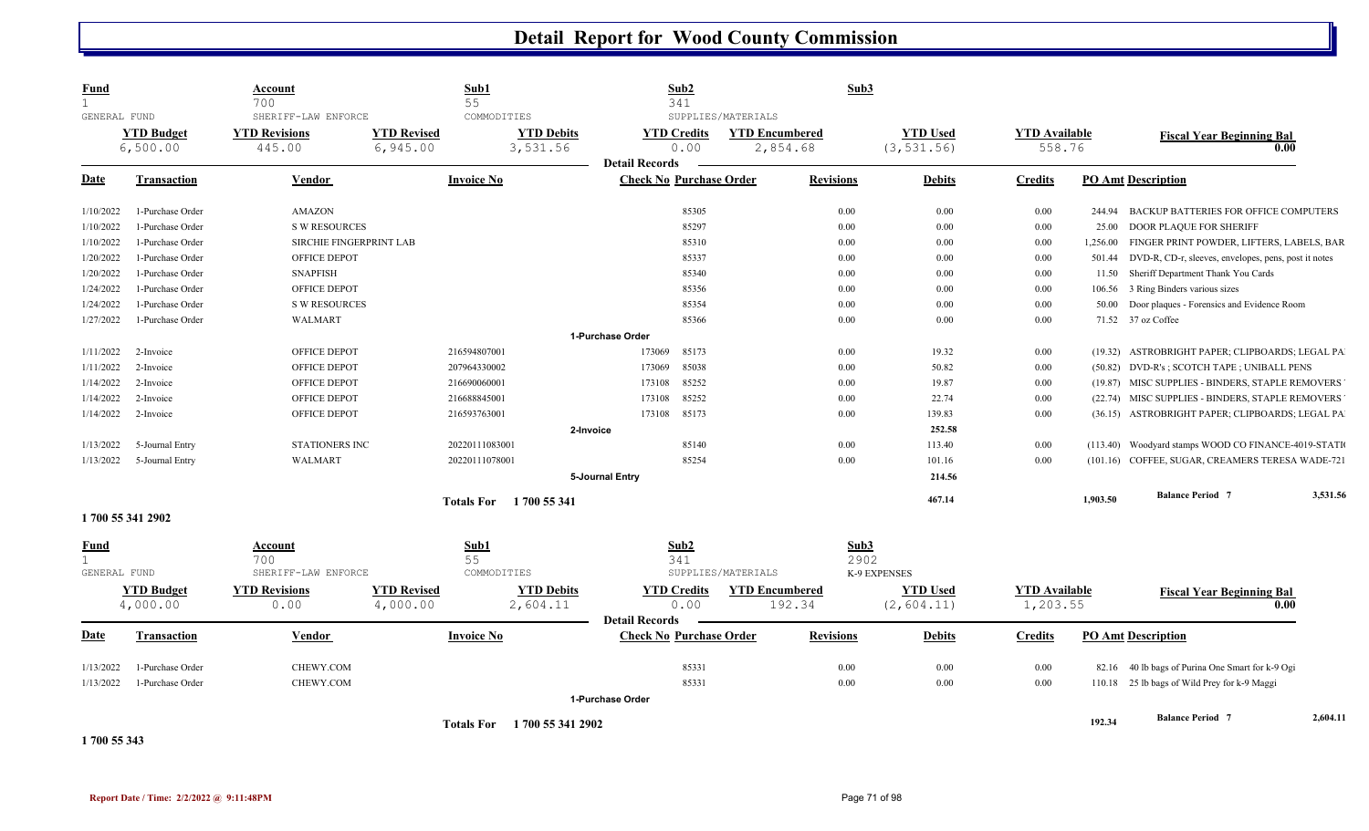# Detail Report for Wood County Commission

| Fund | Account | Sub1 | Sub2 | Sub3 |
|---|---|---|---|---|
| 1 | 700 | 55 | 341 | |
| GENERAL FUND | SHERIFF-LAW ENFORCE | COMMODITIES | SUPPLIES/MATERIALS | |

| YTD Budget | YTD Revisions | YTD Revised | YTD Debits | YTD Credits | YTD Encumbered | YTD Used | YTD Available | Fiscal Year Beginning Bal |
|---|---|---|---|---|---|---|---|---|
| 6,500.00 | 445.00 | 6,945.00 | 3,531.56 | 0.00 | 2,854.68 | (3,531.56) | 558.76 | 0.00 |

**Detail Records**

| Date | Transaction | Vendor | Invoice No | Check No | Purchase Order | Revisions | Debits | Credits | PO Amt | Description |
|---|---|---|---|---|---|---|---|---|---|---|
| 1/10/2022 | 1-Purchase Order | AMAZON | | | 85305 | 0.00 | 0.00 | 0.00 | 244.94 | BACKUP BATTERIES FOR OFFICE COMPUTERS |
| 1/10/2022 | 1-Purchase Order | S W RESOURCES | | | 85297 | 0.00 | 0.00 | 0.00 | 25.00 | DOOR PLAQUE FOR SHERIFF |
| 1/10/2022 | 1-Purchase Order | SIRCHIE FINGERPRINT LAB | | | 85310 | 0.00 | 0.00 | 0.00 | 1,256.00 | FINGER PRINT POWDER, LIFTERS, LABELS, BAR |
| 1/20/2022 | 1-Purchase Order | OFFICE DEPOT | | | 85337 | 0.00 | 0.00 | 0.00 | 501.44 | DVD-R, CD-r, sleeves, envelopes, pens, post it notes |
| 1/20/2022 | 1-Purchase Order | SNAPFISH | | | 85340 | 0.00 | 0.00 | 0.00 | 11.50 | Sheriff Department Thank You Cards |
| 1/24/2022 | 1-Purchase Order | OFFICE DEPOT | | | 85356 | 0.00 | 0.00 | 0.00 | 106.56 | 3 Ring Binders various sizes |
| 1/24/2022 | 1-Purchase Order | S W RESOURCES | | | 85354 | 0.00 | 0.00 | 0.00 | 50.00 | Door plaques - Forensics and Evidence Room |
| 1/27/2022 | 1-Purchase Order | WALMART | | | 85366 | 0.00 | 0.00 | 0.00 | 71.52 | 37 oz Coffee |
| | **1-Purchase Order** | | | | | | | | | |
| 1/11/2022 | 2-Invoice | OFFICE DEPOT | 216594807001 | 173069 | 85173 | 0.00 | 19.32 | 0.00 | (19.32) | ASTROBRIGHT PAPER; CLIPBOARDS; LEGAL PA |
| 1/11/2022 | 2-Invoice | OFFICE DEPOT | 207964330002 | 173069 | 85038 | 0.00 | 50.82 | 0.00 | (50.82) | DVD-R's ; SCOTCH TAPE ; UNIBALL PENS |
| 1/14/2022 | 2-Invoice | OFFICE DEPOT | 216690060001 | 173108 | 85252 | 0.00 | 19.87 | 0.00 | (19.87) | MISC SUPPLIES - BINDERS, STAPLE REMOVERS |
| 1/14/2022 | 2-Invoice | OFFICE DEPOT | 216688845001 | 173108 | 85252 | 0.00 | 22.74 | 0.00 | (22.74) | MISC SUPPLIES - BINDERS, STAPLE REMOVERS |
| 1/14/2022 | 2-Invoice | OFFICE DEPOT | 216593763001 | 173108 | 85173 | 0.00 | 139.83 | 0.00 | (36.15) | ASTROBRIGHT PAPER; CLIPBOARDS; LEGAL PA |
| | **2-Invoice** | | | | | | **252.58** | | | |
| 1/13/2022 | 5-Journal Entry | STATIONERS INC | 20220111083001 | | 85140 | 0.00 | 113.40 | 0.00 | (113.40) | Woodyard stamps WOOD CO FINANCE-4019-STATI |
| 1/13/2022 | 5-Journal Entry | WALMART | 20220111078001 | | 85254 | 0.00 | 101.16 | 0.00 | (101.16) | COFFEE, SUGAR, CREAMERS TERESA WADE-721 |
| | **5-Journal Entry** | | | | | | **214.56** | | | |
| | **Totals For 1 700 55 341** | | | | | | **467.14** | | **1,903.50** | **Balance Period 7** 3,531.56 |

**1 700 55 341 2902**

| Fund | Account | Sub1 | Sub2 | Sub3 |
|---|---|---|---|---|
| 1 | 700 | 55 | 341 | 2902 |
| GENERAL FUND | SHERIFF-LAW ENFORCE | COMMODITIES | SUPPLIES/MATERIALS | K-9 EXPENSES |

| YTD Budget | YTD Revisions | YTD Revised | YTD Debits | YTD Credits | YTD Encumbered | YTD Used | YTD Available | Fiscal Year Beginning Bal |
|---|---|---|---|---|---|---|---|---|
| 4,000.00 | 0.00 | 4,000.00 | 2,604.11 | 0.00 | 192.34 | (2,604.11) | 1,203.55 | 0.00 |

**Detail Records**

| Date | Transaction | Vendor | Invoice No | Check No | Purchase Order | Revisions | Debits | Credits | PO Amt | Description |
|---|---|---|---|---|---|---|---|---|---|---|
| 1/13/2022 | 1-Purchase Order | CHEWY.COM | | | 85331 | 0.00 | 0.00 | 0.00 | 82.16 | 40 lb bags of Purina One Smart for k-9 Ogi |
| 1/13/2022 | 1-Purchase Order | CHEWY.COM | | | 85331 | 0.00 | 0.00 | 0.00 | 110.18 | 25 lb bags of Wild Prey for k-9 Maggi |
| | **1-Purchase Order** | | | | | | | | | |
| | **Totals For 1 700 55 341 2902** | | | | | | | | **192.34** | **Balance Period 7** 2,604.11 |

**1 700 55 343**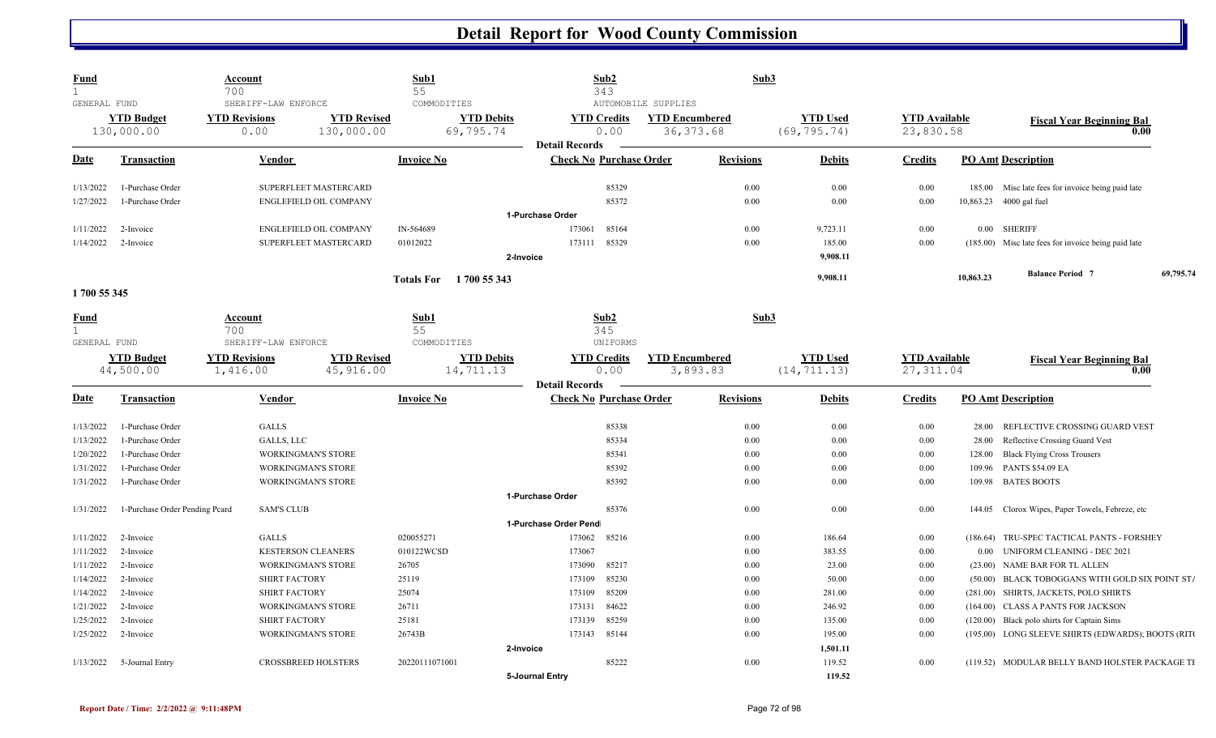# Detail Report for Wood County Commission

| Fund | Account | Sub1 | Sub2 | Sub3 |
|---|---|---|---|---|
| 1 | 700 | 55 | 343 | |
| GENERAL FUND | SHERIFF-LAW ENFORCE | COMMODITIES | AUTOMOBILE SUPPLIES | |

| YTD Budget | YTD Revisions | YTD Revised | YTD Debits | YTD Credits | YTD Encumbered | YTD Used | YTD Available | Fiscal Year Beginning Bal |
|---|---|---|---|---|---|---|---|---|
| 130,000.00 | 0.00 | 130,000.00 | 69,795.74 | 0.00 | 36,373.68 | (69,795.74) | 23,830.58 | 0.00 |

**Detail Records**

| Date | Transaction | Vendor | Invoice No | Check No | Purchase Order | Revisions | Debits | Credits | PO Amt | Description |
|---|---|---|---|---|---|---|---|---|---|---|
| 1/13/2022 | 1-Purchase Order | SUPERFLEET MASTERCARD | | | 85329 | 0.00 | 0.00 | 0.00 | 185.00 | Misc late fees for invoice being paid late |
| 1/27/2022 | 1-Purchase Order | ENGLEFIELD OIL COMPANY | | | 85372 | 0.00 | 0.00 | 0.00 | 10,863.23 | 4000 gal fuel |
| | 1-Purchase Order | | | | | | | | | |
| 1/11/2022 | 2-Invoice | ENGLEFIELD OIL COMPANY | IN-564689 | 173061 | 85164 | 0.00 | 9,723.11 | 0.00 | 0.00 | SHERIFF |
| 1/14/2022 | 2-Invoice | SUPERFLEET MASTERCARD | 01012022 | 173111 | 85329 | 0.00 | 185.00 | 0.00 | (185.00) | Misc late fees for invoice being paid late |
| | 2-Invoice | | | | | | 9,908.11 | | | |
| | Totals For 1 700 55 343 | | | | | | 9,908.11 | | 10,863.23 | Balance Period 7 69,795.74 |

**1 700 55 345**

| Fund | Account | Sub1 | Sub2 | Sub3 |
|---|---|---|---|---|
| 1 | 700 | 55 | 345 | |
| GENERAL FUND | SHERIFF-LAW ENFORCE | COMMODITIES | UNIFORMS | |

| YTD Budget | YTD Revisions | YTD Revised | YTD Debits | YTD Credits | YTD Encumbered | YTD Used | YTD Available | Fiscal Year Beginning Bal |
|---|---|---|---|---|---|---|---|---|
| 44,500.00 | 1,416.00 | 45,916.00 | 14,711.13 | 0.00 | 3,893.83 | (14,711.13) | 27,311.04 | 0.00 |

**Detail Records**

| Date | Transaction | Vendor | Invoice No | Check No | Purchase Order | Revisions | Debits | Credits | PO Amt | Description |
|---|---|---|---|---|---|---|---|---|---|---|
| 1/13/2022 | 1-Purchase Order | GALLS | | | 85338 | 0.00 | 0.00 | 0.00 | 28.00 | REFLECTIVE CROSSING GUARD VEST |
| 1/13/2022 | 1-Purchase Order | GALLS, LLC | | | 85334 | 0.00 | 0.00 | 0.00 | 28.00 | Reflective Crossing Guard Vest |
| 1/20/2022 | 1-Purchase Order | WORKINGMAN'S STORE | | | 85341 | 0.00 | 0.00 | 0.00 | 128.00 | Black Flying Cross Trousers |
| 1/31/2022 | 1-Purchase Order | WORKINGMAN'S STORE | | | 85392 | 0.00 | 0.00 | 0.00 | 109.96 | PANTS $54.09 EA |
| 1/31/2022 | 1-Purchase Order | WORKINGMAN'S STORE | | | 85392 | 0.00 | 0.00 | 0.00 | 109.98 | BATES BOOTS |
| | 1-Purchase Order | | | | | | | | | |
| 1/31/2022 | 1-Purchase Order Pending Pcard | SAM'S CLUB | | | 85376 | 0.00 | 0.00 | 0.00 | 144.05 | Clorox Wipes, Paper Towels, Febreze, etc |
| | 1-Purchase Order Pend | | | | | | | | | |
| 1/11/2022 | 2-Invoice | GALLS | 020055271 | 173062 | 85216 | 0.00 | 186.64 | 0.00 | (186.64) | TRU-SPEC TACTICAL PANTS - FORSHEY |
| 1/11/2022 | 2-Invoice | KESTERSON CLEANERS | 010122WCSD | 173067 | | 0.00 | 383.55 | 0.00 | 0.00 | UNIFORM CLEANING - DEC 2021 |
| 1/11/2022 | 2-Invoice | WORKINGMAN'S STORE | 26705 | 173090 | 85217 | 0.00 | 23.00 | 0.00 | (23.00) | NAME BAR FOR TL ALLEN |
| 1/14/2022 | 2-Invoice | SHIRT FACTORY | 25119 | 173109 | 85230 | 0.00 | 50.00 | 0.00 | (50.00) | BLACK TOBOGGANS WITH GOLD SIX POINT ST/ |
| 1/14/2022 | 2-Invoice | SHIRT FACTORY | 25074 | 173109 | 85209 | 0.00 | 281.00 | 0.00 | (281.00) | SHIRTS, JACKETS, POLO SHIRTS |
| 1/21/2022 | 2-Invoice | WORKINGMAN'S STORE | 26711 | 173131 | 84622 | 0.00 | 246.92 | 0.00 | (164.00) | CLASS A PANTS FOR JACKSON |
| 1/25/2022 | 2-Invoice | SHIRT FACTORY | 25181 | 173139 | 85259 | 0.00 | 135.00 | 0.00 | (120.00) | Black polo shirts for Captain Sims |
| 1/25/2022 | 2-Invoice | WORKINGMAN'S STORE | 26743B | 173143 | 85144 | 0.00 | 195.00 | 0.00 | (195.00) | LONG SLEEVE SHIRTS (EDWARDS); BOOTS (RIT( |
| | 2-Invoice | | | | | | 1,501.11 | | | |
| 1/13/2022 | 5-Journal Entry | CROSSBREED HOLSTERS | 20220111071001 | | 85222 | 0.00 | 119.52 | 0.00 | (119.52) | MODULAR BELLY BAND HOLSTER PACKAGE TI |
| | 5-Journal Entry | | | | | | 119.52 | | | |

Report Date / Time: 2/2/2022 @ 9:11:48PM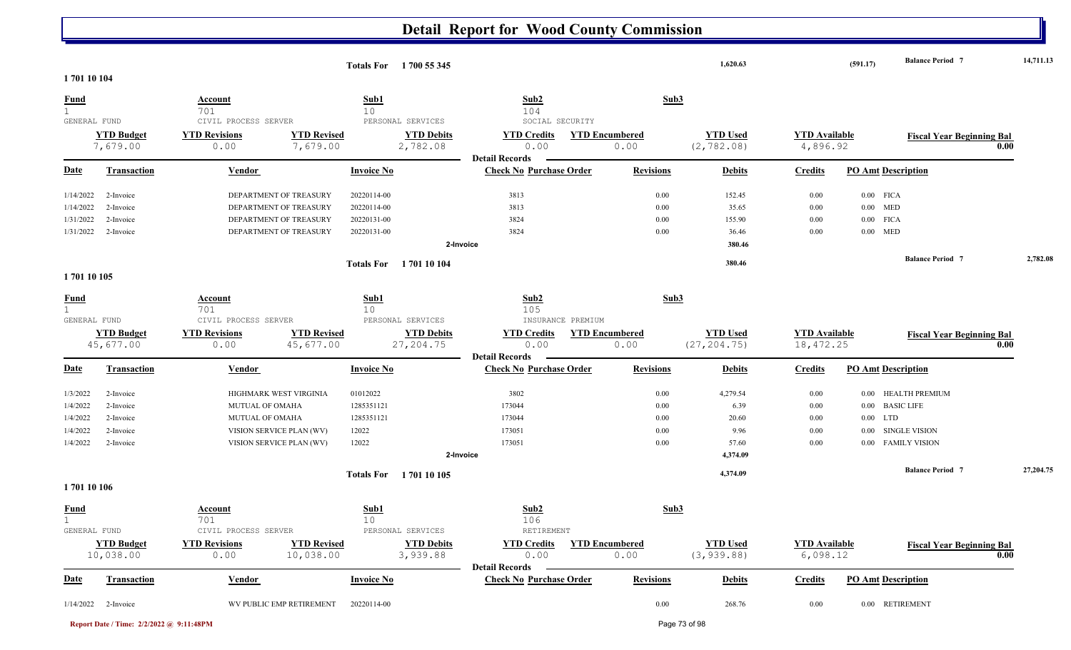# Detail Report for Wood County Commission

| | | | | |
|---|---|---|---|---|
| Totals For 1 700 55 345 | 1,620.63 | (591.17) | Balance Period 7 | 14,711.13 |

## 1 701 10 104

| Fund | Account | Sub1 | Sub2 | Sub3 |
|---|---|---|---|---|
| 1 | 701 | 10 | 104 | |
| GENERAL FUND | CIVIL PROCESS SERVER | PERSONAL SERVICES | SOCIAL SECURITY | |

| YTD Budget | YTD Revisions | YTD Revised | YTD Debits | YTD Credits | YTD Encumbered | YTD Used | YTD Available | Fiscal Year Beginning Bal |
|---|---|---|---|---|---|---|---|---|
| 7,679.00 | 0.00 | 7,679.00 | 2,782.08 | 0.00 | 0.00 | (2,782.08) | 4,896.92 | 0.00 |

**Detail Records**

| Date | Transaction | Vendor | Invoice No | Check No | Purchase Order | Revisions | Debits | Credits | PO Amt | Description |
|---|---|---|---|---|---|---|---|---|---|---|
| 1/14/2022 | 2-Invoice | DEPARTMENT OF TREASURY | 20220114-00 | 3813 | | 0.00 | 152.45 | 0.00 | 0.00 | FICA |
| 1/14/2022 | 2-Invoice | DEPARTMENT OF TREASURY | 20220114-00 | 3813 | | 0.00 | 35.65 | 0.00 | 0.00 | MED |
| 1/31/2022 | 2-Invoice | DEPARTMENT OF TREASURY | 20220131-00 | 3824 | | 0.00 | 155.90 | 0.00 | 0.00 | FICA |
| 1/31/2022 | 2-Invoice | DEPARTMENT OF TREASURY | 20220131-00 | 3824 | | 0.00 | 36.46 | 0.00 | 0.00 | MED |
| | | | | 2-Invoice | | | 380.46 | | | |

| | | | |
|---|---|---|---|
| Totals For 1 701 10 104 | 380.46 | Balance Period 7 | 2,782.08 |

## 1 701 10 105

| Fund | Account | Sub1 | Sub2 | Sub3 |
|---|---|---|---|---|
| 1 | 701 | 10 | 105 | |
| GENERAL FUND | CIVIL PROCESS SERVER | PERSONAL SERVICES | INSURANCE PREMIUM | |

| YTD Budget | YTD Revisions | YTD Revised | YTD Debits | YTD Credits | YTD Encumbered | YTD Used | YTD Available | Fiscal Year Beginning Bal |
|---|---|---|---|---|---|---|---|---|
| 45,677.00 | 0.00 | 45,677.00 | 27,204.75 | 0.00 | 0.00 | (27,204.75) | 18,472.25 | 0.00 |

**Detail Records**

| Date | Transaction | Vendor | Invoice No | Check No | Purchase Order | Revisions | Debits | Credits | PO Amt | Description |
|---|---|---|---|---|---|---|---|---|---|---|
| 1/3/2022 | 2-Invoice | HIGHMARK WEST VIRGINIA | 01012022 | 3802 | | 0.00 | 4,279.54 | 0.00 | 0.00 | HEALTH PREMIUM |
| 1/4/2022 | 2-Invoice | MUTUAL OF OMAHA | 1285351121 | 173044 | | 0.00 | 6.39 | 0.00 | 0.00 | BASIC LIFE |
| 1/4/2022 | 2-Invoice | MUTUAL OF OMAHA | 1285351121 | 173044 | | 0.00 | 20.60 | 0.00 | 0.00 | LTD |
| 1/4/2022 | 2-Invoice | VISION SERVICE PLAN (WV) | 12022 | 173051 | | 0.00 | 9.96 | 0.00 | 0.00 | SINGLE VISION |
| 1/4/2022 | 2-Invoice | VISION SERVICE PLAN (WV) | 12022 | 173051 | | 0.00 | 57.60 | 0.00 | 0.00 | FAMILY VISION |
| | | | | 2-Invoice | | | 4,374.09 | | | |

| | | | |
|---|---|---|---|
| Totals For 1 701 10 105 | 4,374.09 | Balance Period 7 | 27,204.75 |

## 1 701 10 106

| Fund | Account | Sub1 | Sub2 | Sub3 |
|---|---|---|---|---|
| 1 | 701 | 10 | 106 | |
| GENERAL FUND | CIVIL PROCESS SERVER | PERSONAL SERVICES | RETIREMENT | |

| YTD Budget | YTD Revisions | YTD Revised | YTD Debits | YTD Credits | YTD Encumbered | YTD Used | YTD Available | Fiscal Year Beginning Bal |
|---|---|---|---|---|---|---|---|---|
| 10,038.00 | 0.00 | 10,038.00 | 3,939.88 | 0.00 | 0.00 | (3,939.88) | 6,098.12 | 0.00 |

**Detail Records**

| Date | Transaction | Vendor | Invoice No | Check No | Purchase Order | Revisions | Debits | Credits | PO Amt | Description |
|---|---|---|---|---|---|---|---|---|---|---|
| 1/14/2022 | 2-Invoice | WV PUBLIC EMP RETIREMENT | 20220114-00 | | | 0.00 | 268.76 | 0.00 | 0.00 | RETIREMENT |

Report Date / Time: 2/2/2022 @ 9:11:48PM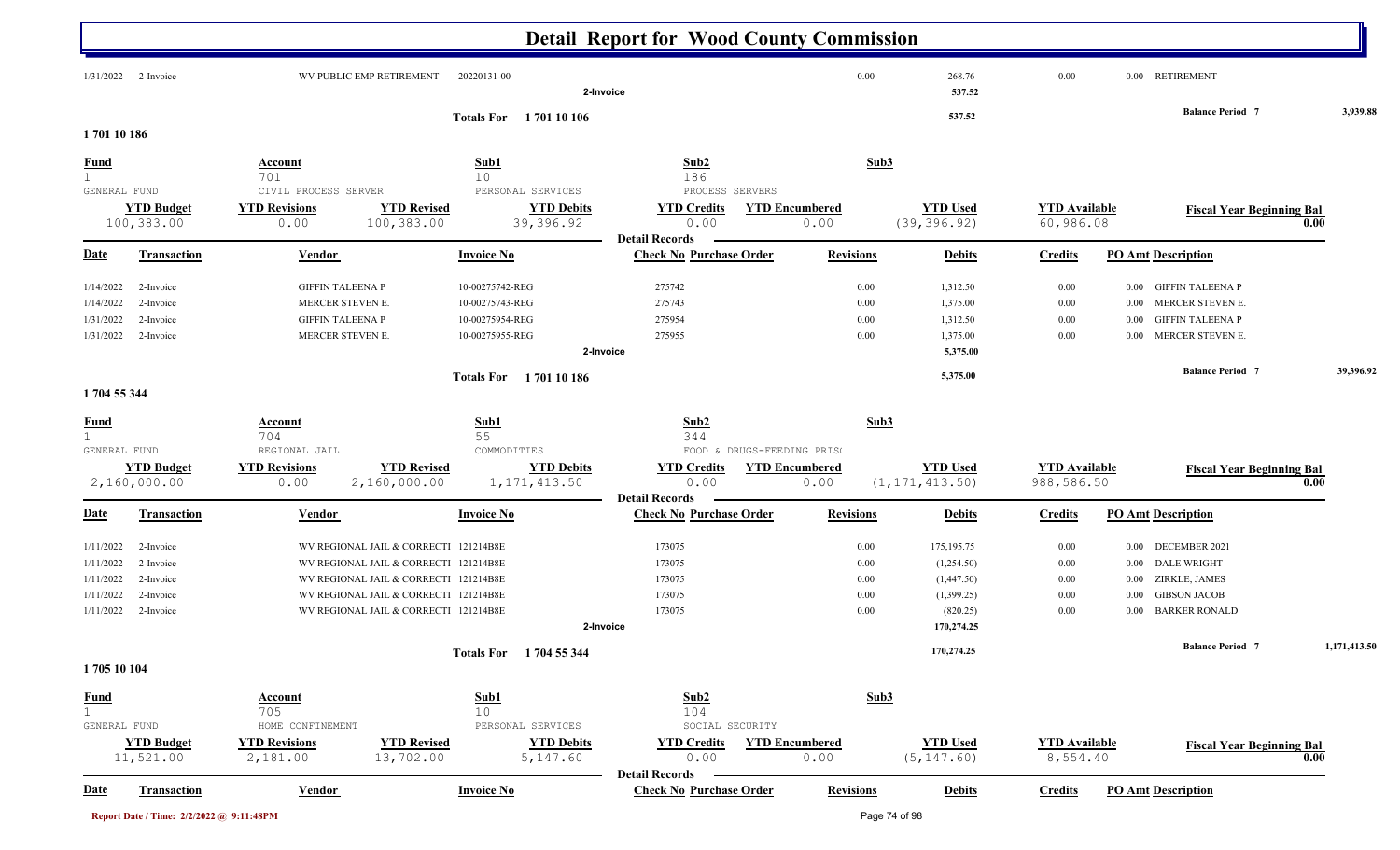# Detail Report for Wood County Commission

| Date | Transaction | Vendor | Invoice No | Check No | Purchase Order | Revisions | Debits | Credits | PO Amt | Description |
|---|---|---|---|---|---|---|---|---|---|---|
| 1/31/2022 | 2-Invoice | WV PUBLIC EMP RETIREMENT | 20220131-00 | | | 0.00 | 268.76 | 0.00 | 0.00 | RETIREMENT |
| | 2-Invoice | | | | | | 537.52 | | | |

Totals For 1 701 10 106 — 537.52 — Balance Period 7: 3,939.88

## 1 701 10 186

| Fund | Account | Sub1 | Sub2 | Sub3 |
|---|---|---|---|---|
| 1 | 701 | 10 | 186 | |
| GENERAL FUND | CIVIL PROCESS SERVER | PERSONAL SERVICES | PROCESS SERVERS | |

| YTD Budget | YTD Revisions | YTD Revised | YTD Debits | YTD Credits | YTD Encumbered | YTD Used | YTD Available | Fiscal Year Beginning Bal |
|---|---|---|---|---|---|---|---|---|
| 100,383.00 | 0.00 | 100,383.00 | 39,396.92 | 0.00 | 0.00 | (39,396.92) | 60,986.08 | 0.00 |

**Detail Records**

| Date | Transaction | Vendor | Invoice No | Check No | Purchase Order | Revisions | Debits | Credits | PO Amt | Description |
|---|---|---|---|---|---|---|---|---|---|---|
| 1/14/2022 | 2-Invoice | GIFFIN TALEENA P | 10-00275742-REG | 275742 | | 0.00 | 1,312.50 | 0.00 | 0.00 | GIFFIN TALEENA P |
| 1/14/2022 | 2-Invoice | MERCER STEVEN E. | 10-00275743-REG | 275743 | | 0.00 | 1,375.00 | 0.00 | 0.00 | MERCER STEVEN E. |
| 1/31/2022 | 2-Invoice | GIFFIN TALEENA P | 10-00275954-REG | 275954 | | 0.00 | 1,312.50 | 0.00 | 0.00 | GIFFIN TALEENA P |
| 1/31/2022 | 2-Invoice | MERCER STEVEN E. | 10-00275955-REG | 275955 | | 0.00 | 1,375.00 | 0.00 | 0.00 | MERCER STEVEN E. |
| | 2-Invoice | | | | | | 5,375.00 | | | |

Totals For 1 701 10 186 — 5,375.00 — Balance Period 7: 39,396.92

## 1 704 55 344

| Fund | Account | Sub1 | Sub2 | Sub3 |
|---|---|---|---|---|
| 1 | 704 | 55 | 344 | |
| GENERAL FUND | REGIONAL JAIL | COMMODITIES | FOOD & DRUGS-FEEDING PRIS( | |

| YTD Budget | YTD Revisions | YTD Revised | YTD Debits | YTD Credits | YTD Encumbered | YTD Used | YTD Available | Fiscal Year Beginning Bal |
|---|---|---|---|---|---|---|---|---|
| 2,160,000.00 | 0.00 | 2,160,000.00 | 1,171,413.50 | 0.00 | 0.00 | (1,171,413.50) | 988,586.50 | 0.00 |

**Detail Records**

| Date | Transaction | Vendor | Invoice No | Check No | Purchase Order | Revisions | Debits | Credits | PO Amt | Description |
|---|---|---|---|---|---|---|---|---|---|---|
| 1/11/2022 | 2-Invoice | WV REGIONAL JAIL & CORRECTI | 121214B8E | 173075 | | 0.00 | 175,195.75 | 0.00 | 0.00 | DECEMBER 2021 |
| 1/11/2022 | 2-Invoice | WV REGIONAL JAIL & CORRECTI | 121214B8E | 173075 | | 0.00 | (1,254.50) | 0.00 | 0.00 | DALE WRIGHT |
| 1/11/2022 | 2-Invoice | WV REGIONAL JAIL & CORRECTI | 121214B8E | 173075 | | 0.00 | (1,447.50) | 0.00 | 0.00 | ZIRKLE, JAMES |
| 1/11/2022 | 2-Invoice | WV REGIONAL JAIL & CORRECTI | 121214B8E | 173075 | | 0.00 | (1,399.25) | 0.00 | 0.00 | GIBSON JACOB |
| 1/11/2022 | 2-Invoice | WV REGIONAL JAIL & CORRECTI | 121214B8E | 173075 | | 0.00 | (820.25) | 0.00 | 0.00 | BARKER RONALD |
| | 2-Invoice | | | | | | 170,274.25 | | | |

Totals For 1 704 55 344 — 170,274.25 — Balance Period 7: 1,171,413.50

## 1 705 10 104

| Fund | Account | Sub1 | Sub2 | Sub3 |
|---|---|---|---|---|
| 1 | 705 | 10 | 104 | |
| GENERAL FUND | HOME CONFINEMENT | PERSONAL SERVICES | SOCIAL SECURITY | |

| YTD Budget | YTD Revisions | YTD Revised | YTD Debits | YTD Credits | YTD Encumbered | YTD Used | YTD Available | Fiscal Year Beginning Bal |
|---|---|---|---|---|---|---|---|---|
| 11,521.00 | 2,181.00 | 13,702.00 | 5,147.60 | 0.00 | 0.00 | (5,147.60) | 8,554.40 | 0.00 |

**Detail Records**

| Date | Transaction | Vendor | Invoice No | Check No | Purchase Order | Revisions | Debits | Credits | PO Amt | Description |
|---|---|---|---|---|---|---|---|---|---|---|

Report Date / Time: 2/2/2022 @ 9:11:48PM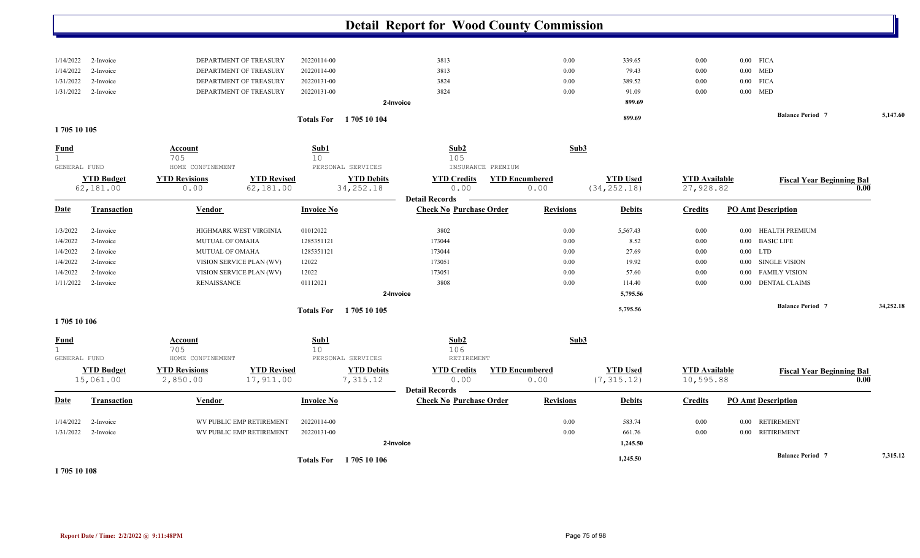# Detail Report for Wood County Commission

| Date | Transaction | Vendor | Invoice No | Check No | Purchase Order | Revisions | Debits | Credits | PO Amt | Description |
|---|---|---|---|---|---|---|---|---|---|---|
| 1/14/2022 | 2-Invoice | DEPARTMENT OF TREASURY | 20220114-00 | 3813 | | 0.00 | 339.65 | 0.00 | 0.00 | FICA |
| 1/14/2022 | 2-Invoice | DEPARTMENT OF TREASURY | 20220114-00 | 3813 | | 0.00 | 79.43 | 0.00 | 0.00 | MED |
| 1/31/2022 | 2-Invoice | DEPARTMENT OF TREASURY | 20220131-00 | 3824 | | 0.00 | 389.52 | 0.00 | 0.00 | FICA |
| 1/31/2022 | 2-Invoice | DEPARTMENT OF TREASURY | 20220131-00 | 3824 | | 0.00 | 91.09 | 0.00 | 0.00 | MED |
| | | | | 2-Invoice | | | 899.69 | | | |

Totals For 1 705 10 104 — 899.69 — Balance Period 7 — 5,147.60

## 1 705 10 105

| Fund | Account | Sub1 | Sub2 | Sub3 |
|---|---|---|---|---|
| 1 | 705 | 10 | 105 | |
| GENERAL FUND | HOME CONFINEMENT | PERSONAL SERVICES | INSURANCE PREMIUM | |

| YTD Budget | YTD Revisions | YTD Revised | YTD Debits | YTD Credits | YTD Encumbered | YTD Used | YTD Available | Fiscal Year Beginning Bal |
|---|---|---|---|---|---|---|---|---|
| 62,181.00 | 0.00 | 62,181.00 | 34,252.18 | 0.00 | 0.00 | (34,252.18) | 27,928.82 | 0.00 |

**Detail Records**

| Date | Transaction | Vendor | Invoice No | Check No | Purchase Order | Revisions | Debits | Credits | PO Amt | Description |
|---|---|---|---|---|---|---|---|---|---|---|
| 1/3/2022 | 2-Invoice | HIGHMARK WEST VIRGINIA | 01012022 | 3802 | | 0.00 | 5,567.43 | 0.00 | 0.00 | HEALTH PREMIUM |
| 1/4/2022 | 2-Invoice | MUTUAL OF OMAHA | 1285351121 | 173044 | | 0.00 | 8.52 | 0.00 | 0.00 | BASIC LIFE |
| 1/4/2022 | 2-Invoice | MUTUAL OF OMAHA | 1285351121 | 173044 | | 0.00 | 27.69 | 0.00 | 0.00 | LTD |
| 1/4/2022 | 2-Invoice | VISION SERVICE PLAN (WV) | 12022 | 173051 | | 0.00 | 19.92 | 0.00 | 0.00 | SINGLE VISION |
| 1/4/2022 | 2-Invoice | VISION SERVICE PLAN (WV) | 12022 | 173051 | | 0.00 | 57.60 | 0.00 | 0.00 | FAMILY VISION |
| 1/11/2022 | 2-Invoice | RENAISSANCE | 01112021 | 3808 | | 0.00 | 114.40 | 0.00 | 0.00 | DENTAL CLAIMS |
| | | | | 2-Invoice | | | 5,795.56 | | | |

Totals For 1 705 10 105 — 5,795.56 — Balance Period 7 — 34,252.18

## 1 705 10 106

| Fund | Account | Sub1 | Sub2 | Sub3 |
|---|---|---|---|---|
| 1 | 705 | 10 | 106 | |
| GENERAL FUND | HOME CONFINEMENT | PERSONAL SERVICES | RETIREMENT | |

| YTD Budget | YTD Revisions | YTD Revised | YTD Debits | YTD Credits | YTD Encumbered | YTD Used | YTD Available | Fiscal Year Beginning Bal |
|---|---|---|---|---|---|---|---|---|
| 15,061.00 | 2,850.00 | 17,911.00 | 7,315.12 | 0.00 | 0.00 | (7,315.12) | 10,595.88 | 0.00 |

**Detail Records**

| Date | Transaction | Vendor | Invoice No | Check No | Purchase Order | Revisions | Debits | Credits | PO Amt | Description |
|---|---|---|---|---|---|---|---|---|---|---|
| 1/14/2022 | 2-Invoice | WV PUBLIC EMP RETIREMENT | 20220114-00 | | | 0.00 | 583.74 | 0.00 | 0.00 | RETIREMENT |
| 1/31/2022 | 2-Invoice | WV PUBLIC EMP RETIREMENT | 20220131-00 | | | 0.00 | 661.76 | 0.00 | 0.00 | RETIREMENT |
| | | | | 2-Invoice | | | 1,245.50 | | | |

Totals For 1 705 10 106 — 1,245.50 — Balance Period 7 — 7,315.12

## 1 705 10 108

Report Date / Time: 2/2/2022 @ 9:11:48PM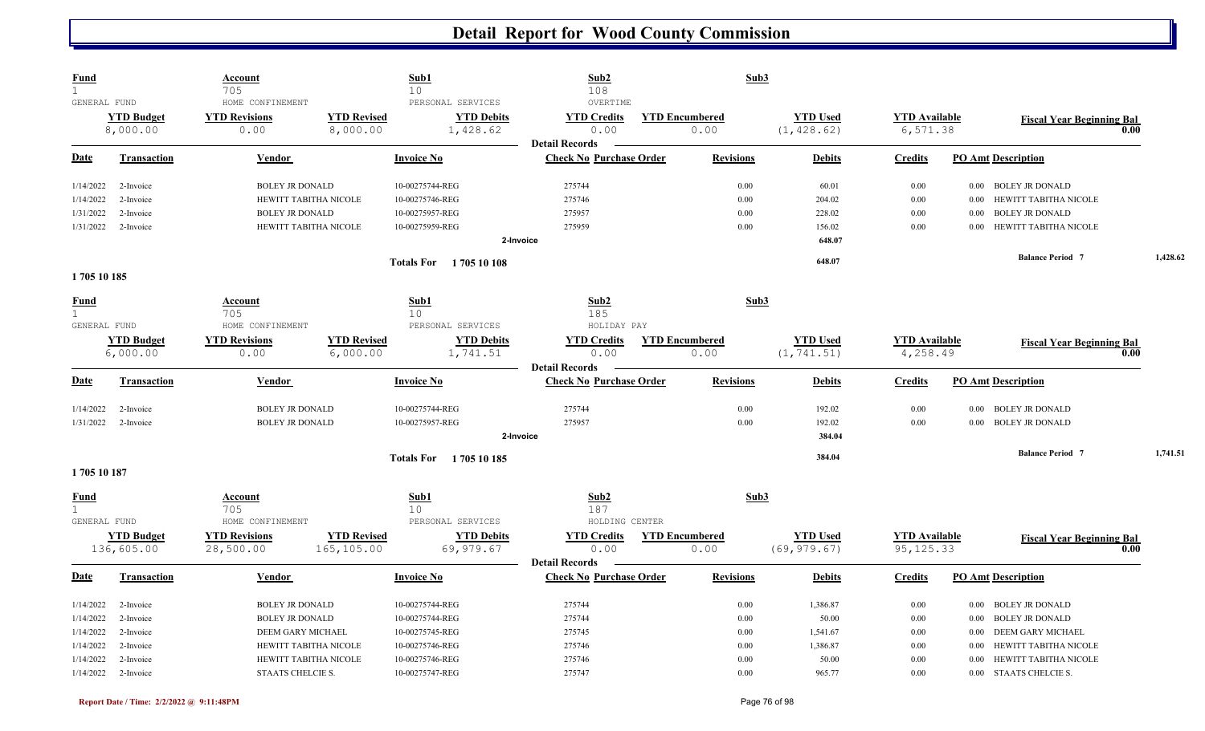# Detail Report for Wood County Commission

| Fund | Account | Sub1 | Sub2 | Sub3 |
|---|---|---|---|---|
| 1 | 705 | 10 | 108 | |
| GENERAL FUND | HOME CONFINEMENT | PERSONAL SERVICES | OVERTIME | |

| YTD Budget | YTD Revisions | YTD Revised | YTD Debits | YTD Credits | YTD Encumbered | YTD Used | YTD Available | Fiscal Year Beginning Bal |
|---|---|---|---|---|---|---|---|---|
| 8,000.00 | 0.00 | 8,000.00 | 1,428.62 | 0.00 | 0.00 | (1,428.62) | 6,571.38 | 0.00 |

**Detail Records**

| Date | Transaction | Vendor | Invoice No | Check No | Purchase Order | Revisions | Debits | Credits | PO Amt | Description |
|---|---|---|---|---|---|---|---|---|---|---|
| 1/14/2022 | 2-Invoice | BOLEY JR DONALD | 10-00275744-REG | 275744 | | 0.00 | 60.01 | 0.00 | 0.00 | BOLEY JR DONALD |
| 1/14/2022 | 2-Invoice | HEWITT TABITHA NICOLE | 10-00275746-REG | 275746 | | 0.00 | 204.02 | 0.00 | 0.00 | HEWITT TABITHA NICOLE |
| 1/31/2022 | 2-Invoice | BOLEY JR DONALD | 10-00275957-REG | 275957 | | 0.00 | 228.02 | 0.00 | 0.00 | BOLEY JR DONALD |
| 1/31/2022 | 2-Invoice | HEWITT TABITHA NICOLE | 10-00275959-REG | 275959 | | 0.00 | 156.02 | 0.00 | 0.00 | HEWITT TABITHA NICOLE |
| | | | | 2-Invoice | | | 648.07 | | | |
| | | | Totals For 1 705 10 108 | | | | 648.07 | | | Balance Period 7 — 1,428.62 |

**1 705 10 185**

| Fund | Account | Sub1 | Sub2 | Sub3 |
|---|---|---|---|---|
| 1 | 705 | 10 | 185 | |
| GENERAL FUND | HOME CONFINEMENT | PERSONAL SERVICES | HOLIDAY PAY | |

| YTD Budget | YTD Revisions | YTD Revised | YTD Debits | YTD Credits | YTD Encumbered | YTD Used | YTD Available | Fiscal Year Beginning Bal |
|---|---|---|---|---|---|---|---|---|
| 6,000.00 | 0.00 | 6,000.00 | 1,741.51 | 0.00 | 0.00 | (1,741.51) | 4,258.49 | 0.00 |

**Detail Records**

| Date | Transaction | Vendor | Invoice No | Check No | Purchase Order | Revisions | Debits | Credits | PO Amt | Description |
|---|---|---|---|---|---|---|---|---|---|---|
| 1/14/2022 | 2-Invoice | BOLEY JR DONALD | 10-00275744-REG | 275744 | | 0.00 | 192.02 | 0.00 | 0.00 | BOLEY JR DONALD |
| 1/31/2022 | 2-Invoice | BOLEY JR DONALD | 10-00275957-REG | 275957 | | 0.00 | 192.02 | 0.00 | 0.00 | BOLEY JR DONALD |
| | | | | 2-Invoice | | | 384.04 | | | |
| | | | Totals For 1 705 10 185 | | | | 384.04 | | | Balance Period 7 — 1,741.51 |

**1 705 10 187**

| Fund | Account | Sub1 | Sub2 | Sub3 |
|---|---|---|---|---|
| 1 | 705 | 10 | 187 | |
| GENERAL FUND | HOME CONFINEMENT | PERSONAL SERVICES | HOLDING CENTER | |

| YTD Budget | YTD Revisions | YTD Revised | YTD Debits | YTD Credits | YTD Encumbered | YTD Used | YTD Available | Fiscal Year Beginning Bal |
|---|---|---|---|---|---|---|---|---|
| 136,605.00 | 28,500.00 | 165,105.00 | 69,979.67 | 0.00 | 0.00 | (69,979.67) | 95,125.33 | 0.00 |

**Detail Records**

| Date | Transaction | Vendor | Invoice No | Check No | Purchase Order | Revisions | Debits | Credits | PO Amt | Description |
|---|---|---|---|---|---|---|---|---|---|---|
| 1/14/2022 | 2-Invoice | BOLEY JR DONALD | 10-00275744-REG | 275744 | | 0.00 | 1,386.87 | 0.00 | 0.00 | BOLEY JR DONALD |
| 1/14/2022 | 2-Invoice | BOLEY JR DONALD | 10-00275744-REG | 275744 | | 0.00 | 50.00 | 0.00 | 0.00 | BOLEY JR DONALD |
| 1/14/2022 | 2-Invoice | DEEM GARY MICHAEL | 10-00275745-REG | 275745 | | 0.00 | 1,541.67 | 0.00 | 0.00 | DEEM GARY MICHAEL |
| 1/14/2022 | 2-Invoice | HEWITT TABITHA NICOLE | 10-00275746-REG | 275746 | | 0.00 | 1,386.87 | 0.00 | 0.00 | HEWITT TABITHA NICOLE |
| 1/14/2022 | 2-Invoice | HEWITT TABITHA NICOLE | 10-00275746-REG | 275746 | | 0.00 | 50.00 | 0.00 | 0.00 | HEWITT TABITHA NICOLE |
| 1/14/2022 | 2-Invoice | STAATS CHELCIE S. | 10-00275747-REG | 275747 | | 0.00 | 965.77 | 0.00 | 0.00 | STAATS CHELCIE S. |

Report Date / Time: 2/2/2022 @ 9:11:48PM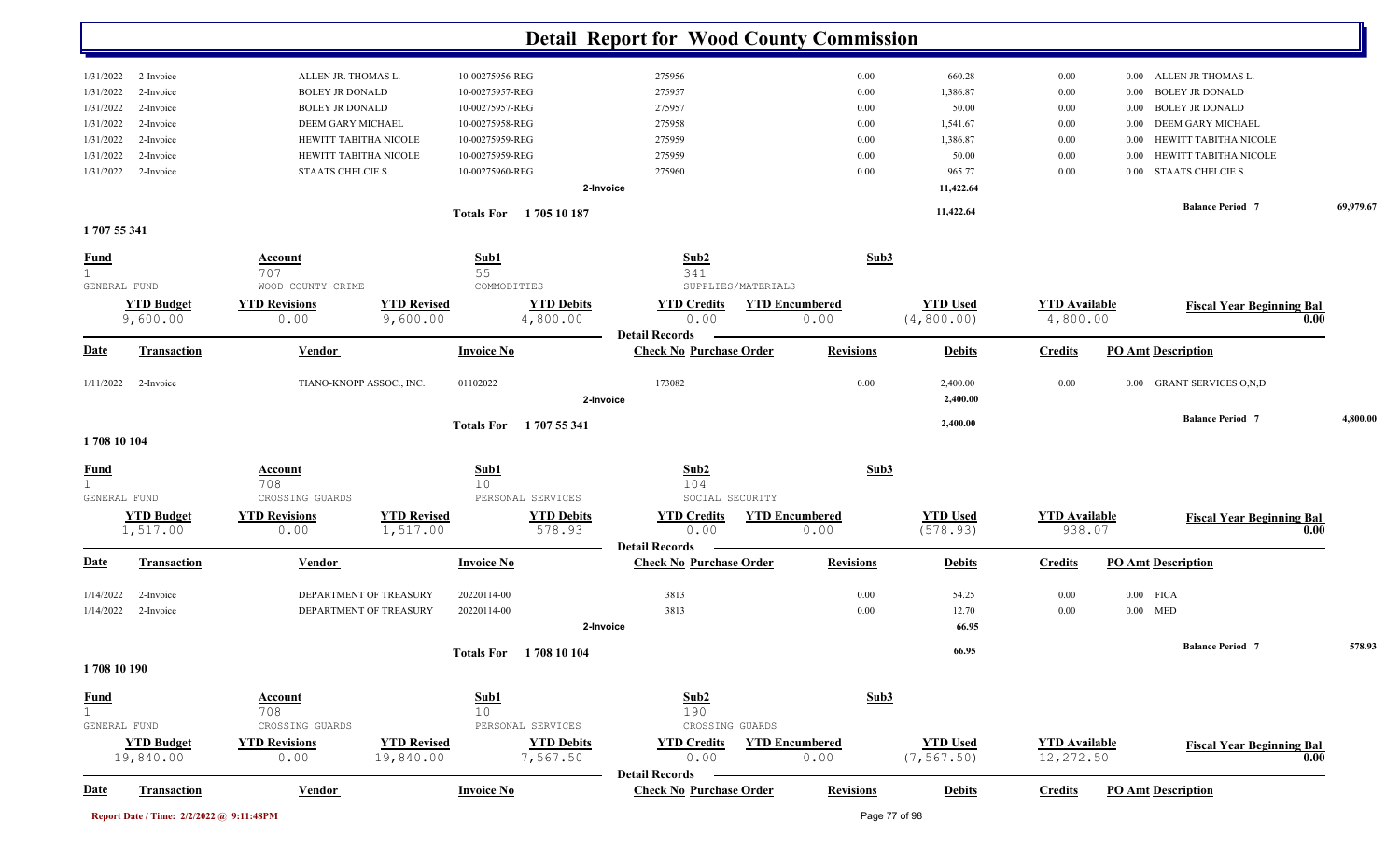# Detail Report for Wood County Commission

| Date | Transaction | Vendor | Invoice No | Check No | Purchase Order | Revisions | Debits | Credits | PO Amt | Description |
|---|---|---|---|---|---|---|---|---|---|---|
| 1/31/2022 | 2-Invoice | ALLEN JR. THOMAS L. | 10-00275956-REG | 275956 | | 0.00 | 660.28 | 0.00 | 0.00 | ALLEN JR THOMAS L. |
| 1/31/2022 | 2-Invoice | BOLEY JR DONALD | 10-00275957-REG | 275957 | | 0.00 | 1,386.87 | 0.00 | 0.00 | BOLEY JR DONALD |
| 1/31/2022 | 2-Invoice | BOLEY JR DONALD | 10-00275957-REG | 275957 | | 0.00 | 50.00 | 0.00 | 0.00 | BOLEY JR DONALD |
| 1/31/2022 | 2-Invoice | DEEM GARY MICHAEL | 10-00275958-REG | 275958 | | 0.00 | 1,541.67 | 0.00 | 0.00 | DEEM GARY MICHAEL |
| 1/31/2022 | 2-Invoice | HEWITT TABITHA NICOLE | 10-00275959-REG | 275959 | | 0.00 | 1,386.87 | 0.00 | 0.00 | HEWITT TABITHA NICOLE |
| 1/31/2022 | 2-Invoice | HEWITT TABITHA NICOLE | 10-00275959-REG | 275959 | | 0.00 | 50.00 | 0.00 | 0.00 | HEWITT TABITHA NICOLE |
| 1/31/2022 | 2-Invoice | STAATS CHELCIE S. | 10-00275960-REG | 275960 | | 0.00 | 965.77 | 0.00 | 0.00 | STAATS CHELCIE S. |
| | | | 2-Invoice | | | | 11,422.64 | | | |

Totals For 1 705 10 187 — 11,422.64 — Balance Period 7: 69,979.67

## 1 707 55 341

| Fund | Account | Sub1 | Sub2 | Sub3 |
|---|---|---|---|---|
| 1 GENERAL FUND | 707 WOOD COUNTY CRIME | 55 COMMODITIES | 341 SUPPLIES/MATERIALS | |

| YTD Budget | YTD Revisions | YTD Revised | YTD Debits | YTD Credits | YTD Encumbered | YTD Used | YTD Available | Fiscal Year Beginning Bal |
|---|---|---|---|---|---|---|---|---|
| 9,600.00 | 0.00 | 9,600.00 | 4,800.00 | 0.00 | 0.00 | (4,800.00) | 4,800.00 | 0.00 |

Detail Records

| Date | Transaction | Vendor | Invoice No | Check No | Purchase Order | Revisions | Debits | Credits | PO Amt | Description |
|---|---|---|---|---|---|---|---|---|---|---|
| 1/11/2022 | 2-Invoice | TIANO-KNOPP ASSOC., INC. | 01102022 | 173082 | | 0.00 | 2,400.00 | 0.00 | 0.00 | GRANT SERVICES O,N,D. |
| | | | 2-Invoice | | | | 2,400.00 | | | |

Totals For 1 707 55 341 — 2,400.00 — Balance Period 7: 4,800.00

## 1 708 10 104

| Fund | Account | Sub1 | Sub2 | Sub3 |
|---|---|---|---|---|
| 1 GENERAL FUND | 708 CROSSING GUARDS | 10 PERSONAL SERVICES | 104 SOCIAL SECURITY | |

| YTD Budget | YTD Revisions | YTD Revised | YTD Debits | YTD Credits | YTD Encumbered | YTD Used | YTD Available | Fiscal Year Beginning Bal |
|---|---|---|---|---|---|---|---|---|
| 1,517.00 | 0.00 | 1,517.00 | 578.93 | 0.00 | 0.00 | (578.93) | 938.07 | 0.00 |

Detail Records

| Date | Transaction | Vendor | Invoice No | Check No | Purchase Order | Revisions | Debits | Credits | PO Amt | Description |
|---|---|---|---|---|---|---|---|---|---|---|
| 1/14/2022 | 2-Invoice | DEPARTMENT OF TREASURY | 20220114-00 | 3813 | | 0.00 | 54.25 | 0.00 | 0.00 | FICA |
| 1/14/2022 | 2-Invoice | DEPARTMENT OF TREASURY | 20220114-00 | 3813 | | 0.00 | 12.70 | 0.00 | 0.00 | MED |
| | | | 2-Invoice | | | | 66.95 | | | |

Totals For 1 708 10 104 — 66.95 — Balance Period 7: 578.93

## 1 708 10 190

| Fund | Account | Sub1 | Sub2 | Sub3 |
|---|---|---|---|---|
| 1 GENERAL FUND | 708 CROSSING GUARDS | 10 PERSONAL SERVICES | 190 CROSSING GUARDS | |

| YTD Budget | YTD Revisions | YTD Revised | YTD Debits | YTD Credits | YTD Encumbered | YTD Used | YTD Available | Fiscal Year Beginning Bal |
|---|---|---|---|---|---|---|---|---|
| 19,840.00 | 0.00 | 19,840.00 | 7,567.50 | 0.00 | 0.00 | (7,567.50) | 12,272.50 | 0.00 |

Detail Records

| Date | Transaction | Vendor | Invoice No | Check No | Purchase Order | Revisions | Debits | Credits | PO Amt | Description |
|---|---|---|---|---|---|---|---|---|---|---|

Report Date / Time: 2/2/2022 @ 9:11:48PM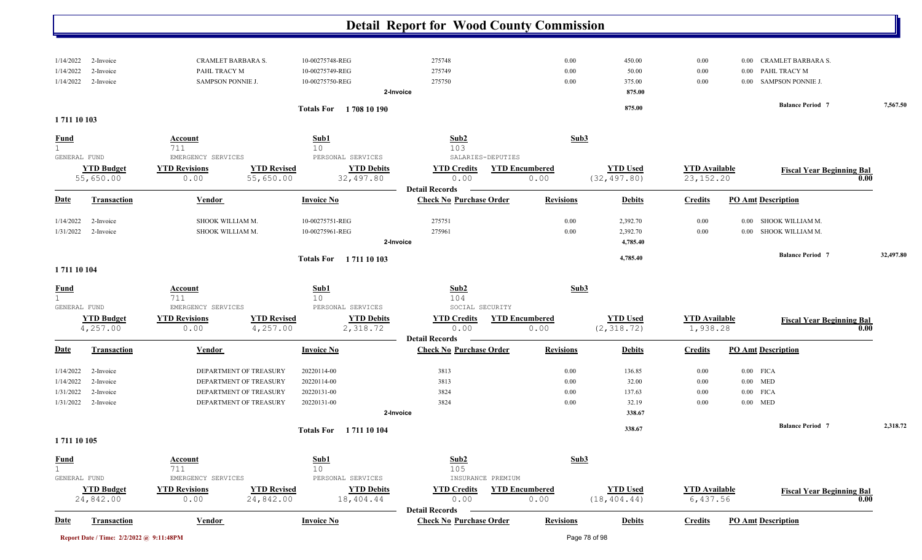# Detail Report for Wood County Commission

| Date | Transaction | Vendor | Invoice No | Check No | Purchase Order | Revisions | Debits | Credits | PO Amt | Description |
|---|---|---|---|---|---|---|---|---|---|---|
| 1/14/2022 | 2-Invoice | CRAMLET BARBARA S. | 10-00275748-REG | 275748 | | 0.00 | 450.00 | 0.00 | 0.00 | CRAMLET BARBARA S. |
| 1/14/2022 | 2-Invoice | PAHL TRACY M | 10-00275749-REG | 275749 | | 0.00 | 50.00 | 0.00 | 0.00 | PAHL TRACY M |
| 1/14/2022 | 2-Invoice | SAMPSON PONNIE J. | 10-00275750-REG | 275750 | | 0.00 | 375.00 | 0.00 | 0.00 | SAMPSON PONNIE J. |
| | | | 2-Invoice | | | | 875.00 | | | |

Totals For 1 708 10 190 — 875.00 — Balance Period 7: 7,567.50

## 1 711 10 103

| Fund | Account | Sub1 | Sub2 | Sub3 |
|---|---|---|---|---|
| 1 | 711 | 10 | 103 | |
| GENERAL FUND | EMERGENCY SERVICES | PERSONAL SERVICES | SALARIES-DEPUTIES | |

| YTD Budget | YTD Revisions | YTD Revised | YTD Debits | YTD Credits | YTD Encumbered | YTD Used | YTD Available | Fiscal Year Beginning Bal |
|---|---|---|---|---|---|---|---|---|
| 55,650.00 | 0.00 | 55,650.00 | 32,497.80 | 0.00 | 0.00 | (32,497.80) | 23,152.20 | 0.00 |

**Detail Records**

| Date | Transaction | Vendor | Invoice No | Check No | Purchase Order | Revisions | Debits | Credits | PO Amt | Description |
|---|---|---|---|---|---|---|---|---|---|---|
| 1/14/2022 | 2-Invoice | SHOOK WILLIAM M. | 10-00275751-REG | 275751 | | 0.00 | 2,392.70 | 0.00 | 0.00 | SHOOK WILLIAM M. |
| 1/31/2022 | 2-Invoice | SHOOK WILLIAM M. | 10-00275961-REG | 275961 | | 0.00 | 2,392.70 | 0.00 | 0.00 | SHOOK WILLIAM M. |
| | | | 2-Invoice | | | | 4,785.40 | | | |

Totals For 1 711 10 103 — 4,785.40 — Balance Period 7: 32,497.80

## 1 711 10 104

| Fund | Account | Sub1 | Sub2 | Sub3 |
|---|---|---|---|---|
| 1 | 711 | 10 | 104 | |
| GENERAL FUND | EMERGENCY SERVICES | PERSONAL SERVICES | SOCIAL SECURITY | |

| YTD Budget | YTD Revisions | YTD Revised | YTD Debits | YTD Credits | YTD Encumbered | YTD Used | YTD Available | Fiscal Year Beginning Bal |
|---|---|---|---|---|---|---|---|---|
| 4,257.00 | 0.00 | 4,257.00 | 2,318.72 | 0.00 | 0.00 | (2,318.72) | 1,938.28 | 0.00 |

**Detail Records**

| Date | Transaction | Vendor | Invoice No | Check No | Purchase Order | Revisions | Debits | Credits | PO Amt | Description |
|---|---|---|---|---|---|---|---|---|---|---|
| 1/14/2022 | 2-Invoice | DEPARTMENT OF TREASURY | 20220114-00 | 3813 | | 0.00 | 136.85 | 0.00 | 0.00 | FICA |
| 1/14/2022 | 2-Invoice | DEPARTMENT OF TREASURY | 20220114-00 | 3813 | | 0.00 | 32.00 | 0.00 | 0.00 | MED |
| 1/31/2022 | 2-Invoice | DEPARTMENT OF TREASURY | 20220131-00 | 3824 | | 0.00 | 137.63 | 0.00 | 0.00 | FICA |
| 1/31/2022 | 2-Invoice | DEPARTMENT OF TREASURY | 20220131-00 | 3824 | | 0.00 | 32.19 | 0.00 | 0.00 | MED |
| | | | 2-Invoice | | | | 338.67 | | | |

Totals For 1 711 10 104 — 338.67 — Balance Period 7: 2,318.72

## 1 711 10 105

| Fund | Account | Sub1 | Sub2 | Sub3 |
|---|---|---|---|---|
| 1 | 711 | 10 | 105 | |
| GENERAL FUND | EMERGENCY SERVICES | PERSONAL SERVICES | INSURANCE PREMIUM | |

| YTD Budget | YTD Revisions | YTD Revised | YTD Debits | YTD Credits | YTD Encumbered | YTD Used | YTD Available | Fiscal Year Beginning Bal |
|---|---|---|---|---|---|---|---|---|
| 24,842.00 | 0.00 | 24,842.00 | 18,404.44 | 0.00 | 0.00 | (18,404.44) | 6,437.56 | 0.00 |

**Detail Records**

| Date | Transaction | Vendor | Invoice No | Check No | Purchase Order | Revisions | Debits | Credits | PO Amt | Description |
|---|---|---|---|---|---|---|---|---|---|---|

Report Date / Time: 2/2/2022 @ 9:11:48PM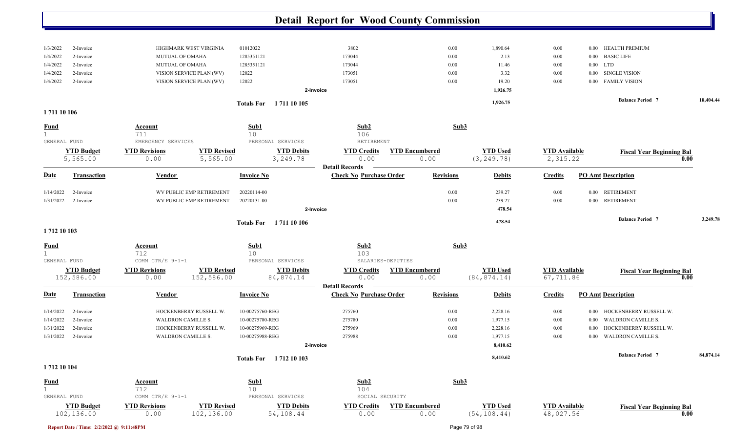# Detail Report for Wood County Commission

| Date | Transaction | Vendor | Invoice No | Check No | Purchase Order | Revisions | Debits | Credits | PO Amt | Description |
|---|---|---|---|---|---|---|---|---|---|---|
| 1/3/2022 | 2-Invoice | HIGHMARK WEST VIRGINIA | 01012022 | 3802 | | 0.00 | 1,890.64 | 0.00 | 0.00 | HEALTH PREMIUM |
| 1/4/2022 | 2-Invoice | MUTUAL OF OMAHA | 1285351121 | 173044 | | 0.00 | 2.13 | 0.00 | 0.00 | BASIC LIFE |
| 1/4/2022 | 2-Invoice | MUTUAL OF OMAHA | 1285351121 | 173044 | | 0.00 | 11.46 | 0.00 | 0.00 | LTD |
| 1/4/2022 | 2-Invoice | VISION SERVICE PLAN (WV) | 12022 | 173051 | | 0.00 | 3.32 | 0.00 | 0.00 | SINGLE VISION |
| 1/4/2022 | 2-Invoice | VISION SERVICE PLAN (WV) | 12022 | 173051 | | 0.00 | 19.20 | 0.00 | 0.00 | FAMILY VISION |
| | | | | 2-Invoice | | | 1,926.75 | | | |

**Totals For 1 711 10 105** — 1,926.75 — **Balance Period 7** 18,404.44

## 1 711 10 106

| Fund | Account | Sub1 | Sub2 | Sub3 |
|---|---|---|---|---|
| 1 | 711 | 10 | 106 | |
| GENERAL FUND | EMERGENCY SERVICES | PERSONAL SERVICES | RETIREMENT | |

| YTD Budget | YTD Revisions | YTD Revised | YTD Debits | YTD Credits | YTD Encumbered | YTD Used | YTD Available | Fiscal Year Beginning Bal |
|---|---|---|---|---|---|---|---|---|
| 5,565.00 | 0.00 | 5,565.00 | 3,249.78 | 0.00 | 0.00 | (3,249.78) | 2,315.22 | 0.00 |

**Detail Records**

| Date | Transaction | Vendor | Invoice No | Check No | Purchase Order | Revisions | Debits | Credits | PO Amt | Description |
|---|---|---|---|---|---|---|---|---|---|---|
| 1/14/2022 | 2-Invoice | WV PUBLIC EMP RETIREMENT | 20220114-00 | | | 0.00 | 239.27 | 0.00 | 0.00 | RETIREMENT |
| 1/31/2022 | 2-Invoice | WV PUBLIC EMP RETIREMENT | 20220131-00 | | | 0.00 | 239.27 | 0.00 | 0.00 | RETIREMENT |
| | | | | 2-Invoice | | | 478.54 | | | |

**Totals For 1 711 10 106** — 478.54 — **Balance Period 7** 3,249.78

## 1 712 10 103

| Fund | Account | Sub1 | Sub2 | Sub3 |
|---|---|---|---|---|
| 1 | 712 | 10 | 103 | |
| GENERAL FUND | COMM CTR/E 9-1-1 | PERSONAL SERVICES | SALARIES-DEPUTIES | |

| YTD Budget | YTD Revisions | YTD Revised | YTD Debits | YTD Credits | YTD Encumbered | YTD Used | YTD Available | Fiscal Year Beginning Bal |
|---|---|---|---|---|---|---|---|---|
| 152,586.00 | 0.00 | 152,586.00 | 84,874.14 | 0.00 | 0.00 | (84,874.14) | 67,711.86 | 0.00 |

**Detail Records**

| Date | Transaction | Vendor | Invoice No | Check No | Purchase Order | Revisions | Debits | Credits | PO Amt | Description |
|---|---|---|---|---|---|---|---|---|---|---|
| 1/14/2022 | 2-Invoice | HOCKENBERRY RUSSELL W. | 10-00275760-REG | 275760 | | 0.00 | 2,228.16 | 0.00 | 0.00 | HOCKENBERRY RUSSELL W. |
| 1/14/2022 | 2-Invoice | WALDRON CAMILLE S. | 10-00275780-REG | 275780 | | 0.00 | 1,977.15 | 0.00 | 0.00 | WALDRON CAMILLE S. |
| 1/31/2022 | 2-Invoice | HOCKENBERRY RUSSELL W. | 10-00275969-REG | 275969 | | 0.00 | 2,228.16 | 0.00 | 0.00 | HOCKENBERRY RUSSELL W. |
| 1/31/2022 | 2-Invoice | WALDRON CAMILLE S. | 10-00275988-REG | 275988 | | 0.00 | 1,977.15 | 0.00 | 0.00 | WALDRON CAMILLE S. |
| | | | | 2-Invoice | | | 8,410.62 | | | |

**Totals For 1 712 10 103** — 8,410.62 — **Balance Period 7** 84,874.14

## 1 712 10 104

| Fund | Account | Sub1 | Sub2 | Sub3 |
|---|---|---|---|---|
| 1 | 712 | 10 | 104 | |
| GENERAL FUND | COMM CTR/E 9-1-1 | PERSONAL SERVICES | SOCIAL SECURITY | |

| YTD Budget | YTD Revisions | YTD Revised | YTD Debits | YTD Credits | YTD Encumbered | YTD Used | YTD Available | Fiscal Year Beginning Bal |
|---|---|---|---|---|---|---|---|---|
| 102,136.00 | 0.00 | 102,136.00 | 54,108.44 | 0.00 | 0.00 | (54,108.44) | 48,027.56 | 0.00 |

Report Date / Time: 2/2/2022 @ 9:11:48PM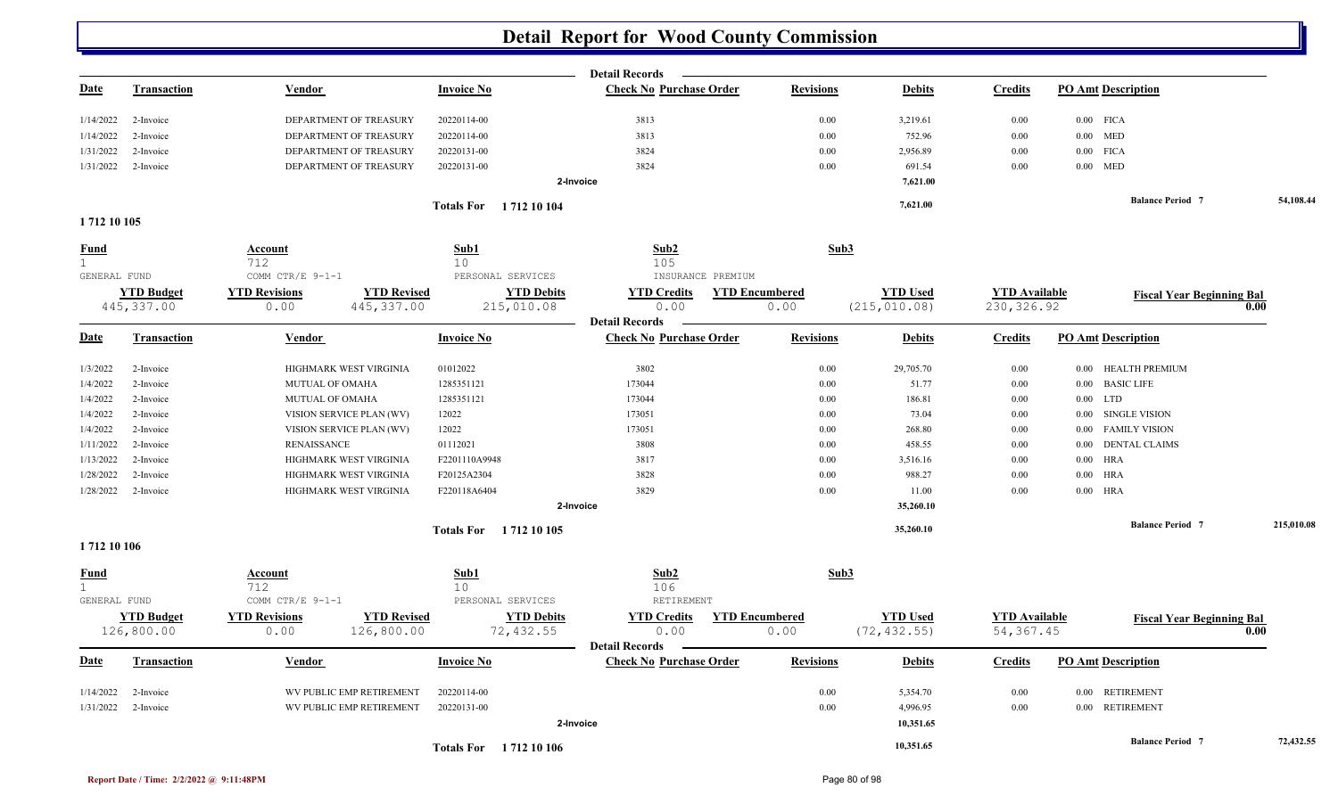# Detail Report for Wood County Commission

**Detail Records**

| Date | Transaction | Vendor | Invoice No | Check No | Purchase Order | Revisions | Debits | Credits | PO Amt | Description |
|---|---|---|---|---|---|---|---|---|---|---|
| 1/14/2022 | 2-Invoice | DEPARTMENT OF TREASURY | 20220114-00 | 3813 | | 0.00 | 3,219.61 | 0.00 | 0.00 | FICA |
| 1/14/2022 | 2-Invoice | DEPARTMENT OF TREASURY | 20220114-00 | 3813 | | 0.00 | 752.96 | 0.00 | 0.00 | MED |
| 1/31/2022 | 2-Invoice | DEPARTMENT OF TREASURY | 20220131-00 | 3824 | | 0.00 | 2,956.89 | 0.00 | 0.00 | FICA |
| 1/31/2022 | 2-Invoice | DEPARTMENT OF TREASURY | 20220131-00 | 3824 | | 0.00 | 691.54 | 0.00 | 0.00 | MED |
| | | | | 2-Invoice | | | 7,621.00 | | | |

**Totals For 1 712 10 104** — 7,621.00 — Balance Period 7: 54,108.44

## 1 712 10 105

| Fund | Account | Sub1 | Sub2 | Sub3 |
|---|---|---|---|---|
| 1 | 712 | 10 | 105 | |
| GENERAL FUND | COMM CTR/E 9-1-1 | PERSONAL SERVICES | INSURANCE PREMIUM | |

| YTD Budget | YTD Revisions | YTD Revised | YTD Debits | YTD Credits | YTD Encumbered | YTD Used | YTD Available | Fiscal Year Beginning Bal |
|---|---|---|---|---|---|---|---|---|
| 445,337.00 | 0.00 | 445,337.00 | 215,010.08 | 0.00 | 0.00 | (215,010.08) | 230,326.92 | 0.00 |

**Detail Records**

| Date | Transaction | Vendor | Invoice No | Check No | Purchase Order | Revisions | Debits | Credits | PO Amt | Description |
|---|---|---|---|---|---|---|---|---|---|---|
| 1/3/2022 | 2-Invoice | HIGHMARK WEST VIRGINIA | 01012022 | 3802 | | 0.00 | 29,705.70 | 0.00 | 0.00 | HEALTH PREMIUM |
| 1/4/2022 | 2-Invoice | MUTUAL OF OMAHA | 1285351121 | 173044 | | 0.00 | 51.77 | 0.00 | 0.00 | BASIC LIFE |
| 1/4/2022 | 2-Invoice | MUTUAL OF OMAHA | 1285351121 | 173044 | | 0.00 | 186.81 | 0.00 | 0.00 | LTD |
| 1/4/2022 | 2-Invoice | VISION SERVICE PLAN (WV) | 12022 | 173051 | | 0.00 | 73.04 | 0.00 | 0.00 | SINGLE VISION |
| 1/4/2022 | 2-Invoice | VISION SERVICE PLAN (WV) | 12022 | 173051 | | 0.00 | 268.80 | 0.00 | 0.00 | FAMILY VISION |
| 1/11/2022 | 2-Invoice | RENAISSANCE | 01112021 | 3808 | | 0.00 | 458.55 | 0.00 | 0.00 | DENTAL CLAIMS |
| 1/13/2022 | 2-Invoice | HIGHMARK WEST VIRGINIA | F2201110A9948 | 3817 | | 0.00 | 3,516.16 | 0.00 | 0.00 | HRA |
| 1/28/2022 | 2-Invoice | HIGHMARK WEST VIRGINIA | F20125A2304 | 3828 | | 0.00 | 988.27 | 0.00 | 0.00 | HRA |
| 1/28/2022 | 2-Invoice | HIGHMARK WEST VIRGINIA | F220118A6404 | 3829 | | 0.00 | 11.00 | 0.00 | 0.00 | HRA |
| | | | | 2-Invoice | | | 35,260.10 | | | |

**Totals For 1 712 10 105** — 35,260.10 — Balance Period 7: 215,010.08

## 1 712 10 106

| Fund | Account | Sub1 | Sub2 | Sub3 |
|---|---|---|---|---|
| 1 | 712 | 10 | 106 | |
| GENERAL FUND | COMM CTR/E 9-1-1 | PERSONAL SERVICES | RETIREMENT | |

| YTD Budget | YTD Revisions | YTD Revised | YTD Debits | YTD Credits | YTD Encumbered | YTD Used | YTD Available | Fiscal Year Beginning Bal |
|---|---|---|---|---|---|---|---|---|
| 126,800.00 | 0.00 | 126,800.00 | 72,432.55 | 0.00 | 0.00 | (72,432.55) | 54,367.45 | 0.00 |

**Detail Records**

| Date | Transaction | Vendor | Invoice No | Check No | Purchase Order | Revisions | Debits | Credits | PO Amt | Description |
|---|---|---|---|---|---|---|---|---|---|---|
| 1/14/2022 | 2-Invoice | WV PUBLIC EMP RETIREMENT | 20220114-00 | | | 0.00 | 5,354.70 | 0.00 | 0.00 | RETIREMENT |
| 1/31/2022 | 2-Invoice | WV PUBLIC EMP RETIREMENT | 20220131-00 | | | 0.00 | 4,996.95 | 0.00 | 0.00 | RETIREMENT |
| | | | | 2-Invoice | | | 10,351.65 | | | |

**Totals For 1 712 10 106** — 10,351.65 — Balance Period 7: 72,432.55

Report Date / Time: 2/2/2022 @ 9:11:48PM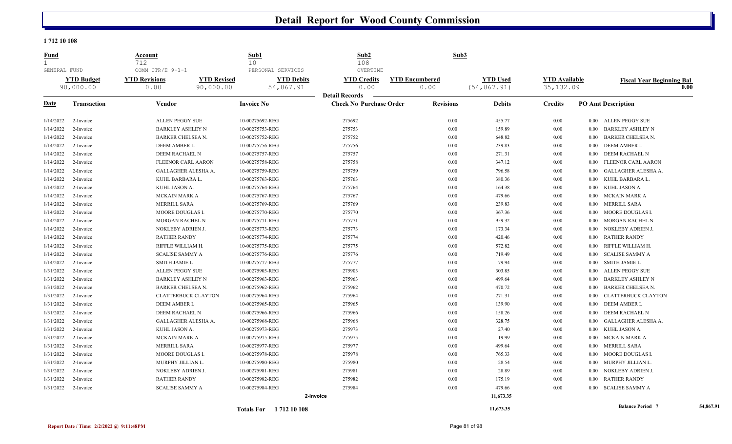# Detail Report for Wood County Commission

**1 712 10 108**

| Fund | Account | Sub1 | Sub2 | Sub3 |
|---|---|---|---|---|
| 1 | 712 | 10 | 108 | |
| GENERAL FUND | COMM CTR/E 9-1-1 | PERSONAL SERVICES | OVERTIME | |

| YTD Budget | YTD Revisions | YTD Revised | YTD Debits | YTD Credits | YTD Encumbered | YTD Used | YTD Available | Fiscal Year Beginning Bal |
|---|---|---|---|---|---|---|---|---|
| 90,000.00 | 0.00 | 90,000.00 | 54,867.91 | 0.00 | 0.00 | (54,867.91) | 35,132.09 | 0.00 |

**Detail Records**

| Date | Transaction | Vendor | Invoice No | Check No | Purchase Order | Revisions | Debits | Credits | PO Amt | Description |
|---|---|---|---|---|---|---|---|---|---|---|
| 1/14/2022 | 2-Invoice | ALLEN PEGGY SUE | 10-00275692-REG | 275692 | | 0.00 | 455.77 | 0.00 | 0.00 | ALLEN PEGGY SUE |
| 1/14/2022 | 2-Invoice | BARKLEY ASHLEY N | 10-00275753-REG | 275753 | | 0.00 | 159.89 | 0.00 | 0.00 | BARKLEY ASHLEY N |
| 1/14/2022 | 2-Invoice | BARKER CHELSEA N. | 10-00275752-REG | 275752 | | 0.00 | 648.82 | 0.00 | 0.00 | BARKER CHELSEA N. |
| 1/14/2022 | 2-Invoice | DEEM AMBER L | 10-00275756-REG | 275756 | | 0.00 | 239.83 | 0.00 | 0.00 | DEEM AMBER L |
| 1/14/2022 | 2-Invoice | DEEM RACHAEL N | 10-00275757-REG | 275757 | | 0.00 | 271.31 | 0.00 | 0.00 | DEEM RACHAEL N |
| 1/14/2022 | 2-Invoice | FLEENOR CARL AARON | 10-00275758-REG | 275758 | | 0.00 | 347.12 | 0.00 | 0.00 | FLEENOR CARL AARON |
| 1/14/2022 | 2-Invoice | GALLAGHER ALESHA A. | 10-00275759-REG | 275759 | | 0.00 | 796.58 | 0.00 | 0.00 | GALLAGHER ALESHA A. |
| 1/14/2022 | 2-Invoice | KUHL BARBARA L. | 10-00275763-REG | 275763 | | 0.00 | 380.36 | 0.00 | 0.00 | KUHL BARBARA L. |
| 1/14/2022 | 2-Invoice | KUHL JASON A. | 10-00275764-REG | 275764 | | 0.00 | 164.38 | 0.00 | 0.00 | KUHL JASON A. |
| 1/14/2022 | 2-Invoice | MCKAIN MARK A | 10-00275767-REG | 275767 | | 0.00 | 479.66 | 0.00 | 0.00 | MCKAIN MARK A |
| 1/14/2022 | 2-Invoice | MERRILL SARA | 10-00275769-REG | 275769 | | 0.00 | 239.83 | 0.00 | 0.00 | MERRILL SARA |
| 1/14/2022 | 2-Invoice | MOORE DOUGLAS I. | 10-00275770-REG | 275770 | | 0.00 | 367.36 | 0.00 | 0.00 | MOORE DOUGLAS I. |
| 1/14/2022 | 2-Invoice | MORGAN RACHEL N | 10-00275771-REG | 275771 | | 0.00 | 959.32 | 0.00 | 0.00 | MORGAN RACHEL N |
| 1/14/2022 | 2-Invoice | NOKLEBY ADRIEN J. | 10-00275773-REG | 275773 | | 0.00 | 173.34 | 0.00 | 0.00 | NOKLEBY ADRIEN J. |
| 1/14/2022 | 2-Invoice | RATHER RANDY | 10-00275774-REG | 275774 | | 0.00 | 420.46 | 0.00 | 0.00 | RATHER RANDY |
| 1/14/2022 | 2-Invoice | RIFFLE WILLIAM H. | 10-00275775-REG | 275775 | | 0.00 | 572.82 | 0.00 | 0.00 | RIFFLE WILLIAM H. |
| 1/14/2022 | 2-Invoice | SCALISE SAMMY A | 10-00275776-REG | 275776 | | 0.00 | 719.49 | 0.00 | 0.00 | SCALISE SAMMY A |
| 1/14/2022 | 2-Invoice | SMITH JAMIE L | 10-00275777-REG | 275777 | | 0.00 | 79.94 | 0.00 | 0.00 | SMITH JAMIE L |
| 1/31/2022 | 2-Invoice | ALLEN PEGGY SUE | 10-00275903-REG | 275903 | | 0.00 | 303.85 | 0.00 | 0.00 | ALLEN PEGGY SUE |
| 1/31/2022 | 2-Invoice | BARKLEY ASHLEY N | 10-00275963-REG | 275963 | | 0.00 | 499.64 | 0.00 | 0.00 | BARKLEY ASHLEY N |
| 1/31/2022 | 2-Invoice | BARKER CHELSEA N. | 10-00275962-REG | 275962 | | 0.00 | 470.72 | 0.00 | 0.00 | BARKER CHELSEA N. |
| 1/31/2022 | 2-Invoice | CLATTERBUCK CLAYTON | 10-00275964-REG | 275964 | | 0.00 | 271.31 | 0.00 | 0.00 | CLATTERBUCK CLAYTON |
| 1/31/2022 | 2-Invoice | DEEM AMBER L | 10-00275965-REG | 275965 | | 0.00 | 139.90 | 0.00 | 0.00 | DEEM AMBER L |
| 1/31/2022 | 2-Invoice | DEEM RACHAEL N | 10-00275966-REG | 275966 | | 0.00 | 158.26 | 0.00 | 0.00 | DEEM RACHAEL N |
| 1/31/2022 | 2-Invoice | GALLAGHER ALESHA A. | 10-00275968-REG | 275968 | | 0.00 | 328.75 | 0.00 | 0.00 | GALLAGHER ALESHA A. |
| 1/31/2022 | 2-Invoice | KUHL JASON A. | 10-00275973-REG | 275973 | | 0.00 | 27.40 | 0.00 | 0.00 | KUHL JASON A. |
| 1/31/2022 | 2-Invoice | MCKAIN MARK A | 10-00275975-REG | 275975 | | 0.00 | 19.99 | 0.00 | 0.00 | MCKAIN MARK A |
| 1/31/2022 | 2-Invoice | MERRILL SARA | 10-00275977-REG | 275977 | | 0.00 | 499.64 | 0.00 | 0.00 | MERRILL SARA |
| 1/31/2022 | 2-Invoice | MOORE DOUGLAS I. | 10-00275978-REG | 275978 | | 0.00 | 765.33 | 0.00 | 0.00 | MOORE DOUGLAS I. |
| 1/31/2022 | 2-Invoice | MURPHY JILLIAN L. | 10-00275980-REG | 275980 | | 0.00 | 28.54 | 0.00 | 0.00 | MURPHY JILLIAN L. |
| 1/31/2022 | 2-Invoice | NOKLEBY ADRIEN J. | 10-00275981-REG | 275981 | | 0.00 | 28.89 | 0.00 | 0.00 | NOKLEBY ADRIEN J. |
| 1/31/2022 | 2-Invoice | RATHER RANDY | 10-00275982-REG | 275982 | | 0.00 | 175.19 | 0.00 | 0.00 | RATHER RANDY |
| 1/31/2022 | 2-Invoice | SCALISE SAMMY A | 10-00275984-REG | 275984 | | 0.00 | 479.66 | 0.00 | 0.00 | SCALISE SAMMY A |
| | | | 2-Invoice | | | | 11,673.35 | | | |
| | | | **Totals For 1 712 10 108** | | | | **11,673.35** | | | **Balance Period 7** 54,867.91 |

Report Date / Time: 2/2/2022 @ 9:11:48PM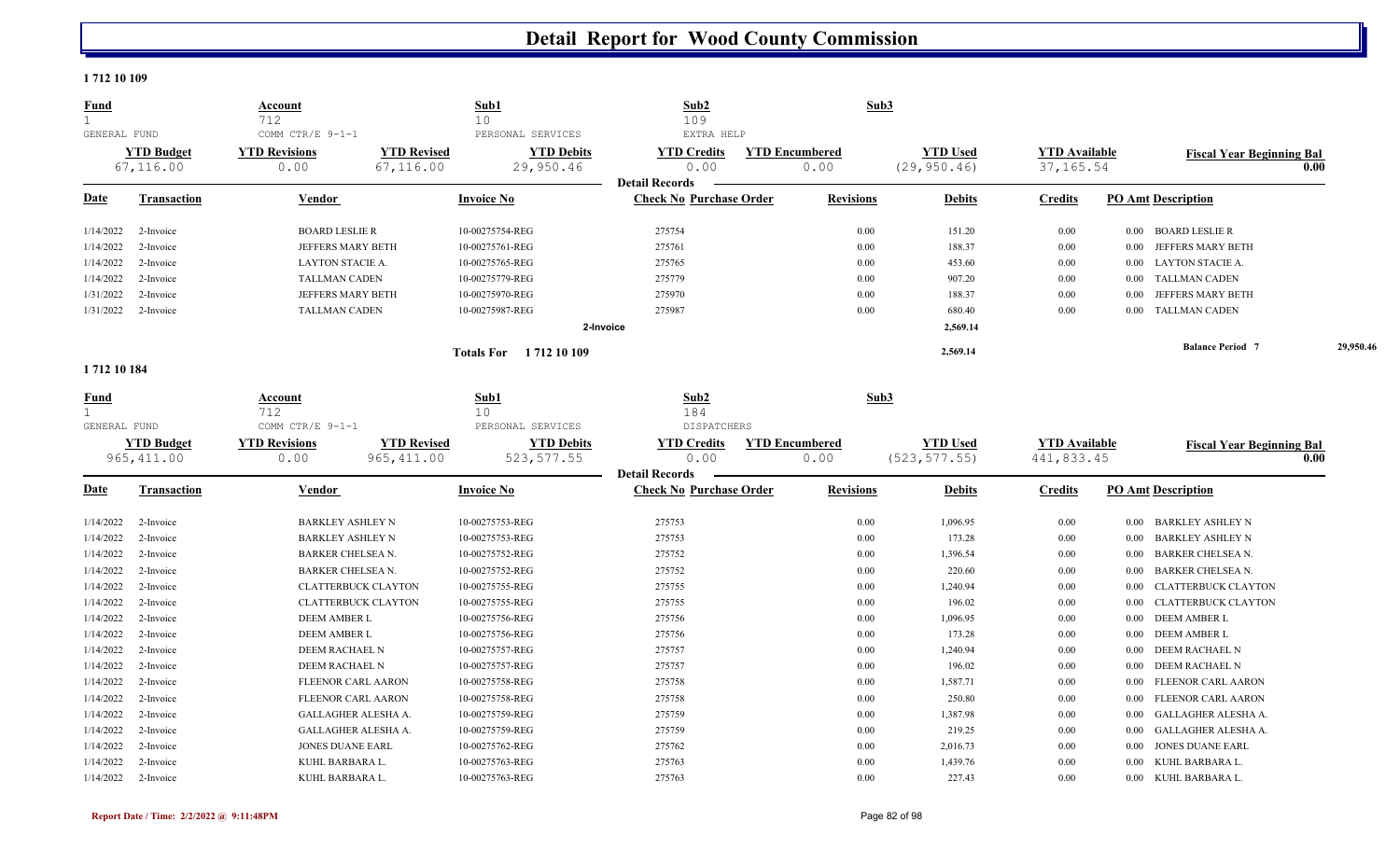# Detail Report for Wood County Commission

## 1 712 10 109

| Fund | Account | Sub1 | Sub2 | Sub3 |
|---|---|---|---|---|
| 1 | 712 | 10 | 109 | |
| GENERAL FUND | COMM CTR/E 9-1-1 | PERSONAL SERVICES | EXTRA HELP | |

| YTD Budget | YTD Revisions | YTD Revised | YTD Debits | YTD Credits | YTD Encumbered | YTD Used | YTD Available | Fiscal Year Beginning Bal |
|---|---|---|---|---|---|---|---|---|
| 67,116.00 | 0.00 | 67,116.00 | 29,950.46 | 0.00 | 0.00 | (29,950.46) | 37,165.54 | 0.00 |

**Detail Records**

| Date | Transaction | Vendor | Invoice No | Check No | Purchase Order | Revisions | Debits | Credits | PO Amt | Description |
|---|---|---|---|---|---|---|---|---|---|---|
| 1/14/2022 | 2-Invoice | BOARD LESLIE R | 10-00275754-REG | 275754 | | 0.00 | 151.20 | 0.00 | 0.00 | BOARD LESLIE R |
| 1/14/2022 | 2-Invoice | JEFFERS MARY BETH | 10-00275761-REG | 275761 | | 0.00 | 188.37 | 0.00 | 0.00 | JEFFERS MARY BETH |
| 1/14/2022 | 2-Invoice | LAYTON STACIE A. | 10-00275765-REG | 275765 | | 0.00 | 453.60 | 0.00 | 0.00 | LAYTON STACIE A. |
| 1/14/2022 | 2-Invoice | TALLMAN CADEN | 10-00275779-REG | 275779 | | 0.00 | 907.20 | 0.00 | 0.00 | TALLMAN CADEN |
| 1/31/2022 | 2-Invoice | JEFFERS MARY BETH | 10-00275970-REG | 275970 | | 0.00 | 188.37 | 0.00 | 0.00 | JEFFERS MARY BETH |
| 1/31/2022 | 2-Invoice | TALLMAN CADEN | 10-00275987-REG | 275987 | | 0.00 | 680.40 | 0.00 | 0.00 | TALLMAN CADEN |
| | | | | 2-Invoice | | | 2,569.14 | | | |
| | | | Totals For 1 712 10 109 | | | | 2,569.14 | | | Balance Period 7 29,950.46 |

## 1 712 10 184

| Fund | Account | Sub1 | Sub2 | Sub3 |
|---|---|---|---|---|
| 1 | 712 | 10 | 184 | |
| GENERAL FUND | COMM CTR/E 9-1-1 | PERSONAL SERVICES | DISPATCHERS | |

| YTD Budget | YTD Revisions | YTD Revised | YTD Debits | YTD Credits | YTD Encumbered | YTD Used | YTD Available | Fiscal Year Beginning Bal |
|---|---|---|---|---|---|---|---|---|
| 965,411.00 | 0.00 | 965,411.00 | 523,577.55 | 0.00 | 0.00 | (523,577.55) | 441,833.45 | 0.00 |

**Detail Records**

| Date | Transaction | Vendor | Invoice No | Check No | Purchase Order | Revisions | Debits | Credits | PO Amt | Description |
|---|---|---|---|---|---|---|---|---|---|---|
| 1/14/2022 | 2-Invoice | BARKLEY ASHLEY N | 10-00275753-REG | 275753 | | 0.00 | 1,096.95 | 0.00 | 0.00 | BARKLEY ASHLEY N |
| 1/14/2022 | 2-Invoice | BARKLEY ASHLEY N | 10-00275753-REG | 275753 | | 0.00 | 173.28 | 0.00 | 0.00 | BARKLEY ASHLEY N |
| 1/14/2022 | 2-Invoice | BARKER CHELSEA N. | 10-00275752-REG | 275752 | | 0.00 | 1,396.54 | 0.00 | 0.00 | BARKER CHELSEA N. |
| 1/14/2022 | 2-Invoice | BARKER CHELSEA N. | 10-00275752-REG | 275752 | | 0.00 | 220.60 | 0.00 | 0.00 | BARKER CHELSEA N. |
| 1/14/2022 | 2-Invoice | CLATTERBUCK CLAYTON | 10-00275755-REG | 275755 | | 0.00 | 1,240.94 | 0.00 | 0.00 | CLATTERBUCK CLAYTON |
| 1/14/2022 | 2-Invoice | CLATTERBUCK CLAYTON | 10-00275755-REG | 275755 | | 0.00 | 196.02 | 0.00 | 0.00 | CLATTERBUCK CLAYTON |
| 1/14/2022 | 2-Invoice | DEEM AMBER L | 10-00275756-REG | 275756 | | 0.00 | 1,096.95 | 0.00 | 0.00 | DEEM AMBER L |
| 1/14/2022 | 2-Invoice | DEEM AMBER L | 10-00275756-REG | 275756 | | 0.00 | 173.28 | 0.00 | 0.00 | DEEM AMBER L |
| 1/14/2022 | 2-Invoice | DEEM RACHAEL N | 10-00275757-REG | 275757 | | 0.00 | 1,240.94 | 0.00 | 0.00 | DEEM RACHAEL N |
| 1/14/2022 | 2-Invoice | DEEM RACHAEL N | 10-00275757-REG | 275757 | | 0.00 | 196.02 | 0.00 | 0.00 | DEEM RACHAEL N |
| 1/14/2022 | 2-Invoice | FLEENOR CARL AARON | 10-00275758-REG | 275758 | | 0.00 | 1,587.71 | 0.00 | 0.00 | FLEENOR CARL AARON |
| 1/14/2022 | 2-Invoice | FLEENOR CARL AARON | 10-00275758-REG | 275758 | | 0.00 | 250.80 | 0.00 | 0.00 | FLEENOR CARL AARON |
| 1/14/2022 | 2-Invoice | GALLAGHER ALESHA A. | 10-00275759-REG | 275759 | | 0.00 | 1,387.98 | 0.00 | 0.00 | GALLAGHER ALESHA A. |
| 1/14/2022 | 2-Invoice | GALLAGHER ALESHA A. | 10-00275759-REG | 275759 | | 0.00 | 219.25 | 0.00 | 0.00 | GALLAGHER ALESHA A. |
| 1/14/2022 | 2-Invoice | JONES DUANE EARL | 10-00275762-REG | 275762 | | 0.00 | 2,016.73 | 0.00 | 0.00 | JONES DUANE EARL |
| 1/14/2022 | 2-Invoice | KUHL BARBARA L. | 10-00275763-REG | 275763 | | 0.00 | 1,439.76 | 0.00 | 0.00 | KUHL BARBARA L. |
| 1/14/2022 | 2-Invoice | KUHL BARBARA L. | 10-00275763-REG | 275763 | | 0.00 | 227.43 | 0.00 | 0.00 | KUHL BARBARA L. |

Report Date / Time: 2/2/2022 @ 9:11:48PM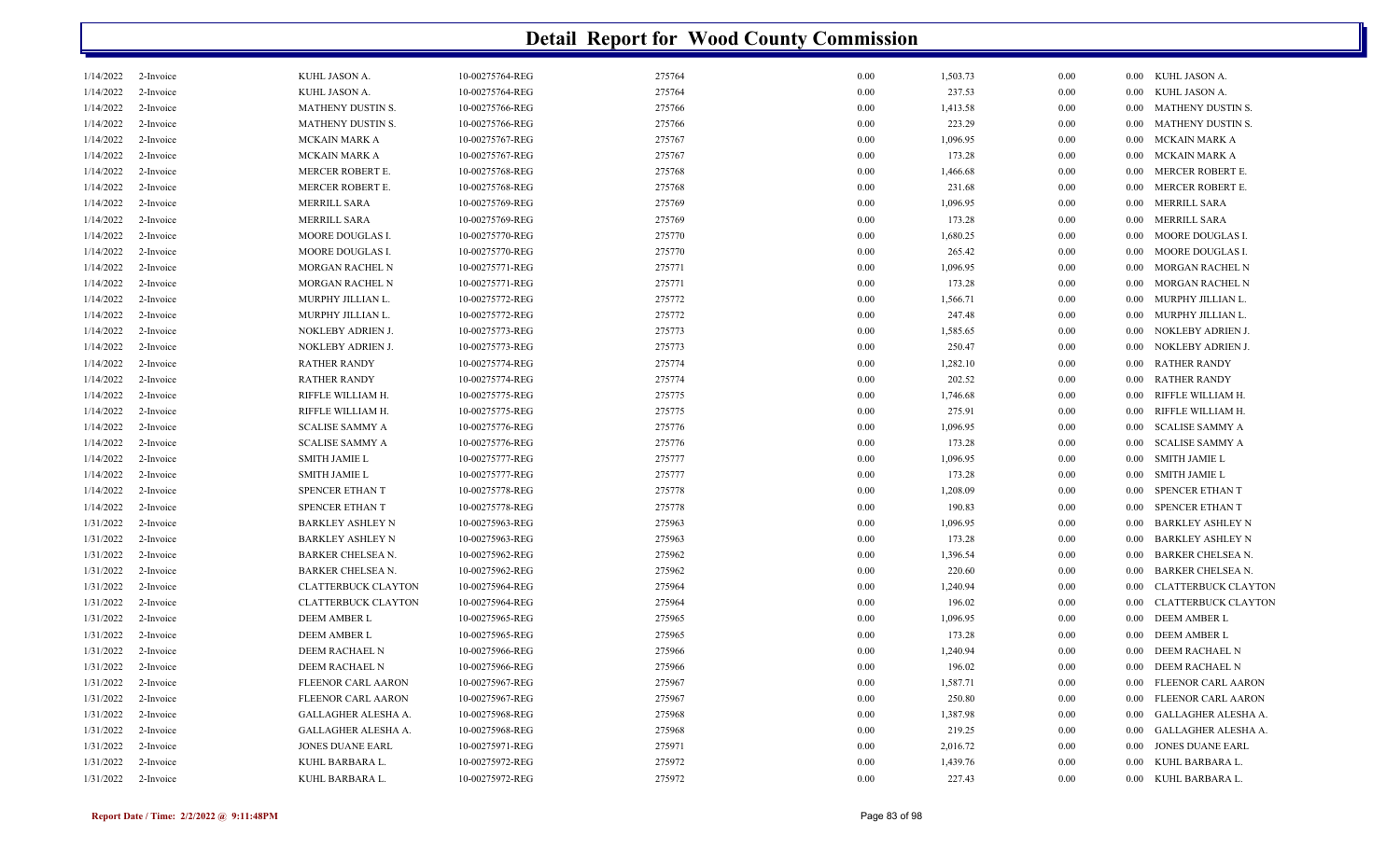# Detail Report for Wood County Commission

| | | | | | | | | | |
|---|---|---|---|---|---|---|---|---|---|
| 1/14/2022 | 2-Invoice | KUHL JASON A. | 10-00275764-REG | 275764 | 0.00 | 1,503.73 | 0.00 | 0.00 | KUHL JASON A. |
| 1/14/2022 | 2-Invoice | KUHL JASON A. | 10-00275764-REG | 275764 | 0.00 | 237.53 | 0.00 | 0.00 | KUHL JASON A. |
| 1/14/2022 | 2-Invoice | MATHENY DUSTIN S. | 10-00275766-REG | 275766 | 0.00 | 1,413.58 | 0.00 | 0.00 | MATHENY DUSTIN S. |
| 1/14/2022 | 2-Invoice | MATHENY DUSTIN S. | 10-00275766-REG | 275766 | 0.00 | 223.29 | 0.00 | 0.00 | MATHENY DUSTIN S. |
| 1/14/2022 | 2-Invoice | MCKAIN MARK A | 10-00275767-REG | 275767 | 0.00 | 1,096.95 | 0.00 | 0.00 | MCKAIN MARK A |
| 1/14/2022 | 2-Invoice | MCKAIN MARK A | 10-00275767-REG | 275767 | 0.00 | 173.28 | 0.00 | 0.00 | MCKAIN MARK A |
| 1/14/2022 | 2-Invoice | MERCER ROBERT E. | 10-00275768-REG | 275768 | 0.00 | 1,466.68 | 0.00 | 0.00 | MERCER ROBERT E. |
| 1/14/2022 | 2-Invoice | MERCER ROBERT E. | 10-00275768-REG | 275768 | 0.00 | 231.68 | 0.00 | 0.00 | MERCER ROBERT E. |
| 1/14/2022 | 2-Invoice | MERRILL SARA | 10-00275769-REG | 275769 | 0.00 | 1,096.95 | 0.00 | 0.00 | MERRILL SARA |
| 1/14/2022 | 2-Invoice | MERRILL SARA | 10-00275769-REG | 275769 | 0.00 | 173.28 | 0.00 | 0.00 | MERRILL SARA |
| 1/14/2022 | 2-Invoice | MOORE DOUGLAS I. | 10-00275770-REG | 275770 | 0.00 | 1,680.25 | 0.00 | 0.00 | MOORE DOUGLAS I. |
| 1/14/2022 | 2-Invoice | MOORE DOUGLAS I. | 10-00275770-REG | 275770 | 0.00 | 265.42 | 0.00 | 0.00 | MOORE DOUGLAS I. |
| 1/14/2022 | 2-Invoice | MORGAN RACHEL N | 10-00275771-REG | 275771 | 0.00 | 1,096.95 | 0.00 | 0.00 | MORGAN RACHEL N |
| 1/14/2022 | 2-Invoice | MORGAN RACHEL N | 10-00275771-REG | 275771 | 0.00 | 173.28 | 0.00 | 0.00 | MORGAN RACHEL N |
| 1/14/2022 | 2-Invoice | MURPHY JILLIAN L. | 10-00275772-REG | 275772 | 0.00 | 1,566.71 | 0.00 | 0.00 | MURPHY JILLIAN L. |
| 1/14/2022 | 2-Invoice | MURPHY JILLIAN L. | 10-00275772-REG | 275772 | 0.00 | 247.48 | 0.00 | 0.00 | MURPHY JILLIAN L. |
| 1/14/2022 | 2-Invoice | NOKLEBY ADRIEN J. | 10-00275773-REG | 275773 | 0.00 | 1,585.65 | 0.00 | 0.00 | NOKLEBY ADRIEN J. |
| 1/14/2022 | 2-Invoice | NOKLEBY ADRIEN J. | 10-00275773-REG | 275773 | 0.00 | 250.47 | 0.00 | 0.00 | NOKLEBY ADRIEN J. |
| 1/14/2022 | 2-Invoice | RATHER RANDY | 10-00275774-REG | 275774 | 0.00 | 1,282.10 | 0.00 | 0.00 | RATHER RANDY |
| 1/14/2022 | 2-Invoice | RATHER RANDY | 10-00275774-REG | 275774 | 0.00 | 202.52 | 0.00 | 0.00 | RATHER RANDY |
| 1/14/2022 | 2-Invoice | RIFFLE WILLIAM H. | 10-00275775-REG | 275775 | 0.00 | 1,746.68 | 0.00 | 0.00 | RIFFLE WILLIAM H. |
| 1/14/2022 | 2-Invoice | RIFFLE WILLIAM H. | 10-00275775-REG | 275775 | 0.00 | 275.91 | 0.00 | 0.00 | RIFFLE WILLIAM H. |
| 1/14/2022 | 2-Invoice | SCALISE SAMMY A | 10-00275776-REG | 275776 | 0.00 | 1,096.95 | 0.00 | 0.00 | SCALISE SAMMY A |
| 1/14/2022 | 2-Invoice | SCALISE SAMMY A | 10-00275776-REG | 275776 | 0.00 | 173.28 | 0.00 | 0.00 | SCALISE SAMMY A |
| 1/14/2022 | 2-Invoice | SMITH JAMIE L | 10-00275777-REG | 275777 | 0.00 | 1,096.95 | 0.00 | 0.00 | SMITH JAMIE L |
| 1/14/2022 | 2-Invoice | SMITH JAMIE L | 10-00275777-REG | 275777 | 0.00 | 173.28 | 0.00 | 0.00 | SMITH JAMIE L |
| 1/14/2022 | 2-Invoice | SPENCER ETHAN T | 10-00275778-REG | 275778 | 0.00 | 1,208.09 | 0.00 | 0.00 | SPENCER ETHAN T |
| 1/14/2022 | 2-Invoice | SPENCER ETHAN T | 10-00275778-REG | 275778 | 0.00 | 190.83 | 0.00 | 0.00 | SPENCER ETHAN T |
| 1/31/2022 | 2-Invoice | BARKLEY ASHLEY N | 10-00275963-REG | 275963 | 0.00 | 1,096.95 | 0.00 | 0.00 | BARKLEY ASHLEY N |
| 1/31/2022 | 2-Invoice | BARKLEY ASHLEY N | 10-00275963-REG | 275963 | 0.00 | 173.28 | 0.00 | 0.00 | BARKLEY ASHLEY N |
| 1/31/2022 | 2-Invoice | BARKER CHELSEA N. | 10-00275962-REG | 275962 | 0.00 | 1,396.54 | 0.00 | 0.00 | BARKER CHELSEA N. |
| 1/31/2022 | 2-Invoice | BARKER CHELSEA N. | 10-00275962-REG | 275962 | 0.00 | 220.60 | 0.00 | 0.00 | BARKER CHELSEA N. |
| 1/31/2022 | 2-Invoice | CLATTERBUCK CLAYTON | 10-00275964-REG | 275964 | 0.00 | 1,240.94 | 0.00 | 0.00 | CLATTERBUCK CLAYTON |
| 1/31/2022 | 2-Invoice | CLATTERBUCK CLAYTON | 10-00275964-REG | 275964 | 0.00 | 196.02 | 0.00 | 0.00 | CLATTERBUCK CLAYTON |
| 1/31/2022 | 2-Invoice | DEEM AMBER L | 10-00275965-REG | 275965 | 0.00 | 1,096.95 | 0.00 | 0.00 | DEEM AMBER L |
| 1/31/2022 | 2-Invoice | DEEM AMBER L | 10-00275965-REG | 275965 | 0.00 | 173.28 | 0.00 | 0.00 | DEEM AMBER L |
| 1/31/2022 | 2-Invoice | DEEM RACHAEL N | 10-00275966-REG | 275966 | 0.00 | 1,240.94 | 0.00 | 0.00 | DEEM RACHAEL N |
| 1/31/2022 | 2-Invoice | DEEM RACHAEL N | 10-00275966-REG | 275966 | 0.00 | 196.02 | 0.00 | 0.00 | DEEM RACHAEL N |
| 1/31/2022 | 2-Invoice | FLEENOR CARL AARON | 10-00275967-REG | 275967 | 0.00 | 1,587.71 | 0.00 | 0.00 | FLEENOR CARL AARON |
| 1/31/2022 | 2-Invoice | FLEENOR CARL AARON | 10-00275967-REG | 275967 | 0.00 | 250.80 | 0.00 | 0.00 | FLEENOR CARL AARON |
| 1/31/2022 | 2-Invoice | GALLAGHER ALESHA A. | 10-00275968-REG | 275968 | 0.00 | 1,387.98 | 0.00 | 0.00 | GALLAGHER ALESHA A. |
| 1/31/2022 | 2-Invoice | GALLAGHER ALESHA A. | 10-00275968-REG | 275968 | 0.00 | 219.25 | 0.00 | 0.00 | GALLAGHER ALESHA A. |
| 1/31/2022 | 2-Invoice | JONES DUANE EARL | 10-00275971-REG | 275971 | 0.00 | 2,016.72 | 0.00 | 0.00 | JONES DUANE EARL |
| 1/31/2022 | 2-Invoice | KUHL BARBARA L. | 10-00275972-REG | 275972 | 0.00 | 1,439.76 | 0.00 | 0.00 | KUHL BARBARA L. |
| 1/31/2022 | 2-Invoice | KUHL BARBARA L. | 10-00275972-REG | 275972 | 0.00 | 227.43 | 0.00 | 0.00 | KUHL BARBARA L. |

**Report Date / Time: 2/2/2022 @ 9:11:48PM**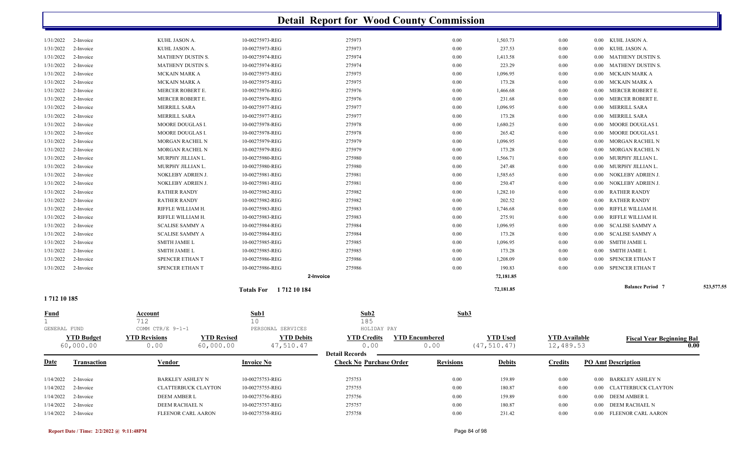# Detail Report for Wood County Commission

| Date | Transaction | Vendor | Invoice No | Check No | Revisions | Debits | Credits | PO Amt | Description |
|---|---|---|---|---|---|---|---|---|---|
| 1/31/2022 | 2-Invoice | KUHL JASON A. | 10-00275973-REG | 275973 | 0.00 | 1,503.73 | 0.00 | 0.00 | KUHL JASON A. |
| 1/31/2022 | 2-Invoice | KUHL JASON A. | 10-00275973-REG | 275973 | 0.00 | 237.53 | 0.00 | 0.00 | KUHL JASON A. |
| 1/31/2022 | 2-Invoice | MATHENY DUSTIN S. | 10-00275974-REG | 275974 | 0.00 | 1,413.58 | 0.00 | 0.00 | MATHENY DUSTIN S. |
| 1/31/2022 | 2-Invoice | MATHENY DUSTIN S. | 10-00275974-REG | 275974 | 0.00 | 223.29 | 0.00 | 0.00 | MATHENY DUSTIN S. |
| 1/31/2022 | 2-Invoice | MCKAIN MARK A | 10-00275975-REG | 275975 | 0.00 | 1,096.95 | 0.00 | 0.00 | MCKAIN MARK A |
| 1/31/2022 | 2-Invoice | MCKAIN MARK A | 10-00275975-REG | 275975 | 0.00 | 173.28 | 0.00 | 0.00 | MCKAIN MARK A |
| 1/31/2022 | 2-Invoice | MERCER ROBERT E. | 10-00275976-REG | 275976 | 0.00 | 1,466.68 | 0.00 | 0.00 | MERCER ROBERT E. |
| 1/31/2022 | 2-Invoice | MERCER ROBERT E. | 10-00275976-REG | 275976 | 0.00 | 231.68 | 0.00 | 0.00 | MERCER ROBERT E. |
| 1/31/2022 | 2-Invoice | MERRILL SARA | 10-00275977-REG | 275977 | 0.00 | 1,096.95 | 0.00 | 0.00 | MERRILL SARA |
| 1/31/2022 | 2-Invoice | MERRILL SARA | 10-00275977-REG | 275977 | 0.00 | 173.28 | 0.00 | 0.00 | MERRILL SARA |
| 1/31/2022 | 2-Invoice | MOORE DOUGLAS I. | 10-00275978-REG | 275978 | 0.00 | 1,680.25 | 0.00 | 0.00 | MOORE DOUGLAS I. |
| 1/31/2022 | 2-Invoice | MOORE DOUGLAS I. | 10-00275978-REG | 275978 | 0.00 | 265.42 | 0.00 | 0.00 | MOORE DOUGLAS I. |
| 1/31/2022 | 2-Invoice | MORGAN RACHEL N | 10-00275979-REG | 275979 | 0.00 | 1,096.95 | 0.00 | 0.00 | MORGAN RACHEL N |
| 1/31/2022 | 2-Invoice | MORGAN RACHEL N | 10-00275979-REG | 275979 | 0.00 | 173.28 | 0.00 | 0.00 | MORGAN RACHEL N |
| 1/31/2022 | 2-Invoice | MURPHY JILLIAN L. | 10-00275980-REG | 275980 | 0.00 | 1,566.71 | 0.00 | 0.00 | MURPHY JILLIAN L. |
| 1/31/2022 | 2-Invoice | MURPHY JILLIAN L. | 10-00275980-REG | 275980 | 0.00 | 247.48 | 0.00 | 0.00 | MURPHY JILLIAN L. |
| 1/31/2022 | 2-Invoice | NOKLEBY ADRIEN J. | 10-00275981-REG | 275981 | 0.00 | 1,585.65 | 0.00 | 0.00 | NOKLEBY ADRIEN J. |
| 1/31/2022 | 2-Invoice | NOKLEBY ADRIEN J. | 10-00275981-REG | 275981 | 0.00 | 250.47 | 0.00 | 0.00 | NOKLEBY ADRIEN J. |
| 1/31/2022 | 2-Invoice | RATHER RANDY | 10-00275982-REG | 275982 | 0.00 | 1,282.10 | 0.00 | 0.00 | RATHER RANDY |
| 1/31/2022 | 2-Invoice | RATHER RANDY | 10-00275982-REG | 275982 | 0.00 | 202.52 | 0.00 | 0.00 | RATHER RANDY |
| 1/31/2022 | 2-Invoice | RIFFLE WILLIAM H. | 10-00275983-REG | 275983 | 0.00 | 1,746.68 | 0.00 | 0.00 | RIFFLE WILLIAM H. |
| 1/31/2022 | 2-Invoice | RIFFLE WILLIAM H. | 10-00275983-REG | 275983 | 0.00 | 275.91 | 0.00 | 0.00 | RIFFLE WILLIAM H. |
| 1/31/2022 | 2-Invoice | SCALISE SAMMY A | 10-00275984-REG | 275984 | 0.00 | 1,096.95 | 0.00 | 0.00 | SCALISE SAMMY A |
| 1/31/2022 | 2-Invoice | SCALISE SAMMY A | 10-00275984-REG | 275984 | 0.00 | 173.28 | 0.00 | 0.00 | SCALISE SAMMY A |
| 1/31/2022 | 2-Invoice | SMITH JAMIE L | 10-00275985-REG | 275985 | 0.00 | 1,096.95 | 0.00 | 0.00 | SMITH JAMIE L |
| 1/31/2022 | 2-Invoice | SMITH JAMIE L | 10-00275985-REG | 275985 | 0.00 | 173.28 | 0.00 | 0.00 | SMITH JAMIE L |
| 1/31/2022 | 2-Invoice | SPENCER ETHAN T | 10-00275986-REG | 275986 | 0.00 | 1,208.09 | 0.00 | 0.00 | SPENCER ETHAN T |
| 1/31/2022 | 2-Invoice | SPENCER ETHAN T | 10-00275986-REG | 275986 | 0.00 | 190.83 | 0.00 | 0.00 | SPENCER ETHAN T |
| | | | 2-Invoice | | | 72,181.85 | | | |
| | | | Totals For 1 712 10 184 | | | 72,181.85 | | | Balance Period 7 523,577.55 |

## 1 712 10 185

| Fund | Account | Sub1 | Sub2 | Sub3 |
|---|---|---|---|---|
| 1 | 712 | 10 | 185 | |
| GENERAL FUND | COMM CTR/E 9-1-1 | PERSONAL SERVICES | HOLIDAY PAY | |

| YTD Budget | YTD Revisions | YTD Revised | YTD Debits | YTD Credits | YTD Encumbered | YTD Used | YTD Available | Fiscal Year Beginning Bal |
|---|---|---|---|---|---|---|---|---|
| 60,000.00 | 0.00 | 60,000.00 | 47,510.47 | 0.00 | 0.00 | (47,510.47) | 12,489.53 | 0.00 |

**Detail Records**

| Date | Transaction | Vendor | Invoice No | Check No Purchase Order | Revisions | Debits | Credits | PO Amt | Description |
|---|---|---|---|---|---|---|---|---|---|
| 1/14/2022 | 2-Invoice | BARKLEY ASHLEY N | 10-00275753-REG | 275753 | 0.00 | 159.89 | 0.00 | 0.00 | BARKLEY ASHLEY N |
| 1/14/2022 | 2-Invoice | CLATTERBUCK CLAYTON | 10-00275755-REG | 275755 | 0.00 | 180.87 | 0.00 | 0.00 | CLATTERBUCK CLAYTON |
| 1/14/2022 | 2-Invoice | DEEM AMBER L | 10-00275756-REG | 275756 | 0.00 | 159.89 | 0.00 | 0.00 | DEEM AMBER L |
| 1/14/2022 | 2-Invoice | DEEM RACHAEL N | 10-00275757-REG | 275757 | 0.00 | 180.87 | 0.00 | 0.00 | DEEM RACHAEL N |
| 1/14/2022 | 2-Invoice | FLEENOR CARL AARON | 10-00275758-REG | 275758 | 0.00 | 231.42 | 0.00 | 0.00 | FLEENOR CARL AARON |

Report Date / Time: 2/2/2022 @ 9:11:48PM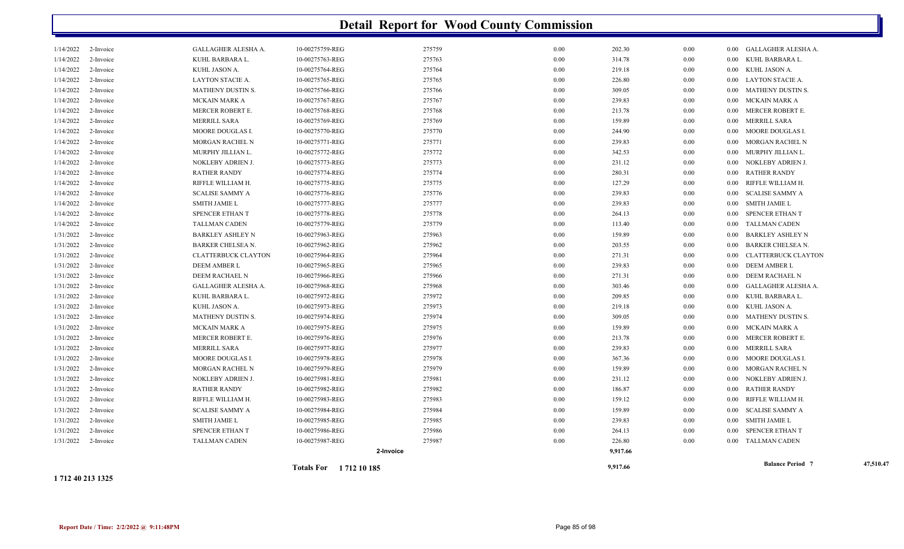# Detail Report for Wood County Commission

| Date | Type | Name | Reference | Number | | Amount | | | Vendor |
|---|---|---|---|---|---|---|---|---|---|
| 1/14/2022 | 2-Invoice | GALLAGHER ALESHA A. | 10-00275759-REG | 275759 | 0.00 | 202.30 | 0.00 | 0.00 | GALLAGHER ALESHA A. |
| 1/14/2022 | 2-Invoice | KUHL BARBARA L. | 10-00275763-REG | 275763 | 0.00 | 314.78 | 0.00 | 0.00 | KUHL BARBARA L. |
| 1/14/2022 | 2-Invoice | KUHL JASON A. | 10-00275764-REG | 275764 | 0.00 | 219.18 | 0.00 | 0.00 | KUHL JASON A. |
| 1/14/2022 | 2-Invoice | LAYTON STACIE A. | 10-00275765-REG | 275765 | 0.00 | 226.80 | 0.00 | 0.00 | LAYTON STACIE A. |
| 1/14/2022 | 2-Invoice | MATHENY DUSTIN S. | 10-00275766-REG | 275766 | 0.00 | 309.05 | 0.00 | 0.00 | MATHENY DUSTIN S. |
| 1/14/2022 | 2-Invoice | MCKAIN MARK A | 10-00275767-REG | 275767 | 0.00 | 239.83 | 0.00 | 0.00 | MCKAIN MARK A |
| 1/14/2022 | 2-Invoice | MERCER ROBERT E. | 10-00275768-REG | 275768 | 0.00 | 213.78 | 0.00 | 0.00 | MERCER ROBERT E. |
| 1/14/2022 | 2-Invoice | MERRILL SARA | 10-00275769-REG | 275769 | 0.00 | 159.89 | 0.00 | 0.00 | MERRILL SARA |
| 1/14/2022 | 2-Invoice | MOORE DOUGLAS I. | 10-00275770-REG | 275770 | 0.00 | 244.90 | 0.00 | 0.00 | MOORE DOUGLAS I. |
| 1/14/2022 | 2-Invoice | MORGAN RACHEL N | 10-00275771-REG | 275771 | 0.00 | 239.83 | 0.00 | 0.00 | MORGAN RACHEL N |
| 1/14/2022 | 2-Invoice | MURPHY JILLIAN L. | 10-00275772-REG | 275772 | 0.00 | 342.53 | 0.00 | 0.00 | MURPHY JILLIAN L. |
| 1/14/2022 | 2-Invoice | NOKLEBY ADRIEN J. | 10-00275773-REG | 275773 | 0.00 | 231.12 | 0.00 | 0.00 | NOKLEBY ADRIEN J. |
| 1/14/2022 | 2-Invoice | RATHER RANDY | 10-00275774-REG | 275774 | 0.00 | 280.31 | 0.00 | 0.00 | RATHER RANDY |
| 1/14/2022 | 2-Invoice | RIFFLE WILLIAM H. | 10-00275775-REG | 275775 | 0.00 | 127.29 | 0.00 | 0.00 | RIFFLE WILLIAM H. |
| 1/14/2022 | 2-Invoice | SCALISE SAMMY A | 10-00275776-REG | 275776 | 0.00 | 239.83 | 0.00 | 0.00 | SCALISE SAMMY A |
| 1/14/2022 | 2-Invoice | SMITH JAMIE L | 10-00275777-REG | 275777 | 0.00 | 239.83 | 0.00 | 0.00 | SMITH JAMIE L |
| 1/14/2022 | 2-Invoice | SPENCER ETHAN T | 10-00275778-REG | 275778 | 0.00 | 264.13 | 0.00 | 0.00 | SPENCER ETHAN T |
| 1/14/2022 | 2-Invoice | TALLMAN CADEN | 10-00275779-REG | 275779 | 0.00 | 113.40 | 0.00 | 0.00 | TALLMAN CADEN |
| 1/31/2022 | 2-Invoice | BARKLEY ASHLEY N | 10-00275963-REG | 275963 | 0.00 | 159.89 | 0.00 | 0.00 | BARKLEY ASHLEY N |
| 1/31/2022 | 2-Invoice | BARKER CHELSEA N. | 10-00275962-REG | 275962 | 0.00 | 203.55 | 0.00 | 0.00 | BARKER CHELSEA N. |
| 1/31/2022 | 2-Invoice | CLATTERBUCK CLAYTON | 10-00275964-REG | 275964 | 0.00 | 271.31 | 0.00 | 0.00 | CLATTERBUCK CLAYTON |
| 1/31/2022 | 2-Invoice | DEEM AMBER L | 10-00275965-REG | 275965 | 0.00 | 239.83 | 0.00 | 0.00 | DEEM AMBER L |
| 1/31/2022 | 2-Invoice | DEEM RACHAEL N | 10-00275966-REG | 275966 | 0.00 | 271.31 | 0.00 | 0.00 | DEEM RACHAEL N |
| 1/31/2022 | 2-Invoice | GALLAGHER ALESHA A. | 10-00275968-REG | 275968 | 0.00 | 303.46 | 0.00 | 0.00 | GALLAGHER ALESHA A. |
| 1/31/2022 | 2-Invoice | KUHL BARBARA L. | 10-00275972-REG | 275972 | 0.00 | 209.85 | 0.00 | 0.00 | KUHL BARBARA L. |
| 1/31/2022 | 2-Invoice | KUHL JASON A. | 10-00275973-REG | 275973 | 0.00 | 219.18 | 0.00 | 0.00 | KUHL JASON A. |
| 1/31/2022 | 2-Invoice | MATHENY DUSTIN S. | 10-00275974-REG | 275974 | 0.00 | 309.05 | 0.00 | 0.00 | MATHENY DUSTIN S. |
| 1/31/2022 | 2-Invoice | MCKAIN MARK A | 10-00275975-REG | 275975 | 0.00 | 159.89 | 0.00 | 0.00 | MCKAIN MARK A |
| 1/31/2022 | 2-Invoice | MERCER ROBERT E. | 10-00275976-REG | 275976 | 0.00 | 213.78 | 0.00 | 0.00 | MERCER ROBERT E. |
| 1/31/2022 | 2-Invoice | MERRILL SARA | 10-00275977-REG | 275977 | 0.00 | 239.83 | 0.00 | 0.00 | MERRILL SARA |
| 1/31/2022 | 2-Invoice | MOORE DOUGLAS I. | 10-00275978-REG | 275978 | 0.00 | 367.36 | 0.00 | 0.00 | MOORE DOUGLAS I. |
| 1/31/2022 | 2-Invoice | MORGAN RACHEL N | 10-00275979-REG | 275979 | 0.00 | 159.89 | 0.00 | 0.00 | MORGAN RACHEL N |
| 1/31/2022 | 2-Invoice | NOKLEBY ADRIEN J. | 10-00275981-REG | 275981 | 0.00 | 231.12 | 0.00 | 0.00 | NOKLEBY ADRIEN J. |
| 1/31/2022 | 2-Invoice | RATHER RANDY | 10-00275982-REG | 275982 | 0.00 | 186.87 | 0.00 | 0.00 | RATHER RANDY |
| 1/31/2022 | 2-Invoice | RIFFLE WILLIAM H. | 10-00275983-REG | 275983 | 0.00 | 159.12 | 0.00 | 0.00 | RIFFLE WILLIAM H. |
| 1/31/2022 | 2-Invoice | SCALISE SAMMY A | 10-00275984-REG | 275984 | 0.00 | 159.89 | 0.00 | 0.00 | SCALISE SAMMY A |
| 1/31/2022 | 2-Invoice | SMITH JAMIE L | 10-00275985-REG | 275985 | 0.00 | 239.83 | 0.00 | 0.00 | SMITH JAMIE L |
| 1/31/2022 | 2-Invoice | SPENCER ETHAN T | 10-00275986-REG | 275986 | 0.00 | 264.13 | 0.00 | 0.00 | SPENCER ETHAN T |
| 1/31/2022 | 2-Invoice | TALLMAN CADEN | 10-00275987-REG | 275987 | 0.00 | 226.80 | 0.00 | 0.00 | TALLMAN CADEN |
| | | | | 2-Invoice | | 9,917.66 | | | |
| | | | Totals For 1 712 10 185 | | | 9,917.66 | | | Balance Period 7 47,510.47 |

**1 712 40 213 1325**

Report Date / Time: 2/2/2022 @ 9:11:48PM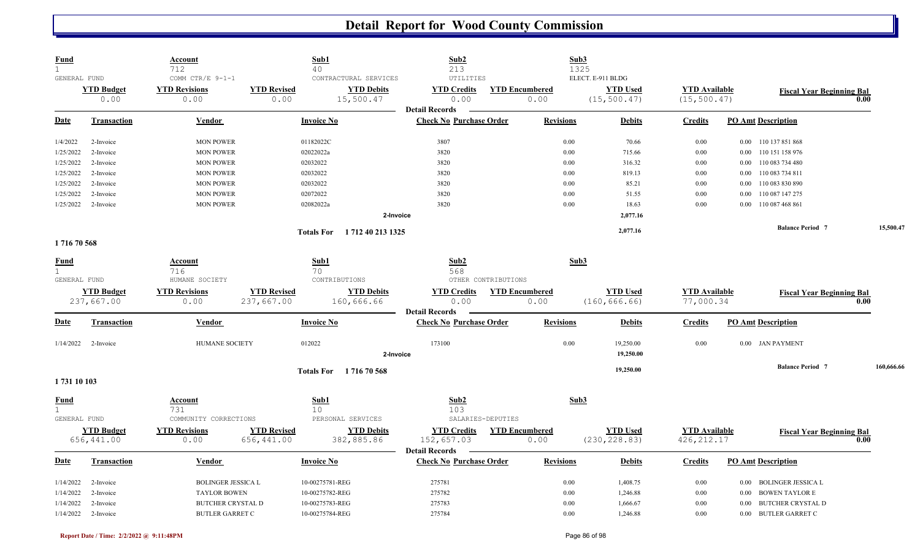# Detail Report for Wood County Commission

| Fund | Account | Sub1 | Sub2 | Sub3 |
|---|---|---|---|---|
| 1 | 712 | 40 | 213 | 1325 |
| GENERAL FUND | COMM CTR/E 9-1-1 | CONTRACTURAL SERVICES | UTILITIES | ELECT. E-911 BLDG |

| YTD Budget | YTD Revisions | YTD Revised | YTD Debits | YTD Credits | YTD Encumbered | YTD Used | YTD Available | Fiscal Year Beginning Bal |
|---|---|---|---|---|---|---|---|---|
| 0.00 | 0.00 | 0.00 | 15,500.47 | 0.00 | 0.00 | (15,500.47) | (15,500.47) | 0.00 |

**Detail Records**

| Date | Transaction | Vendor | Invoice No | Check No | Purchase Order | Revisions | Debits | Credits | PO Amt | Description |
|---|---|---|---|---|---|---|---|---|---|---|
| 1/4/2022 | 2-Invoice | MON POWER | 01182022C | 3807 | | 0.00 | 70.66 | 0.00 | 0.00 | 110 137 851 868 |
| 1/25/2022 | 2-Invoice | MON POWER | 02022022a | 3820 | | 0.00 | 715.66 | 0.00 | 0.00 | 110 151 158 976 |
| 1/25/2022 | 2-Invoice | MON POWER | 02032022 | 3820 | | 0.00 | 316.32 | 0.00 | 0.00 | 110 083 734 480 |
| 1/25/2022 | 2-Invoice | MON POWER | 02032022 | 3820 | | 0.00 | 819.13 | 0.00 | 0.00 | 110 083 734 811 |
| 1/25/2022 | 2-Invoice | MON POWER | 02032022 | 3820 | | 0.00 | 85.21 | 0.00 | 0.00 | 110 083 830 890 |
| 1/25/2022 | 2-Invoice | MON POWER | 02072022 | 3820 | | 0.00 | 51.55 | 0.00 | 0.00 | 110 087 147 275 |
| 1/25/2022 | 2-Invoice | MON POWER | 02082022a | 3820 | | 0.00 | 18.63 | 0.00 | 0.00 | 110 087 468 861 |
| | | | | 2-Invoice | | | 2,077.16 | | | |
| | | | Totals For 1 712 40 213 1325 | | | | 2,077.16 | | | Balance Period 7 — 15,500.47 |

**1 716 70 568**

| Fund | Account | Sub1 | Sub2 | Sub3 |
|---|---|---|---|---|
| 1 | 716 | 70 | 568 | |
| GENERAL FUND | HUMANE SOCIETY | CONTRIBUTIONS | OTHER CONTRIBUTIONS | |

| YTD Budget | YTD Revisions | YTD Revised | YTD Debits | YTD Credits | YTD Encumbered | YTD Used | YTD Available | Fiscal Year Beginning Bal |
|---|---|---|---|---|---|---|---|---|
| 237,667.00 | 0.00 | 237,667.00 | 160,666.66 | 0.00 | 0.00 | (160,666.66) | 77,000.34 | 0.00 |

**Detail Records**

| Date | Transaction | Vendor | Invoice No | Check No | Purchase Order | Revisions | Debits | Credits | PO Amt | Description |
|---|---|---|---|---|---|---|---|---|---|---|
| 1/14/2022 | 2-Invoice | HUMANE SOCIETY | 012022 | 173100 | | 0.00 | 19,250.00 | 0.00 | 0.00 | JAN PAYMENT |
| | | | | 2-Invoice | | | 19,250.00 | | | |
| | | | Totals For 1 716 70 568 | | | | 19,250.00 | | | Balance Period 7 — 160,666.66 |

**1 731 10 103**

| Fund | Account | Sub1 | Sub2 | Sub3 |
|---|---|---|---|---|
| 1 | 731 | 10 | 103 | |
| GENERAL FUND | COMMUNITY CORRECTIONS | PERSONAL SERVICES | SALARIES-DEPUTIES | |

| YTD Budget | YTD Revisions | YTD Revised | YTD Debits | YTD Credits | YTD Encumbered | YTD Used | YTD Available | Fiscal Year Beginning Bal |
|---|---|---|---|---|---|---|---|---|
| 656,441.00 | 0.00 | 656,441.00 | 382,885.86 | 152,657.03 | 0.00 | (230,228.83) | 426,212.17 | 0.00 |

**Detail Records**

| Date | Transaction | Vendor | Invoice No | Check No | Purchase Order | Revisions | Debits | Credits | PO Amt | Description |
|---|---|---|---|---|---|---|---|---|---|---|
| 1/14/2022 | 2-Invoice | BOLINGER JESSICA L | 10-00275781-REG | 275781 | | 0.00 | 1,408.75 | 0.00 | 0.00 | BOLINGER JESSICA L |
| 1/14/2022 | 2-Invoice | TAYLOR BOWEN | 10-00275782-REG | 275782 | | 0.00 | 1,246.88 | 0.00 | 0.00 | BOWEN TAYLOR E |
| 1/14/2022 | 2-Invoice | BUTCHER CRYSTAL D | 10-00275783-REG | 275783 | | 0.00 | 1,666.67 | 0.00 | 0.00 | BUTCHER CRYSTAL D |
| 1/14/2022 | 2-Invoice | BUTLER GARRET C | 10-00275784-REG | 275784 | | 0.00 | 1,246.88 | 0.00 | 0.00 | BUTLER GARRET C |

Report Date / Time: 2/2/2022 @ 9:11:48PM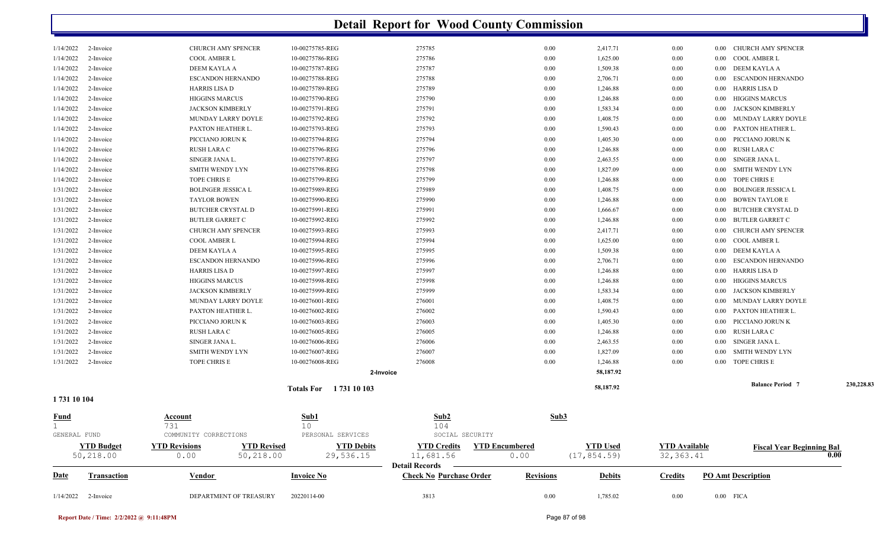# Detail Report for Wood County Commission

| Date | Transaction | Vendor | Invoice No | Check No | Purchase Order | Revisions | Debits | Credits | PO Amt | Description |
|---|---|---|---|---|---|---|---|---|---|---|
| 1/14/2022 | 2-Invoice | CHURCH AMY SPENCER | 10-00275785-REG | 275785 | | 0.00 | 2,417.71 | 0.00 | 0.00 | CHURCH AMY SPENCER |
| 1/14/2022 | 2-Invoice | COOL AMBER L | 10-00275786-REG | 275786 | | 0.00 | 1,625.00 | 0.00 | 0.00 | COOL AMBER L |
| 1/14/2022 | 2-Invoice | DEEM KAYLA A | 10-00275787-REG | 275787 | | 0.00 | 1,509.38 | 0.00 | 0.00 | DEEM KAYLA A |
| 1/14/2022 | 2-Invoice | ESCANDON HERNANDO | 10-00275788-REG | 275788 | | 0.00 | 2,706.71 | 0.00 | 0.00 | ESCANDON HERNANDO |
| 1/14/2022 | 2-Invoice | HARRIS LISA D | 10-00275789-REG | 275789 | | 0.00 | 1,246.88 | 0.00 | 0.00 | HARRIS LISA D |
| 1/14/2022 | 2-Invoice | HIGGINS MARCUS | 10-00275790-REG | 275790 | | 0.00 | 1,246.88 | 0.00 | 0.00 | HIGGINS MARCUS |
| 1/14/2022 | 2-Invoice | JACKSON KIMBERLY | 10-00275791-REG | 275791 | | 0.00 | 1,583.34 | 0.00 | 0.00 | JACKSON KIMBERLY |
| 1/14/2022 | 2-Invoice | MUNDAY LARRY DOYLE | 10-00275792-REG | 275792 | | 0.00 | 1,408.75 | 0.00 | 0.00 | MUNDAY LARRY DOYLE |
| 1/14/2022 | 2-Invoice | PAXTON HEATHER L. | 10-00275793-REG | 275793 | | 0.00 | 1,590.43 | 0.00 | 0.00 | PAXTON HEATHER L. |
| 1/14/2022 | 2-Invoice | PICCIANO JORUN K | 10-00275794-REG | 275794 | | 0.00 | 1,405.30 | 0.00 | 0.00 | PICCIANO JORUN K |
| 1/14/2022 | 2-Invoice | RUSH LARA C | 10-00275796-REG | 275796 | | 0.00 | 1,246.88 | 0.00 | 0.00 | RUSH LARA C |
| 1/14/2022 | 2-Invoice | SINGER JANA L. | 10-00275797-REG | 275797 | | 0.00 | 2,463.55 | 0.00 | 0.00 | SINGER JANA L. |
| 1/14/2022 | 2-Invoice | SMITH WENDY LYN | 10-00275798-REG | 275798 | | 0.00 | 1,827.09 | 0.00 | 0.00 | SMITH WENDY LYN |
| 1/14/2022 | 2-Invoice | TOPE CHRIS E | 10-00275799-REG | 275799 | | 0.00 | 1,246.88 | 0.00 | 0.00 | TOPE CHRIS E |
| 1/31/2022 | 2-Invoice | BOLINGER JESSICA L | 10-00275989-REG | 275989 | | 0.00 | 1,408.75 | 0.00 | 0.00 | BOLINGER JESSICA L |
| 1/31/2022 | 2-Invoice | TAYLOR BOWEN | 10-00275990-REG | 275990 | | 0.00 | 1,246.88 | 0.00 | 0.00 | BOWEN TAYLOR E |
| 1/31/2022 | 2-Invoice | BUTCHER CRYSTAL D | 10-00275991-REG | 275991 | | 0.00 | 1,666.67 | 0.00 | 0.00 | BUTCHER CRYSTAL D |
| 1/31/2022 | 2-Invoice | BUTLER GARRET C | 10-00275992-REG | 275992 | | 0.00 | 1,246.88 | 0.00 | 0.00 | BUTLER GARRET C |
| 1/31/2022 | 2-Invoice | CHURCH AMY SPENCER | 10-00275993-REG | 275993 | | 0.00 | 2,417.71 | 0.00 | 0.00 | CHURCH AMY SPENCER |
| 1/31/2022 | 2-Invoice | COOL AMBER L | 10-00275994-REG | 275994 | | 0.00 | 1,625.00 | 0.00 | 0.00 | COOL AMBER L |
| 1/31/2022 | 2-Invoice | DEEM KAYLA A | 10-00275995-REG | 275995 | | 0.00 | 1,509.38 | 0.00 | 0.00 | DEEM KAYLA A |
| 1/31/2022 | 2-Invoice | ESCANDON HERNANDO | 10-00275996-REG | 275996 | | 0.00 | 2,706.71 | 0.00 | 0.00 | ESCANDON HERNANDO |
| 1/31/2022 | 2-Invoice | HARRIS LISA D | 10-00275997-REG | 275997 | | 0.00 | 1,246.88 | 0.00 | 0.00 | HARRIS LISA D |
| 1/31/2022 | 2-Invoice | HIGGINS MARCUS | 10-00275998-REG | 275998 | | 0.00 | 1,246.88 | 0.00 | 0.00 | HIGGINS MARCUS |
| 1/31/2022 | 2-Invoice | JACKSON KIMBERLY | 10-00275999-REG | 275999 | | 0.00 | 1,583.34 | 0.00 | 0.00 | JACKSON KIMBERLY |
| 1/31/2022 | 2-Invoice | MUNDAY LARRY DOYLE | 10-00276001-REG | 276001 | | 0.00 | 1,408.75 | 0.00 | 0.00 | MUNDAY LARRY DOYLE |
| 1/31/2022 | 2-Invoice | PAXTON HEATHER L. | 10-00276002-REG | 276002 | | 0.00 | 1,590.43 | 0.00 | 0.00 | PAXTON HEATHER L. |
| 1/31/2022 | 2-Invoice | PICCIANO JORUN K | 10-00276003-REG | 276003 | | 0.00 | 1,405.30 | 0.00 | 0.00 | PICCIANO JORUN K |
| 1/31/2022 | 2-Invoice | RUSH LARA C | 10-00276005-REG | 276005 | | 0.00 | 1,246.88 | 0.00 | 0.00 | RUSH LARA C |
| 1/31/2022 | 2-Invoice | SINGER JANA L. | 10-00276006-REG | 276006 | | 0.00 | 2,463.55 | 0.00 | 0.00 | SINGER JANA L. |
| 1/31/2022 | 2-Invoice | SMITH WENDY LYN | 10-00276007-REG | 276007 | | 0.00 | 1,827.09 | 0.00 | 0.00 | SMITH WENDY LYN |
| 1/31/2022 | 2-Invoice | TOPE CHRIS E | 10-00276008-REG | 276008 | | 0.00 | 1,246.88 | 0.00 | 0.00 | TOPE CHRIS E |
| | | | 2-Invoice | | | | 58,187.92 | | | |
| | | | Totals For 1 731 10 103 | | | | 58,187.92 | | | Balance Period 7 230,228.83 |

## 1 731 10 104

| Fund | Account | Sub1 | Sub2 | Sub3 |
|---|---|---|---|---|
| 1 | 731 | 10 | 104 | |
| GENERAL FUND | COMMUNITY CORRECTIONS | PERSONAL SERVICES | SOCIAL SECURITY | |

| YTD Budget | YTD Revisions | YTD Revised | YTD Debits | YTD Credits | YTD Encumbered | YTD Used | YTD Available | Fiscal Year Beginning Bal |
|---|---|---|---|---|---|---|---|---|
| 50,218.00 | 0.00 | 50,218.00 | 29,536.15 | 11,681.56 | 0.00 | (17,854.59) | 32,363.41 | 0.00 |

**Detail Records**

| Date | Transaction | Vendor | Invoice No | Check No | Purchase Order | Revisions | Debits | Credits | PO Amt | Description |
|---|---|---|---|---|---|---|---|---|---|---|
| 1/14/2022 | 2-Invoice | DEPARTMENT OF TREASURY | 20220114-00 | 3813 | | 0.00 | 1,785.02 | 0.00 | 0.00 | FICA |

Report Date / Time: 2/2/2022 @ 9:11:48PM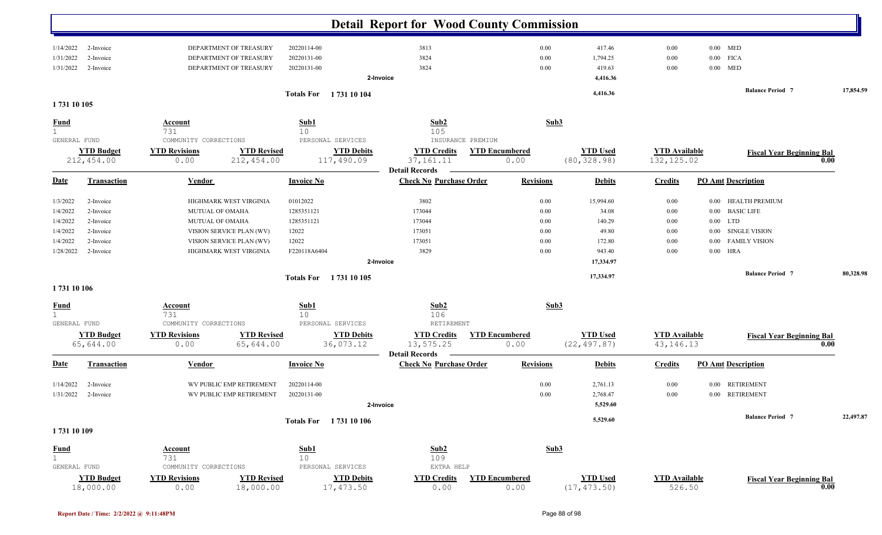# Detail Report for Wood County Commission

| Date | Transaction | Vendor | Invoice No | Check No Purchase Order | Revisions | Debits | Credits | PO Amt | Description |
|---|---|---|---|---|---|---|---|---|---|
| 1/14/2022 | 2-Invoice | DEPARTMENT OF TREASURY | 20220114-00 | 3813 | 0.00 | 417.46 | 0.00 | 0.00 | MED |
| 1/31/2022 | 2-Invoice | DEPARTMENT OF TREASURY | 20220131-00 | 3824 | 0.00 | 1,794.25 | 0.00 | 0.00 | FICA |
| 1/31/2022 | 2-Invoice | DEPARTMENT OF TREASURY | 20220131-00 | 3824 | 0.00 | 419.63 | 0.00 | 0.00 | MED |
| | | | 2-Invoice | | | 4,416.36 | | | |

Totals For 1 731 10 104 — 4,416.36 — Balance Period 7: 17,854.59

## 1 731 10 105

| Fund | Account | Sub1 | Sub2 | Sub3 |
|---|---|---|---|---|
| 1 | 731 | 10 | 105 | |
| GENERAL FUND | COMMUNITY CORRECTIONS | PERSONAL SERVICES | INSURANCE PREMIUM | |

| YTD Budget | YTD Revisions | YTD Revised | YTD Debits | YTD Credits | YTD Encumbered | YTD Used | YTD Available | Fiscal Year Beginning Bal |
|---|---|---|---|---|---|---|---|---|
| 212,454.00 | 0.00 | 212,454.00 | 117,490.09 | 37,161.11 | 0.00 | (80,328.98) | 132,125.02 | 0.00 |

Detail Records

| Date | Transaction | Vendor | Invoice No | Check No Purchase Order | Revisions | Debits | Credits | PO Amt | Description |
|---|---|---|---|---|---|---|---|---|---|
| 1/3/2022 | 2-Invoice | HIGHMARK WEST VIRGINIA | 01012022 | 3802 | 0.00 | 15,994.60 | 0.00 | 0.00 | HEALTH PREMIUM |
| 1/4/2022 | 2-Invoice | MUTUAL OF OMAHA | 1285351121 | 173044 | 0.00 | 34.08 | 0.00 | 0.00 | BASIC LIFE |
| 1/4/2022 | 2-Invoice | MUTUAL OF OMAHA | 1285351121 | 173044 | 0.00 | 140.29 | 0.00 | 0.00 | LTD |
| 1/4/2022 | 2-Invoice | VISION SERVICE PLAN (WV) | 12022 | 173051 | 0.00 | 49.80 | 0.00 | 0.00 | SINGLE VISION |
| 1/4/2022 | 2-Invoice | VISION SERVICE PLAN (WV) | 12022 | 173051 | 0.00 | 172.80 | 0.00 | 0.00 | FAMILY VISION |
| 1/28/2022 | 2-Invoice | HIGHMARK WEST VIRGINIA | F220118A6404 | 3829 | 0.00 | 943.40 | 0.00 | 0.00 | HRA |
| | | | 2-Invoice | | | 17,334.97 | | | |

Totals For 1 731 10 105 — 17,334.97 — Balance Period 7: 80,328.98

## 1 731 10 106

| Fund | Account | Sub1 | Sub2 | Sub3 |
|---|---|---|---|---|
| 1 | 731 | 10 | 106 | |
| GENERAL FUND | COMMUNITY CORRECTIONS | PERSONAL SERVICES | RETIREMENT | |

| YTD Budget | YTD Revisions | YTD Revised | YTD Debits | YTD Credits | YTD Encumbered | YTD Used | YTD Available | Fiscal Year Beginning Bal |
|---|---|---|---|---|---|---|---|---|
| 65,644.00 | 0.00 | 65,644.00 | 36,073.12 | 13,575.25 | 0.00 | (22,497.87) | 43,146.13 | 0.00 |

Detail Records

| Date | Transaction | Vendor | Invoice No | Check No Purchase Order | Revisions | Debits | Credits | PO Amt | Description |
|---|---|---|---|---|---|---|---|---|---|
| 1/14/2022 | 2-Invoice | WV PUBLIC EMP RETIREMENT | 20220114-00 | | 0.00 | 2,761.13 | 0.00 | 0.00 | RETIREMENT |
| 1/31/2022 | 2-Invoice | WV PUBLIC EMP RETIREMENT | 20220131-00 | | 0.00 | 2,768.47 | 0.00 | 0.00 | RETIREMENT |
| | | | 2-Invoice | | | 5,529.60 | | | |

Totals For 1 731 10 106 — 5,529.60 — Balance Period 7: 22,497.87

## 1 731 10 109

| Fund | Account | Sub1 | Sub2 | Sub3 |
|---|---|---|---|---|
| 1 | 731 | 10 | 109 | |
| GENERAL FUND | COMMUNITY CORRECTIONS | PERSONAL SERVICES | EXTRA HELP | |

| YTD Budget | YTD Revisions | YTD Revised | YTD Debits | YTD Credits | YTD Encumbered | YTD Used | YTD Available | Fiscal Year Beginning Bal |
|---|---|---|---|---|---|---|---|---|
| 18,000.00 | 0.00 | 18,000.00 | 17,473.50 | 0.00 | 0.00 | (17,473.50) | 526.50 | 0.00 |

Report Date / Time: 2/2/2022 @ 9:11:48PM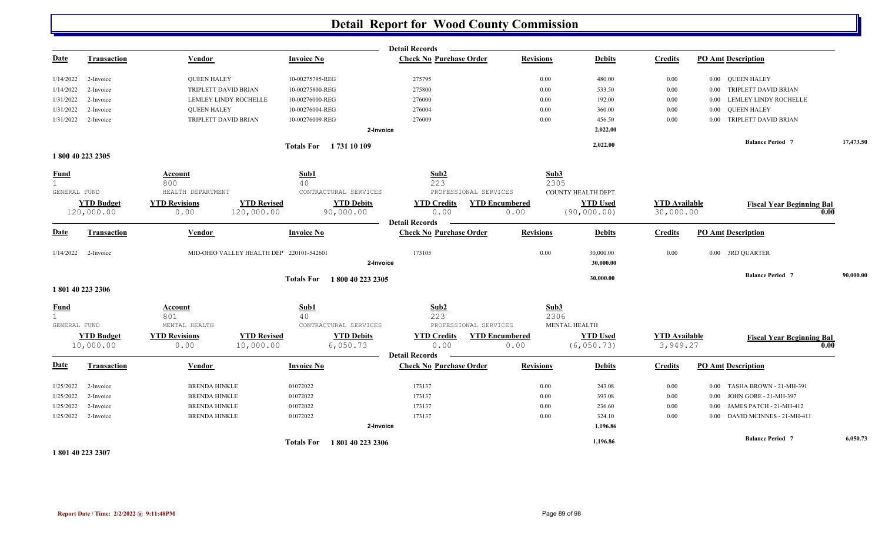# Detail Report for Wood County Commission

**Detail Records**

| Date | Transaction | Vendor | Invoice No | Check No | Purchase Order | Revisions | Debits | Credits | PO Amt | Description |
|---|---|---|---|---|---|---|---|---|---|---|
| 1/14/2022 | 2-Invoice | QUEEN HALEY | 10-00275795-REG | 275795 | | 0.00 | 480.00 | 0.00 | 0.00 | QUEEN HALEY |
| 1/14/2022 | 2-Invoice | TRIPLETT DAVID BRIAN | 10-00275800-REG | 275800 | | 0.00 | 533.50 | 0.00 | 0.00 | TRIPLETT DAVID BRIAN |
| 1/31/2022 | 2-Invoice | LEMLEY LINDY ROCHELLE | 10-00276000-REG | 276000 | | 0.00 | 192.00 | 0.00 | 0.00 | LEMLEY LINDY ROCHELLE |
| 1/31/2022 | 2-Invoice | QUEEN HALEY | 10-00276004-REG | 276004 | | 0.00 | 360.00 | 0.00 | 0.00 | QUEEN HALEY |
| 1/31/2022 | 2-Invoice | TRIPLETT DAVID BRIAN | 10-00276009-REG | 276009 | | 0.00 | 456.50 | 0.00 | 0.00 | TRIPLETT DAVID BRIAN |
| | | | 2-Invoice | | | | 2,022.00 | | | |

Totals For 1 731 10 109 — 2,022.00 — Balance Period 7: 17,473.50

## 1 800 40 223 2305

| Fund | Account | Sub1 | Sub2 | Sub3 |
|---|---|---|---|---|
| 1 | 800 | 40 | 223 | 2305 |
| GENERAL FUND | HEALTH DEPARTMENT | CONTRACTURAL SERVICES | PROFESSIONAL SERVICES | COUNTY HEALTH DEPT. |

| YTD Budget | YTD Revisions | YTD Revised | YTD Debits | YTD Credits | YTD Encumbered | YTD Used | YTD Available | Fiscal Year Beginning Bal |
|---|---|---|---|---|---|---|---|---|
| 120,000.00 | 0.00 | 120,000.00 | 90,000.00 | 0.00 | 0.00 | (90,000.00) | 30,000.00 | 0.00 |

**Detail Records**

| Date | Transaction | Vendor | Invoice No | Check No | Purchase Order | Revisions | Debits | Credits | PO Amt | Description |
|---|---|---|---|---|---|---|---|---|---|---|
| 1/14/2022 | 2-Invoice | MID-OHIO VALLEY HEALTH DEP' | 220101-542601 | 173105 | | 0.00 | 30,000.00 | 0.00 | 0.00 | 3RD QUARTER |
| | | | 2-Invoice | | | | 30,000.00 | | | |

Totals For 1 800 40 223 2305 — 30,000.00 — Balance Period 7: 90,000.00

## 1 801 40 223 2306

| Fund | Account | Sub1 | Sub2 | Sub3 |
|---|---|---|---|---|
| 1 | 801 | 40 | 223 | 2306 |
| GENERAL FUND | MENTAL HEALTH | CONTRACTURAL SERVICES | PROFESSIONAL SERVICES | MENTAL HEALTH |

| YTD Budget | YTD Revisions | YTD Revised | YTD Debits | YTD Credits | YTD Encumbered | YTD Used | YTD Available | Fiscal Year Beginning Bal |
|---|---|---|---|---|---|---|---|---|
| 10,000.00 | 0.00 | 10,000.00 | 6,050.73 | 0.00 | 0.00 | (6,050.73) | 3,949.27 | 0.00 |

**Detail Records**

| Date | Transaction | Vendor | Invoice No | Check No | Purchase Order | Revisions | Debits | Credits | PO Amt | Description |
|---|---|---|---|---|---|---|---|---|---|---|
| 1/25/2022 | 2-Invoice | BRENDA HINKLE | 01072022 | 173137 | | 0.00 | 243.08 | 0.00 | 0.00 | TASHA BROWN - 21-MH-391 |
| 1/25/2022 | 2-Invoice | BRENDA HINKLE | 01072022 | 173137 | | 0.00 | 393.08 | 0.00 | 0.00 | JOHN GORE - 21-MH-397 |
| 1/25/2022 | 2-Invoice | BRENDA HINKLE | 01072022 | 173137 | | 0.00 | 236.60 | 0.00 | 0.00 | JAMES PATCH - 21-MH-412 |
| 1/25/2022 | 2-Invoice | BRENDA HINKLE | 01072022 | 173137 | | 0.00 | 324.10 | 0.00 | 0.00 | DAVID MCINNES - 21-MH-411 |
| | | | 2-Invoice | | | | 1,196.86 | | | |

Totals For 1 801 40 223 2306 — 1,196.86 — Balance Period 7: 6,050.73

## 1 801 40 223 2307

Report Date / Time: 2/2/2022 @ 9:11:48PM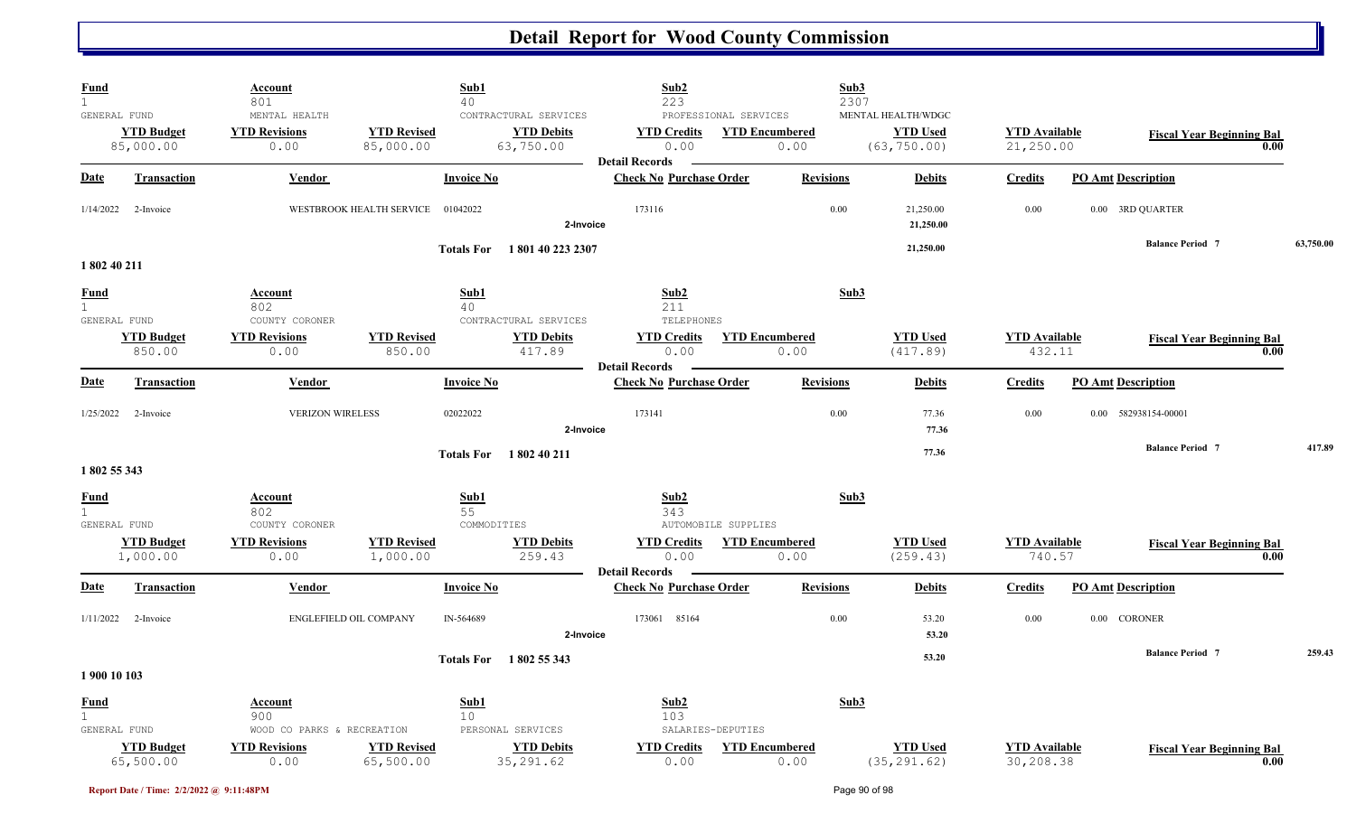# Detail Report for Wood County Commission

| Fund | Account | | Sub1 | Sub2 | | Sub3 | | |
|---|---|---|---|---|---|---|---|---|
| 1 | 801 | | 40 | 223 | | 2307 | | |
| GENERAL FUND | MENTAL HEALTH | | CONTRACTURAL SERVICES | PROFESSIONAL SERVICES | | MENTAL HEALTH/WDGC | | |
| **YTD Budget** | **YTD Revisions** | **YTD Revised** | **YTD Debits** | **YTD Credits** | **YTD Encumbered** | **YTD Used** | **YTD Available** | **Fiscal Year Beginning Bal** |
| 85,000.00 | 0.00 | 85,000.00 | 63,750.00 | 0.00 | 0.00 | (63,750.00) | 21,250.00 | 0.00 |

**Detail Records**

| Date | Transaction | Vendor | Invoice No | Check No | Purchase Order | Revisions | Debits | Credits | PO Amt | Description |
|---|---|---|---|---|---|---|---|---|---|---|
| 1/14/2022 | 2-Invoice | WESTBROOK HEALTH SERVICE | 01042022 | 173116 | | 0.00 | 21,250.00 | 0.00 | 0.00 | 3RD QUARTER |
| | | | 2-Invoice | | | | 21,250.00 | | | |
| | | | Totals For 1 801 40 223 2307 | | | | 21,250.00 | | | Balance Period 7 63,750.00 |

**1 802 40 211**

| Fund | Account | | Sub1 | Sub2 | | Sub3 | | |
|---|---|---|---|---|---|---|---|---|
| 1 | 802 | | 40 | 211 | | | | |
| GENERAL FUND | COUNTY CORONER | | CONTRACTURAL SERVICES | TELEPHONES | | | | |
| **YTD Budget** | **YTD Revisions** | **YTD Revised** | **YTD Debits** | **YTD Credits** | **YTD Encumbered** | **YTD Used** | **YTD Available** | **Fiscal Year Beginning Bal** |
| 850.00 | 0.00 | 850.00 | 417.89 | 0.00 | 0.00 | (417.89) | 432.11 | 0.00 |

**Detail Records**

| Date | Transaction | Vendor | Invoice No | Check No | Purchase Order | Revisions | Debits | Credits | PO Amt | Description |
|---|---|---|---|---|---|---|---|---|---|---|
| 1/25/2022 | 2-Invoice | VERIZON WIRELESS | 02022022 | 173141 | | 0.00 | 77.36 | 0.00 | 0.00 | 582938154-00001 |
| | | | 2-Invoice | | | | 77.36 | | | |
| | | | Totals For 1 802 40 211 | | | | 77.36 | | | Balance Period 7 417.89 |

**1 802 55 343**

| Fund | Account | | Sub1 | Sub2 | | Sub3 | | |
|---|---|---|---|---|---|---|---|---|
| 1 | 802 | | 55 | 343 | | | | |
| GENERAL FUND | COUNTY CORONER | | COMMODITIES | AUTOMOBILE SUPPLIES | | | | |
| **YTD Budget** | **YTD Revisions** | **YTD Revised** | **YTD Debits** | **YTD Credits** | **YTD Encumbered** | **YTD Used** | **YTD Available** | **Fiscal Year Beginning Bal** |
| 1,000.00 | 0.00 | 1,000.00 | 259.43 | 0.00 | 0.00 | (259.43) | 740.57 | 0.00 |

**Detail Records**

| Date | Transaction | Vendor | Invoice No | Check No | Purchase Order | Revisions | Debits | Credits | PO Amt | Description |
|---|---|---|---|---|---|---|---|---|---|---|
| 1/11/2022 | 2-Invoice | ENGLEFIELD OIL COMPANY | IN-564689 | 173061 | 85164 | 0.00 | 53.20 | 0.00 | 0.00 | CORONER |
| | | | 2-Invoice | | | | 53.20 | | | |
| | | | Totals For 1 802 55 343 | | | | 53.20 | | | Balance Period 7 259.43 |

**1 900 10 103**

| Fund | Account | | Sub1 | Sub2 | | Sub3 | | |
|---|---|---|---|---|---|---|---|---|
| 1 | 900 | | 10 | 103 | | | | |
| GENERAL FUND | WOOD CO PARKS & RECREATION | | PERSONAL SERVICES | SALARIES-DEPUTIES | | | | |
| **YTD Budget** | **YTD Revisions** | **YTD Revised** | **YTD Debits** | **YTD Credits** | **YTD Encumbered** | **YTD Used** | **YTD Available** | **Fiscal Year Beginning Bal** |
| 65,500.00 | 0.00 | 65,500.00 | 35,291.62 | 0.00 | 0.00 | (35,291.62) | 30,208.38 | 0.00 |

Report Date / Time: 2/2/2022 @ 9:11:48PM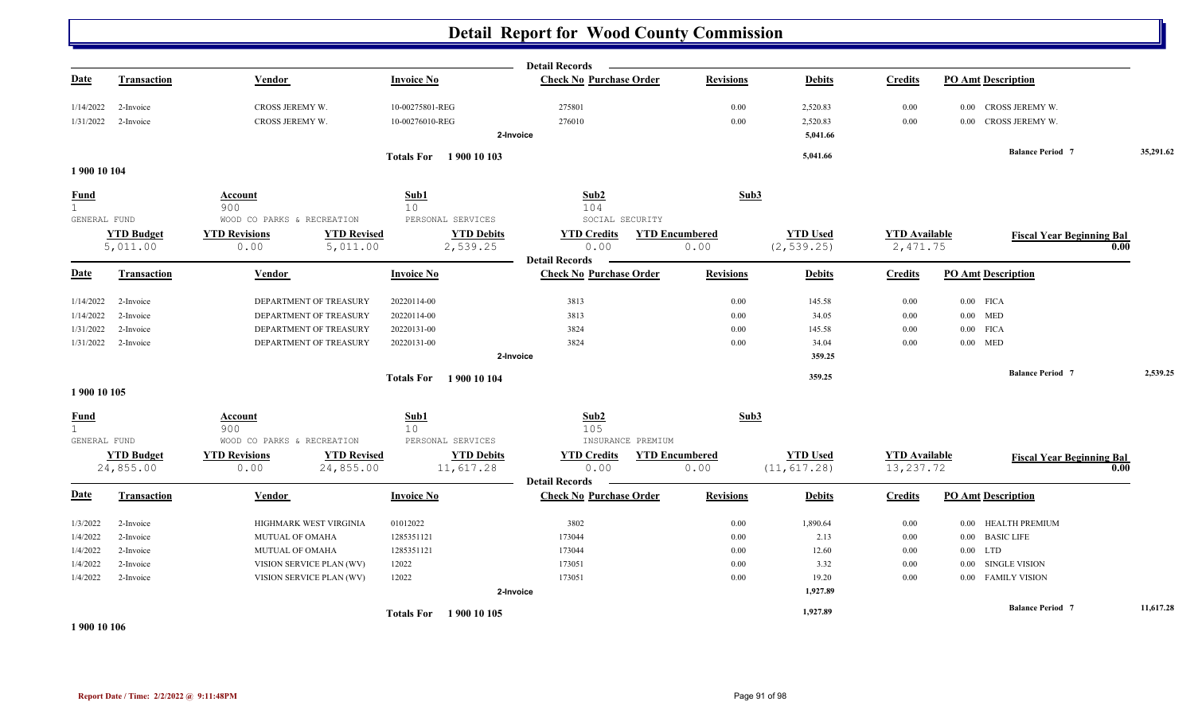# Detail Report for Wood County Commission

**Detail Records**

| Date | Transaction | Vendor | Invoice No | Check No | Purchase Order | Revisions | Debits | Credits | PO Amt | Description |
|---|---|---|---|---|---|---|---|---|---|---|
| 1/14/2022 | 2-Invoice | CROSS JEREMY W. | 10-00275801-REG | 275801 | | 0.00 | 2,520.83 | 0.00 | 0.00 | CROSS JEREMY W. |
| 1/31/2022 | 2-Invoice | CROSS JEREMY W. | 10-00276010-REG | 276010 | | 0.00 | 2,520.83 | 0.00 | 0.00 | CROSS JEREMY W. |
| | | | 2-Invoice | | | | 5,041.66 | | | |
| | | | Totals For 1 900 10 103 | | | | 5,041.66 | | | Balance Period 7 35,291.62 |

## 1 900 10 104

| Fund | Account | Sub1 | Sub2 | Sub3 |
|---|---|---|---|---|
| 1 | 900 | 10 | 104 | |
| GENERAL FUND | WOOD CO PARKS & RECREATION | PERSONAL SERVICES | SOCIAL SECURITY | |

| YTD Budget | YTD Revisions | YTD Revised | YTD Debits | YTD Credits | YTD Encumbered | YTD Used | YTD Available | Fiscal Year Beginning Bal |
|---|---|---|---|---|---|---|---|---|
| 5,011.00 | 0.00 | 5,011.00 | 2,539.25 | 0.00 | 0.00 | (2,539.25) | 2,471.75 | 0.00 |

**Detail Records**

| Date | Transaction | Vendor | Invoice No | Check No | Purchase Order | Revisions | Debits | Credits | PO Amt | Description |
|---|---|---|---|---|---|---|---|---|---|---|
| 1/14/2022 | 2-Invoice | DEPARTMENT OF TREASURY | 20220114-00 | 3813 | | 0.00 | 145.58 | 0.00 | 0.00 | FICA |
| 1/14/2022 | 2-Invoice | DEPARTMENT OF TREASURY | 20220114-00 | 3813 | | 0.00 | 34.05 | 0.00 | 0.00 | MED |
| 1/31/2022 | 2-Invoice | DEPARTMENT OF TREASURY | 20220131-00 | 3824 | | 0.00 | 145.58 | 0.00 | 0.00 | FICA |
| 1/31/2022 | 2-Invoice | DEPARTMENT OF TREASURY | 20220131-00 | 3824 | | 0.00 | 34.04 | 0.00 | 0.00 | MED |
| | | | 2-Invoice | | | | 359.25 | | | |
| | | | Totals For 1 900 10 104 | | | | 359.25 | | | Balance Period 7 2,539.25 |

## 1 900 10 105

| Fund | Account | Sub1 | Sub2 | Sub3 |
|---|---|---|---|---|
| 1 | 900 | 10 | 105 | |
| GENERAL FUND | WOOD CO PARKS & RECREATION | PERSONAL SERVICES | INSURANCE PREMIUM | |

| YTD Budget | YTD Revisions | YTD Revised | YTD Debits | YTD Credits | YTD Encumbered | YTD Used | YTD Available | Fiscal Year Beginning Bal |
|---|---|---|---|---|---|---|---|---|
| 24,855.00 | 0.00 | 24,855.00 | 11,617.28 | 0.00 | 0.00 | (11,617.28) | 13,237.72 | 0.00 |

**Detail Records**

| Date | Transaction | Vendor | Invoice No | Check No | Purchase Order | Revisions | Debits | Credits | PO Amt | Description |
|---|---|---|---|---|---|---|---|---|---|---|
| 1/3/2022 | 2-Invoice | HIGHMARK WEST VIRGINIA | 01012022 | 3802 | | 0.00 | 1,890.64 | 0.00 | 0.00 | HEALTH PREMIUM |
| 1/4/2022 | 2-Invoice | MUTUAL OF OMAHA | 1285351121 | 173044 | | 0.00 | 2.13 | 0.00 | 0.00 | BASIC LIFE |
| 1/4/2022 | 2-Invoice | MUTUAL OF OMAHA | 1285351121 | 173044 | | 0.00 | 12.60 | 0.00 | 0.00 | LTD |
| 1/4/2022 | 2-Invoice | VISION SERVICE PLAN (WV) | 12022 | 173051 | | 0.00 | 3.32 | 0.00 | 0.00 | SINGLE VISION |
| 1/4/2022 | 2-Invoice | VISION SERVICE PLAN (WV) | 12022 | 173051 | | 0.00 | 19.20 | 0.00 | 0.00 | FAMILY VISION |
| | | | 2-Invoice | | | | 1,927.89 | | | |
| | | | Totals For 1 900 10 105 | | | | 1,927.89 | | | Balance Period 7 11,617.28 |

## 1 900 10 106

Report Date / Time: 2/2/2022 @ 9:11:48PM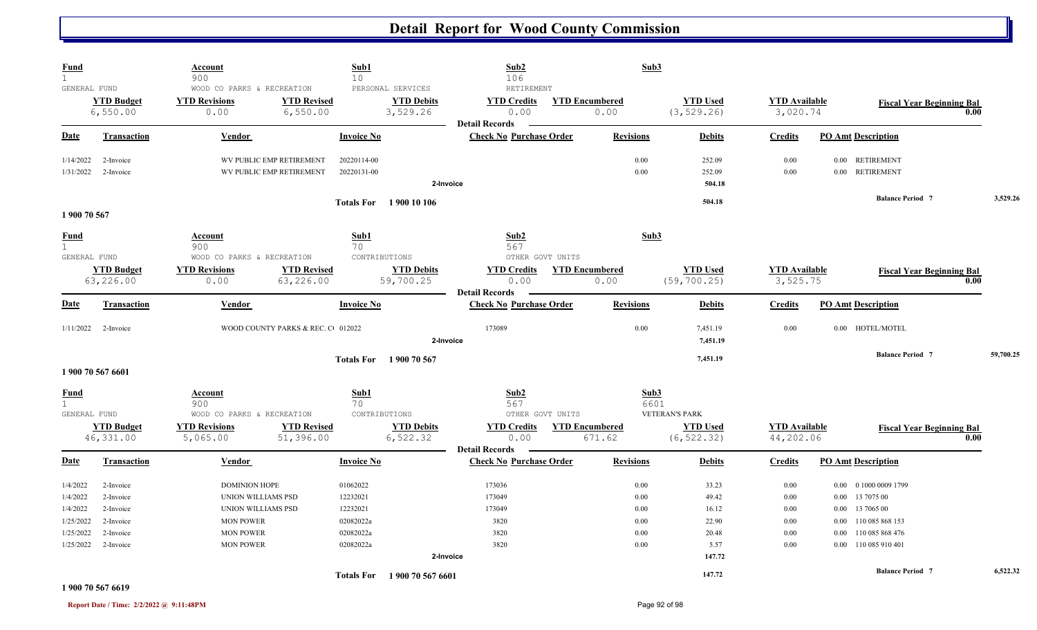# Detail Report for Wood County Commission

| Fund | Account | Sub1 | Sub2 | Sub3 |
|---|---|---|---|---|
| 1 | 900 | 10 | 106 | |
| GENERAL FUND | WOOD CO PARKS & RECREATION | PERSONAL SERVICES | RETIREMENT | |

| YTD Budget | YTD Revisions | YTD Revised | YTD Debits | YTD Credits | YTD Encumbered | YTD Used | YTD Available | Fiscal Year Beginning Bal |
|---|---|---|---|---|---|---|---|---|
| 6,550.00 | 0.00 | 6,550.00 | 3,529.26 | 0.00 | 0.00 | (3,529.26) | 3,020.74 | 0.00 |

**Detail Records**

| Date | Transaction | Vendor | Invoice No | Check No | Purchase Order | Revisions | Debits | Credits | PO Amt | Description |
|---|---|---|---|---|---|---|---|---|---|---|
| 1/14/2022 | 2-Invoice | WV PUBLIC EMP RETIREMENT | 20220114-00 | | | 0.00 | 252.09 | 0.00 | 0.00 | RETIREMENT |
| 1/31/2022 | 2-Invoice | WV PUBLIC EMP RETIREMENT | 20220131-00 | | | 0.00 | 252.09 | 0.00 | 0.00 | RETIREMENT |
| | | | 2-Invoice | | | | 504.18 | | | |
| | | | Totals For 1 900 10 106 | | | | 504.18 | | | Balance Period 7: 3,529.26 |

**1 900 70 567**

| Fund | Account | Sub1 | Sub2 | Sub3 |
|---|---|---|---|---|
| 1 | 900 | 70 | 567 | |
| GENERAL FUND | WOOD CO PARKS & RECREATION | CONTRIBUTIONS | OTHER GOVT UNITS | |

| YTD Budget | YTD Revisions | YTD Revised | YTD Debits | YTD Credits | YTD Encumbered | YTD Used | YTD Available | Fiscal Year Beginning Bal |
|---|---|---|---|---|---|---|---|---|
| 63,226.00 | 0.00 | 63,226.00 | 59,700.25 | 0.00 | 0.00 | (59,700.25) | 3,525.75 | 0.00 |

**Detail Records**

| Date | Transaction | Vendor | Invoice No | Check No | Purchase Order | Revisions | Debits | Credits | PO Amt | Description |
|---|---|---|---|---|---|---|---|---|---|---|
| 1/11/2022 | 2-Invoice | WOOD COUNTY PARKS & REC. C( | 012022 | 173089 | | 0.00 | 7,451.19 | 0.00 | 0.00 | HOTEL/MOTEL |
| | | | 2-Invoice | | | | 7,451.19 | | | |
| | | | Totals For 1 900 70 567 | | | | 7,451.19 | | | Balance Period 7: 59,700.25 |

**1 900 70 567 6601**

| Fund | Account | Sub1 | Sub2 | Sub3 |
|---|---|---|---|---|
| 1 | 900 | 70 | 567 | 6601 |
| GENERAL FUND | WOOD CO PARKS & RECREATION | CONTRIBUTIONS | OTHER GOVT UNITS | VETERAN'S PARK |

| YTD Budget | YTD Revisions | YTD Revised | YTD Debits | YTD Credits | YTD Encumbered | YTD Used | YTD Available | Fiscal Year Beginning Bal |
|---|---|---|---|---|---|---|---|---|
| 46,331.00 | 5,065.00 | 51,396.00 | 6,522.32 | 0.00 | 671.62 | (6,522.32) | 44,202.06 | 0.00 |

**Detail Records**

| Date | Transaction | Vendor | Invoice No | Check No | Purchase Order | Revisions | Debits | Credits | PO Amt | Description |
|---|---|---|---|---|---|---|---|---|---|---|
| 1/4/2022 | 2-Invoice | DOMINION HOPE | 01062022 | 173036 | | 0.00 | 33.23 | 0.00 | 0.00 | 0 1000 0009 1799 |
| 1/4/2022 | 2-Invoice | UNION WILLIAMS PSD | 12232021 | 173049 | | 0.00 | 49.42 | 0.00 | 0.00 | 13 7075 00 |
| 1/4/2022 | 2-Invoice | UNION WILLIAMS PSD | 12232021 | 173049 | | 0.00 | 16.12 | 0.00 | 0.00 | 13 7065 00 |
| 1/25/2022 | 2-Invoice | MON POWER | 02082022a | 3820 | | 0.00 | 22.90 | 0.00 | 0.00 | 110 085 868 153 |
| 1/25/2022 | 2-Invoice | MON POWER | 02082022a | 3820 | | 0.00 | 20.48 | 0.00 | 0.00 | 110 085 868 476 |
| 1/25/2022 | 2-Invoice | MON POWER | 02082022a | 3820 | | 0.00 | 5.57 | 0.00 | 0.00 | 110 085 910 401 |
| | | | 2-Invoice | | | | 147.72 | | | |
| | | | Totals For 1 900 70 567 6601 | | | | 147.72 | | | Balance Period 7: 6,522.32 |

**1 900 70 567 6619**

Report Date / Time: 2/2/2022 @ 9:11:48PM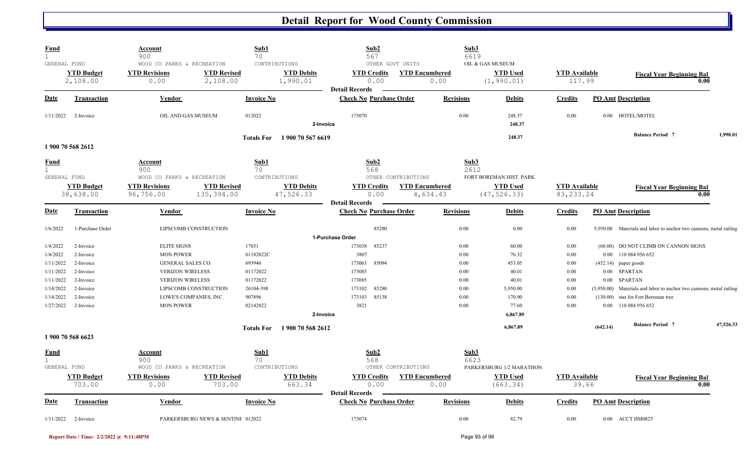# Detail Report for Wood County Commission

| Fund | Account | Sub1 | Sub2 | Sub3 |
|---|---|---|---|---|
| 1 | 900 | 70 | 567 | 6619 |
| GENERAL FUND | WOOD CO PARKS & RECREATION | CONTRIBUTIONS | OTHER GOVT UNITS | OIL & GAS MUSEUM |

| YTD Budget | YTD Revisions | YTD Revised | YTD Debits | YTD Credits | YTD Encumbered | YTD Used | YTD Available | Fiscal Year Beginning Bal |
|---|---|---|---|---|---|---|---|---|
| 2,108.00 | 0.00 | 2,108.00 | 1,990.01 | 0.00 | 0.00 | (1,990.01) | 117.99 | 0.00 |

**Detail Records**

| Date | Transaction | Vendor | Invoice No | Check No | Purchase Order | Revisions | Debits | Credits | PO Amt | Description |
|---|---|---|---|---|---|---|---|---|---|---|
| 1/11/2022 | 2-Invoice | OIL AND GAS MUSEUM | 012022 | 173070 | | 0.00 | 248.37 | 0.00 | 0.00 | HOTEL/MOTEL |
| | | | 2-Invoice | | | | 248.37 | | | |
| | | | Totals For 1 900 70 567 6619 | | | | 248.37 | | | Balance Period 7 1,990.01 |

**1 900 70 568 2612**

| Fund | Account | Sub1 | Sub2 | Sub3 |
|---|---|---|---|---|
| 1 | 900 | 70 | 568 | 2612 |
| GENERAL FUND | WOOD CO PARKS & RECREATION | CONTRIBUTIONS | OTHER CONTRIBUTIONS | FORT BOREMAN HIST. PARK |

| YTD Budget | YTD Revisions | YTD Revised | YTD Debits | YTD Credits | YTD Encumbered | YTD Used | YTD Available | Fiscal Year Beginning Bal |
|---|---|---|---|---|---|---|---|---|
| 38,638.00 | 96,756.00 | 135,394.00 | 47,526.33 | 0.00 | 4,634.43 | (47,526.33) | 83,233.24 | 0.00 |

**Detail Records**

| Date | Transaction | Vendor | Invoice No | Check No | Purchase Order | Revisions | Debits | Credits | PO Amt | Description |
|---|---|---|---|---|---|---|---|---|---|---|
| 1/6/2022 | 1-Purchase Order | LIPSCOMB CONSTRUCTION | | | 85280 | 0.00 | 0.00 | 0.00 | 5,950.00 | Materials and labor to anchor two cannons, metal railing |
| | | | 1-Purchase Order | | | | | | | |
| 1/4/2022 | 2-Invoice | ELITE SIGNS | 17651 | 173038 | 85237 | 0.00 | 60.00 | 0.00 | (60.00) | DO NOT CLIMB ON CANNON SIGNS |
| 1/4/2022 | 2-Invoice | MON POWER | 01182022C | 3807 | | 0.00 | 76.32 | 0.00 | 0.00 | 110 084 956 652 |
| 1/11/2022 | 2-Invoice | GENERAL SALES CO. | 693946 | 173063 | 85094 | 0.00 | 453.05 | 0.00 | (452.14) | paper goods |
| 1/11/2022 | 2-Invoice | VERIZON WIRELESS | 01172022 | 173085 | | 0.00 | 40.01 | 0.00 | 0.00 | SPARTAN |
| 1/11/2022 | 2-Invoice | VERIZON WIRELESS | 01172022 | 173085 | | 0.00 | 40.01 | 0.00 | 0.00 | SPARTAN |
| 1/14/2022 | 2-Invoice | LIPSCOMB CONSTRUCTION | 26104-398 | 173102 | 85280 | 0.00 | 5,950.00 | 0.00 | (5,950.00) | Materials and labor to anchor two cannons, metal railing |
| 1/14/2022 | 2-Invoice | LOWE'S COMPANIES, INC. | 907896 | 173103 | 85138 | 0.00 | 170.90 | 0.00 | (130.00) | star for Fort Boreman tree |
| 1/27/2022 | 2-Invoice | MON POWER | 02142022 | 3821 | | 0.00 | 77.60 | 0.00 | 0.00 | 110 084 956 652 |
| | | | 2-Invoice | | | | 6,867.89 | | | |
| | | | Totals For 1 900 70 568 2612 | | | | 6,867.89 | | (642.14) | Balance Period 7 47,526.33 |

**1 900 70 568 6623**

| Fund | Account | Sub1 | Sub2 | Sub3 |
|---|---|---|---|---|
| 1 | 900 | 70 | 568 | 6623 |
| GENERAL FUND | WOOD CO PARKS & RECREATION | CONTRIBUTIONS | OTHER CONTRIBUTIONS | PARKERSBURG 1/2 MARATHON |

| YTD Budget | YTD Revisions | YTD Revised | YTD Debits | YTD Credits | YTD Encumbered | YTD Used | YTD Available | Fiscal Year Beginning Bal |
|---|---|---|---|---|---|---|---|---|
| 703.00 | 0.00 | 703.00 | 663.34 | 0.00 | 0.00 | (663.34) | 39.66 | 0.00 |

**Detail Records**

| Date | Transaction | Vendor | Invoice No | Check No | Purchase Order | Revisions | Debits | Credits | PO Amt | Description |
|---|---|---|---|---|---|---|---|---|---|---|
| 1/11/2022 | 2-Invoice | PARKERSBURG NEWS & SENTINE | 012022 | 173074 | | 0.00 | 82.79 | 0.00 | 0.00 | ACCT HM0825 |

Report Date / Time: 2/2/2022 @ 9:11:48PM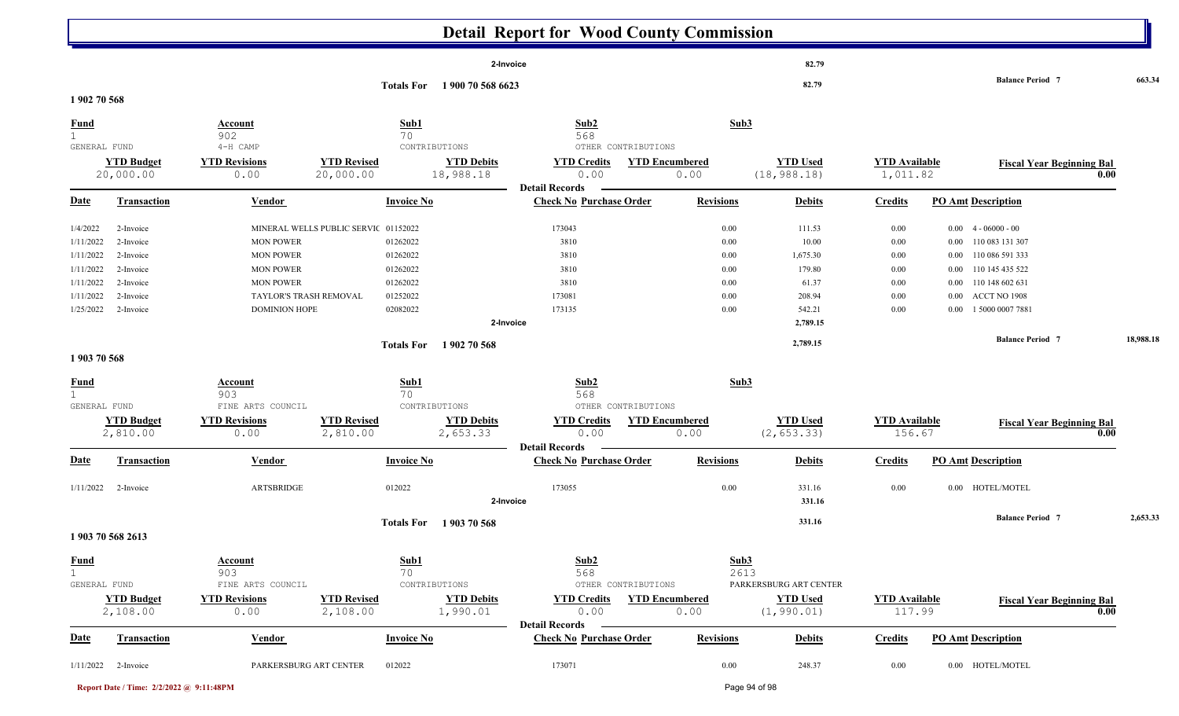# Detail Report for Wood County Commission

| | | | | | | | | |
|---|---|---|---|---|---|---|---|---|
| | | 2-Invoice | | | 82.79 | | | |
| | | Totals For 1 900 70 568 6623 | | | 82.79 | | Balance Period 7 | 663.34 |

## 1 902 70 568

| Fund | Account | | Sub1 | Sub2 | | Sub3 | | |
|---|---|---|---|---|---|---|---|---|
| 1 | 902 | | 70 | 568 | | | | |
| GENERAL FUND | 4-H CAMP | | CONTRIBUTIONS | OTHER CONTRIBUTIONS | | | | |
| **YTD Budget** | **YTD Revisions** | **YTD Revised** | **YTD Debits** | **YTD Credits** | **YTD Encumbered** | **YTD Used** | **YTD Available** | **Fiscal Year Beginning Bal** |
| 20,000.00 | 0.00 | 20,000.00 | 18,988.18 | 0.00 | 0.00 | (18,988.18) | 1,011.82 | 0.00 |

Detail Records

| Date | Transaction | Vendor | Invoice No | Check No | Purchase Order | Revisions | Debits | Credits | PO Amt | Description |
|---|---|---|---|---|---|---|---|---|---|---|
| 1/4/2022 | 2-Invoice | MINERAL WELLS PUBLIC SERVIC | 01152022 | 173043 | | 0.00 | 111.53 | 0.00 | 0.00 | 4 - 06000 - 00 |
| 1/11/2022 | 2-Invoice | MON POWER | 01262022 | 3810 | | 0.00 | 10.00 | 0.00 | 0.00 | 110 083 131 307 |
| 1/11/2022 | 2-Invoice | MON POWER | 01262022 | 3810 | | 0.00 | 1,675.30 | 0.00 | 0.00 | 110 086 591 333 |
| 1/11/2022 | 2-Invoice | MON POWER | 01262022 | 3810 | | 0.00 | 179.80 | 0.00 | 0.00 | 110 145 435 522 |
| 1/11/2022 | 2-Invoice | MON POWER | 01262022 | 3810 | | 0.00 | 61.37 | 0.00 | 0.00 | 110 148 602 631 |
| 1/11/2022 | 2-Invoice | TAYLOR'S TRASH REMOVAL | 01252022 | 173081 | | 0.00 | 208.94 | 0.00 | 0.00 | ACCT NO 1908 |
| 1/25/2022 | 2-Invoice | DOMINION HOPE | 02082022 | 173135 | | 0.00 | 542.21 | 0.00 | 0.00 | 1 5000 0007 7881 |
| | | | 2-Invoice | | | | 2,789.15 | | | |
| | | | Totals For 1 902 70 568 | | | | 2,789.15 | | | Balance Period 7 18,988.18 |

## 1 903 70 568

| Fund | Account | | Sub1 | Sub2 | | Sub3 | | |
|---|---|---|---|---|---|---|---|---|
| 1 | 903 | | 70 | 568 | | | | |
| GENERAL FUND | FINE ARTS COUNCIL | | CONTRIBUTIONS | OTHER CONTRIBUTIONS | | | | |
| **YTD Budget** | **YTD Revisions** | **YTD Revised** | **YTD Debits** | **YTD Credits** | **YTD Encumbered** | **YTD Used** | **YTD Available** | **Fiscal Year Beginning Bal** |
| 2,810.00 | 0.00 | 2,810.00 | 2,653.33 | 0.00 | 0.00 | (2,653.33) | 156.67 | 0.00 |

Detail Records

| Date | Transaction | Vendor | Invoice No | Check No | Purchase Order | Revisions | Debits | Credits | PO Amt | Description |
|---|---|---|---|---|---|---|---|---|---|---|
| 1/11/2022 | 2-Invoice | ARTSBRIDGE | 012022 | 173055 | | 0.00 | 331.16 | 0.00 | 0.00 | HOTEL/MOTEL |
| | | | 2-Invoice | | | | 331.16 | | | |
| | | | Totals For 1 903 70 568 | | | | 331.16 | | | Balance Period 7 2,653.33 |

## 1 903 70 568 2613

| Fund | Account | | Sub1 | Sub2 | | Sub3 | | |
|---|---|---|---|---|---|---|---|---|
| 1 | 903 | | 70 | 568 | | 2613 | | |
| GENERAL FUND | FINE ARTS COUNCIL | | CONTRIBUTIONS | OTHER CONTRIBUTIONS | | PARKERSBURG ART CENTER | | |
| **YTD Budget** | **YTD Revisions** | **YTD Revised** | **YTD Debits** | **YTD Credits** | **YTD Encumbered** | **YTD Used** | **YTD Available** | **Fiscal Year Beginning Bal** |
| 2,108.00 | 0.00 | 2,108.00 | 1,990.01 | 0.00 | 0.00 | (1,990.01) | 117.99 | 0.00 |

Detail Records

| Date | Transaction | Vendor | Invoice No | Check No | Purchase Order | Revisions | Debits | Credits | PO Amt | Description |
|---|---|---|---|---|---|---|---|---|---|---|
| 1/11/2022 | 2-Invoice | PARKERSBURG ART CENTER | 012022 | 173071 | | 0.00 | 248.37 | 0.00 | 0.00 | HOTEL/MOTEL |

Report Date / Time: 2/2/2022 @ 9:11:48PM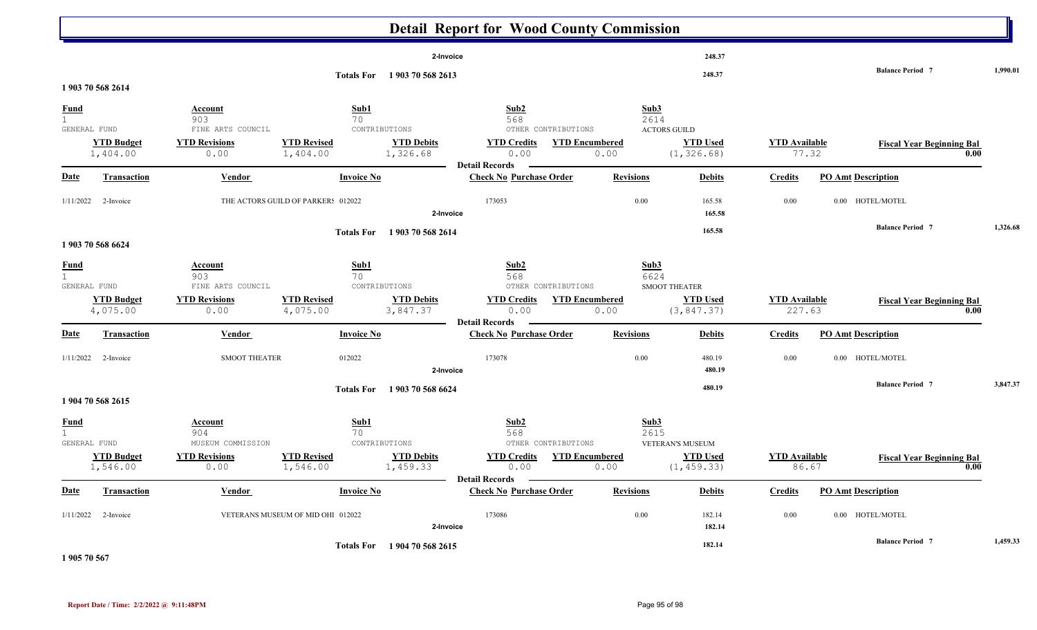# Detail Report for Wood County Commission

| | | | | | |
|---|---|---|---|---|---|
| | | 2-Invoice | 248.37 | | |
| | Totals For 1 903 70 568 2613 | | 248.37 | Balance Period 7 | 1,990.01 |

## 1 903 70 568 2614

| Fund | Account | Sub1 | Sub2 | Sub3 | | |
|---|---|---|---|---|---|---|
| 1 | 903 | 70 | 568 | 2614 | | |
| GENERAL FUND | FINE ARTS COUNCIL | CONTRIBUTIONS | OTHER CONTRIBUTIONS | ACTORS GUILD | | |

| YTD Budget | YTD Revisions | YTD Revised | YTD Debits | YTD Credits | YTD Encumbered | YTD Used | YTD Available | Fiscal Year Beginning Bal |
|---|---|---|---|---|---|---|---|---|
| 1,404.00 | 0.00 | 1,404.00 | 1,326.68 | 0.00 | 0.00 | (1,326.68) | 77.32 | 0.00 |

**Detail Records**

| Date | Transaction | Vendor | Invoice No | Check No | Purchase Order | Revisions | Debits | Credits | PO Amt | Description |
|---|---|---|---|---|---|---|---|---|---|---|
| 1/11/2022 | 2-Invoice | THE ACTORS GUILD OF PARKERS | 012022 | 173053 | | 0.00 | 165.58 | 0.00 | 0.00 | HOTEL/MOTEL |
| | | | 2-Invoice | | | | 165.58 | | | |
| | | | Totals For 1 903 70 568 2614 | | | | 165.58 | | | Balance Period 7 1,326.68 |

## 1 903 70 568 6624

| Fund | Account | Sub1 | Sub2 | Sub3 | | |
|---|---|---|---|---|---|---|
| 1 | 903 | 70 | 568 | 6624 | | |
| GENERAL FUND | FINE ARTS COUNCIL | CONTRIBUTIONS | OTHER CONTRIBUTIONS | SMOOT THEATER | | |

| YTD Budget | YTD Revisions | YTD Revised | YTD Debits | YTD Credits | YTD Encumbered | YTD Used | YTD Available | Fiscal Year Beginning Bal |
|---|---|---|---|---|---|---|---|---|
| 4,075.00 | 0.00 | 4,075.00 | 3,847.37 | 0.00 | 0.00 | (3,847.37) | 227.63 | 0.00 |

**Detail Records**

| Date | Transaction | Vendor | Invoice No | Check No | Purchase Order | Revisions | Debits | Credits | PO Amt | Description |
|---|---|---|---|---|---|---|---|---|---|---|
| 1/11/2022 | 2-Invoice | SMOOT THEATER | 012022 | 173078 | | 0.00 | 480.19 | 0.00 | 0.00 | HOTEL/MOTEL |
| | | | 2-Invoice | | | | 480.19 | | | |
| | | | Totals For 1 903 70 568 6624 | | | | 480.19 | | | Balance Period 7 3,847.37 |

## 1 904 70 568 2615

| Fund | Account | Sub1 | Sub2 | Sub3 | | |
|---|---|---|---|---|---|---|
| 1 | 904 | 70 | 568 | 2615 | | |
| GENERAL FUND | MUSEUM COMMISSION | CONTRIBUTIONS | OTHER CONTRIBUTIONS | VETERAN'S MUSEUM | | |

| YTD Budget | YTD Revisions | YTD Revised | YTD Debits | YTD Credits | YTD Encumbered | YTD Used | YTD Available | Fiscal Year Beginning Bal |
|---|---|---|---|---|---|---|---|---|
| 1,546.00 | 0.00 | 1,546.00 | 1,459.33 | 0.00 | 0.00 | (1,459.33) | 86.67 | 0.00 |

**Detail Records**

| Date | Transaction | Vendor | Invoice No | Check No | Purchase Order | Revisions | Debits | Credits | PO Amt | Description |
|---|---|---|---|---|---|---|---|---|---|---|
| 1/11/2022 | 2-Invoice | VETERANS MUSEUM OF MID OHI | 012022 | 173086 | | 0.00 | 182.14 | 0.00 | 0.00 | HOTEL/MOTEL |
| | | | 2-Invoice | | | | 182.14 | | | |
| | | | Totals For 1 904 70 568 2615 | | | | 182.14 | | | Balance Period 7 1,459.33 |

## 1 905 70 567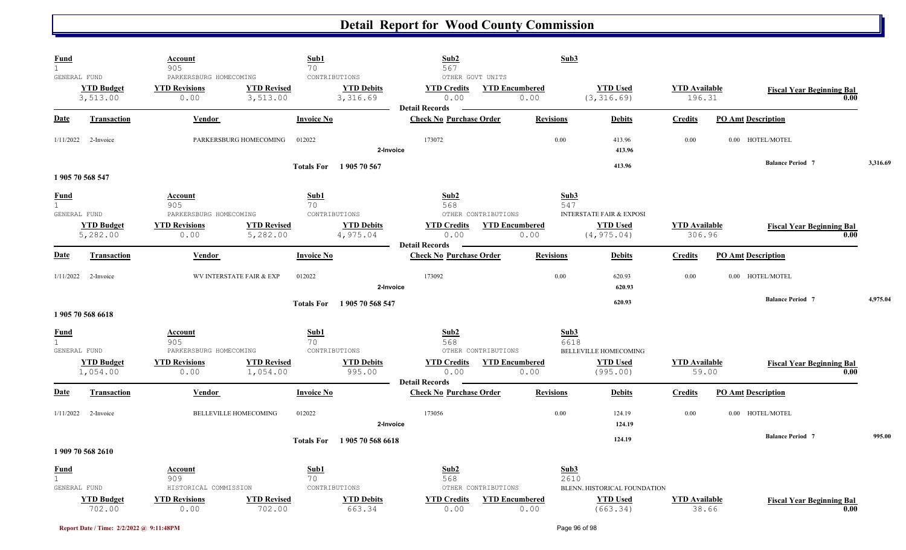# Detail Report for Wood County Commission

| Fund | Account | | Sub1 | Sub2 | | Sub3 | | |
|---|---|---|---|---|---|---|---|---|
| 1 | 905 | | 70 | 567 | | | | |
| GENERAL FUND | PARKERSBURG HOMECOMING | | CONTRIBUTIONS | OTHER GOVT UNITS | | | | |
| **YTD Budget** | **YTD Revisions** | **YTD Revised** | **YTD Debits** | **YTD Credits** | **YTD Encumbered** | **YTD Used** | **YTD Available** | **Fiscal Year Beginning Bal** |
| 3,513.00 | 0.00 | 3,513.00 | 3,316.69 | 0.00 | 0.00 | (3,316.69) | 196.31 | 0.00 |

**Detail Records**

| Date | Transaction | Vendor | Invoice No | Check No | Purchase Order | Revisions | Debits | Credits | PO Amt | Description |
|---|---|---|---|---|---|---|---|---|---|---|
| 1/11/2022 | 2-Invoice | PARKERSBURG HOMECOMING | 012022 | 173072 | | 0.00 | 413.96 | 0.00 | 0.00 | HOTEL/MOTEL |
| | | | 2-Invoice | | | | 413.96 | | | |
| | | | Totals For 1 905 70 567 | | | | 413.96 | | | Balance Period 7 3,316.69 |

**1 905 70 568 547**

| Fund | Account | | Sub1 | Sub2 | | Sub3 | | |
|---|---|---|---|---|---|---|---|---|
| 1 | 905 | | 70 | 568 | | 547 | | |
| GENERAL FUND | PARKERSBURG HOMECOMING | | CONTRIBUTIONS | OTHER CONTRIBUTIONS | | INTERSTATE FAIR & EXPOSI | | |
| **YTD Budget** | **YTD Revisions** | **YTD Revised** | **YTD Debits** | **YTD Credits** | **YTD Encumbered** | **YTD Used** | **YTD Available** | **Fiscal Year Beginning Bal** |
| 5,282.00 | 0.00 | 5,282.00 | 4,975.04 | 0.00 | 0.00 | (4,975.04) | 306.96 | 0.00 |

**Detail Records**

| Date | Transaction | Vendor | Invoice No | Check No | Purchase Order | Revisions | Debits | Credits | PO Amt | Description |
|---|---|---|---|---|---|---|---|---|---|---|
| 1/11/2022 | 2-Invoice | WV INTERSTATE FAIR & EXP | 012022 | 173092 | | 0.00 | 620.93 | 0.00 | 0.00 | HOTEL/MOTEL |
| | | | 2-Invoice | | | | 620.93 | | | |
| | | | Totals For 1 905 70 568 547 | | | | 620.93 | | | Balance Period 7 4,975.04 |

**1 905 70 568 6618**

| Fund | Account | | Sub1 | Sub2 | | Sub3 | | |
|---|---|---|---|---|---|---|---|---|
| 1 | 905 | | 70 | 568 | | 6618 | | |
| GENERAL FUND | PARKERSBURG HOMECOMING | | CONTRIBUTIONS | OTHER CONTRIBUTIONS | | BELLEVILLE HOMECOMING | | |
| **YTD Budget** | **YTD Revisions** | **YTD Revised** | **YTD Debits** | **YTD Credits** | **YTD Encumbered** | **YTD Used** | **YTD Available** | **Fiscal Year Beginning Bal** |
| 1,054.00 | 0.00 | 1,054.00 | 995.00 | 0.00 | 0.00 | (995.00) | 59.00 | 0.00 |

**Detail Records**

| Date | Transaction | Vendor | Invoice No | Check No | Purchase Order | Revisions | Debits | Credits | PO Amt | Description |
|---|---|---|---|---|---|---|---|---|---|---|
| 1/11/2022 | 2-Invoice | BELLEVILLE HOMECOMING | 012022 | 173056 | | 0.00 | 124.19 | 0.00 | 0.00 | HOTEL/MOTEL |
| | | | 2-Invoice | | | | 124.19 | | | |
| | | | Totals For 1 905 70 568 6618 | | | | 124.19 | | | Balance Period 7 995.00 |

**1 909 70 568 2610**

| Fund | Account | | Sub1 | Sub2 | | Sub3 | | |
|---|---|---|---|---|---|---|---|---|
| 1 | 909 | | 70 | 568 | | 2610 | | |
| GENERAL FUND | HISTORICAL COMMISSION | | CONTRIBUTIONS | OTHER CONTRIBUTIONS | | BLENN. HISTORICAL FOUNDATION | | |
| **YTD Budget** | **YTD Revisions** | **YTD Revised** | **YTD Debits** | **YTD Credits** | **YTD Encumbered** | **YTD Used** | **YTD Available** | **Fiscal Year Beginning Bal** |
| 702.00 | 0.00 | 702.00 | 663.34 | 0.00 | 0.00 | (663.34) | 38.66 | 0.00 |

Report Date / Time: 2/2/2022 @ 9:11:48PM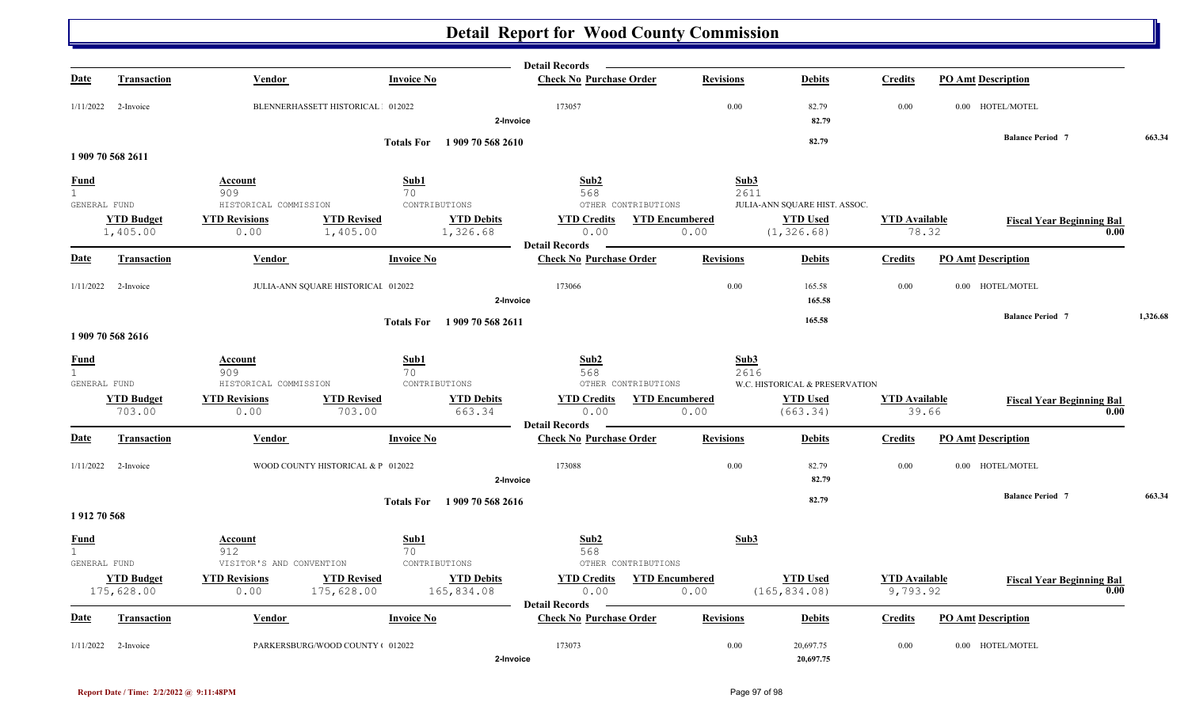# Detail Report for Wood County Commission

| Date | Transaction | Vendor | Invoice No | Check No | Purchase Order | Revisions | Debits | Credits | PO Amt | Description |
|---|---|---|---|---|---|---|---|---|---|---|
| 1/11/2022 | 2-Invoice | BLENNERHASSETT HISTORICAL | 012022 | 173057 | | 0.00 | 82.79 | 0.00 | 0.00 | HOTEL/MOTEL |
| | | | 2-Invoice | | | | 82.79 | | | |

Totals For 1 909 70 568 2610 — 82.79 — Balance Period 7 — 663.34

## 1 909 70 568 2611

| Fund | Account | Sub1 | Sub2 | Sub3 |
|---|---|---|---|---|
| 1 | 909 | 70 | 568 | 2611 |
| GENERAL FUND | HISTORICAL COMMISSION | CONTRIBUTIONS | OTHER CONTRIBUTIONS | JULIA-ANN SQUARE HIST. ASSOC. |

| YTD Budget | YTD Revisions | YTD Revised | YTD Debits | YTD Credits | YTD Encumbered | YTD Used | YTD Available | Fiscal Year Beginning Bal |
|---|---|---|---|---|---|---|---|---|
| 1,405.00 | 0.00 | 1,405.00 | 1,326.68 | 0.00 | 0.00 | (1,326.68) | 78.32 | 0.00 |

| Date | Transaction | Vendor | Invoice No | Check No | Purchase Order | Revisions | Debits | Credits | PO Amt | Description |
|---|---|---|---|---|---|---|---|---|---|---|
| 1/11/2022 | 2-Invoice | JULIA-ANN SQUARE HISTORICAL | 012022 | 173066 | | 0.00 | 165.58 | 0.00 | 0.00 | HOTEL/MOTEL |
| | | | 2-Invoice | | | | 165.58 | | | |

Totals For 1 909 70 568 2611 — 165.58 — Balance Period 7 — 1,326.68

## 1 909 70 568 2616

| Fund | Account | Sub1 | Sub2 | Sub3 |
|---|---|---|---|---|
| 1 | 909 | 70 | 568 | 2616 |
| GENERAL FUND | HISTORICAL COMMISSION | CONTRIBUTIONS | OTHER CONTRIBUTIONS | W.C. HISTORICAL & PRESERVATION |

| YTD Budget | YTD Revisions | YTD Revised | YTD Debits | YTD Credits | YTD Encumbered | YTD Used | YTD Available | Fiscal Year Beginning Bal |
|---|---|---|---|---|---|---|---|---|
| 703.00 | 0.00 | 703.00 | 663.34 | 0.00 | 0.00 | (663.34) | 39.66 | 0.00 |

| Date | Transaction | Vendor | Invoice No | Check No | Purchase Order | Revisions | Debits | Credits | PO Amt | Description |
|---|---|---|---|---|---|---|---|---|---|---|
| 1/11/2022 | 2-Invoice | WOOD COUNTY HISTORICAL & P | 012022 | 173088 | | 0.00 | 82.79 | 0.00 | 0.00 | HOTEL/MOTEL |
| | | | 2-Invoice | | | | 82.79 | | | |

Totals For 1 909 70 568 2616 — 82.79 — Balance Period 7 — 663.34

## 1 912 70 568

| Fund | Account | Sub1 | Sub2 | Sub3 |
|---|---|---|---|---|
| 1 | 912 | 70 | 568 | |
| GENERAL FUND | VISITOR'S AND CONVENTION | CONTRIBUTIONS | OTHER CONTRIBUTIONS | |

| YTD Budget | YTD Revisions | YTD Revised | YTD Debits | YTD Credits | YTD Encumbered | YTD Used | YTD Available | Fiscal Year Beginning Bal |
|---|---|---|---|---|---|---|---|---|
| 175,628.00 | 0.00 | 175,628.00 | 165,834.08 | 0.00 | 0.00 | (165,834.08) | 9,793.92 | 0.00 |

| Date | Transaction | Vendor | Invoice No | Check No | Purchase Order | Revisions | Debits | Credits | PO Amt | Description |
|---|---|---|---|---|---|---|---|---|---|---|
| 1/11/2022 | 2-Invoice | PARKERSBURG/WOOD COUNTY ( | 012022 | 173073 | | 0.00 | 20,697.75 | 0.00 | 0.00 | HOTEL/MOTEL |
| | | | 2-Invoice | | | | 20,697.75 | | | |

Report Date / Time: 2/2/2022 @ 9:11:48PM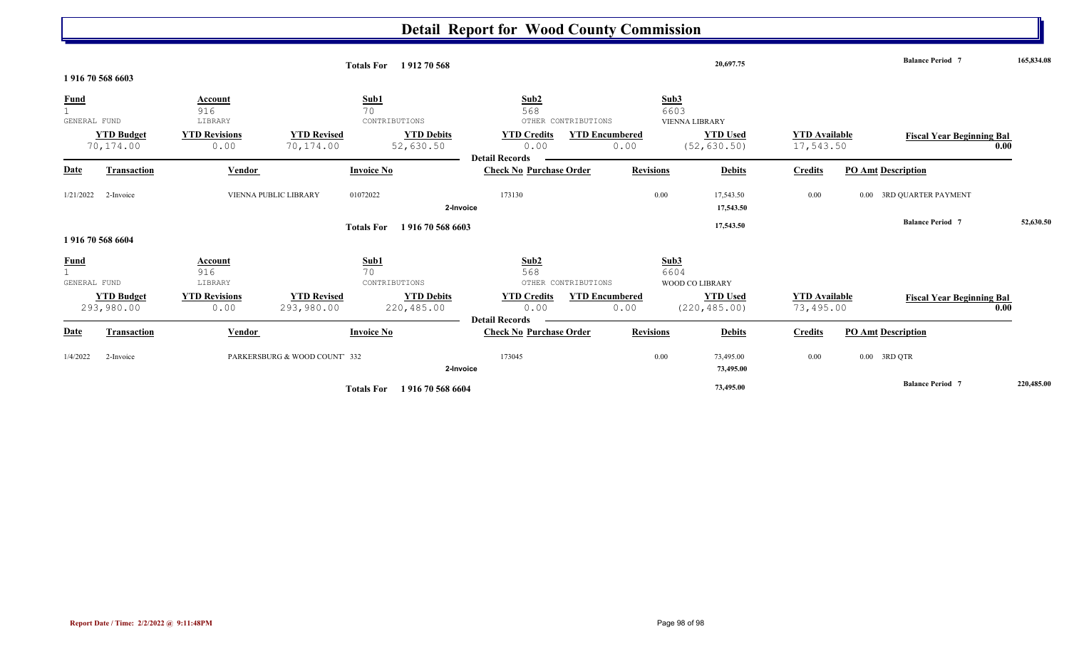# Detail Report for Wood County Commission

**Totals For 1 912 70 568** — 20,697.75 — **Balance Period 7** 165,834.08

**1 916 70 568 6603**

| Fund | Account | | Sub1 | Sub2 | | Sub3 | | |
|---|---|---|---|---|---|---|---|---|
| 1 | 916 | | 70 | 568 | | 6603 | | |
| GENERAL FUND | LIBRARY | | CONTRIBUTIONS | OTHER CONTRIBUTIONS | | VIENNA LIBRARY | | |
| **YTD Budget** | **YTD Revisions** | **YTD Revised** | **YTD Debits** | **YTD Credits** | **YTD Encumbered** | **YTD Used** | **YTD Available** | **Fiscal Year Beginning Bal** |
| 70,174.00 | 0.00 | 70,174.00 | 52,630.50 | 0.00 | 0.00 | (52,630.50) | 17,543.50 | 0.00 |

**Detail Records**

| Date | Transaction | Vendor | Invoice No | Check No | Purchase Order | Revisions | Debits | Credits | PO Amt | Description |
|---|---|---|---|---|---|---|---|---|---|---|
| 1/21/2022 | 2-Invoice | VIENNA PUBLIC LIBRARY | 01072022 | 173130 | | 0.00 | 17,543.50 | 0.00 | 0.00 | 3RD QUARTER PAYMENT |
| | | | 2-Invoice | | | | 17,543.50 | | | |

**Totals For 1 916 70 568 6603** — 17,543.50 — **Balance Period 7** 52,630.50

**1 916 70 568 6604**

| Fund | Account | | Sub1 | Sub2 | | Sub3 | | |
|---|---|---|---|---|---|---|---|---|
| 1 | 916 | | 70 | 568 | | 6604 | | |
| GENERAL FUND | LIBRARY | | CONTRIBUTIONS | OTHER CONTRIBUTIONS | | WOOD CO LIBRARY | | |
| **YTD Budget** | **YTD Revisions** | **YTD Revised** | **YTD Debits** | **YTD Credits** | **YTD Encumbered** | **YTD Used** | **YTD Available** | **Fiscal Year Beginning Bal** |
| 293,980.00 | 0.00 | 293,980.00 | 220,485.00 | 0.00 | 0.00 | (220,485.00) | 73,495.00 | 0.00 |

**Detail Records**

| Date | Transaction | Vendor | Invoice No | Check No | Purchase Order | Revisions | Debits | Credits | PO Amt | Description |
|---|---|---|---|---|---|---|---|---|---|---|
| 1/4/2022 | 2-Invoice | PARKERSBURG & WOOD COUNT' | 332 | 173045 | | 0.00 | 73,495.00 | 0.00 | 0.00 | 3RD QTR |
| | | | 2-Invoice | | | | 73,495.00 | | | |

**Totals For 1 916 70 568 6604** — 73,495.00 — **Balance Period 7** 220,485.00

Report Date / Time: 2/2/2022 @ 9:11:48PM